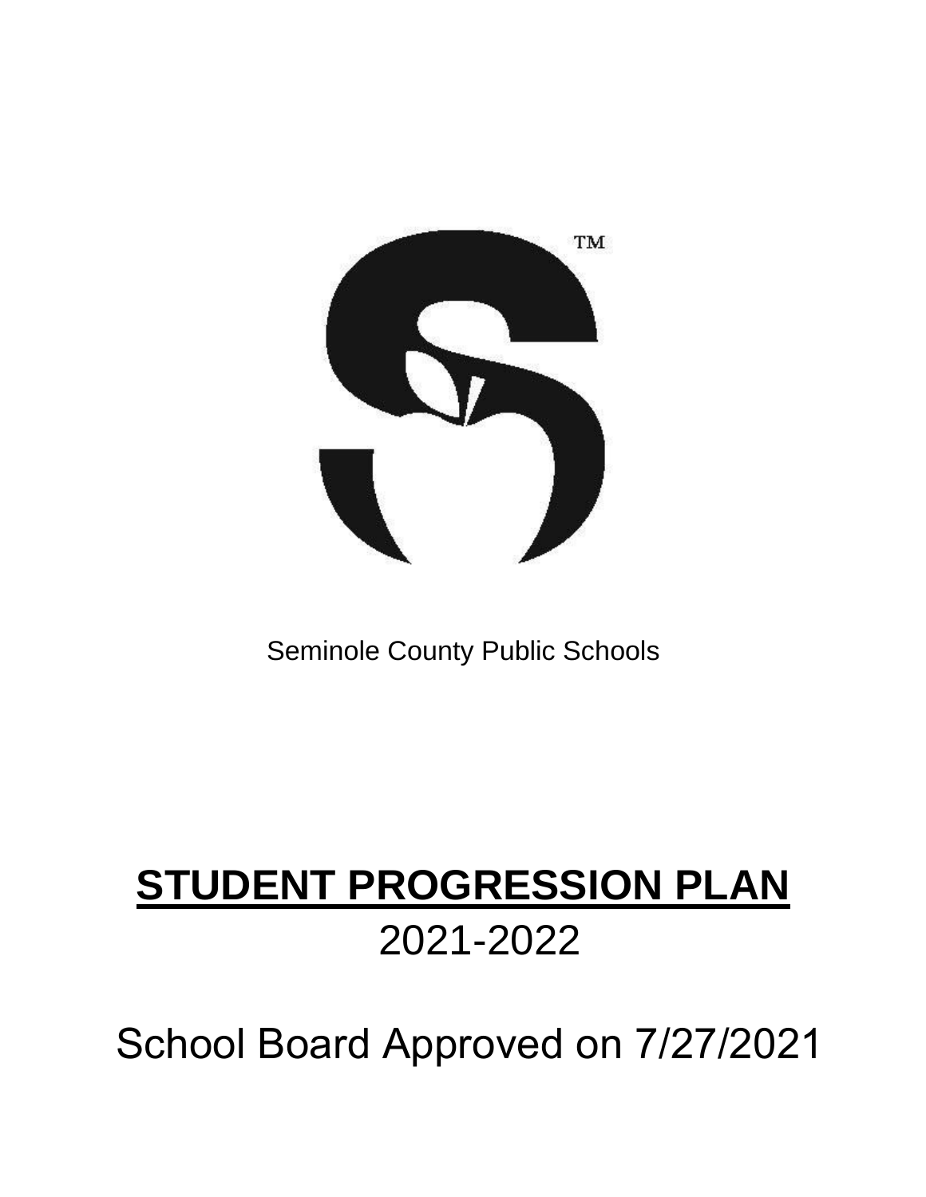Seminole County Public Schools

# STUDENT PROGRESSION PLAN

2021-2022

School Board Approved on 7/27/2021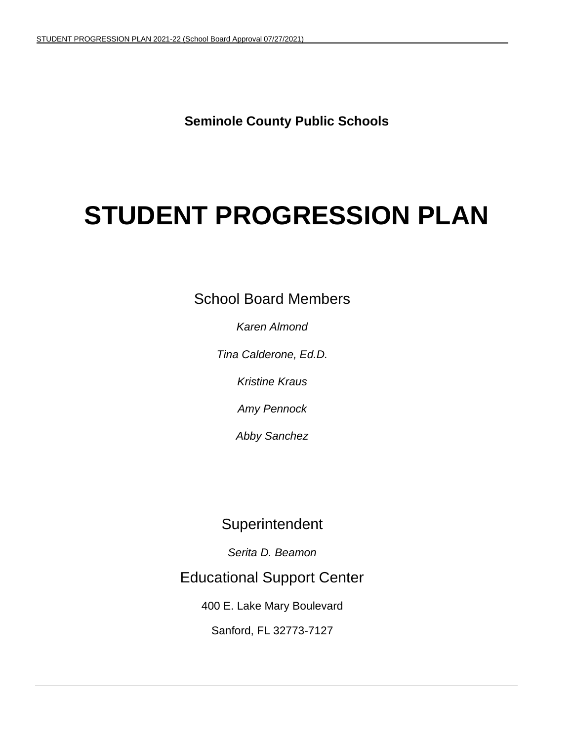**Seminole County Public Schools**

# STUDENT PROGRESSION PLAN

School Board Members

*Karen Almond*

*Tina Calderone, Ed.D.*

*Kristine Kraus*

*Amy Pennock*

*Abby Sanchez*

Superintendent

*Serita D. Beamon*

Educational Support Center

400 E. Lake Mary Boulevard

Sanford, FL 32773-7127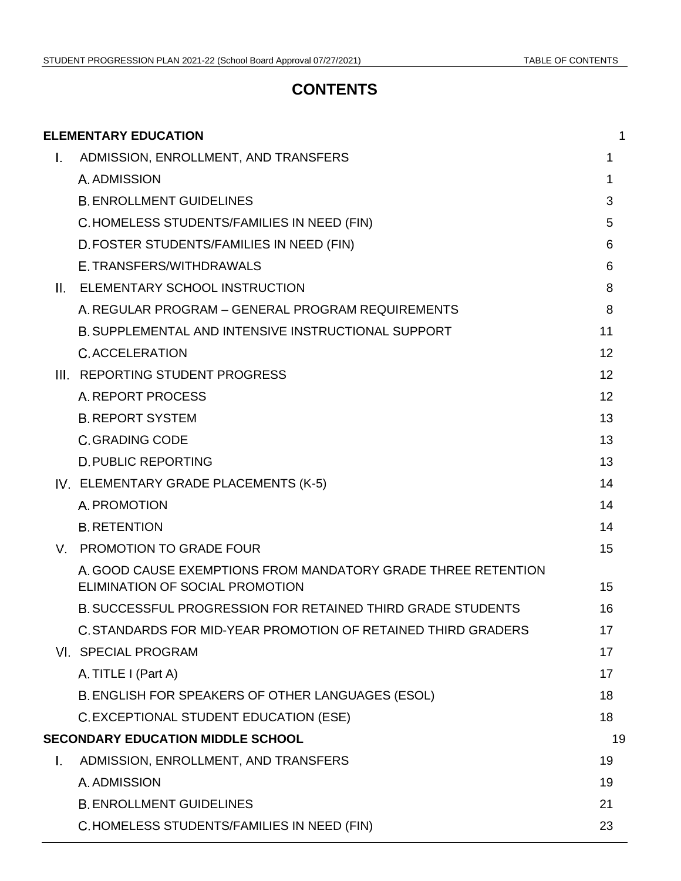# CONTENTS

| | |
|---|---|
| **ELEMENTARY EDUCATION** | 1 |
| I. ADMISSION, ENROLLMENT, AND TRANSFERS | 1 |
| A. ADMISSION | 1 |
| B. ENROLLMENT GUIDELINES | 3 |
| C. HOMELESS STUDENTS/FAMILIES IN NEED (FIN) | 5 |
| D. FOSTER STUDENTS/FAMILIES IN NEED (FIN) | 6 |
| E. TRANSFERS/WITHDRAWALS | 6 |
| II. ELEMENTARY SCHOOL INSTRUCTION | 8 |
| A. REGULAR PROGRAM – GENERAL PROGRAM REQUIREMENTS | 8 |
| B. SUPPLEMENTAL AND INTENSIVE INSTRUCTIONAL SUPPORT | 11 |
| C. ACCELERATION | 12 |
| III. REPORTING STUDENT PROGRESS | 12 |
| A. REPORT PROCESS | 12 |
| B. REPORT SYSTEM | 13 |
| C. GRADING CODE | 13 |
| D. PUBLIC REPORTING | 13 |
| IV. ELEMENTARY GRADE PLACEMENTS (K-5) | 14 |
| A. PROMOTION | 14 |
| B. RETENTION | 14 |
| V. PROMOTION TO GRADE FOUR | 15 |
| A. GOOD CAUSE EXEMPTIONS FROM MANDATORY GRADE THREE RETENTION ELIMINATION OF SOCIAL PROMOTION | 15 |
| B. SUCCESSFUL PROGRESSION FOR RETAINED THIRD GRADE STUDENTS | 16 |
| C. STANDARDS FOR MID-YEAR PROMOTION OF RETAINED THIRD GRADERS | 17 |
| VI. SPECIAL PROGRAM | 17 |
| A. TITLE I (Part A) | 17 |
| B. ENGLISH FOR SPEAKERS OF OTHER LANGUAGES (ESOL) | 18 |
| C. EXCEPTIONAL STUDENT EDUCATION (ESE) | 18 |
| **SECONDARY EDUCATION MIDDLE SCHOOL** | 19 |
| I. ADMISSION, ENROLLMENT, AND TRANSFERS | 19 |
| A. ADMISSION | 19 |
| B. ENROLLMENT GUIDELINES | 21 |
| C. HOMELESS STUDENTS/FAMILIES IN NEED (FIN) | 23 |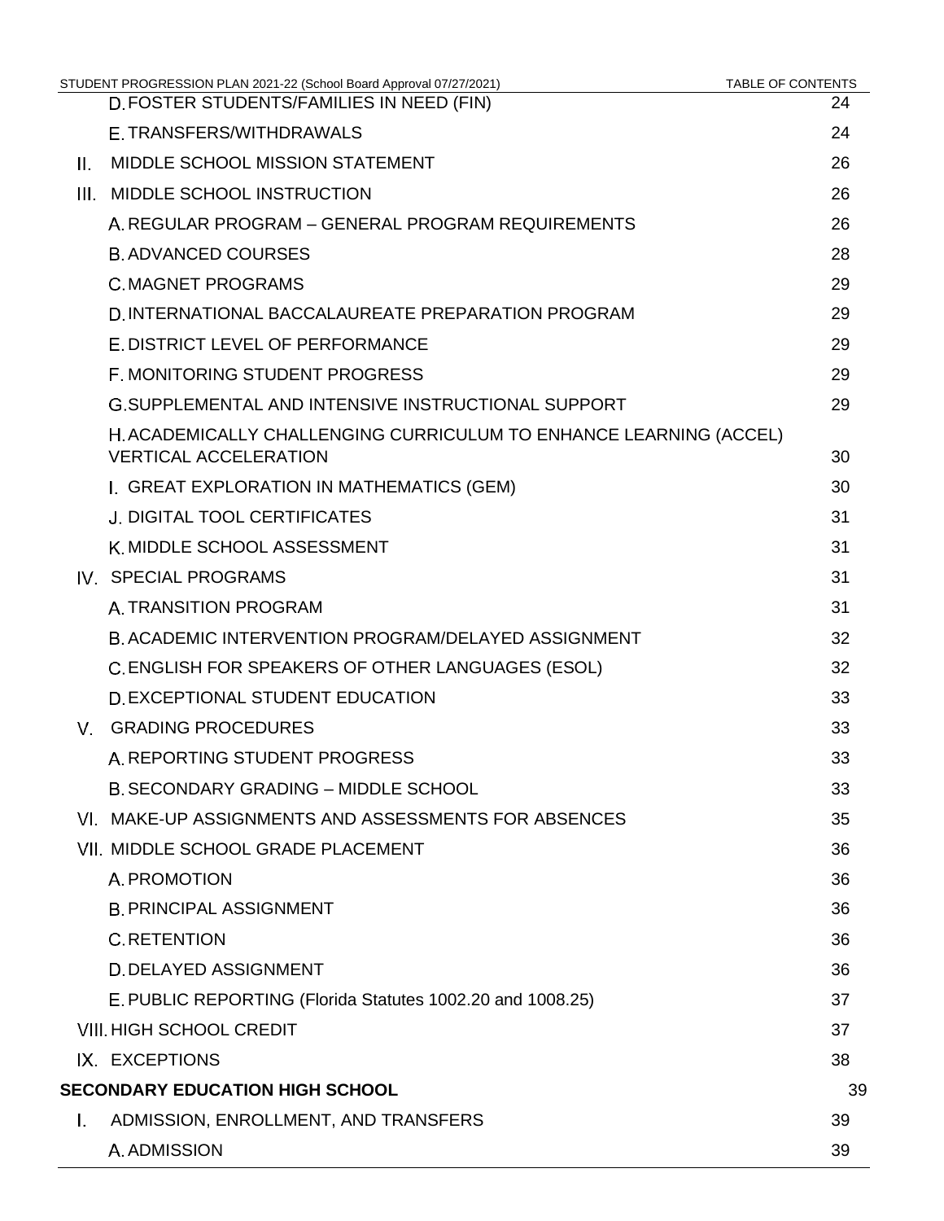| | |
|---|---|
| D. FOSTER STUDENTS/FAMILIES IN NEED (FIN) | 24 |
| E. TRANSFERS/WITHDRAWALS | 24 |
| II. MIDDLE SCHOOL MISSION STATEMENT | 26 |
| III. MIDDLE SCHOOL INSTRUCTION | 26 |
| A. REGULAR PROGRAM – GENERAL PROGRAM REQUIREMENTS | 26 |
| B. ADVANCED COURSES | 28 |
| C. MAGNET PROGRAMS | 29 |
| D. INTERNATIONAL BACCALAUREATE PREPARATION PROGRAM | 29 |
| E. DISTRICT LEVEL OF PERFORMANCE | 29 |
| F. MONITORING STUDENT PROGRESS | 29 |
| G. SUPPLEMENTAL AND INTENSIVE INSTRUCTIONAL SUPPORT | 29 |
| H. ACADEMICALLY CHALLENGING CURRICULUM TO ENHANCE LEARNING (ACCEL) VERTICAL ACCELERATION | 30 |
| I. GREAT EXPLORATION IN MATHEMATICS (GEM) | 30 |
| J. DIGITAL TOOL CERTIFICATES | 31 |
| K. MIDDLE SCHOOL ASSESSMENT | 31 |
| IV. SPECIAL PROGRAMS | 31 |
| A. TRANSITION PROGRAM | 31 |
| B. ACADEMIC INTERVENTION PROGRAM/DELAYED ASSIGNMENT | 32 |
| C. ENGLISH FOR SPEAKERS OF OTHER LANGUAGES (ESOL) | 32 |
| D. EXCEPTIONAL STUDENT EDUCATION | 33 |
| V. GRADING PROCEDURES | 33 |
| A. REPORTING STUDENT PROGRESS | 33 |
| B. SECONDARY GRADING – MIDDLE SCHOOL | 33 |
| VI. MAKE-UP ASSIGNMENTS AND ASSESSMENTS FOR ABSENCES | 35 |
| VII. MIDDLE SCHOOL GRADE PLACEMENT | 36 |
| A. PROMOTION | 36 |
| B. PRINCIPAL ASSIGNMENT | 36 |
| C. RETENTION | 36 |
| D. DELAYED ASSIGNMENT | 36 |
| E. PUBLIC REPORTING (Florida Statutes 1002.20 and 1008.25) | 37 |
| VIII. HIGH SCHOOL CREDIT | 37 |
| IX. EXCEPTIONS | 38 |
| **SECONDARY EDUCATION HIGH SCHOOL** | 39 |
| I. ADMISSION, ENROLLMENT, AND TRANSFERS | 39 |
| A. ADMISSION | 39 |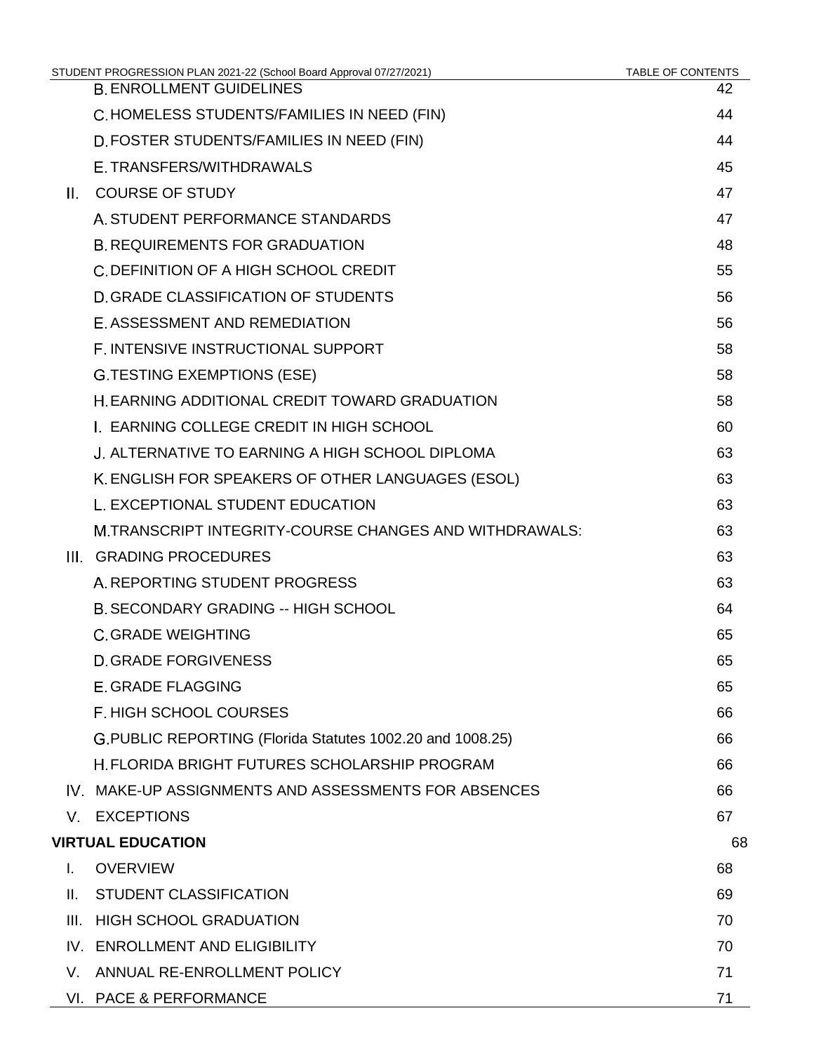| | | |
|---|---|---|
| | B. ENROLLMENT GUIDELINES | 42 |
| | C. HOMELESS STUDENTS/FAMILIES IN NEED (FIN) | 44 |
| | D. FOSTER STUDENTS/FAMILIES IN NEED (FIN) | 44 |
| | E. TRANSFERS/WITHDRAWALS | 45 |
| II. | COURSE OF STUDY | 47 |
| | A. STUDENT PERFORMANCE STANDARDS | 47 |
| | B. REQUIREMENTS FOR GRADUATION | 48 |
| | C. DEFINITION OF A HIGH SCHOOL CREDIT | 55 |
| | D. GRADE CLASSIFICATION OF STUDENTS | 56 |
| | E. ASSESSMENT AND REMEDIATION | 56 |
| | F. INTENSIVE INSTRUCTIONAL SUPPORT | 58 |
| | G. TESTING EXEMPTIONS (ESE) | 58 |
| | H. EARNING ADDITIONAL CREDIT TOWARD GRADUATION | 58 |
| | I. EARNING COLLEGE CREDIT IN HIGH SCHOOL | 60 |
| | J. ALTERNATIVE TO EARNING A HIGH SCHOOL DIPLOMA | 63 |
| | K. ENGLISH FOR SPEAKERS OF OTHER LANGUAGES (ESOL) | 63 |
| | L. EXCEPTIONAL STUDENT EDUCATION | 63 |
| | M. TRANSCRIPT INTEGRITY-COURSE CHANGES AND WITHDRAWALS: | 63 |
| III. | GRADING PROCEDURES | 63 |
| | A. REPORTING STUDENT PROGRESS | 63 |
| | B. SECONDARY GRADING -- HIGH SCHOOL | 64 |
| | C. GRADE WEIGHTING | 65 |
| | D. GRADE FORGIVENESS | 65 |
| | E. GRADE FLAGGING | 65 |
| | F. HIGH SCHOOL COURSES | 66 |
| | G. PUBLIC REPORTING (Florida Statutes 1002.20 and 1008.25) | 66 |
| | H. FLORIDA BRIGHT FUTURES SCHOLARSHIP PROGRAM | 66 |
| IV. | MAKE-UP ASSIGNMENTS AND ASSESSMENTS FOR ABSENCES | 66 |
| V. | EXCEPTIONS | 67 |
| **VIRTUAL EDUCATION** | | 68 |
| I. | OVERVIEW | 68 |
| II. | STUDENT CLASSIFICATION | 69 |
| III. | HIGH SCHOOL GRADUATION | 70 |
| IV. | ENROLLMENT AND ELIGIBILITY | 70 |
| V. | ANNUAL RE-ENROLLMENT POLICY | 71 |
| VI. | PACE & PERFORMANCE | 71 |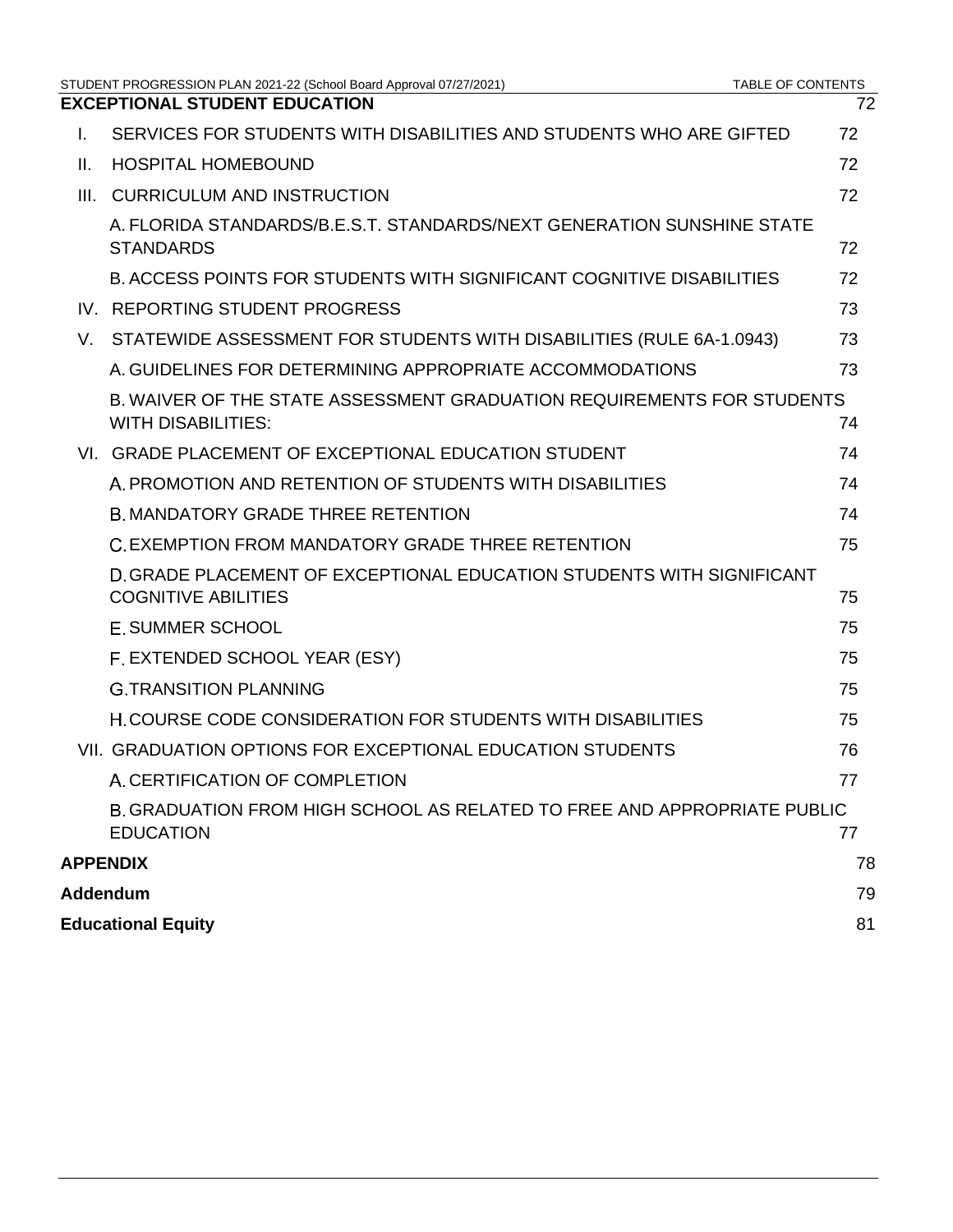| | | |
|---|---|---|
| **EXCEPTIONAL STUDENT EDUCATION** | | 72 |
| I. | SERVICES FOR STUDENTS WITH DISABILITIES AND STUDENTS WHO ARE GIFTED | 72 |
| II. | HOSPITAL HOMEBOUND | 72 |
| III. | CURRICULUM AND INSTRUCTION | 72 |
| | A. FLORIDA STANDARDS/B.E.S.T. STANDARDS/NEXT GENERATION SUNSHINE STATE STANDARDS | 72 |
| | B. ACCESS POINTS FOR STUDENTS WITH SIGNIFICANT COGNITIVE DISABILITIES | 72 |
| IV. | REPORTING STUDENT PROGRESS | 73 |
| V. | STATEWIDE ASSESSMENT FOR STUDENTS WITH DISABILITIES (RULE 6A-1.0943) | 73 |
| | A. GUIDELINES FOR DETERMINING APPROPRIATE ACCOMMODATIONS | 73 |
| | B. WAIVER OF THE STATE ASSESSMENT GRADUATION REQUIREMENTS FOR STUDENTS WITH DISABILITIES: | 74 |
| VI. | GRADE PLACEMENT OF EXCEPTIONAL EDUCATION STUDENT | 74 |
| | A. PROMOTION AND RETENTION OF STUDENTS WITH DISABILITIES | 74 |
| | B. MANDATORY GRADE THREE RETENTION | 74 |
| | C. EXEMPTION FROM MANDATORY GRADE THREE RETENTION | 75 |
| | D. GRADE PLACEMENT OF EXCEPTIONAL EDUCATION STUDENTS WITH SIGNIFICANT COGNITIVE ABILITIES | 75 |
| | E. SUMMER SCHOOL | 75 |
| | F. EXTENDED SCHOOL YEAR (ESY) | 75 |
| | G. TRANSITION PLANNING | 75 |
| | H. COURSE CODE CONSIDERATION FOR STUDENTS WITH DISABILITIES | 75 |
| VII. | GRADUATION OPTIONS FOR EXCEPTIONAL EDUCATION STUDENTS | 76 |
| | A. CERTIFICATION OF COMPLETION | 77 |
| | B. GRADUATION FROM HIGH SCHOOL AS RELATED TO FREE AND APPROPRIATE PUBLIC EDUCATION | 77 |
| **APPENDIX** | | 78 |
| **Addendum** | | 79 |
| **Educational Equity** | | 81 |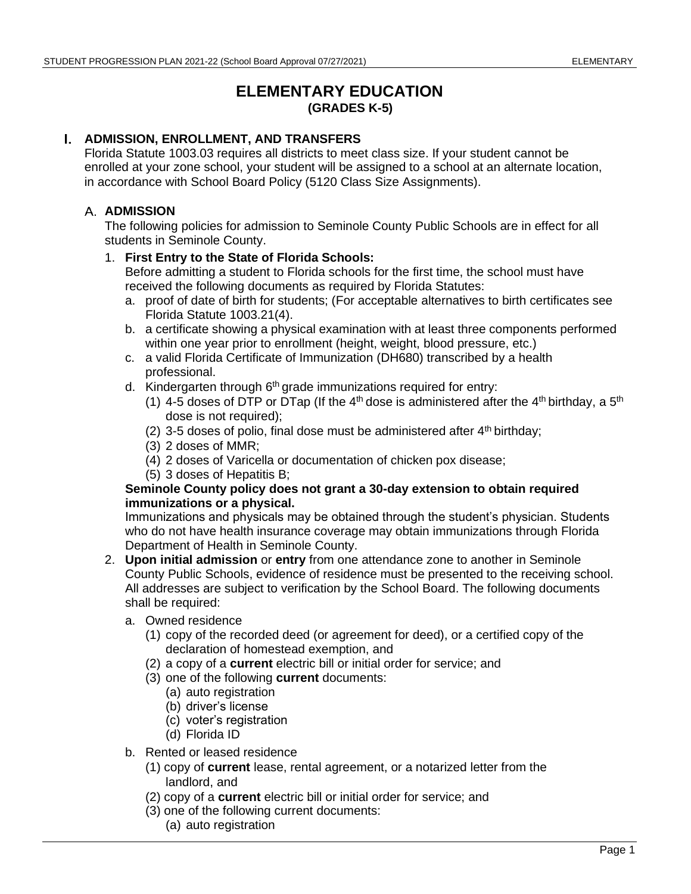# ELEMENTARY EDUCATION
## (GRADES K-5)

## I. ADMISSION, ENROLLMENT, AND TRANSFERS

Florida Statute 1003.03 requires all districts to meet class size. If your student cannot be enrolled at your zone school, your student will be assigned to a school at an alternate location, in accordance with School Board Policy (5120 Class Size Assignments).

### A. ADMISSION

The following policies for admission to Seminole County Public Schools are in effect for all students in Seminole County.

1. **First Entry to the State of Florida Schools:**
   Before admitting a student to Florida schools for the first time, the school must have received the following documents as required by Florida Statutes:
   a. proof of date of birth for students; (For acceptable alternatives to birth certificates see Florida Statute 1003.21(4).
   b. a certificate showing a physical examination with at least three components performed within one year prior to enrollment (height, weight, blood pressure, etc.)
   c. a valid Florida Certificate of Immunization (DH680) transcribed by a health professional.
   d. Kindergarten through 6th grade immunizations required for entry:
      (1) 4-5 doses of DTP or DTap (If the 4th dose is administered after the 4th birthday, a 5th dose is not required);
      (2) 3-5 doses of polio, final dose must be administered after 4th birthday;
      (3) 2 doses of MMR;
      (4) 2 doses of Varicella or documentation of chicken pox disease;
      (5) 3 doses of Hepatitis B;

   **Seminole County policy does not grant a 30-day extension to obtain required immunizations or a physical.**

   Immunizations and physicals may be obtained through the student's physician. Students who do not have health insurance coverage may obtain immunizations through Florida Department of Health in Seminole County.

2. **Upon initial admission** or **entry** from one attendance zone to another in Seminole County Public Schools, evidence of residence must be presented to the receiving school. All addresses are subject to verification by the School Board. The following documents shall be required:
   a. Owned residence
      (1) copy of the recorded deed (or agreement for deed), or a certified copy of the declaration of homestead exemption, and
      (2) a copy of a **current** electric bill or initial order for service; and
      (3) one of the following **current** documents:
         (a) auto registration
         (b) driver's license
         (c) voter's registration
         (d) Florida ID
   b. Rented or leased residence
      (1) copy of **current** lease, rental agreement, or a notarized letter from the landlord, and
      (2) copy of a **current** electric bill or initial order for service; and
      (3) one of the following current documents:
         (a) auto registration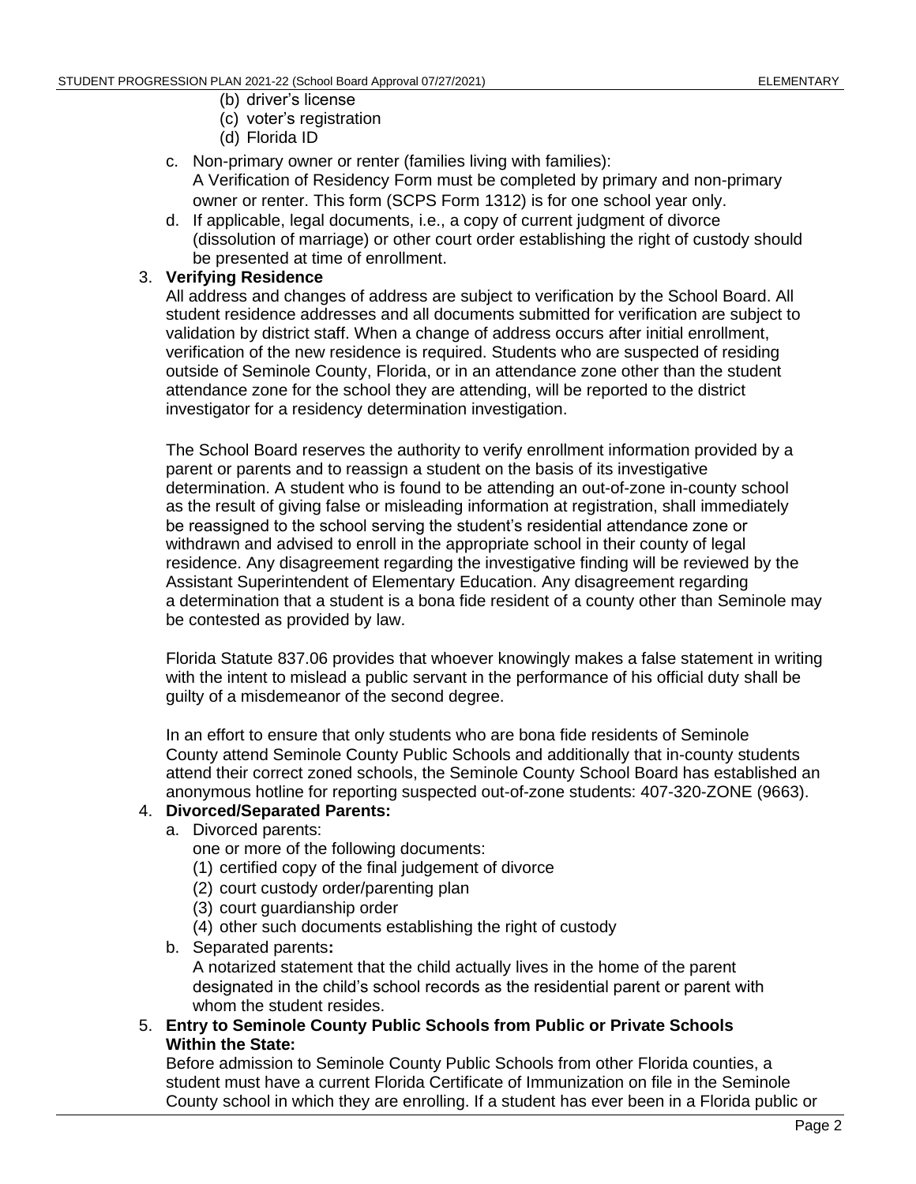(b) driver's license
(c) voter's registration
(d) Florida ID

c. Non-primary owner or renter (families living with families):
A Verification of Residency Form must be completed by primary and non-primary owner or renter. This form (SCPS Form 1312) is for one school year only.

d. If applicable, legal documents, i.e., a copy of current judgment of divorce (dissolution of marriage) or other court order establishing the right of custody should be presented at time of enrollment.

3. **Verifying Residence**

All address and changes of address are subject to verification by the School Board. All student residence addresses and all documents submitted for verification are subject to validation by district staff. When a change of address occurs after initial enrollment, verification of the new residence is required. Students who are suspected of residing outside of Seminole County, Florida, or in an attendance zone other than the student attendance zone for the school they are attending, will be reported to the district investigator for a residency determination investigation.

The School Board reserves the authority to verify enrollment information provided by a parent or parents and to reassign a student on the basis of its investigative determination. A student who is found to be attending an out-of-zone in-county school as the result of giving false or misleading information at registration, shall immediately be reassigned to the school serving the student's residential attendance zone or withdrawn and advised to enroll in the appropriate school in their county of legal residence. Any disagreement regarding the investigative finding will be reviewed by the Assistant Superintendent of Elementary Education. Any disagreement regarding a determination that a student is a bona fide resident of a county other than Seminole may be contested as provided by law.

Florida Statute 837.06 provides that whoever knowingly makes a false statement in writing with the intent to mislead a public servant in the performance of his official duty shall be guilty of a misdemeanor of the second degree.

In an effort to ensure that only students who are bona fide residents of Seminole County attend Seminole County Public Schools and additionally that in-county students attend their correct zoned schools, the Seminole County School Board has established an anonymous hotline for reporting suspected out-of-zone students: 407-320-ZONE (9663).

4. **Divorced/Separated Parents:**

a. Divorced parents:
one or more of the following documents:
(1) certified copy of the final judgement of divorce
(2) court custody order/parenting plan
(3) court guardianship order
(4) other such documents establishing the right of custody

b. Separated parents**:**
A notarized statement that the child actually lives in the home of the parent designated in the child's school records as the residential parent or parent with whom the student resides.

5. **Entry to Seminole County Public Schools from Public or Private Schools Within the State:**

Before admission to Seminole County Public Schools from other Florida counties, a student must have a current Florida Certificate of Immunization on file in the Seminole County school in which they are enrolling. If a student has ever been in a Florida public or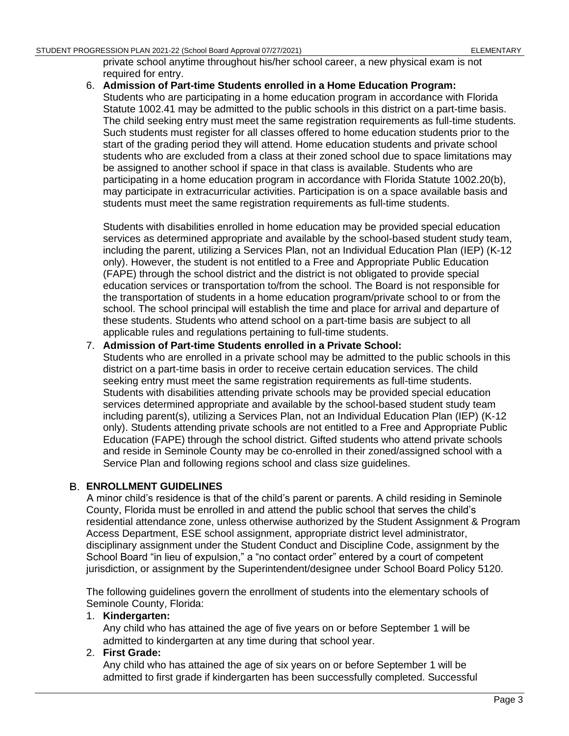private school anytime throughout his/her school career, a new physical exam is not required for entry.

6. **Admission of Part-time Students enrolled in a Home Education Program:**
   Students who are participating in a home education program in accordance with Florida Statute 1002.41 may be admitted to the public schools in this district on a part-time basis. The child seeking entry must meet the same registration requirements as full-time students. Such students must register for all classes offered to home education students prior to the start of the grading period they will attend. Home education students and private school students who are excluded from a class at their zoned school due to space limitations may be assigned to another school if space in that class is available. Students who are participating in a home education program in accordance with Florida Statute 1002.20(b), may participate in extracurricular activities. Participation is on a space available basis and students must meet the same registration requirements as full-time students.

   Students with disabilities enrolled in home education may be provided special education services as determined appropriate and available by the school-based student study team, including the parent, utilizing a Services Plan, not an Individual Education Plan (IEP) (K-12 only). However, the student is not entitled to a Free and Appropriate Public Education (FAPE) through the school district and the district is not obligated to provide special education services or transportation to/from the school. The Board is not responsible for the transportation of students in a home education program/private school to or from the school. The school principal will establish the time and place for arrival and departure of these students. Students who attend school on a part-time basis are subject to all applicable rules and regulations pertaining to full-time students.

7. **Admission of Part-time Students enrolled in a Private School:**
   Students who are enrolled in a private school may be admitted to the public schools in this district on a part-time basis in order to receive certain education services. The child seeking entry must meet the same registration requirements as full-time students. Students with disabilities attending private schools may be provided special education services determined appropriate and available by the school-based student study team including parent(s), utilizing a Services Plan, not an Individual Education Plan (IEP) (K-12 only). Students attending private schools are not entitled to a Free and Appropriate Public Education (FAPE) through the school district. Gifted students who attend private schools and reside in Seminole County may be co-enrolled in their zoned/assigned school with a Service Plan and following regions school and class size guidelines.

## B. ENROLLMENT GUIDELINES

A minor child's residence is that of the child's parent or parents. A child residing in Seminole County, Florida must be enrolled in and attend the public school that serves the child's residential attendance zone, unless otherwise authorized by the Student Assignment & Program Access Department, ESE school assignment, appropriate district level administrator, disciplinary assignment under the Student Conduct and Discipline Code, assignment by the School Board "in lieu of expulsion," a "no contact order" entered by a court of competent jurisdiction, or assignment by the Superintendent/designee under School Board Policy 5120.

The following guidelines govern the enrollment of students into the elementary schools of Seminole County, Florida:

1. **Kindergarten:**
   Any child who has attained the age of five years on or before September 1 will be admitted to kindergarten at any time during that school year.
2. **First Grade:**
   Any child who has attained the age of six years on or before September 1 will be admitted to first grade if kindergarten has been successfully completed. Successful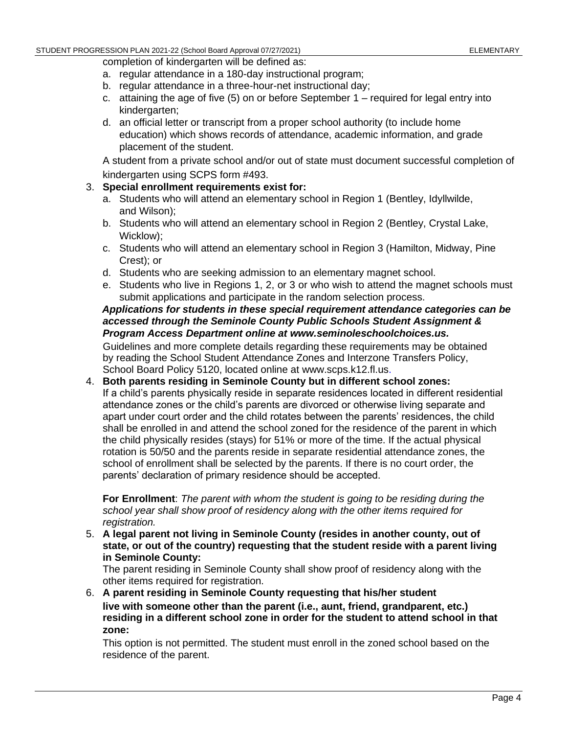completion of kindergarten will be defined as:

a. regular attendance in a 180-day instructional program;
b. regular attendance in a three-hour-net instructional day;
c. attaining the age of five (5) on or before September 1 – required for legal entry into kindergarten;
d. an official letter or transcript from a proper school authority (to include home education) which shows records of attendance, academic information, and grade placement of the student.

A student from a private school and/or out of state must document successful completion of kindergarten using SCPS form #493.

3. **Special enrollment requirements exist for:**
   a. Students who will attend an elementary school in Region 1 (Bentley, Idyllwilde, and Wilson);
   b. Students who will attend an elementary school in Region 2 (Bentley, Crystal Lake, Wicklow);
   c. Students who will attend an elementary school in Region 3 (Hamilton, Midway, Pine Crest); or
   d. Students who are seeking admission to an elementary magnet school.
   e. Students who live in Regions 1, 2, or 3 or who wish to attend the magnet schools must submit applications and participate in the random selection process.

   ***Applications for students in these special requirement attendance categories can be accessed through the Seminole County Public Schools Student Assignment & Program Access Department online at www.seminoleschoolchoices.us.***

   Guidelines and more complete details regarding these requirements may be obtained by reading the School Student Attendance Zones and Interzone Transfers Policy, School Board Policy 5120, located online at www.scps.k12.fl.us.

4. **Both parents residing in Seminole County but in different school zones:**
   If a child's parents physically reside in separate residences located in different residential attendance zones or the child's parents are divorced or otherwise living separate and apart under court order and the child rotates between the parents' residences, the child shall be enrolled in and attend the school zoned for the residence of the parent in which the child physically resides (stays) for 51% or more of the time. If the actual physical rotation is 50/50 and the parents reside in separate residential attendance zones, the school of enrollment shall be selected by the parents. If there is no court order, the parents' declaration of primary residence should be accepted.

   **For Enrollment**: *The parent with whom the student is going to be residing during the school year shall show proof of residency along with the other items required for registration.*

5. **A legal parent not living in Seminole County (resides in another county, out of state, or out of the country) requesting that the student reside with a parent living in Seminole County:**
   The parent residing in Seminole County shall show proof of residency along with the other items required for registration.

6. **A parent residing in Seminole County requesting that his/her student live with someone other than the parent (i.e., aunt, friend, grandparent, etc.) residing in a different school zone in order for the student to attend school in that zone:**
   This option is not permitted. The student must enroll in the zoned school based on the residence of the parent.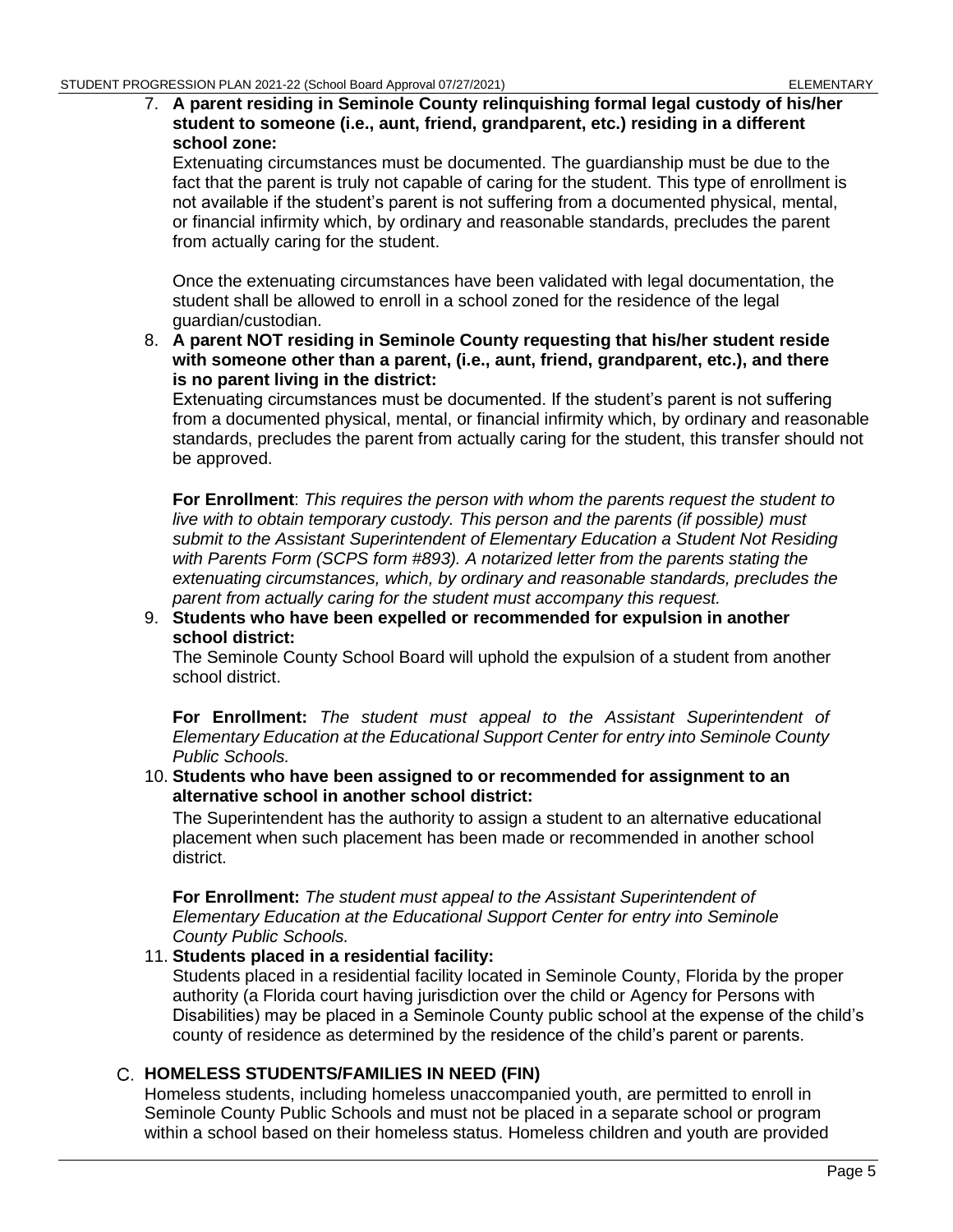7. **A parent residing in Seminole County relinquishing formal legal custody of his/her student to someone (i.e., aunt, friend, grandparent, etc.) residing in a different school zone:**
   Extenuating circumstances must be documented. The guardianship must be due to the fact that the parent is truly not capable of caring for the student. This type of enrollment is not available if the student's parent is not suffering from a documented physical, mental, or financial infirmity which, by ordinary and reasonable standards, precludes the parent from actually caring for the student.

   Once the extenuating circumstances have been validated with legal documentation, the student shall be allowed to enroll in a school zoned for the residence of the legal guardian/custodian.

8. **A parent NOT residing in Seminole County requesting that his/her student reside with someone other than a parent, (i.e., aunt, friend, grandparent, etc.), and there is no parent living in the district:**
   Extenuating circumstances must be documented. If the student's parent is not suffering from a documented physical, mental, or financial infirmity which, by ordinary and reasonable standards, precludes the parent from actually caring for the student, this transfer should not be approved.

   **For Enrollment**: *This requires the person with whom the parents request the student to live with to obtain temporary custody. This person and the parents (if possible) must submit to the Assistant Superintendent of Elementary Education a Student Not Residing with Parents Form (SCPS form #893). A notarized letter from the parents stating the extenuating circumstances, which, by ordinary and reasonable standards, precludes the parent from actually caring for the student must accompany this request.*

9. **Students who have been expelled or recommended for expulsion in another school district:**
   The Seminole County School Board will uphold the expulsion of a student from another school district.

   **For Enrollment:** *The student must appeal to the Assistant Superintendent of Elementary Education at the Educational Support Center for entry into Seminole County Public Schools.*

10. **Students who have been assigned to or recommended for assignment to an alternative school in another school district:**
    The Superintendent has the authority to assign a student to an alternative educational placement when such placement has been made or recommended in another school district.

    **For Enrollment:** *The student must appeal to the Assistant Superintendent of Elementary Education at the Educational Support Center for entry into Seminole County Public Schools.*

11. **Students placed in a residential facility:**
    Students placed in a residential facility located in Seminole County, Florida by the proper authority (a Florida court having jurisdiction over the child or Agency for Persons with Disabilities) may be placed in a Seminole County public school at the expense of the child's county of residence as determined by the residence of the child's parent or parents.

### C. HOMELESS STUDENTS/FAMILIES IN NEED (FIN)

Homeless students, including homeless unaccompanied youth, are permitted to enroll in Seminole County Public Schools and must not be placed in a separate school or program within a school based on their homeless status. Homeless children and youth are provided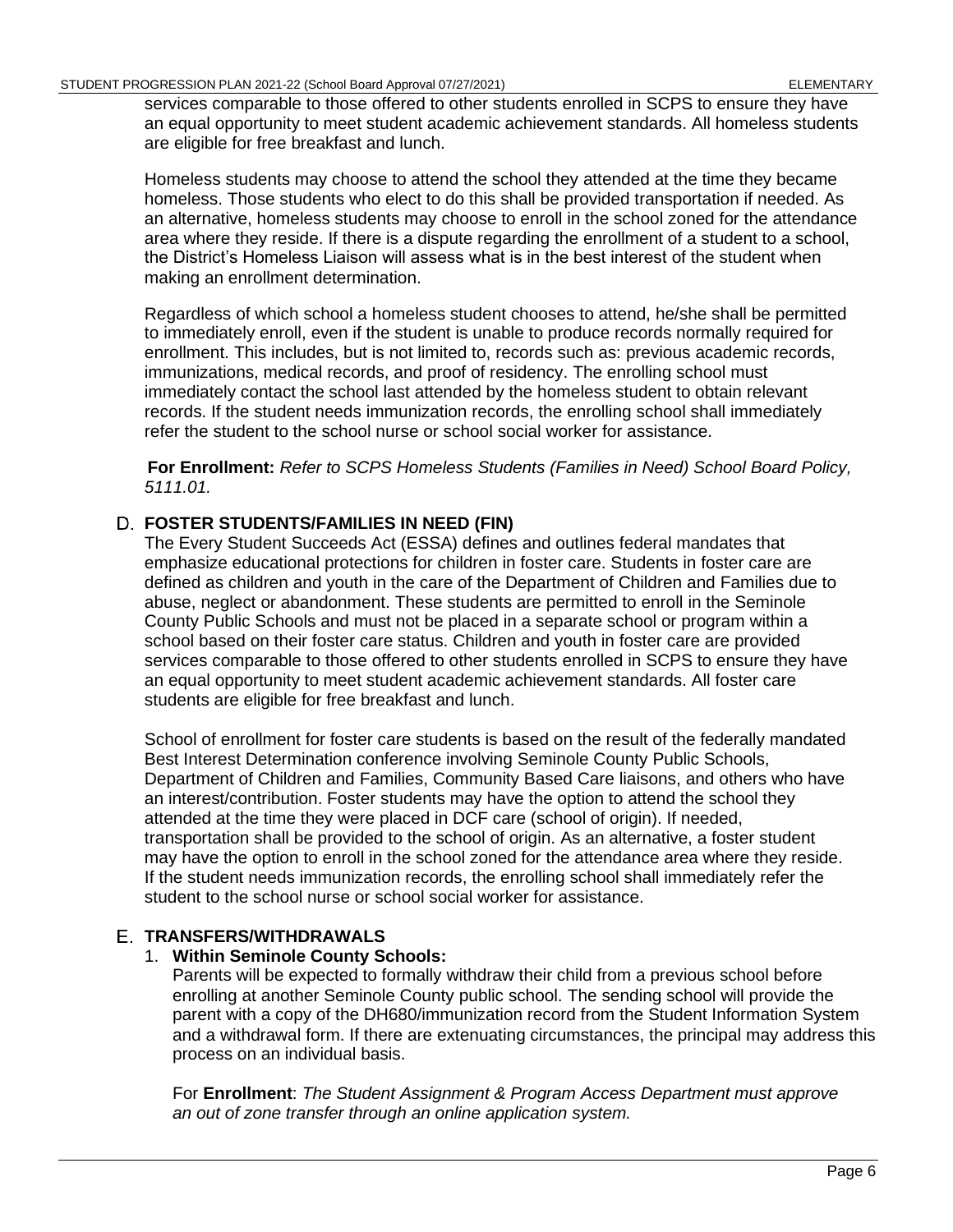services comparable to those offered to other students enrolled in SCPS to ensure they have an equal opportunity to meet student academic achievement standards. All homeless students are eligible for free breakfast and lunch.

Homeless students may choose to attend the school they attended at the time they became homeless. Those students who elect to do this shall be provided transportation if needed. As an alternative, homeless students may choose to enroll in the school zoned for the attendance area where they reside. If there is a dispute regarding the enrollment of a student to a school, the District's Homeless Liaison will assess what is in the best interest of the student when making an enrollment determination.

Regardless of which school a homeless student chooses to attend, he/she shall be permitted to immediately enroll, even if the student is unable to produce records normally required for enrollment. This includes, but is not limited to, records such as: previous academic records, immunizations, medical records, and proof of residency. The enrolling school must immediately contact the school last attended by the homeless student to obtain relevant records. If the student needs immunization records, the enrolling school shall immediately refer the student to the school nurse or school social worker for assistance.

**For Enrollment:** *Refer to SCPS Homeless Students (Families in Need) School Board Policy, 5111.01.*

## D. FOSTER STUDENTS/FAMILIES IN NEED (FIN)

The Every Student Succeeds Act (ESSA) defines and outlines federal mandates that emphasize educational protections for children in foster care. Students in foster care are defined as children and youth in the care of the Department of Children and Families due to abuse, neglect or abandonment. These students are permitted to enroll in the Seminole County Public Schools and must not be placed in a separate school or program within a school based on their foster care status. Children and youth in foster care are provided services comparable to those offered to other students enrolled in SCPS to ensure they have an equal opportunity to meet student academic achievement standards. All foster care students are eligible for free breakfast and lunch.

School of enrollment for foster care students is based on the result of the federally mandated Best Interest Determination conference involving Seminole County Public Schools, Department of Children and Families, Community Based Care liaisons, and others who have an interest/contribution. Foster students may have the option to attend the school they attended at the time they were placed in DCF care (school of origin). If needed, transportation shall be provided to the school of origin. As an alternative, a foster student may have the option to enroll in the school zoned for the attendance area where they reside. If the student needs immunization records, the enrolling school shall immediately refer the student to the school nurse or school social worker for assistance.

## E. TRANSFERS/WITHDRAWALS

1. **Within Seminole County Schools:**

   Parents will be expected to formally withdraw their child from a previous school before enrolling at another Seminole County public school. The sending school will provide the parent with a copy of the DH680/immunization record from the Student Information System and a withdrawal form. If there are extenuating circumstances, the principal may address this process on an individual basis.

   For **Enrollment**: *The Student Assignment & Program Access Department must approve an out of zone transfer through an online application system.*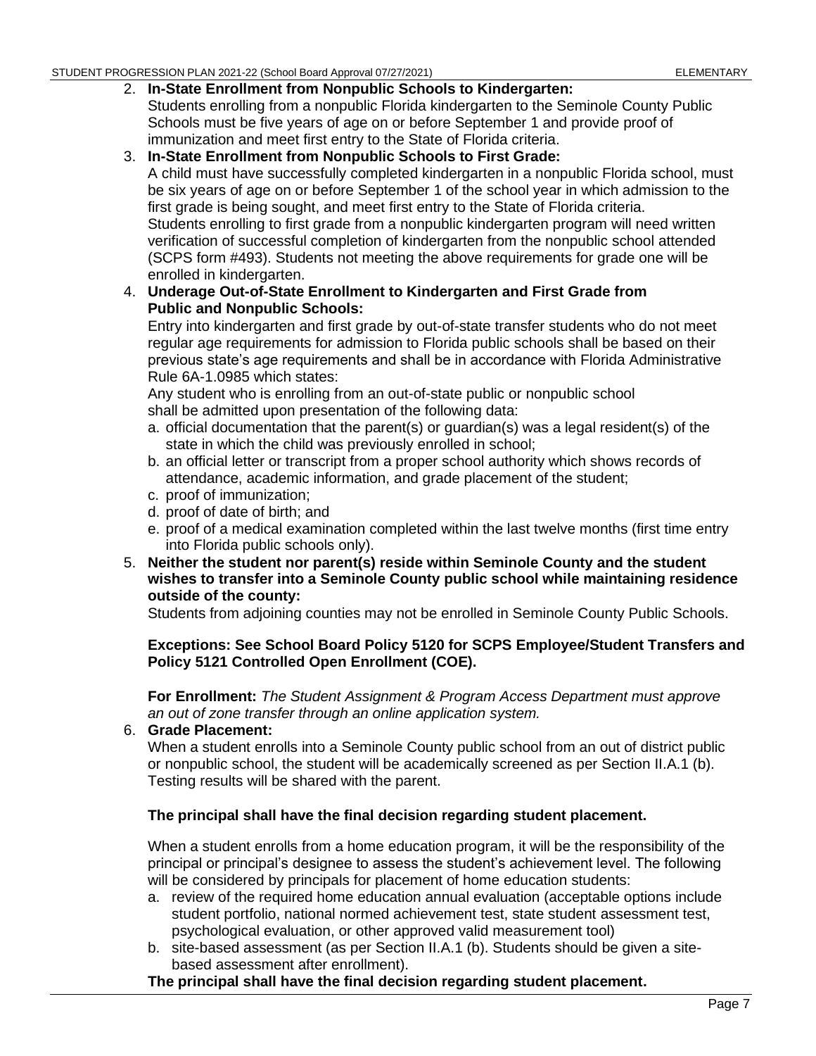2. **In-State Enrollment from Nonpublic Schools to Kindergarten:**
   Students enrolling from a nonpublic Florida kindergarten to the Seminole County Public Schools must be five years of age on or before September 1 and provide proof of immunization and meet first entry to the State of Florida criteria.

3. **In-State Enrollment from Nonpublic Schools to First Grade:**
   A child must have successfully completed kindergarten in a nonpublic Florida school, must be six years of age on or before September 1 of the school year in which admission to the first grade is being sought, and meet first entry to the State of Florida criteria.
   Students enrolling to first grade from a nonpublic kindergarten program will need written verification of successful completion of kindergarten from the nonpublic school attended (SCPS form #493). Students not meeting the above requirements for grade one will be enrolled in kindergarten.

4. **Underage Out-of-State Enrollment to Kindergarten and First Grade from Public and Nonpublic Schools:**
   Entry into kindergarten and first grade by out-of-state transfer students who do not meet regular age requirements for admission to Florida public schools shall be based on their previous state's age requirements and shall be in accordance with Florida Administrative Rule 6A-1.0985 which states:
   Any student who is enrolling from an out-of-state public or nonpublic school shall be admitted upon presentation of the following data:
   a. official documentation that the parent(s) or guardian(s) was a legal resident(s) of the state in which the child was previously enrolled in school;
   b. an official letter or transcript from a proper school authority which shows records of attendance, academic information, and grade placement of the student;
   c. proof of immunization;
   d. proof of date of birth; and
   e. proof of a medical examination completed within the last twelve months (first time entry into Florida public schools only).

5. **Neither the student nor parent(s) reside within Seminole County and the student wishes to transfer into a Seminole County public school while maintaining residence outside of the county:**
   Students from adjoining counties may not be enrolled in Seminole County Public Schools.

   **Exceptions: See School Board Policy 5120 for SCPS Employee/Student Transfers and Policy 5121 Controlled Open Enrollment (COE).**

   **For Enrollment:** *The Student Assignment & Program Access Department must approve an out of zone transfer through an online application system.*

6. **Grade Placement:**
   When a student enrolls into a Seminole County public school from an out of district public or nonpublic school, the student will be academically screened as per Section II.A.1 (b). Testing results will be shared with the parent.

   **The principal shall have the final decision regarding student placement.**

   When a student enrolls from a home education program, it will be the responsibility of the principal or principal's designee to assess the student's achievement level. The following will be considered by principals for placement of home education students:
   a. review of the required home education annual evaluation (acceptable options include student portfolio, national normed achievement test, state student assessment test, psychological evaluation, or other approved valid measurement tool)
   b. site-based assessment (as per Section II.A.1 (b). Students should be given a site-based assessment after enrollment).

   **The principal shall have the final decision regarding student placement.**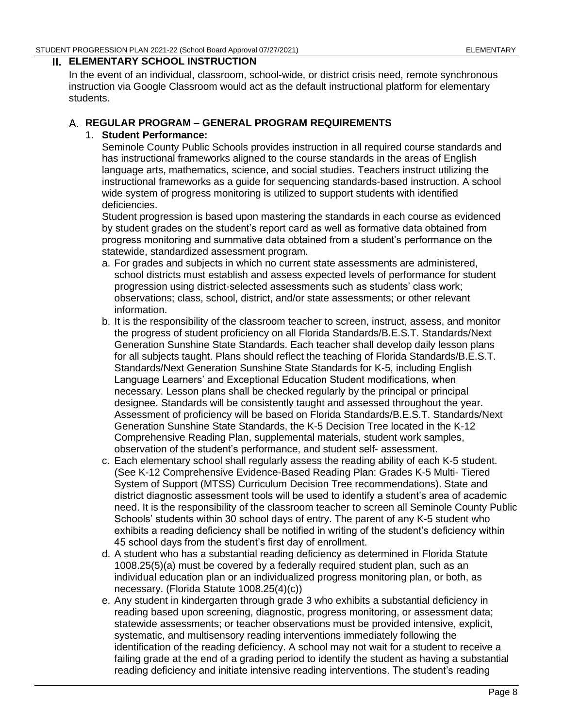## II. ELEMENTARY SCHOOL INSTRUCTION

In the event of an individual, classroom, school-wide, or district crisis need, remote synchronous instruction via Google Classroom would act as the default instructional platform for elementary students.

### A. REGULAR PROGRAM – GENERAL PROGRAM REQUIREMENTS

1. **Student Performance:**

   Seminole County Public Schools provides instruction in all required course standards and has instructional frameworks aligned to the course standards in the areas of English language arts, mathematics, science, and social studies. Teachers instruct utilizing the instructional frameworks as a guide for sequencing standards-based instruction. A school wide system of progress monitoring is utilized to support students with identified deficiencies.

   Student progression is based upon mastering the standards in each course as evidenced by student grades on the student's report card as well as formative data obtained from progress monitoring and summative data obtained from a student's performance on the statewide, standardized assessment program.

   a. For grades and subjects in which no current state assessments are administered, school districts must establish and assess expected levels of performance for student progression using district-selected assessments such as students' class work; observations; class, school, district, and/or state assessments; or other relevant information.

   b. It is the responsibility of the classroom teacher to screen, instruct, assess, and monitor the progress of student proficiency on all Florida Standards/B.E.S.T. Standards/Next Generation Sunshine State Standards. Each teacher shall develop daily lesson plans for all subjects taught. Plans should reflect the teaching of Florida Standards/B.E.S.T. Standards/Next Generation Sunshine State Standards for K-5, including English Language Learners' and Exceptional Education Student modifications, when necessary. Lesson plans shall be checked regularly by the principal or principal designee. Standards will be consistently taught and assessed throughout the year. Assessment of proficiency will be based on Florida Standards/B.E.S.T. Standards/Next Generation Sunshine State Standards, the K-5 Decision Tree located in the K-12 Comprehensive Reading Plan, supplemental materials, student work samples, observation of the student's performance, and student self- assessment.

   c. Each elementary school shall regularly assess the reading ability of each K-5 student. (See K-12 Comprehensive Evidence-Based Reading Plan: Grades K-5 Multi- Tiered System of Support (MTSS) Curriculum Decision Tree recommendations). State and district diagnostic assessment tools will be used to identify a student's area of academic need. It is the responsibility of the classroom teacher to screen all Seminole County Public Schools' students within 30 school days of entry. The parent of any K-5 student who exhibits a reading deficiency shall be notified in writing of the student's deficiency within 45 school days from the student's first day of enrollment.

   d. A student who has a substantial reading deficiency as determined in Florida Statute 1008.25(5)(a) must be covered by a federally required student plan, such as an individual education plan or an individualized progress monitoring plan, or both, as necessary. (Florida Statute 1008.25(4)(c))

   e. Any student in kindergarten through grade 3 who exhibits a substantial deficiency in reading based upon screening, diagnostic, progress monitoring, or assessment data; statewide assessments; or teacher observations must be provided intensive, explicit, systematic, and multisensory reading interventions immediately following the identification of the reading deficiency. A school may not wait for a student to receive a failing grade at the end of a grading period to identify the student as having a substantial reading deficiency and initiate intensive reading interventions. The student's reading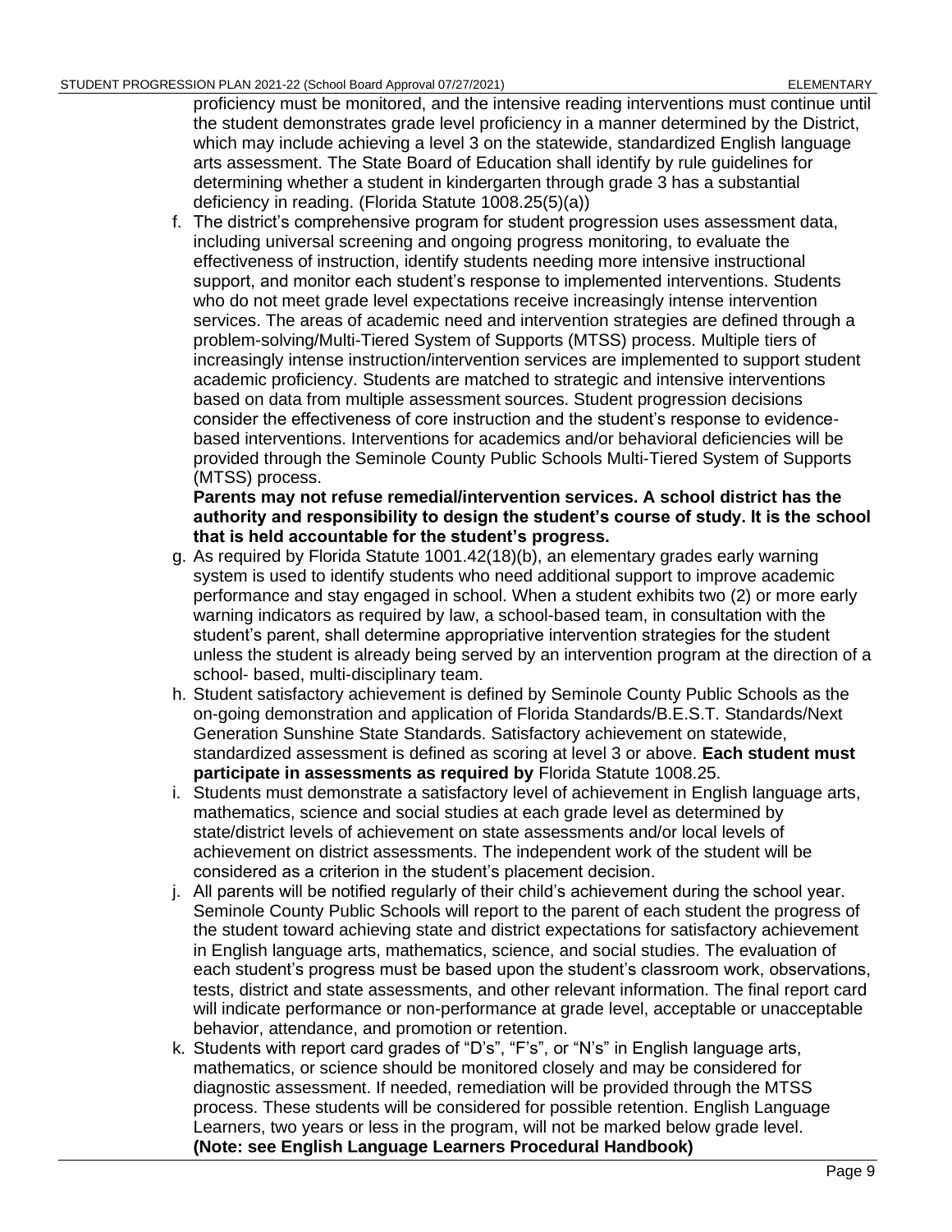proficiency must be monitored, and the intensive reading interventions must continue until the student demonstrates grade level proficiency in a manner determined by the District, which may include achieving a level 3 on the statewide, standardized English language arts assessment. The State Board of Education shall identify by rule guidelines for determining whether a student in kindergarten through grade 3 has a substantial deficiency in reading. (Florida Statute 1008.25(5)(a))

f. The district's comprehensive program for student progression uses assessment data, including universal screening and ongoing progress monitoring, to evaluate the effectiveness of instruction, identify students needing more intensive instructional support, and monitor each student's response to implemented interventions. Students who do not meet grade level expectations receive increasingly intense intervention services. The areas of academic need and intervention strategies are defined through a problem-solving/Multi-Tiered System of Supports (MTSS) process. Multiple tiers of increasingly intense instruction/intervention services are implemented to support student academic proficiency. Students are matched to strategic and intensive interventions based on data from multiple assessment sources. Student progression decisions consider the effectiveness of core instruction and the student's response to evidence-based interventions. Interventions for academics and/or behavioral deficiencies will be provided through the Seminole County Public Schools Multi-Tiered System of Supports (MTSS) process.
**Parents may not refuse remedial/intervention services. A school district has the authority and responsibility to design the student's course of study. It is the school that is held accountable for the student's progress.**

g. As required by Florida Statute 1001.42(18)(b), an elementary grades early warning system is used to identify students who need additional support to improve academic performance and stay engaged in school. When a student exhibits two (2) or more early warning indicators as required by law, a school-based team, in consultation with the student's parent, shall determine appropriative intervention strategies for the student unless the student is already being served by an intervention program at the direction of a school- based, multi-disciplinary team.

h. Student satisfactory achievement is defined by Seminole County Public Schools as the on-going demonstration and application of Florida Standards/B.E.S.T. Standards/Next Generation Sunshine State Standards. Satisfactory achievement on statewide, standardized assessment is defined as scoring at level 3 or above. **Each student must participate in assessments as required by** Florida Statute 1008.25.

i. Students must demonstrate a satisfactory level of achievement in English language arts, mathematics, science and social studies at each grade level as determined by state/district levels of achievement on state assessments and/or local levels of achievement on district assessments. The independent work of the student will be considered as a criterion in the student's placement decision.

j. All parents will be notified regularly of their child's achievement during the school year. Seminole County Public Schools will report to the parent of each student the progress of the student toward achieving state and district expectations for satisfactory achievement in English language arts, mathematics, science, and social studies. The evaluation of each student's progress must be based upon the student's classroom work, observations, tests, district and state assessments, and other relevant information. The final report card will indicate performance or non-performance at grade level, acceptable or unacceptable behavior, attendance, and promotion or retention.

k. Students with report card grades of "D's", "F's", or "N's" in English language arts, mathematics, or science should be monitored closely and may be considered for diagnostic assessment. If needed, remediation will be provided through the MTSS process. These students will be considered for possible retention. English Language Learners, two years or less in the program, will not be marked below grade level. **(Note: see English Language Learners Procedural Handbook)**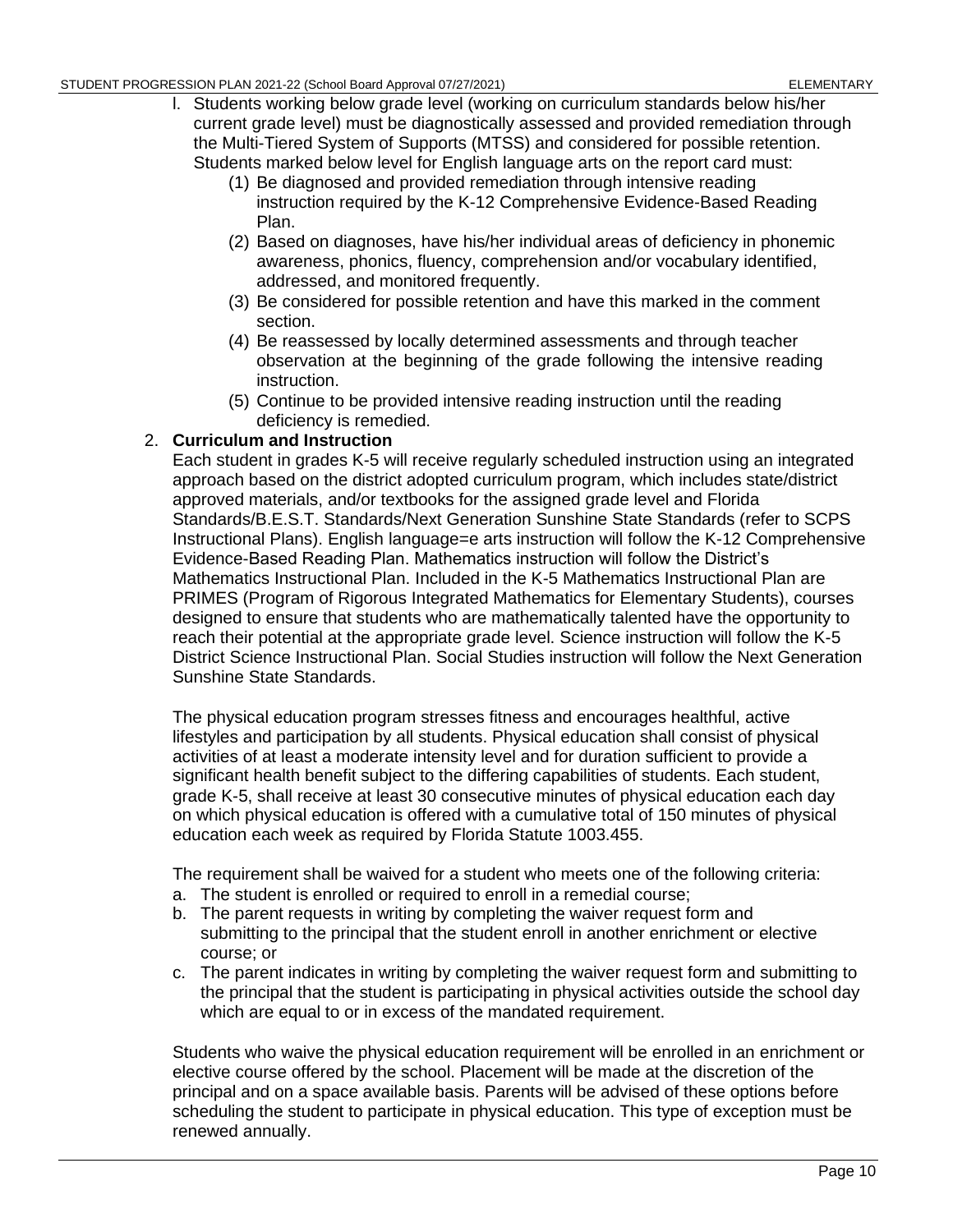l. Students working below grade level (working on curriculum standards below his/her current grade level) must be diagnostically assessed and provided remediation through the Multi-Tiered System of Supports (MTSS) and considered for possible retention. Students marked below level for English language arts on the report card must:
   (1) Be diagnosed and provided remediation through intensive reading instruction required by the K-12 Comprehensive Evidence-Based Reading Plan.
   (2) Based on diagnoses, have his/her individual areas of deficiency in phonemic awareness, phonics, fluency, comprehension and/or vocabulary identified, addressed, and monitored frequently.
   (3) Be considered for possible retention and have this marked in the comment section.
   (4) Be reassessed by locally determined assessments and through teacher observation at the beginning of the grade following the intensive reading instruction.
   (5) Continue to be provided intensive reading instruction until the reading deficiency is remedied.

2. **Curriculum and Instruction**

Each student in grades K-5 will receive regularly scheduled instruction using an integrated approach based on the district adopted curriculum program, which includes state/district approved materials, and/or textbooks for the assigned grade level and Florida Standards/B.E.S.T. Standards/Next Generation Sunshine State Standards (refer to SCPS Instructional Plans). English language=e arts instruction will follow the K-12 Comprehensive Evidence-Based Reading Plan. Mathematics instruction will follow the District's Mathematics Instructional Plan. Included in the K-5 Mathematics Instructional Plan are PRIMES (Program of Rigorous Integrated Mathematics for Elementary Students), courses designed to ensure that students who are mathematically talented have the opportunity to reach their potential at the appropriate grade level. Science instruction will follow the K-5 District Science Instructional Plan. Social Studies instruction will follow the Next Generation Sunshine State Standards.

The physical education program stresses fitness and encourages healthful, active lifestyles and participation by all students. Physical education shall consist of physical activities of at least a moderate intensity level and for duration sufficient to provide a significant health benefit subject to the differing capabilities of students. Each student, grade K-5, shall receive at least 30 consecutive minutes of physical education each day on which physical education is offered with a cumulative total of 150 minutes of physical education each week as required by Florida Statute 1003.455.

The requirement shall be waived for a student who meets one of the following criteria:

a. The student is enrolled or required to enroll in a remedial course;
b. The parent requests in writing by completing the waiver request form and submitting to the principal that the student enroll in another enrichment or elective course; or
c. The parent indicates in writing by completing the waiver request form and submitting to the principal that the student is participating in physical activities outside the school day which are equal to or in excess of the mandated requirement.

Students who waive the physical education requirement will be enrolled in an enrichment or elective course offered by the school. Placement will be made at the discretion of the principal and on a space available basis. Parents will be advised of these options before scheduling the student to participate in physical education. This type of exception must be renewed annually.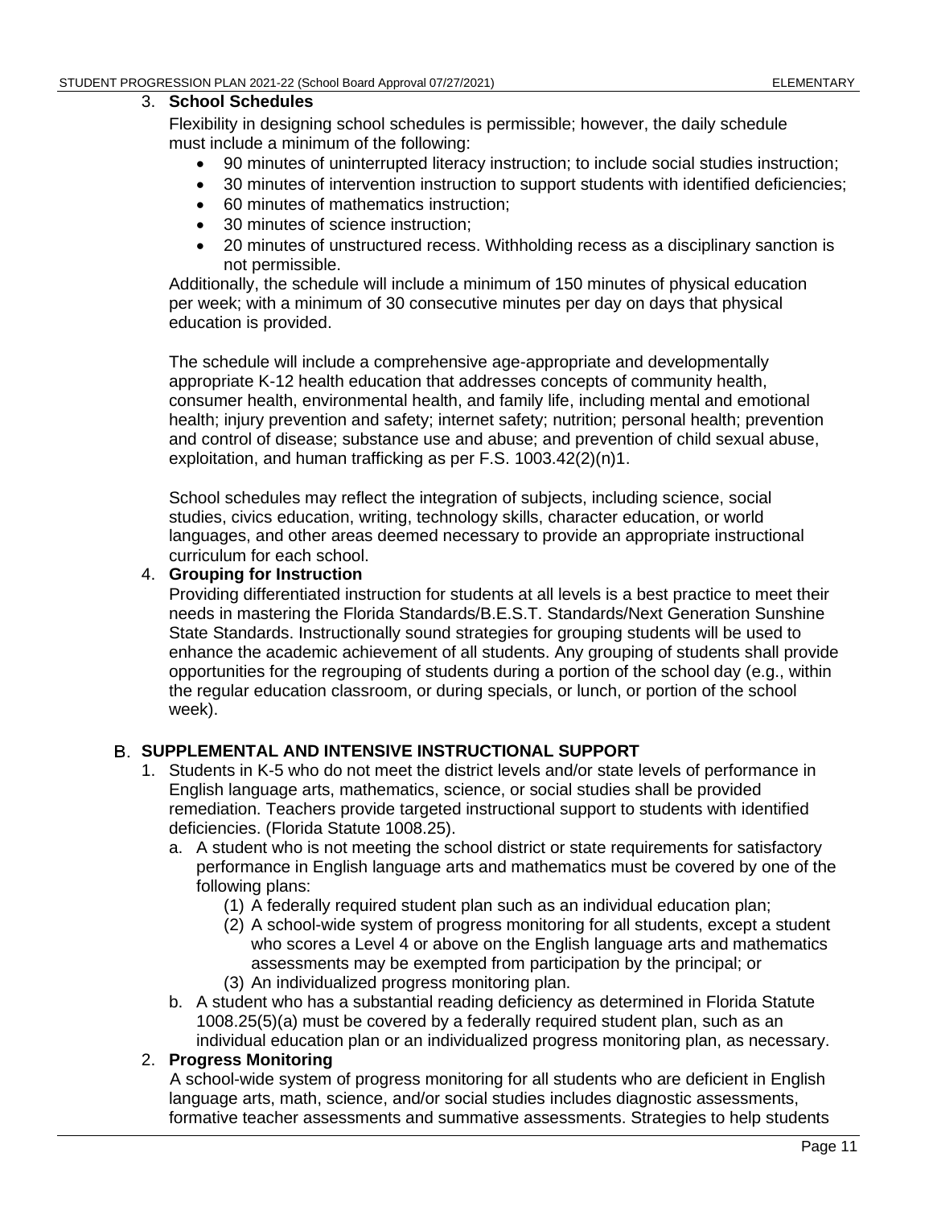3. **School Schedules**

   Flexibility in designing school schedules is permissible; however, the daily schedule must include a minimum of the following:

   - 90 minutes of uninterrupted literacy instruction; to include social studies instruction;
   - 30 minutes of intervention instruction to support students with identified deficiencies;
   - 60 minutes of mathematics instruction;
   - 30 minutes of science instruction;
   - 20 minutes of unstructured recess. Withholding recess as a disciplinary sanction is not permissible.

   Additionally, the schedule will include a minimum of 150 minutes of physical education per week; with a minimum of 30 consecutive minutes per day on days that physical education is provided.

   The schedule will include a comprehensive age-appropriate and developmentally appropriate K-12 health education that addresses concepts of community health, consumer health, environmental health, and family life, including mental and emotional health; injury prevention and safety; internet safety; nutrition; personal health; prevention and control of disease; substance use and abuse; and prevention of child sexual abuse, exploitation, and human trafficking as per F.S. 1003.42(2)(n)1.

   School schedules may reflect the integration of subjects, including science, social studies, civics education, writing, technology skills, character education, or world languages, and other areas deemed necessary to provide an appropriate instructional curriculum for each school.

4. **Grouping for Instruction**

   Providing differentiated instruction for students at all levels is a best practice to meet their needs in mastering the Florida Standards/B.E.S.T. Standards/Next Generation Sunshine State Standards. Instructionally sound strategies for grouping students will be used to enhance the academic achievement of all students. Any grouping of students shall provide opportunities for the regrouping of students during a portion of the school day (e.g., within the regular education classroom, or during specials, or lunch, or portion of the school week).

## B. SUPPLEMENTAL AND INTENSIVE INSTRUCTIONAL SUPPORT

1. Students in K-5 who do not meet the district levels and/or state levels of performance in English language arts, mathematics, science, or social studies shall be provided remediation. Teachers provide targeted instructional support to students with identified deficiencies. (Florida Statute 1008.25).
   a. A student who is not meeting the school district or state requirements for satisfactory performance in English language arts and mathematics must be covered by one of the following plans:
      (1) A federally required student plan such as an individual education plan;
      (2) A school-wide system of progress monitoring for all students, except a student who scores a Level 4 or above on the English language arts and mathematics assessments may be exempted from participation by the principal; or
      (3) An individualized progress monitoring plan.
   b. A student who has a substantial reading deficiency as determined in Florida Statute 1008.25(5)(a) must be covered by a federally required student plan, such as an individual education plan or an individualized progress monitoring plan, as necessary.
2. **Progress Monitoring**

   A school-wide system of progress monitoring for all students who are deficient in English language arts, math, science, and/or social studies includes diagnostic assessments, formative teacher assessments and summative assessments. Strategies to help students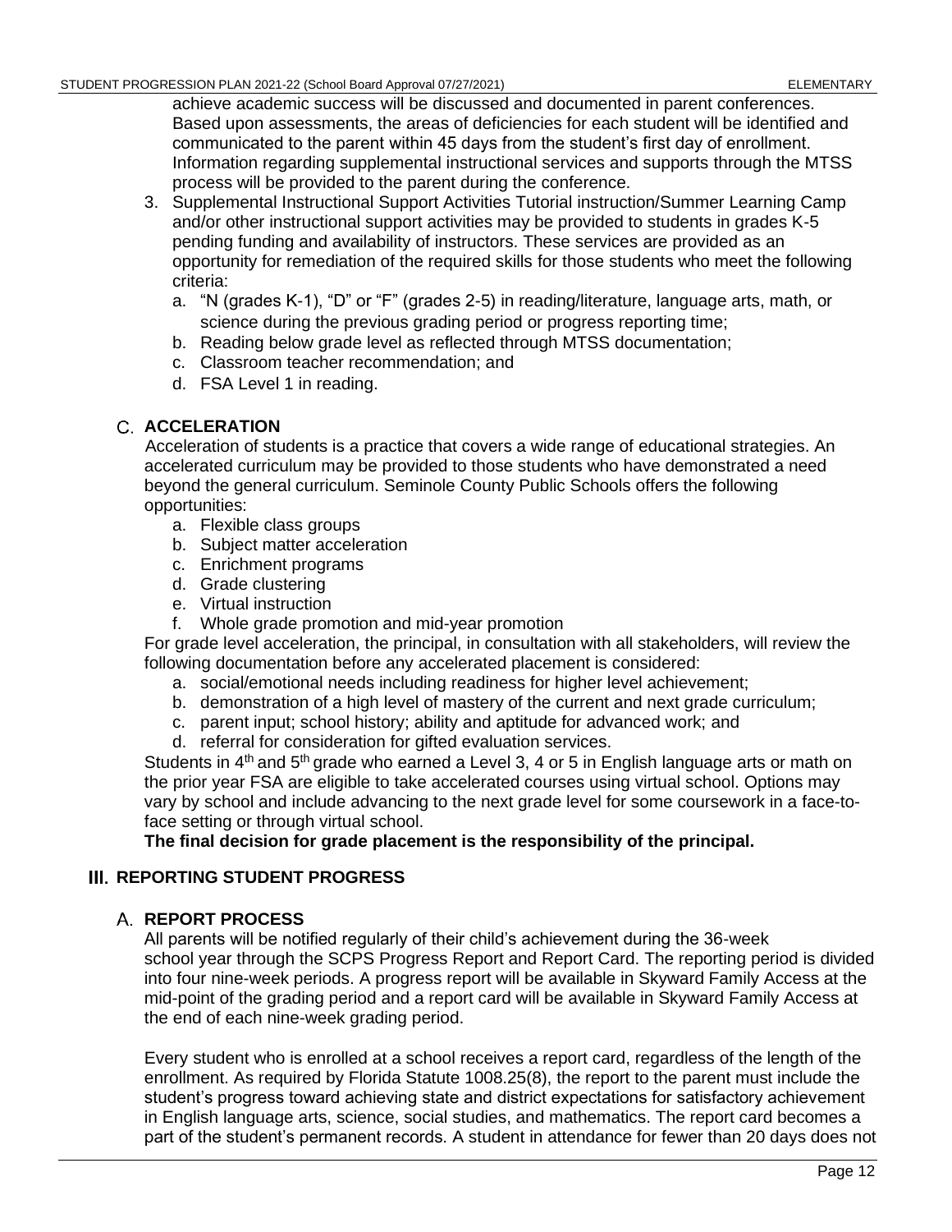achieve academic success will be discussed and documented in parent conferences. Based upon assessments, the areas of deficiencies for each student will be identified and communicated to the parent within 45 days from the student's first day of enrollment. Information regarding supplemental instructional services and supports through the MTSS process will be provided to the parent during the conference.

3. Supplemental Instructional Support Activities Tutorial instruction/Summer Learning Camp and/or other instructional support activities may be provided to students in grades K-5 pending funding and availability of instructors. These services are provided as an opportunity for remediation of the required skills for those students who meet the following criteria:
   a. "N (grades K-1), "D" or "F" (grades 2-5) in reading/literature, language arts, math, or science during the previous grading period or progress reporting time;
   b. Reading below grade level as reflected through MTSS documentation;
   c. Classroom teacher recommendation; and
   d. FSA Level 1 in reading.

### C. ACCELERATION

Acceleration of students is a practice that covers a wide range of educational strategies. An accelerated curriculum may be provided to those students who have demonstrated a need beyond the general curriculum. Seminole County Public Schools offers the following opportunities:

a. Flexible class groups
b. Subject matter acceleration
c. Enrichment programs
d. Grade clustering
e. Virtual instruction
f. Whole grade promotion and mid-year promotion

For grade level acceleration, the principal, in consultation with all stakeholders, will review the following documentation before any accelerated placement is considered:

a. social/emotional needs including readiness for higher level achievement;
b. demonstration of a high level of mastery of the current and next grade curriculum;
c. parent input; school history; ability and aptitude for advanced work; and
d. referral for consideration for gifted evaluation services.

Students in 4th and 5th grade who earned a Level 3, 4 or 5 in English language arts or math on the prior year FSA are eligible to take accelerated courses using virtual school. Options may vary by school and include advancing to the next grade level for some coursework in a face-to-face setting or through virtual school.

**The final decision for grade placement is the responsibility of the principal.**

## III. REPORTING STUDENT PROGRESS

### A. REPORT PROCESS

All parents will be notified regularly of their child's achievement during the 36-week school year through the SCPS Progress Report and Report Card. The reporting period is divided into four nine-week periods. A progress report will be available in Skyward Family Access at the mid-point of the grading period and a report card will be available in Skyward Family Access at the end of each nine-week grading period.

Every student who is enrolled at a school receives a report card, regardless of the length of the enrollment. As required by Florida Statute 1008.25(8), the report to the parent must include the student's progress toward achieving state and district expectations for satisfactory achievement in English language arts, science, social studies, and mathematics. The report card becomes a part of the student's permanent records. A student in attendance for fewer than 20 days does not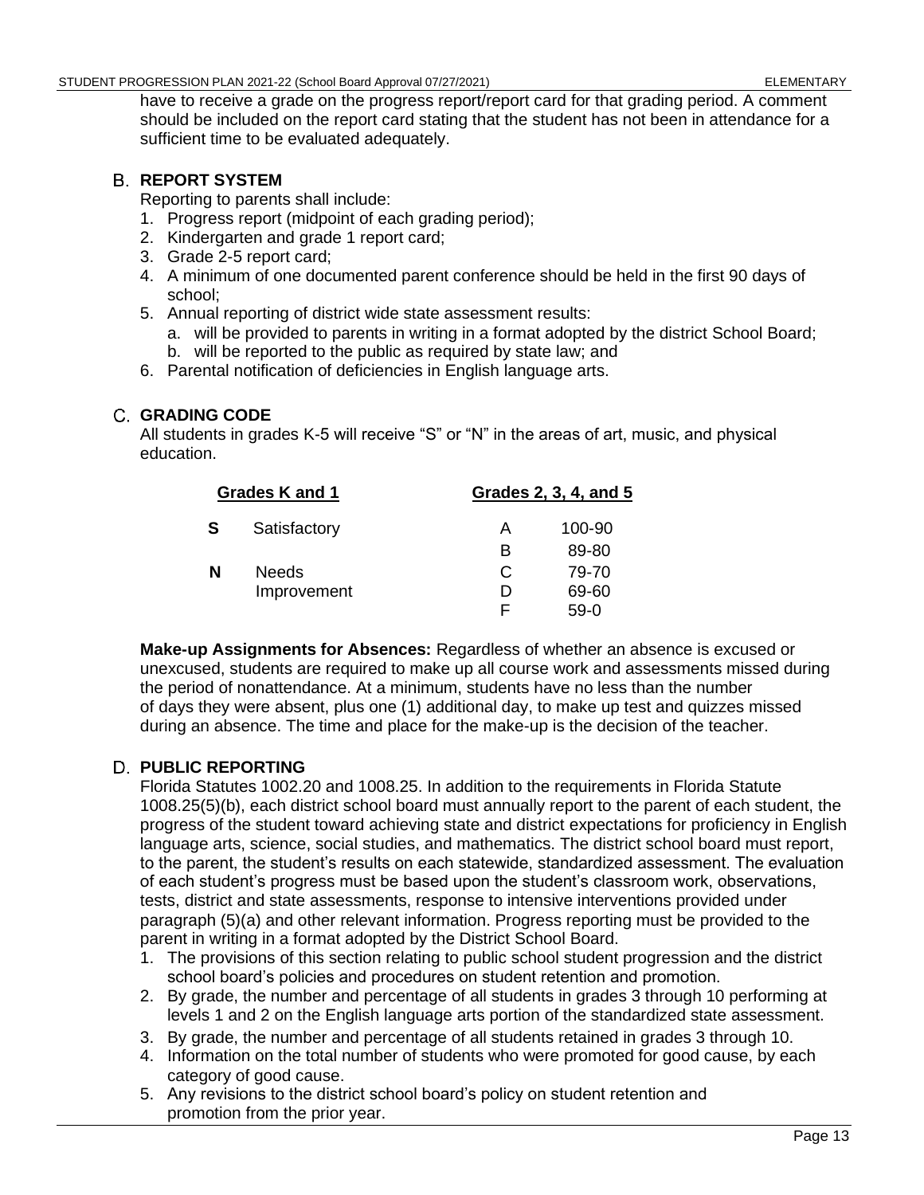have to receive a grade on the progress report/report card for that grading period. A comment should be included on the report card stating that the student has not been in attendance for a sufficient time to be evaluated adequately.

## B. REPORT SYSTEM

Reporting to parents shall include:

1. Progress report (midpoint of each grading period);
2. Kindergarten and grade 1 report card;
3. Grade 2-5 report card;
4. A minimum of one documented parent conference should be held in the first 90 days of school;
5. Annual reporting of district wide state assessment results:
   a. will be provided to parents in writing in a format adopted by the district School Board;
   b. will be reported to the public as required by state law; and
6. Parental notification of deficiencies in English language arts.

## C. GRADING CODE

All students in grades K-5 will receive "S" or "N" in the areas of art, music, and physical education.

| Grades K and 1 | | Grades 2, 3, 4, and 5 | |
|---|---|---|---|
| **S** | Satisfactory | A | 100-90 |
| | | B | 89-80 |
| **N** | Needs Improvement | C | 79-70 |
| | | D | 69-60 |
| | | F | 59-0 |

**Make-up Assignments for Absences:** Regardless of whether an absence is excused or unexcused, students are required to make up all course work and assessments missed during the period of nonattendance. At a minimum, students have no less than the number of days they were absent, plus one (1) additional day, to make up test and quizzes missed during an absence. The time and place for the make-up is the decision of the teacher.

## D. PUBLIC REPORTING

Florida Statutes 1002.20 and 1008.25. In addition to the requirements in Florida Statute 1008.25(5)(b), each district school board must annually report to the parent of each student, the progress of the student toward achieving state and district expectations for proficiency in English language arts, science, social studies, and mathematics. The district school board must report, to the parent, the student's results on each statewide, standardized assessment. The evaluation of each student's progress must be based upon the student's classroom work, observations, tests, district and state assessments, response to intensive interventions provided under paragraph (5)(a) and other relevant information. Progress reporting must be provided to the parent in writing in a format adopted by the District School Board.

1. The provisions of this section relating to public school student progression and the district school board's policies and procedures on student retention and promotion.
2. By grade, the number and percentage of all students in grades 3 through 10 performing at levels 1 and 2 on the English language arts portion of the standardized state assessment.
3. By grade, the number and percentage of all students retained in grades 3 through 10.
4. Information on the total number of students who were promoted for good cause, by each category of good cause.
5. Any revisions to the district school board's policy on student retention and promotion from the prior year.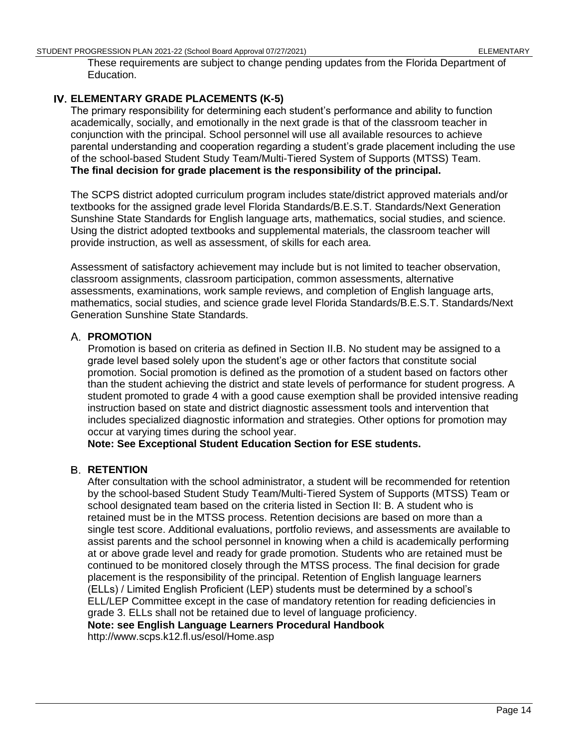These requirements are subject to change pending updates from the Florida Department of Education.

## IV. ELEMENTARY GRADE PLACEMENTS (K-5)

The primary responsibility for determining each student's performance and ability to function academically, socially, and emotionally in the next grade is that of the classroom teacher in conjunction with the principal. School personnel will use all available resources to achieve parental understanding and cooperation regarding a student's grade placement including the use of the school-based Student Study Team/Multi-Tiered System of Supports (MTSS) Team. **The final decision for grade placement is the responsibility of the principal.**

The SCPS district adopted curriculum program includes state/district approved materials and/or textbooks for the assigned grade level Florida Standards/B.E.S.T. Standards/Next Generation Sunshine State Standards for English language arts, mathematics, social studies, and science. Using the district adopted textbooks and supplemental materials, the classroom teacher will provide instruction, as well as assessment, of skills for each area.

Assessment of satisfactory achievement may include but is not limited to teacher observation, classroom assignments, classroom participation, common assessments, alternative assessments, examinations, work sample reviews, and completion of English language arts, mathematics, social studies, and science grade level Florida Standards/B.E.S.T. Standards/Next Generation Sunshine State Standards.

### A. PROMOTION

Promotion is based on criteria as defined in Section II.B. No student may be assigned to a grade level based solely upon the student's age or other factors that constitute social promotion. Social promotion is defined as the promotion of a student based on factors other than the student achieving the district and state levels of performance for student progress. A student promoted to grade 4 with a good cause exemption shall be provided intensive reading instruction based on state and district diagnostic assessment tools and intervention that includes specialized diagnostic information and strategies. Other options for promotion may occur at varying times during the school year.

**Note: See Exceptional Student Education Section for ESE students.**

### B. RETENTION

After consultation with the school administrator, a student will be recommended for retention by the school-based Student Study Team/Multi-Tiered System of Supports (MTSS) Team or school designated team based on the criteria listed in Section II: B. A student who is retained must be in the MTSS process. Retention decisions are based on more than a single test score. Additional evaluations, portfolio reviews, and assessments are available to assist parents and the school personnel in knowing when a child is academically performing at or above grade level and ready for grade promotion. Students who are retained must be continued to be monitored closely through the MTSS process. The final decision for grade placement is the responsibility of the principal. Retention of English language learners (ELLs) / Limited English Proficient (LEP) students must be determined by a school's ELL/LEP Committee except in the case of mandatory retention for reading deficiencies in grade 3. ELLs shall not be retained due to level of language proficiency.

**Note: see English Language Learners Procedural Handbook**
http://www.scps.k12.fl.us/esol/Home.asp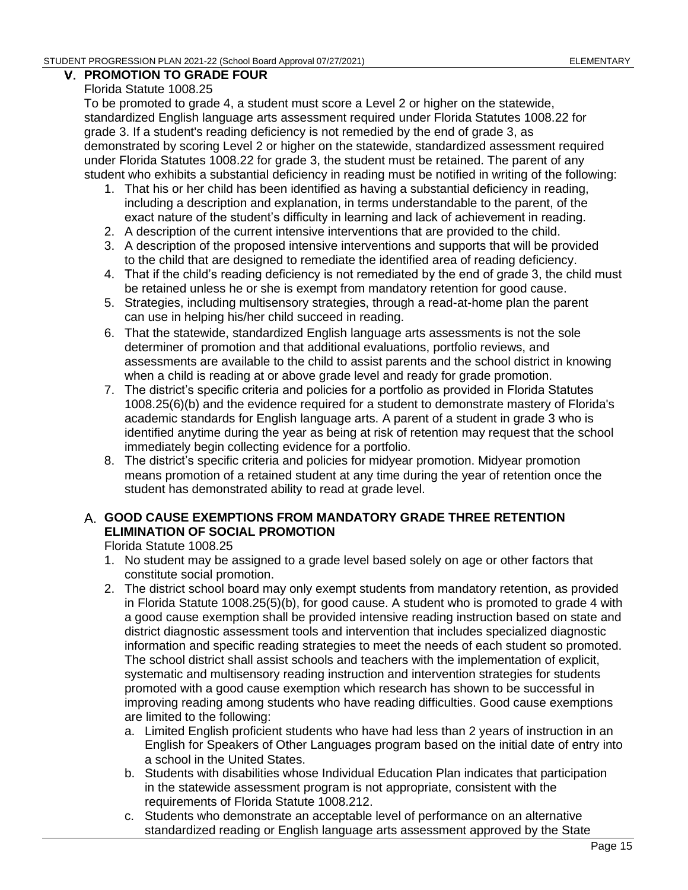## V. PROMOTION TO GRADE FOUR

Florida Statute 1008.25

To be promoted to grade 4, a student must score a Level 2 or higher on the statewide, standardized English language arts assessment required under Florida Statutes 1008.22 for grade 3. If a student's reading deficiency is not remedied by the end of grade 3, as demonstrated by scoring Level 2 or higher on the statewide, standardized assessment required under Florida Statutes 1008.22 for grade 3, the student must be retained. The parent of any student who exhibits a substantial deficiency in reading must be notified in writing of the following:

1. That his or her child has been identified as having a substantial deficiency in reading, including a description and explanation, in terms understandable to the parent, of the exact nature of the student's difficulty in learning and lack of achievement in reading.
2. A description of the current intensive interventions that are provided to the child.
3. A description of the proposed intensive interventions and supports that will be provided to the child that are designed to remediate the identified area of reading deficiency.
4. That if the child's reading deficiency is not remediated by the end of grade 3, the child must be retained unless he or she is exempt from mandatory retention for good cause.
5. Strategies, including multisensory strategies, through a read-at-home plan the parent can use in helping his/her child succeed in reading.
6. That the statewide, standardized English language arts assessments is not the sole determiner of promotion and that additional evaluations, portfolio reviews, and assessments are available to the child to assist parents and the school district in knowing when a child is reading at or above grade level and ready for grade promotion.
7. The district's specific criteria and policies for a portfolio as provided in Florida Statutes 1008.25(6)(b) and the evidence required for a student to demonstrate mastery of Florida's academic standards for English language arts. A parent of a student in grade 3 who is identified anytime during the year as being at risk of retention may request that the school immediately begin collecting evidence for a portfolio.
8. The district's specific criteria and policies for midyear promotion. Midyear promotion means promotion of a retained student at any time during the year of retention once the student has demonstrated ability to read at grade level.

### A. GOOD CAUSE EXEMPTIONS FROM MANDATORY GRADE THREE RETENTION ELIMINATION OF SOCIAL PROMOTION

Florida Statute 1008.25

1. No student may be assigned to a grade level based solely on age or other factors that constitute social promotion.
2. The district school board may only exempt students from mandatory retention, as provided in Florida Statute 1008.25(5)(b), for good cause. A student who is promoted to grade 4 with a good cause exemption shall be provided intensive reading instruction based on state and district diagnostic assessment tools and intervention that includes specialized diagnostic information and specific reading strategies to meet the needs of each student so promoted. The school district shall assist schools and teachers with the implementation of explicit, systematic and multisensory reading instruction and intervention strategies for students promoted with a good cause exemption which research has shown to be successful in improving reading among students who have reading difficulties. Good cause exemptions are limited to the following:
   a. Limited English proficient students who have had less than 2 years of instruction in an English for Speakers of Other Languages program based on the initial date of entry into a school in the United States.
   b. Students with disabilities whose Individual Education Plan indicates that participation in the statewide assessment program is not appropriate, consistent with the requirements of Florida Statute 1008.212.
   c. Students who demonstrate an acceptable level of performance on an alternative standardized reading or English language arts assessment approved by the State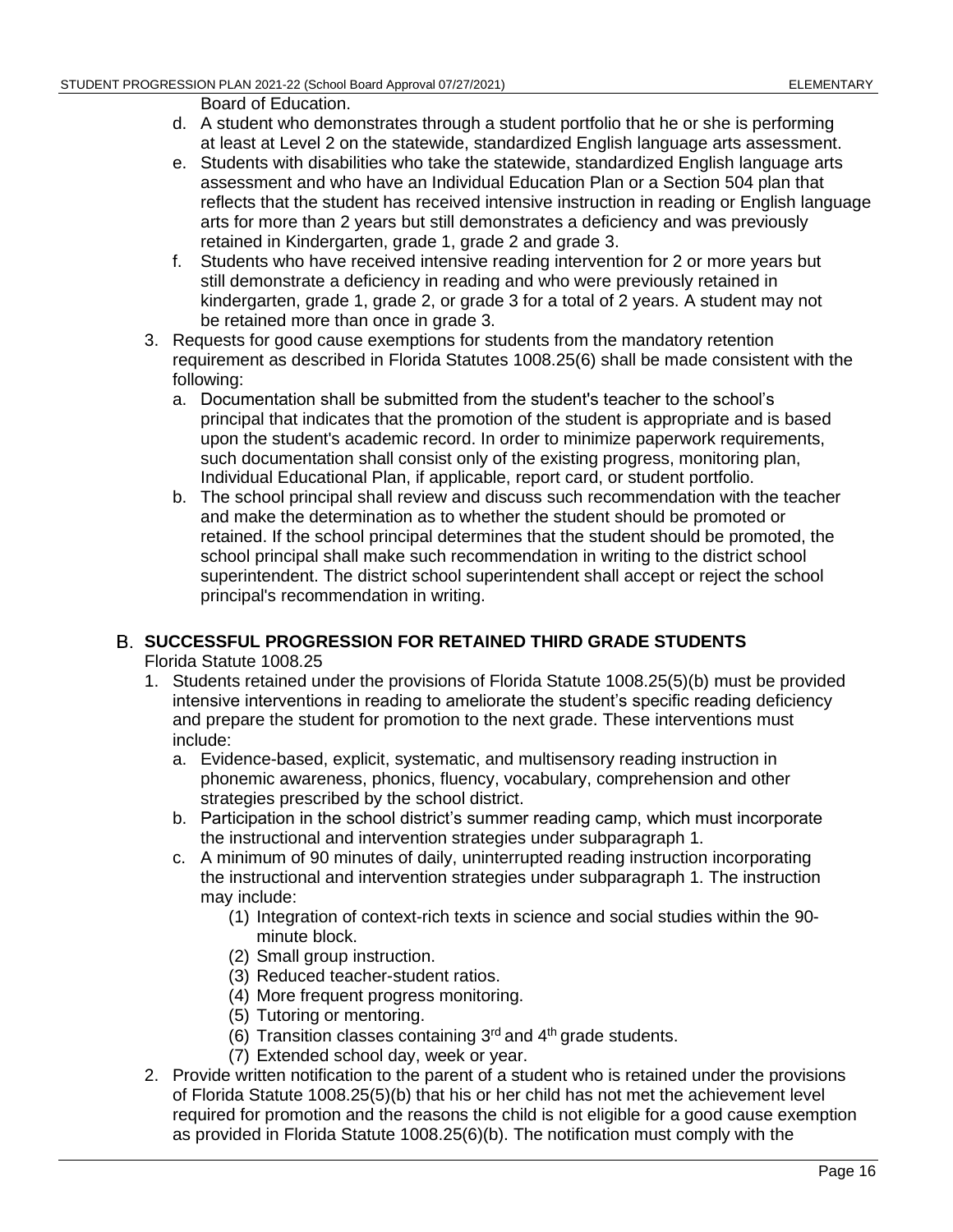Board of Education.

d. A student who demonstrates through a student portfolio that he or she is performing at least at Level 2 on the statewide, standardized English language arts assessment.
e. Students with disabilities who take the statewide, standardized English language arts assessment and who have an Individual Education Plan or a Section 504 plan that reflects that the student has received intensive instruction in reading or English language arts for more than 2 years but still demonstrates a deficiency and was previously retained in Kindergarten, grade 1, grade 2 and grade 3.
f. Students who have received intensive reading intervention for 2 or more years but still demonstrate a deficiency in reading and who were previously retained in kindergarten, grade 1, grade 2, or grade 3 for a total of 2 years. A student may not be retained more than once in grade 3.

3. Requests for good cause exemptions for students from the mandatory retention requirement as described in Florida Statutes 1008.25(6) shall be made consistent with the following:
   a. Documentation shall be submitted from the student's teacher to the school's principal that indicates that the promotion of the student is appropriate and is based upon the student's academic record. In order to minimize paperwork requirements, such documentation shall consist only of the existing progress, monitoring plan, Individual Educational Plan, if applicable, report card, or student portfolio.
   b. The school principal shall review and discuss such recommendation with the teacher and make the determination as to whether the student should be promoted or retained. If the school principal determines that the student should be promoted, the school principal shall make such recommendation in writing to the district school superintendent. The district school superintendent shall accept or reject the school principal's recommendation in writing.

## B. SUCCESSFUL PROGRESSION FOR RETAINED THIRD GRADE STUDENTS

Florida Statute 1008.25

1. Students retained under the provisions of Florida Statute 1008.25(5)(b) must be provided intensive interventions in reading to ameliorate the student's specific reading deficiency and prepare the student for promotion to the next grade. These interventions must include:
   a. Evidence-based, explicit, systematic, and multisensory reading instruction in phonemic awareness, phonics, fluency, vocabulary, comprehension and other strategies prescribed by the school district.
   b. Participation in the school district's summer reading camp, which must incorporate the instructional and intervention strategies under subparagraph 1.
   c. A minimum of 90 minutes of daily, uninterrupted reading instruction incorporating the instructional and intervention strategies under subparagraph 1. The instruction may include:
      (1) Integration of context-rich texts in science and social studies within the 90-minute block.
      (2) Small group instruction.
      (3) Reduced teacher-student ratios.
      (4) More frequent progress monitoring.
      (5) Tutoring or mentoring.
      (6) Transition classes containing 3rd and 4th grade students.
      (7) Extended school day, week or year.
2. Provide written notification to the parent of a student who is retained under the provisions of Florida Statute 1008.25(5)(b) that his or her child has not met the achievement level required for promotion and the reasons the child is not eligible for a good cause exemption as provided in Florida Statute 1008.25(6)(b). The notification must comply with the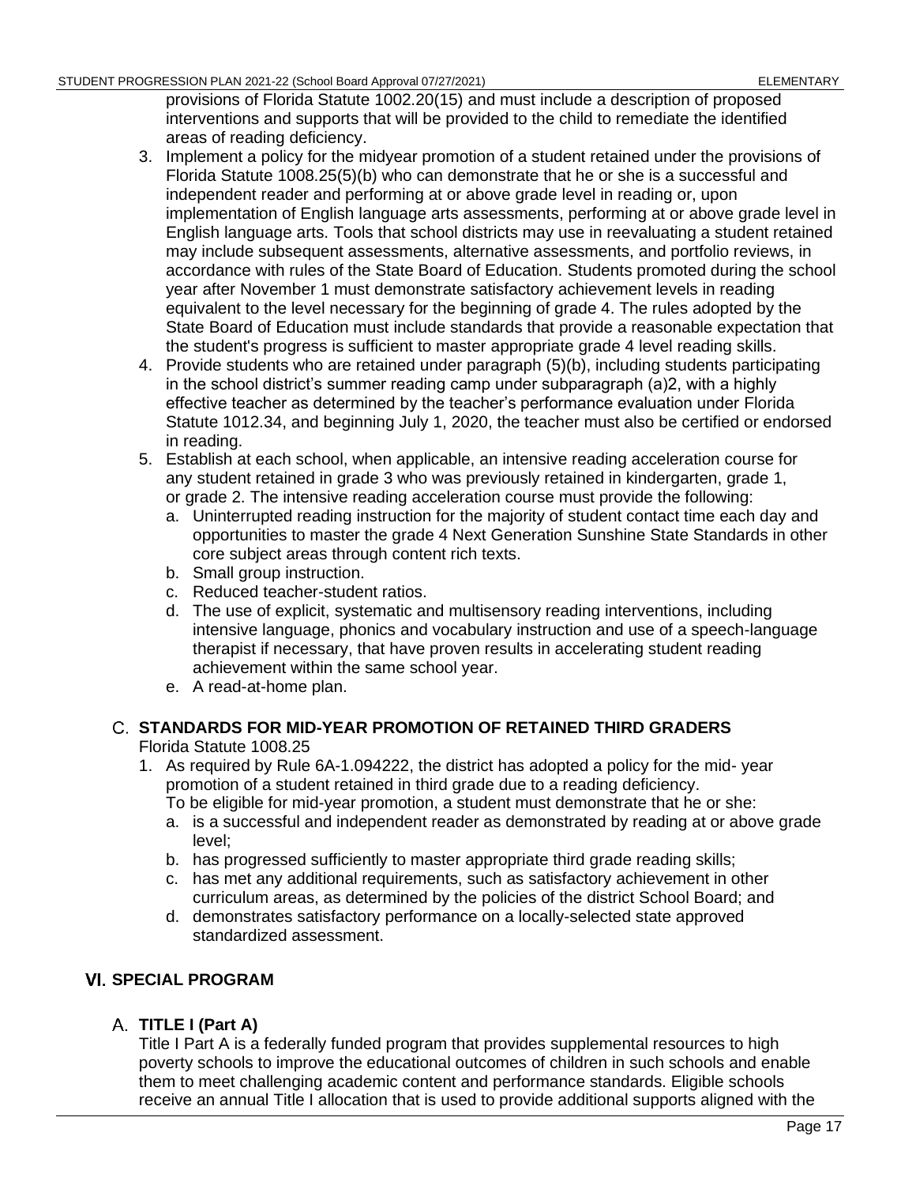provisions of Florida Statute 1002.20(15) and must include a description of proposed interventions and supports that will be provided to the child to remediate the identified areas of reading deficiency.

3. Implement a policy for the midyear promotion of a student retained under the provisions of Florida Statute 1008.25(5)(b) who can demonstrate that he or she is a successful and independent reader and performing at or above grade level in reading or, upon implementation of English language arts assessments, performing at or above grade level in English language arts. Tools that school districts may use in reevaluating a student retained may include subsequent assessments, alternative assessments, and portfolio reviews, in accordance with rules of the State Board of Education. Students promoted during the school year after November 1 must demonstrate satisfactory achievement levels in reading equivalent to the level necessary for the beginning of grade 4. The rules adopted by the State Board of Education must include standards that provide a reasonable expectation that the student's progress is sufficient to master appropriate grade 4 level reading skills.
4. Provide students who are retained under paragraph (5)(b), including students participating in the school district's summer reading camp under subparagraph (a)2, with a highly effective teacher as determined by the teacher's performance evaluation under Florida Statute 1012.34, and beginning July 1, 2020, the teacher must also be certified or endorsed in reading.
5. Establish at each school, when applicable, an intensive reading acceleration course for any student retained in grade 3 who was previously retained in kindergarten, grade 1, or grade 2. The intensive reading acceleration course must provide the following:
   a. Uninterrupted reading instruction for the majority of student contact time each day and opportunities to master the grade 4 Next Generation Sunshine State Standards in other core subject areas through content rich texts.
   b. Small group instruction.
   c. Reduced teacher-student ratios.
   d. The use of explicit, systematic and multisensory reading interventions, including intensive language, phonics and vocabulary instruction and use of a speech-language therapist if necessary, that have proven results in accelerating student reading achievement within the same school year.
   e. A read-at-home plan.

### C. STANDARDS FOR MID-YEAR PROMOTION OF RETAINED THIRD GRADERS

Florida Statute 1008.25

1. As required by Rule 6A-1.094222, the district has adopted a policy for the mid- year promotion of a student retained in third grade due to a reading deficiency.
   To be eligible for mid-year promotion, a student must demonstrate that he or she:
   a. is a successful and independent reader as demonstrated by reading at or above grade level;
   b. has progressed sufficiently to master appropriate third grade reading skills;
   c. has met any additional requirements, such as satisfactory achievement in other curriculum areas, as determined by the policies of the district School Board; and
   d. demonstrates satisfactory performance on a locally-selected state approved standardized assessment.

## VI. SPECIAL PROGRAM

### A. TITLE I (Part A)

Title I Part A is a federally funded program that provides supplemental resources to high poverty schools to improve the educational outcomes of children in such schools and enable them to meet challenging academic content and performance standards. Eligible schools receive an annual Title I allocation that is used to provide additional supports aligned with the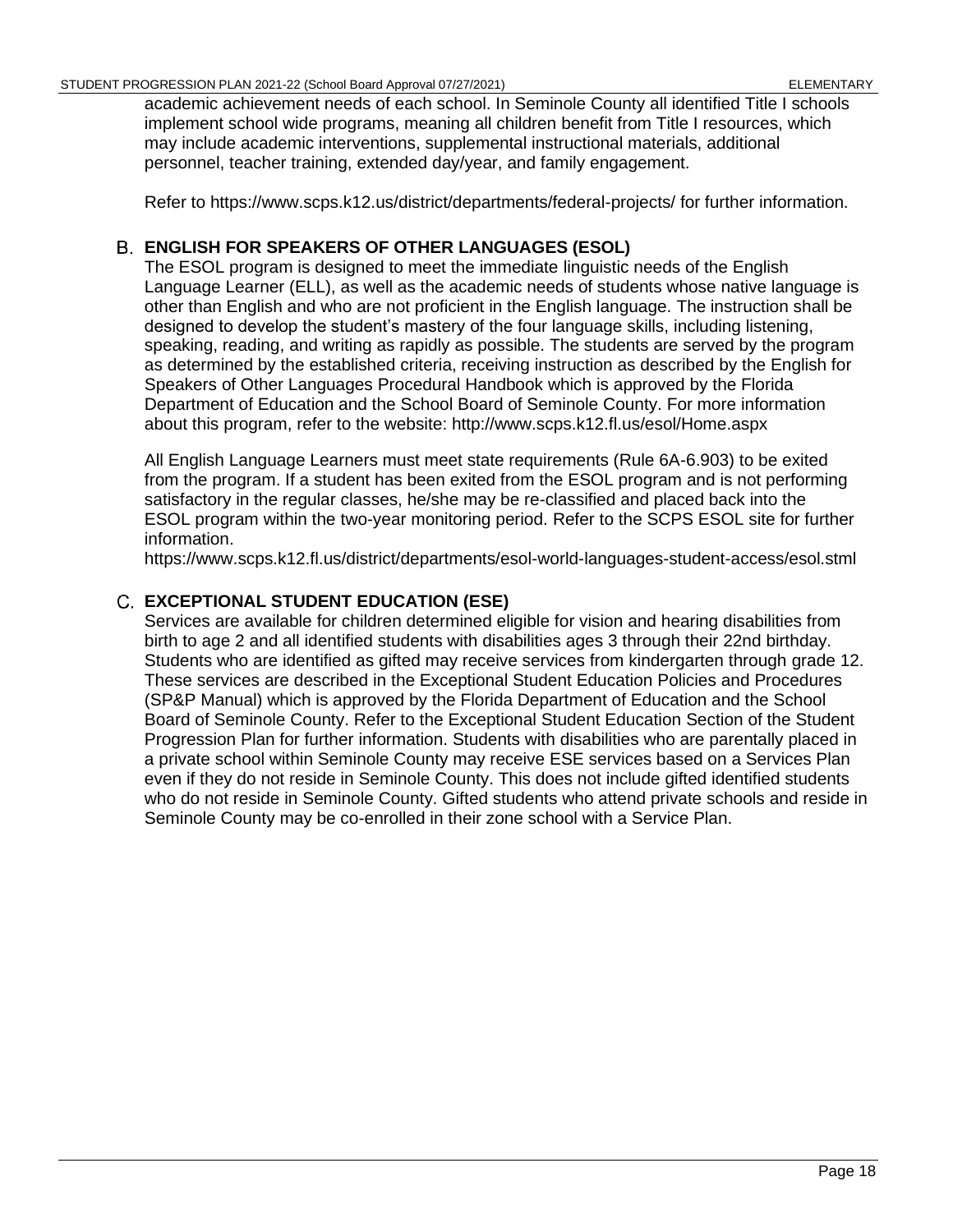academic achievement needs of each school. In Seminole County all identified Title I schools implement school wide programs, meaning all children benefit from Title I resources, which may include academic interventions, supplemental instructional materials, additional personnel, teacher training, extended day/year, and family engagement.

Refer to https://www.scps.k12.us/district/departments/federal-projects/ for further information.

## B. ENGLISH FOR SPEAKERS OF OTHER LANGUAGES (ESOL)

The ESOL program is designed to meet the immediate linguistic needs of the English Language Learner (ELL), as well as the academic needs of students whose native language is other than English and who are not proficient in the English language. The instruction shall be designed to develop the student's mastery of the four language skills, including listening, speaking, reading, and writing as rapidly as possible. The students are served by the program as determined by the established criteria, receiving instruction as described by the English for Speakers of Other Languages Procedural Handbook which is approved by the Florida Department of Education and the School Board of Seminole County. For more information about this program, refer to the website: http://www.scps.k12.fl.us/esol/Home.aspx

All English Language Learners must meet state requirements (Rule 6A-6.903) to be exited from the program. If a student has been exited from the ESOL program and is not performing satisfactory in the regular classes, he/she may be re-classified and placed back into the ESOL program within the two-year monitoring period. Refer to the SCPS ESOL site for further information.
https://www.scps.k12.fl.us/district/departments/esol-world-languages-student-access/esol.stml

## C. EXCEPTIONAL STUDENT EDUCATION (ESE)

Services are available for children determined eligible for vision and hearing disabilities from birth to age 2 and all identified students with disabilities ages 3 through their 22nd birthday. Students who are identified as gifted may receive services from kindergarten through grade 12. These services are described in the Exceptional Student Education Policies and Procedures (SP&P Manual) which is approved by the Florida Department of Education and the School Board of Seminole County. Refer to the Exceptional Student Education Section of the Student Progression Plan for further information. Students with disabilities who are parentally placed in a private school within Seminole County may receive ESE services based on a Services Plan even if they do not reside in Seminole County. This does not include gifted identified students who do not reside in Seminole County. Gifted students who attend private schools and reside in Seminole County may be co-enrolled in their zone school with a Service Plan.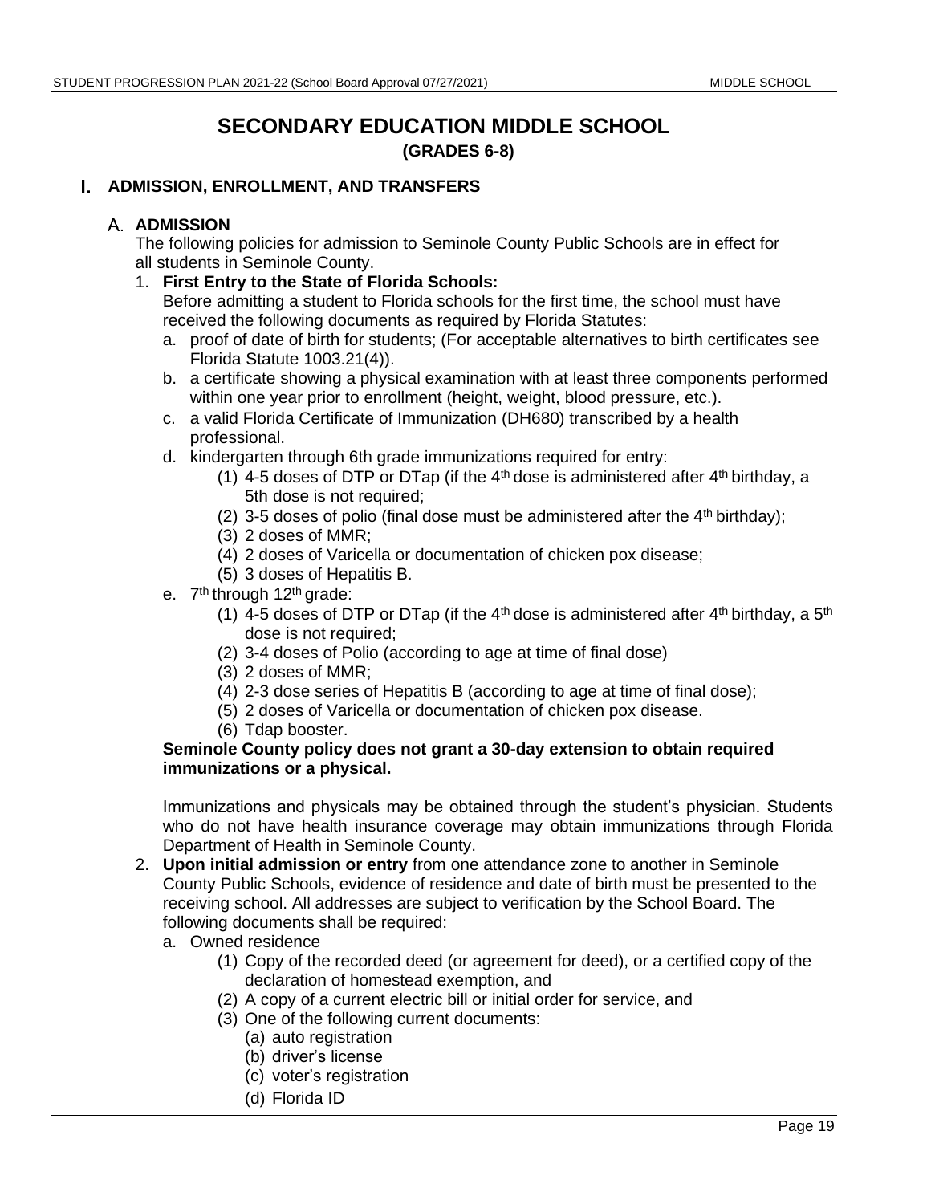# SECONDARY EDUCATION MIDDLE SCHOOL

**(GRADES 6-8)**

## I. ADMISSION, ENROLLMENT, AND TRANSFERS

### A. ADMISSION

The following policies for admission to Seminole County Public Schools are in effect for all students in Seminole County.

1. **First Entry to the State of Florida Schools:**
   Before admitting a student to Florida schools for the first time, the school must have received the following documents as required by Florida Statutes:
   a. proof of date of birth for students; (For acceptable alternatives to birth certificates see Florida Statute 1003.21(4)).
   b. a certificate showing a physical examination with at least three components performed within one year prior to enrollment (height, weight, blood pressure, etc.).
   c. a valid Florida Certificate of Immunization (DH680) transcribed by a health professional.
   d. kindergarten through 6th grade immunizations required for entry:
      (1) 4-5 doses of DTP or DTap (if the 4th dose is administered after 4th birthday, a 5th dose is not required;
      (2) 3-5 doses of polio (final dose must be administered after the 4th birthday);
      (3) 2 doses of MMR;
      (4) 2 doses of Varicella or documentation of chicken pox disease;
      (5) 3 doses of Hepatitis B.
   e. 7th through 12th grade:
      (1) 4-5 doses of DTP or DTap (if the 4th dose is administered after 4th birthday, a 5th dose is not required;
      (2) 3-4 doses of Polio (according to age at time of final dose)
      (3) 2 doses of MMR;
      (4) 2-3 dose series of Hepatitis B (according to age at time of final dose);
      (5) 2 doses of Varicella or documentation of chicken pox disease.
      (6) Tdap booster.

   **Seminole County policy does not grant a 30-day extension to obtain required immunizations or a physical.**

   Immunizations and physicals may be obtained through the student's physician. Students who do not have health insurance coverage may obtain immunizations through Florida Department of Health in Seminole County.

2. **Upon initial admission or entry** from one attendance zone to another in Seminole County Public Schools, evidence of residence and date of birth must be presented to the receiving school. All addresses are subject to verification by the School Board. The following documents shall be required:
   a. Owned residence
      (1) Copy of the recorded deed (or agreement for deed), or a certified copy of the declaration of homestead exemption, and
      (2) A copy of a current electric bill or initial order for service, and
      (3) One of the following current documents:
         (a) auto registration
         (b) driver's license
         (c) voter's registration
         (d) Florida ID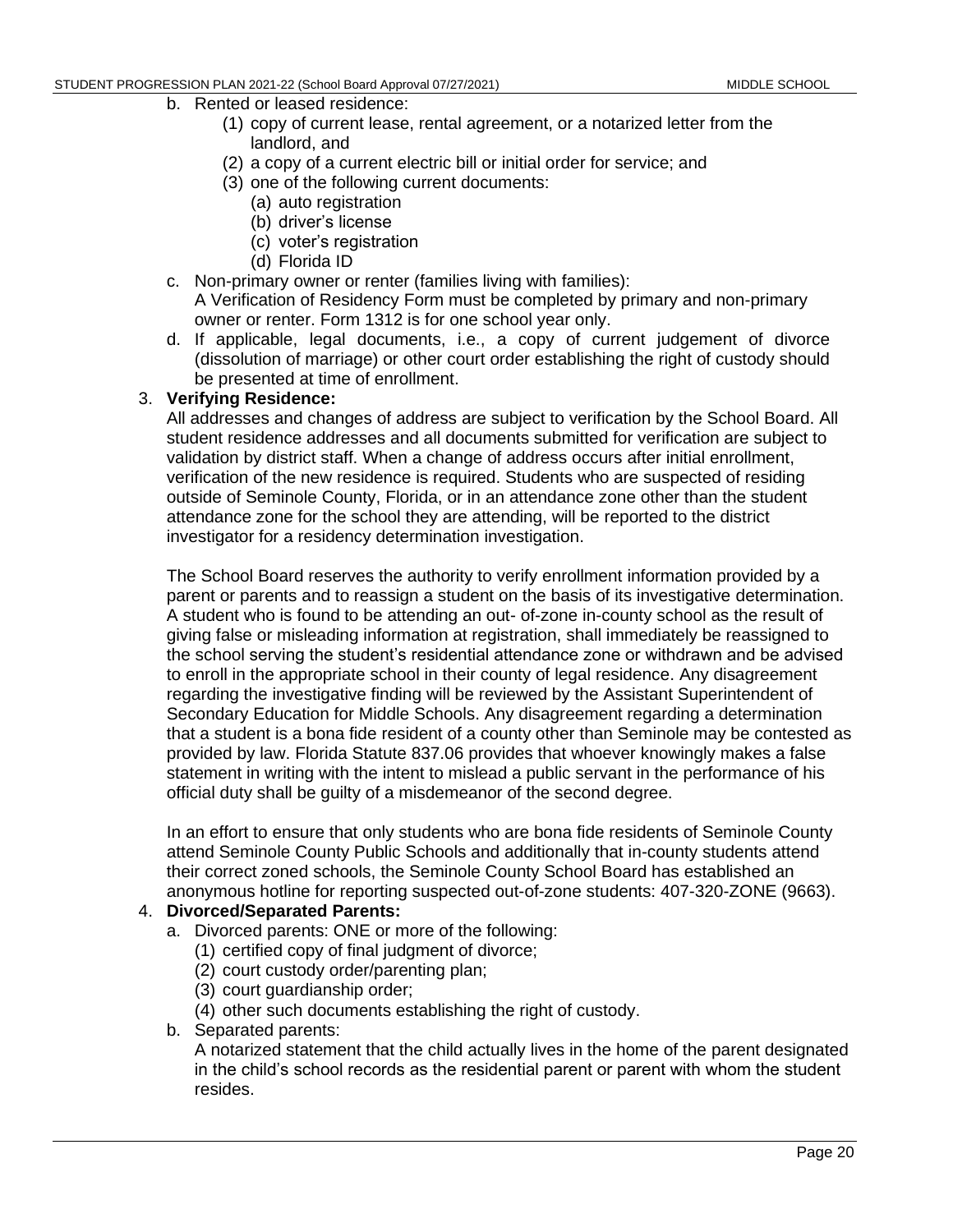b. Rented or leased residence:
   (1) copy of current lease, rental agreement, or a notarized letter from the landlord, and
   (2) a copy of a current electric bill or initial order for service; and
   (3) one of the following current documents:
      (a) auto registration
      (b) driver's license
      (c) voter's registration
      (d) Florida ID
c. Non-primary owner or renter (families living with families):
   A Verification of Residency Form must be completed by primary and non-primary owner or renter. Form 1312 is for one school year only.
d. If applicable, legal documents, i.e., a copy of current judgement of divorce (dissolution of marriage) or other court order establishing the right of custody should be presented at time of enrollment.

3. **Verifying Residence:**
   All addresses and changes of address are subject to verification by the School Board. All student residence addresses and all documents submitted for verification are subject to validation by district staff. When a change of address occurs after initial enrollment, verification of the new residence is required. Students who are suspected of residing outside of Seminole County, Florida, or in an attendance zone other than the student attendance zone for the school they are attending, will be reported to the district investigator for a residency determination investigation.

   The School Board reserves the authority to verify enrollment information provided by a parent or parents and to reassign a student on the basis of its investigative determination. A student who is found to be attending an out- of-zone in-county school as the result of giving false or misleading information at registration, shall immediately be reassigned to the school serving the student's residential attendance zone or withdrawn and be advised to enroll in the appropriate school in their county of legal residence. Any disagreement regarding the investigative finding will be reviewed by the Assistant Superintendent of Secondary Education for Middle Schools. Any disagreement regarding a determination that a student is a bona fide resident of a county other than Seminole may be contested as provided by law. Florida Statute 837.06 provides that whoever knowingly makes a false statement in writing with the intent to mislead a public servant in the performance of his official duty shall be guilty of a misdemeanor of the second degree.

   In an effort to ensure that only students who are bona fide residents of Seminole County attend Seminole County Public Schools and additionally that in-county students attend their correct zoned schools, the Seminole County School Board has established an anonymous hotline for reporting suspected out-of-zone students: 407-320-ZONE (9663).

4. **Divorced/Separated Parents:**
   a. Divorced parents: ONE or more of the following:
      (1) certified copy of final judgment of divorce;
      (2) court custody order/parenting plan;
      (3) court guardianship order;
      (4) other such documents establishing the right of custody.
   b. Separated parents:
      A notarized statement that the child actually lives in the home of the parent designated in the child's school records as the residential parent or parent with whom the student resides.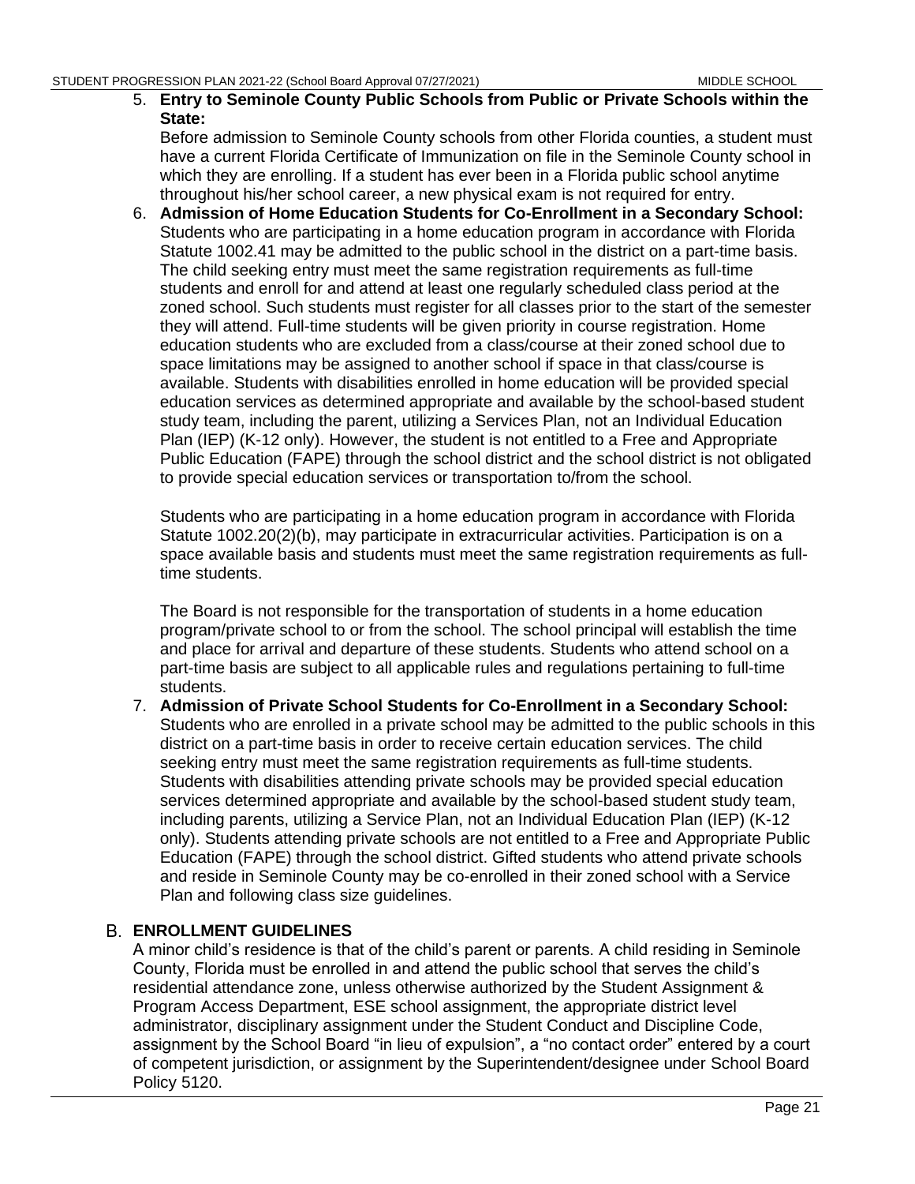5. **Entry to Seminole County Public Schools from Public or Private Schools within the State:**
Before admission to Seminole County schools from other Florida counties, a student must have a current Florida Certificate of Immunization on file in the Seminole County school in which they are enrolling. If a student has ever been in a Florida public school anytime throughout his/her school career, a new physical exam is not required for entry.

6. **Admission of Home Education Students for Co-Enrollment in a Secondary School:**
Students who are participating in a home education program in accordance with Florida Statute 1002.41 may be admitted to the public school in the district on a part-time basis. The child seeking entry must meet the same registration requirements as full-time students and enroll for and attend at least one regularly scheduled class period at the zoned school. Such students must register for all classes prior to the start of the semester they will attend. Full-time students will be given priority in course registration. Home education students who are excluded from a class/course at their zoned school due to space limitations may be assigned to another school if space in that class/course is available. Students with disabilities enrolled in home education will be provided special education services as determined appropriate and available by the school-based student study team, including the parent, utilizing a Services Plan, not an Individual Education Plan (IEP) (K-12 only). However, the student is not entitled to a Free and Appropriate Public Education (FAPE) through the school district and the school district is not obligated to provide special education services or transportation to/from the school.

   Students who are participating in a home education program in accordance with Florida Statute 1002.20(2)(b), may participate in extracurricular activities. Participation is on a space available basis and students must meet the same registration requirements as full-time students.

   The Board is not responsible for the transportation of students in a home education program/private school to or from the school. The school principal will establish the time and place for arrival and departure of these students. Students who attend school on a part-time basis are subject to all applicable rules and regulations pertaining to full-time students.

7. **Admission of Private School Students for Co-Enrollment in a Secondary School:**
Students who are enrolled in a private school may be admitted to the public schools in this district on a part-time basis in order to receive certain education services. The child seeking entry must meet the same registration requirements as full-time students. Students with disabilities attending private schools may be provided special education services determined appropriate and available by the school-based student study team, including parents, utilizing a Service Plan, not an Individual Education Plan (IEP) (K-12 only). Students attending private schools are not entitled to a Free and Appropriate Public Education (FAPE) through the school district. Gifted students who attend private schools and reside in Seminole County may be co-enrolled in their zoned school with a Service Plan and following class size guidelines.

## B. ENROLLMENT GUIDELINES

A minor child's residence is that of the child's parent or parents. A child residing in Seminole County, Florida must be enrolled in and attend the public school that serves the child's residential attendance zone, unless otherwise authorized by the Student Assignment & Program Access Department, ESE school assignment, the appropriate district level administrator, disciplinary assignment under the Student Conduct and Discipline Code, assignment by the School Board "in lieu of expulsion", a "no contact order" entered by a court of competent jurisdiction, or assignment by the Superintendent/designee under School Board Policy 5120.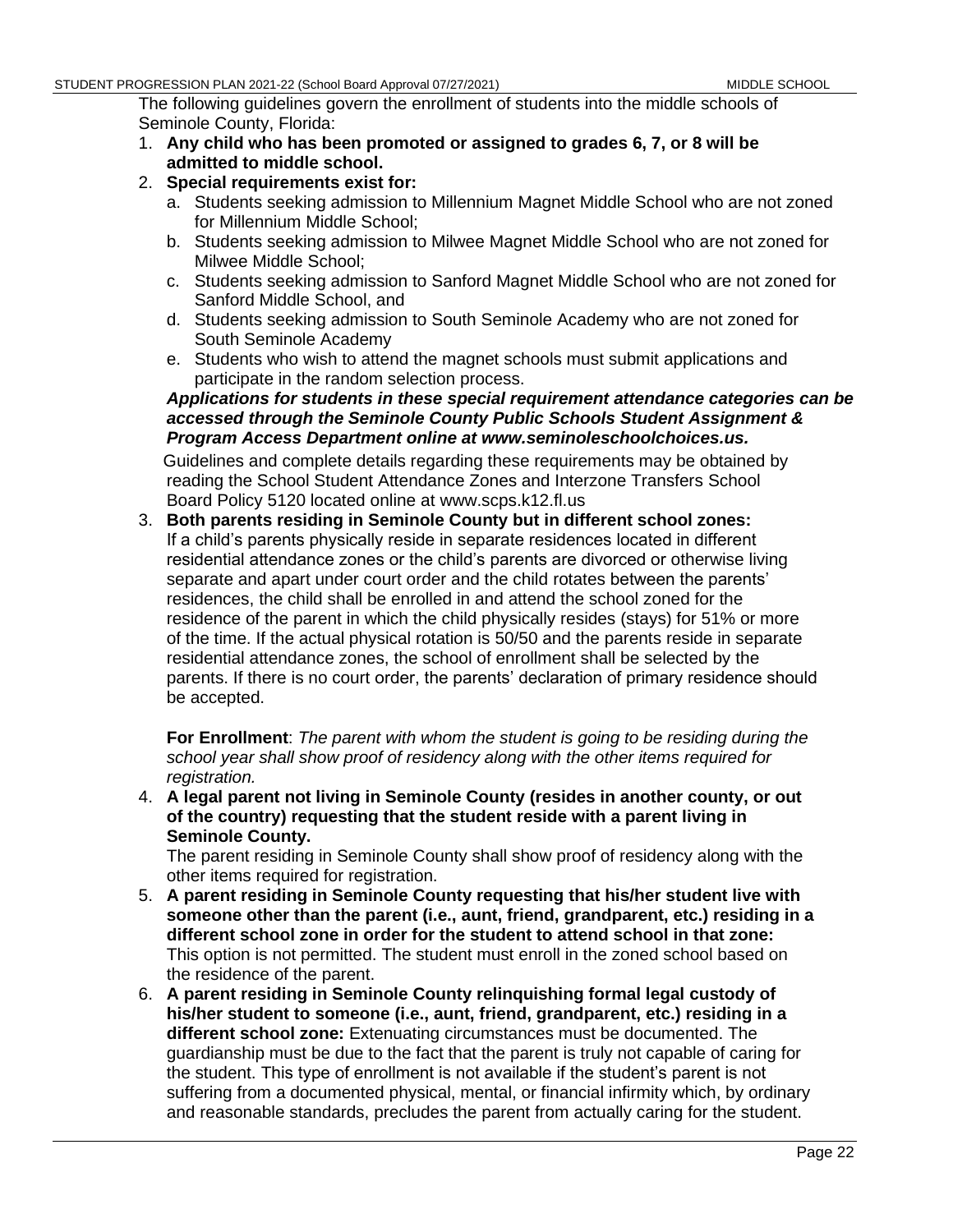The following guidelines govern the enrollment of students into the middle schools of Seminole County, Florida:

1. **Any child who has been promoted or assigned to grades 6, 7, or 8 will be admitted to middle school.**
2. **Special requirements exist for:**
   a. Students seeking admission to Millennium Magnet Middle School who are not zoned for Millennium Middle School;
   b. Students seeking admission to Milwee Magnet Middle School who are not zoned for Milwee Middle School;
   c. Students seeking admission to Sanford Magnet Middle School who are not zoned for Sanford Middle School, and
   d. Students seeking admission to South Seminole Academy who are not zoned for South Seminole Academy
   e. Students who wish to attend the magnet schools must submit applications and participate in the random selection process.

   ***Applications for students in these special requirement attendance categories can be accessed through the Seminole County Public Schools Student Assignment & Program Access Department online at www.seminoleschoolchoices.us.***

   Guidelines and complete details regarding these requirements may be obtained by reading the School Student Attendance Zones and Interzone Transfers School Board Policy 5120 located online at www.scps.k12.fl.us
3. **Both parents residing in Seminole County but in different school zones:** If a child's parents physically reside in separate residences located in different residential attendance zones or the child's parents are divorced or otherwise living separate and apart under court order and the child rotates between the parents' residences, the child shall be enrolled in and attend the school zoned for the residence of the parent in which the child physically resides (stays) for 51% or more of the time. If the actual physical rotation is 50/50 and the parents reside in separate residential attendance zones, the school of enrollment shall be selected by the parents. If there is no court order, the parents' declaration of primary residence should be accepted.

   **For Enrollment**: *The parent with whom the student is going to be residing during the school year shall show proof of residency along with the other items required for registration.*
4. **A legal parent not living in Seminole County (resides in another county, or out of the country) requesting that the student reside with a parent living in Seminole County.**
   The parent residing in Seminole County shall show proof of residency along with the other items required for registration.
5. **A parent residing in Seminole County requesting that his/her student live with someone other than the parent (i.e., aunt, friend, grandparent, etc.) residing in a different school zone in order for the student to attend school in that zone:** This option is not permitted. The student must enroll in the zoned school based on the residence of the parent.
6. **A parent residing in Seminole County relinquishing formal legal custody of his/her student to someone (i.e., aunt, friend, grandparent, etc.) residing in a different school zone:** Extenuating circumstances must be documented. The guardianship must be due to the fact that the parent is truly not capable of caring for the student. This type of enrollment is not available if the student's parent is not suffering from a documented physical, mental, or financial infirmity which, by ordinary and reasonable standards, precludes the parent from actually caring for the student.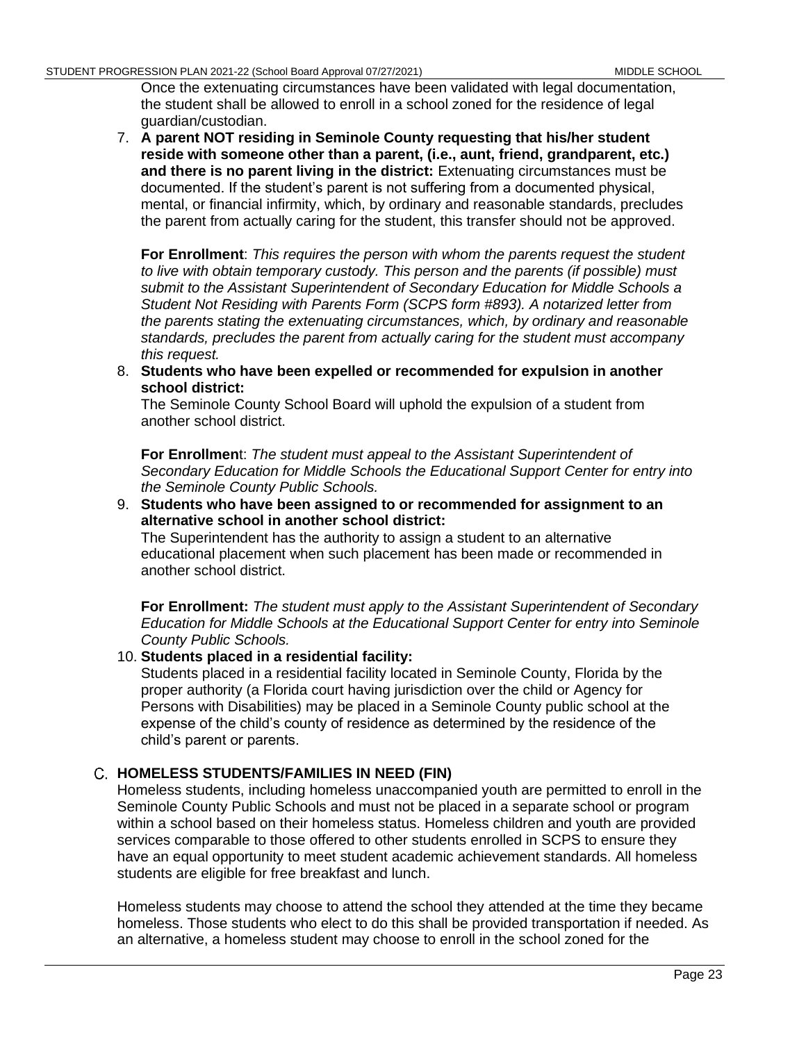Once the extenuating circumstances have been validated with legal documentation, the student shall be allowed to enroll in a school zoned for the residence of legal guardian/custodian.

7. **A parent NOT residing in Seminole County requesting that his/her student reside with someone other than a parent, (i.e., aunt, friend, grandparent, etc.) and there is no parent living in the district:** Extenuating circumstances must be documented. If the student's parent is not suffering from a documented physical, mental, or financial infirmity, which, by ordinary and reasonable standards, precludes the parent from actually caring for the student, this transfer should not be approved.

   **For Enrollment**: *This requires the person with whom the parents request the student to live with obtain temporary custody. This person and the parents (if possible) must submit to the Assistant Superintendent of Secondary Education for Middle Schools a Student Not Residing with Parents Form (SCPS form #893). A notarized letter from the parents stating the extenuating circumstances, which, by ordinary and reasonable standards, precludes the parent from actually caring for the student must accompany this request.*

8. **Students who have been expelled or recommended for expulsion in another school district:**
   The Seminole County School Board will uphold the expulsion of a student from another school district.

   **For Enrollmen**t: *The student must appeal to the Assistant Superintendent of Secondary Education for Middle Schools the Educational Support Center for entry into the Seminole County Public Schools.*

9. **Students who have been assigned to or recommended for assignment to an alternative school in another school district:**
   The Superintendent has the authority to assign a student to an alternative educational placement when such placement has been made or recommended in another school district.

   **For Enrollment:** *The student must apply to the Assistant Superintendent of Secondary Education for Middle Schools at the Educational Support Center for entry into Seminole County Public Schools.*

10. **Students placed in a residential facility:**
    Students placed in a residential facility located in Seminole County, Florida by the proper authority (a Florida court having jurisdiction over the child or Agency for Persons with Disabilities) may be placed in a Seminole County public school at the expense of the child's county of residence as determined by the residence of the child's parent or parents.

## C. HOMELESS STUDENTS/FAMILIES IN NEED (FIN)

Homeless students, including homeless unaccompanied youth are permitted to enroll in the Seminole County Public Schools and must not be placed in a separate school or program within a school based on their homeless status. Homeless children and youth are provided services comparable to those offered to other students enrolled in SCPS to ensure they have an equal opportunity to meet student academic achievement standards. All homeless students are eligible for free breakfast and lunch.

Homeless students may choose to attend the school they attended at the time they became homeless. Those students who elect to do this shall be provided transportation if needed. As an alternative, a homeless student may choose to enroll in the school zoned for the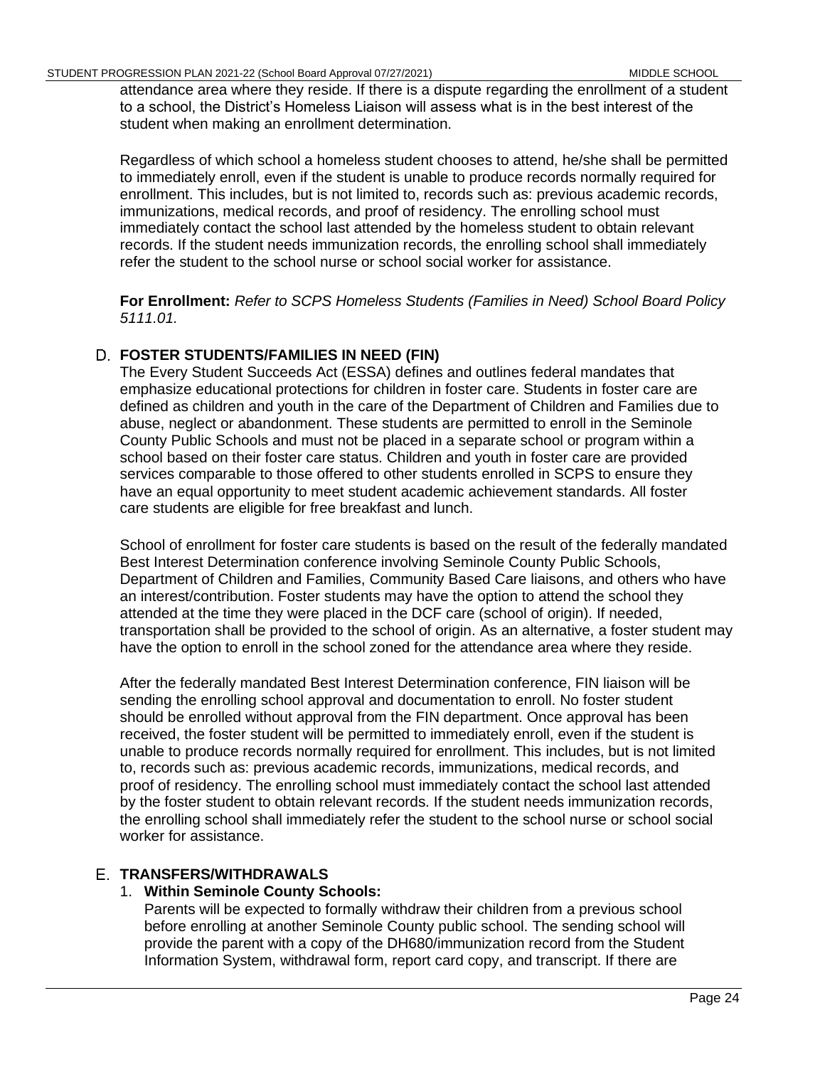attendance area where they reside. If there is a dispute regarding the enrollment of a student to a school, the District's Homeless Liaison will assess what is in the best interest of the student when making an enrollment determination.

Regardless of which school a homeless student chooses to attend, he/she shall be permitted to immediately enroll, even if the student is unable to produce records normally required for enrollment. This includes, but is not limited to, records such as: previous academic records, immunizations, medical records, and proof of residency. The enrolling school must immediately contact the school last attended by the homeless student to obtain relevant records. If the student needs immunization records, the enrolling school shall immediately refer the student to the school nurse or school social worker for assistance.

**For Enrollment:** *Refer to SCPS Homeless Students (Families in Need) School Board Policy 5111.01.*

### D. FOSTER STUDENTS/FAMILIES IN NEED (FIN)

The Every Student Succeeds Act (ESSA) defines and outlines federal mandates that emphasize educational protections for children in foster care. Students in foster care are defined as children and youth in the care of the Department of Children and Families due to abuse, neglect or abandonment. These students are permitted to enroll in the Seminole County Public Schools and must not be placed in a separate school or program within a school based on their foster care status. Children and youth in foster care are provided services comparable to those offered to other students enrolled in SCPS to ensure they have an equal opportunity to meet student academic achievement standards. All foster care students are eligible for free breakfast and lunch.

School of enrollment for foster care students is based on the result of the federally mandated Best Interest Determination conference involving Seminole County Public Schools, Department of Children and Families, Community Based Care liaisons, and others who have an interest/contribution. Foster students may have the option to attend the school they attended at the time they were placed in the DCF care (school of origin). If needed, transportation shall be provided to the school of origin. As an alternative, a foster student may have the option to enroll in the school zoned for the attendance area where they reside.

After the federally mandated Best Interest Determination conference, FIN liaison will be sending the enrolling school approval and documentation to enroll. No foster student should be enrolled without approval from the FIN department. Once approval has been received, the foster student will be permitted to immediately enroll, even if the student is unable to produce records normally required for enrollment. This includes, but is not limited to, records such as: previous academic records, immunizations, medical records, and proof of residency. The enrolling school must immediately contact the school last attended by the foster student to obtain relevant records. If the student needs immunization records, the enrolling school shall immediately refer the student to the school nurse or school social worker for assistance.

### E. TRANSFERS/WITHDRAWALS

1. **Within Seminole County Schools:**
   Parents will be expected to formally withdraw their children from a previous school before enrolling at another Seminole County public school. The sending school will provide the parent with a copy of the DH680/immunization record from the Student Information System, withdrawal form, report card copy, and transcript. If there are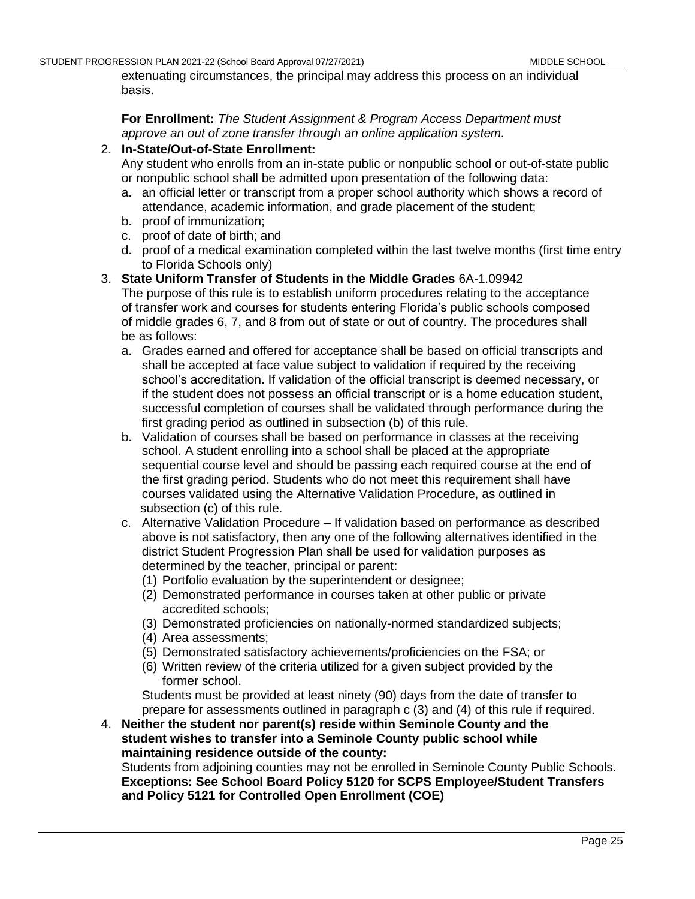extenuating circumstances, the principal may address this process on an individual basis.

**For Enrollment:** *The Student Assignment & Program Access Department must approve an out of zone transfer through an online application system.*

2. **In-State/Out-of-State Enrollment:**
   Any student who enrolls from an in-state public or nonpublic school or out-of-state public or nonpublic school shall be admitted upon presentation of the following data:
   a. an official letter or transcript from a proper school authority which shows a record of attendance, academic information, and grade placement of the student;
   b. proof of immunization;
   c. proof of date of birth; and
   d. proof of a medical examination completed within the last twelve months (first time entry to Florida Schools only)

3. **State Uniform Transfer of Students in the Middle Grades** 6A-1.09942
   The purpose of this rule is to establish uniform procedures relating to the acceptance of transfer work and courses for students entering Florida's public schools composed of middle grades 6, 7, and 8 from out of state or out of country. The procedures shall be as follows:
   a. Grades earned and offered for acceptance shall be based on official transcripts and shall be accepted at face value subject to validation if required by the receiving school's accreditation. If validation of the official transcript is deemed necessary, or if the student does not possess an official transcript or is a home education student, successful completion of courses shall be validated through performance during the first grading period as outlined in subsection (b) of this rule.
   b. Validation of courses shall be based on performance in classes at the receiving school. A student enrolling into a school shall be placed at the appropriate sequential course level and should be passing each required course at the end of the first grading period. Students who do not meet this requirement shall have courses validated using the Alternative Validation Procedure, as outlined in subsection (c) of this rule.
   c. Alternative Validation Procedure – If validation based on performance as described above is not satisfactory, then any one of the following alternatives identified in the district Student Progression Plan shall be used for validation purposes as determined by the teacher, principal or parent:
      (1) Portfolio evaluation by the superintendent or designee;
      (2) Demonstrated performance in courses taken at other public or private accredited schools;
      (3) Demonstrated proficiencies on nationally-normed standardized subjects;
      (4) Area assessments;
      (5) Demonstrated satisfactory achievements/proficiencies on the FSA; or
      (6) Written review of the criteria utilized for a given subject provided by the former school.

      Students must be provided at least ninety (90) days from the date of transfer to prepare for assessments outlined in paragraph c (3) and (4) of this rule if required.

4. **Neither the student nor parent(s) reside within Seminole County and the student wishes to transfer into a Seminole County public school while maintaining residence outside of the county:**
   Students from adjoining counties may not be enrolled in Seminole County Public Schools.
   **Exceptions: See School Board Policy 5120 for SCPS Employee/Student Transfers and Policy 5121 for Controlled Open Enrollment (COE)**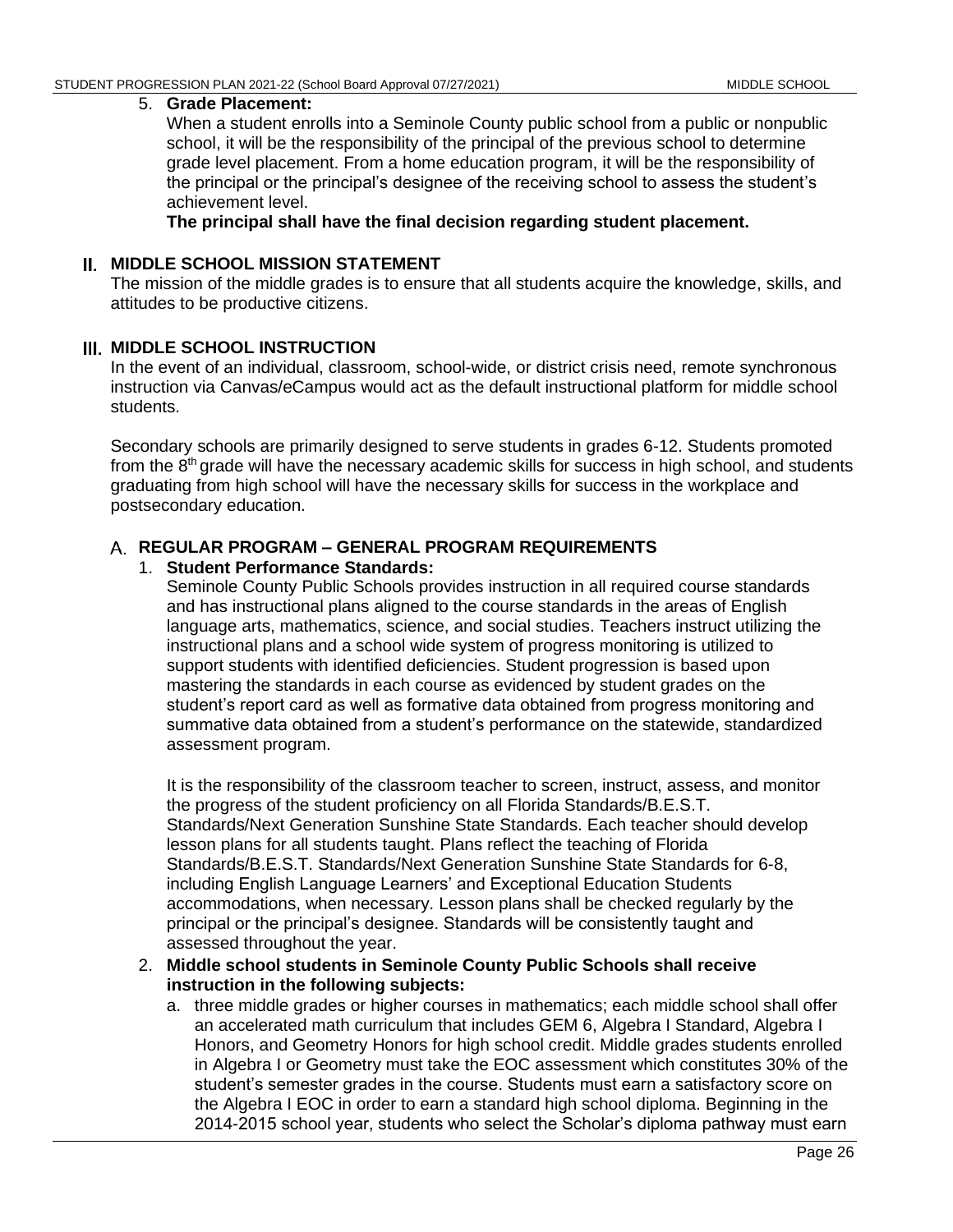5. **Grade Placement:**
   When a student enrolls into a Seminole County public school from a public or nonpublic school, it will be the responsibility of the principal of the previous school to determine grade level placement. From a home education program, it will be the responsibility of the principal or the principal's designee of the receiving school to assess the student's achievement level.
   **The principal shall have the final decision regarding student placement.**

## II. MIDDLE SCHOOL MISSION STATEMENT

The mission of the middle grades is to ensure that all students acquire the knowledge, skills, and attitudes to be productive citizens.

## III. MIDDLE SCHOOL INSTRUCTION

In the event of an individual, classroom, school-wide, or district crisis need, remote synchronous instruction via Canvas/eCampus would act as the default instructional platform for middle school students.

Secondary schools are primarily designed to serve students in grades 6-12. Students promoted from the 8th grade will have the necessary academic skills for success in high school, and students graduating from high school will have the necessary skills for success in the workplace and postsecondary education.

### A. REGULAR PROGRAM – GENERAL PROGRAM REQUIREMENTS

1. **Student Performance Standards:**
   Seminole County Public Schools provides instruction in all required course standards and has instructional plans aligned to the course standards in the areas of English language arts, mathematics, science, and social studies. Teachers instruct utilizing the instructional plans and a school wide system of progress monitoring is utilized to support students with identified deficiencies. Student progression is based upon mastering the standards in each course as evidenced by student grades on the student's report card as well as formative data obtained from progress monitoring and summative data obtained from a student's performance on the statewide, standardized assessment program.

   It is the responsibility of the classroom teacher to screen, instruct, assess, and monitor the progress of the student proficiency on all Florida Standards/B.E.S.T. Standards/Next Generation Sunshine State Standards. Each teacher should develop lesson plans for all students taught. Plans reflect the teaching of Florida Standards/B.E.S.T. Standards/Next Generation Sunshine State Standards for 6-8, including English Language Learners' and Exceptional Education Students accommodations, when necessary. Lesson plans shall be checked regularly by the principal or the principal's designee. Standards will be consistently taught and assessed throughout the year.

2. **Middle school students in Seminole County Public Schools shall receive instruction in the following subjects:**
   a. three middle grades or higher courses in mathematics; each middle school shall offer an accelerated math curriculum that includes GEM 6, Algebra I Standard, Algebra I Honors, and Geometry Honors for high school credit. Middle grades students enrolled in Algebra I or Geometry must take the EOC assessment which constitutes 30% of the student's semester grades in the course. Students must earn a satisfactory score on the Algebra I EOC in order to earn a standard high school diploma. Beginning in the 2014-2015 school year, students who select the Scholar's diploma pathway must earn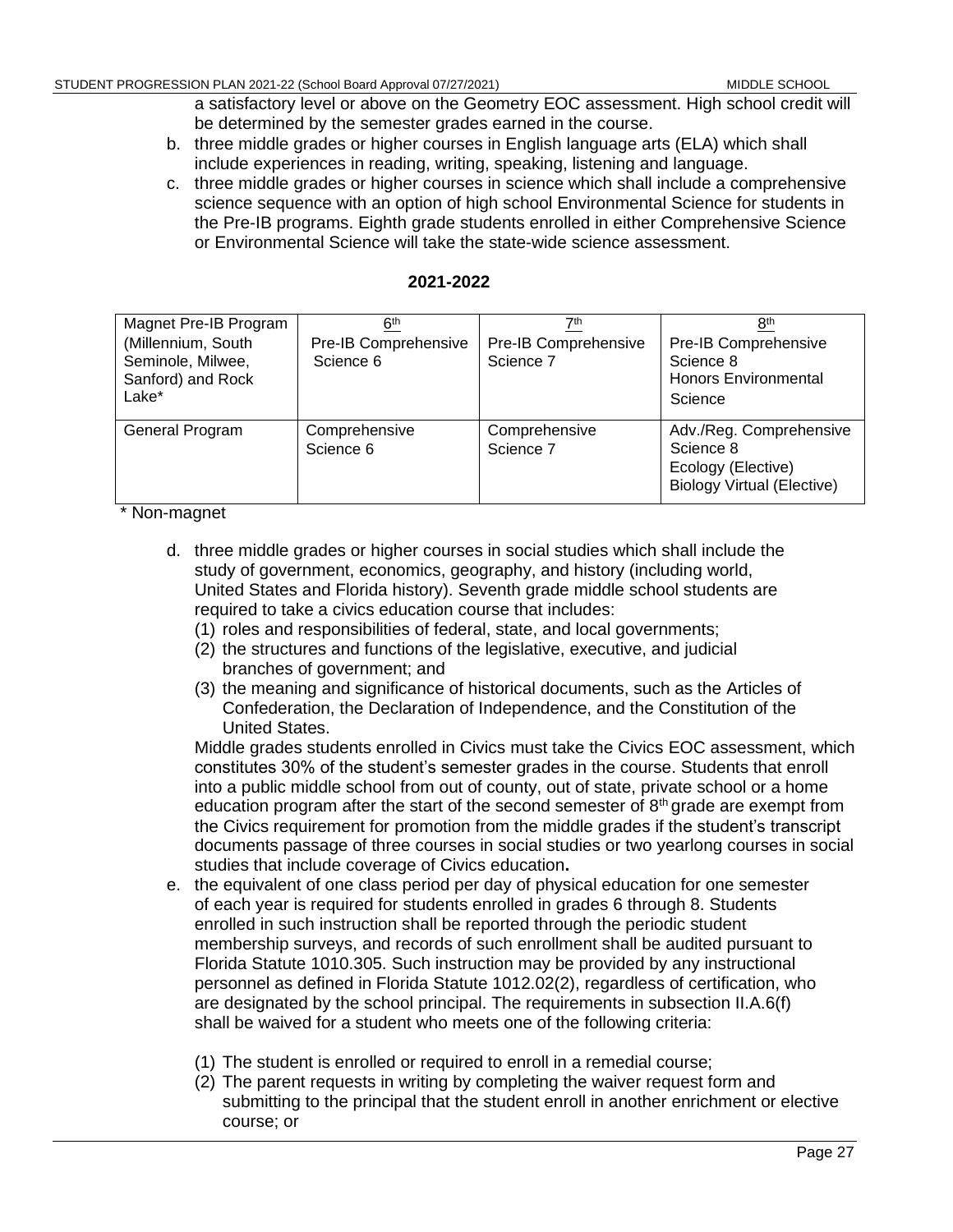a satisfactory level or above on the Geometry EOC assessment. High school credit will be determined by the semester grades earned in the course.

b. three middle grades or higher courses in English language arts (ELA) which shall include experiences in reading, writing, speaking, listening and language.

c. three middle grades or higher courses in science which shall include a comprehensive science sequence with an option of high school Environmental Science for students in the Pre-IB programs. Eighth grade students enrolled in either Comprehensive Science or Environmental Science will take the state-wide science assessment.

**2021-2022**

| Magnet Pre-IB Program (Millennium, South Seminole, Milwee, Sanford) and Rock Lake* | 6th<br>Pre-IB Comprehensive Science 6 | 7th<br>Pre-IB Comprehensive Science 7 | 8th<br>Pre-IB Comprehensive Science 8<br>Honors Environmental Science |
|---|---|---|---|
| General Program | Comprehensive Science 6 | Comprehensive Science 7 | Adv./Reg. Comprehensive Science 8<br>Ecology (Elective)<br>Biology Virtual (Elective) |

\* Non-magnet

d. three middle grades or higher courses in social studies which shall include the study of government, economics, geography, and history (including world, United States and Florida history). Seventh grade middle school students are required to take a civics education course that includes:
   (1) roles and responsibilities of federal, state, and local governments;
   (2) the structures and functions of the legislative, executive, and judicial branches of government; and
   (3) the meaning and significance of historical documents, such as the Articles of Confederation, the Declaration of Independence, and the Constitution of the United States.

   Middle grades students enrolled in Civics must take the Civics EOC assessment, which constitutes 30% of the student's semester grades in the course. Students that enroll into a public middle school from out of county, out of state, private school or a home education program after the start of the second semester of 8th grade are exempt from the Civics requirement for promotion from the middle grades if the student's transcript documents passage of three courses in social studies or two yearlong courses in social studies that include coverage of Civics education**.**

e. the equivalent of one class period per day of physical education for one semester of each year is required for students enrolled in grades 6 through 8. Students enrolled in such instruction shall be reported through the periodic student membership surveys, and records of such enrollment shall be audited pursuant to Florida Statute 1010.305. Such instruction may be provided by any instructional personnel as defined in Florida Statute 1012.02(2), regardless of certification, who are designated by the school principal. The requirements in subsection II.A.6(f) shall be waived for a student who meets one of the following criteria:

   (1) The student is enrolled or required to enroll in a remedial course;
   (2) The parent requests in writing by completing the waiver request form and submitting to the principal that the student enroll in another enrichment or elective course; or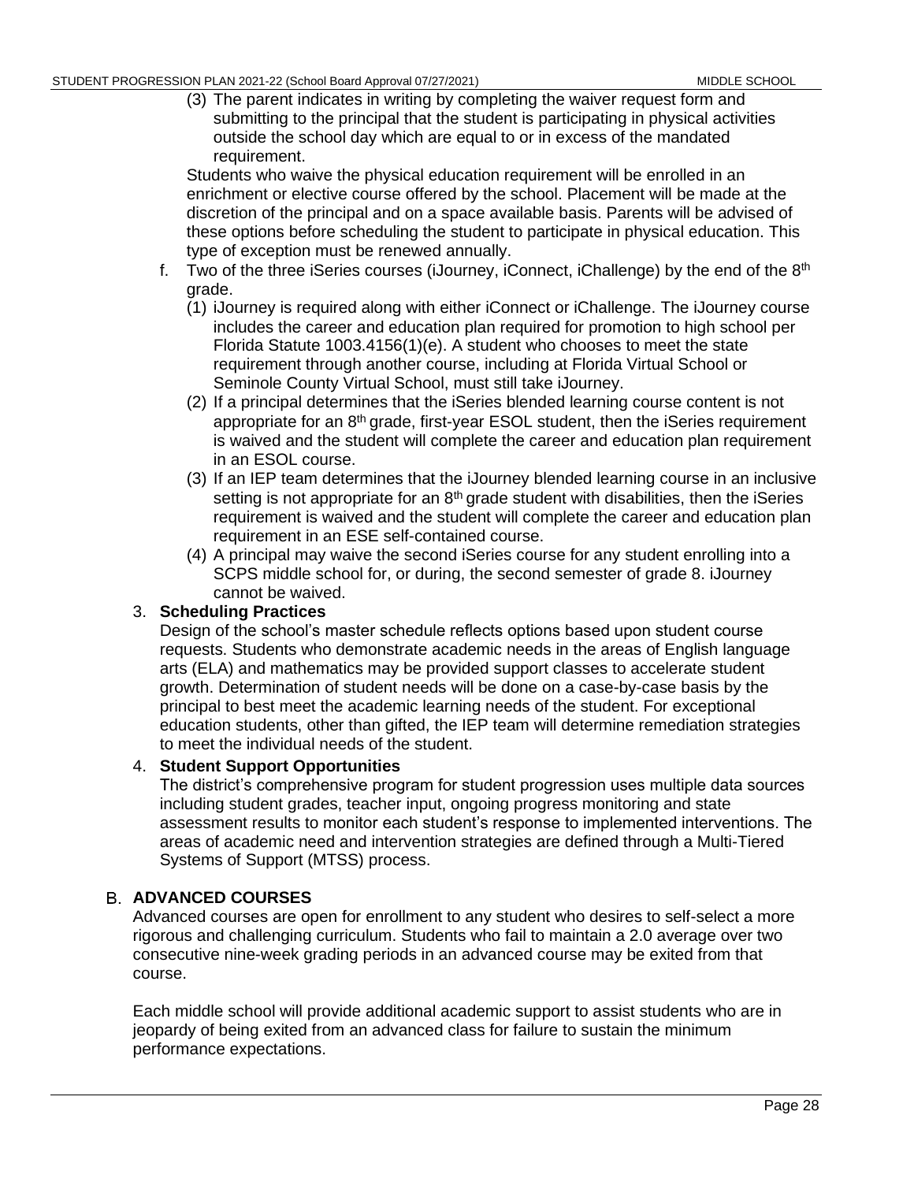(3) The parent indicates in writing by completing the waiver request form and submitting to the principal that the student is participating in physical activities outside the school day which are equal to or in excess of the mandated requirement.

Students who waive the physical education requirement will be enrolled in an enrichment or elective course offered by the school. Placement will be made at the discretion of the principal and on a space available basis. Parents will be advised of these options before scheduling the student to participate in physical education. This type of exception must be renewed annually.

f. Two of the three iSeries courses (iJourney, iConnect, iChallenge) by the end of the 8th grade.
   (1) iJourney is required along with either iConnect or iChallenge. The iJourney course includes the career and education plan required for promotion to high school per Florida Statute 1003.4156(1)(e). A student who chooses to meet the state requirement through another course, including at Florida Virtual School or Seminole County Virtual School, must still take iJourney.
   (2) If a principal determines that the iSeries blended learning course content is not appropriate for an 8th grade, first-year ESOL student, then the iSeries requirement is waived and the student will complete the career and education plan requirement in an ESOL course.
   (3) If an IEP team determines that the iJourney blended learning course in an inclusive setting is not appropriate for an 8th grade student with disabilities, then the iSeries requirement is waived and the student will complete the career and education plan requirement in an ESE self-contained course.
   (4) A principal may waive the second iSeries course for any student enrolling into a SCPS middle school for, or during, the second semester of grade 8. iJourney cannot be waived.

3. **Scheduling Practices**

   Design of the school's master schedule reflects options based upon student course requests. Students who demonstrate academic needs in the areas of English language arts (ELA) and mathematics may be provided support classes to accelerate student growth. Determination of student needs will be done on a case-by-case basis by the principal to best meet the academic learning needs of the student. For exceptional education students, other than gifted, the IEP team will determine remediation strategies to meet the individual needs of the student.

4. **Student Support Opportunities**

   The district's comprehensive program for student progression uses multiple data sources including student grades, teacher input, ongoing progress monitoring and state assessment results to monitor each student's response to implemented interventions. The areas of academic need and intervention strategies are defined through a Multi-Tiered Systems of Support (MTSS) process.

## B. ADVANCED COURSES

Advanced courses are open for enrollment to any student who desires to self-select a more rigorous and challenging curriculum. Students who fail to maintain a 2.0 average over two consecutive nine-week grading periods in an advanced course may be exited from that course.

Each middle school will provide additional academic support to assist students who are in jeopardy of being exited from an advanced class for failure to sustain the minimum performance expectations.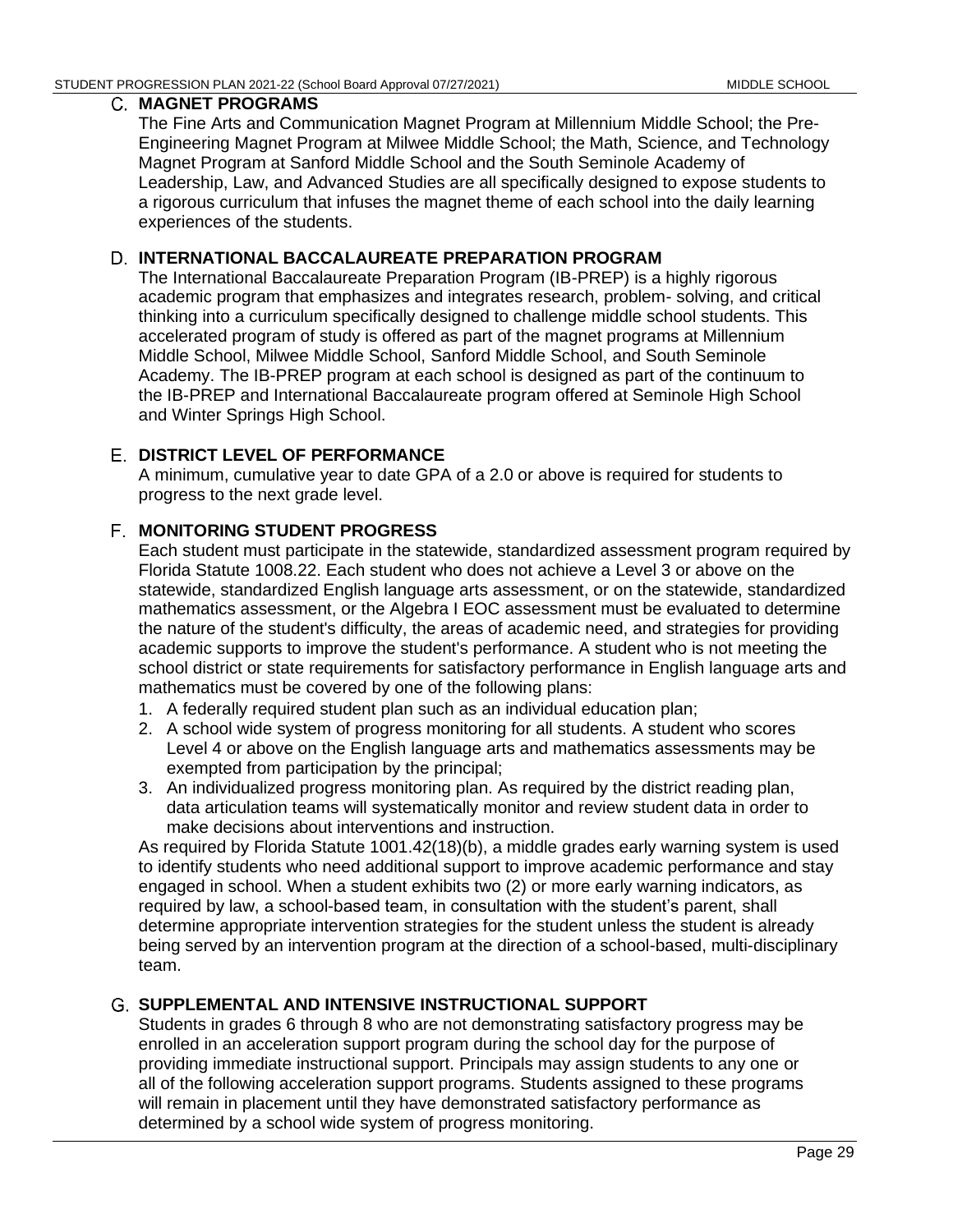## C. MAGNET PROGRAMS

The Fine Arts and Communication Magnet Program at Millennium Middle School; the Pre-Engineering Magnet Program at Milwee Middle School; the Math, Science, and Technology Magnet Program at Sanford Middle School and the South Seminole Academy of Leadership, Law, and Advanced Studies are all specifically designed to expose students to a rigorous curriculum that infuses the magnet theme of each school into the daily learning experiences of the students.

## D. INTERNATIONAL BACCALAUREATE PREPARATION PROGRAM

The International Baccalaureate Preparation Program (IB-PREP) is a highly rigorous academic program that emphasizes and integrates research, problem- solving, and critical thinking into a curriculum specifically designed to challenge middle school students. This accelerated program of study is offered as part of the magnet programs at Millennium Middle School, Milwee Middle School, Sanford Middle School, and South Seminole Academy. The IB-PREP program at each school is designed as part of the continuum to the IB-PREP and International Baccalaureate program offered at Seminole High School and Winter Springs High School.

## E. DISTRICT LEVEL OF PERFORMANCE

A minimum, cumulative year to date GPA of a 2.0 or above is required for students to progress to the next grade level.

## F. MONITORING STUDENT PROGRESS

Each student must participate in the statewide, standardized assessment program required by Florida Statute 1008.22. Each student who does not achieve a Level 3 or above on the statewide, standardized English language arts assessment, or on the statewide, standardized mathematics assessment, or the Algebra I EOC assessment must be evaluated to determine the nature of the student's difficulty, the areas of academic need, and strategies for providing academic supports to improve the student's performance. A student who is not meeting the school district or state requirements for satisfactory performance in English language arts and mathematics must be covered by one of the following plans:

1. A federally required student plan such as an individual education plan;
2. A school wide system of progress monitoring for all students. A student who scores Level 4 or above on the English language arts and mathematics assessments may be exempted from participation by the principal;
3. An individualized progress monitoring plan. As required by the district reading plan, data articulation teams will systematically monitor and review student data in order to make decisions about interventions and instruction.

As required by Florida Statute 1001.42(18)(b), a middle grades early warning system is used to identify students who need additional support to improve academic performance and stay engaged in school. When a student exhibits two (2) or more early warning indicators, as required by law, a school-based team, in consultation with the student's parent, shall determine appropriate intervention strategies for the student unless the student is already being served by an intervention program at the direction of a school-based, multi-disciplinary team.

## G. SUPPLEMENTAL AND INTENSIVE INSTRUCTIONAL SUPPORT

Students in grades 6 through 8 who are not demonstrating satisfactory progress may be enrolled in an acceleration support program during the school day for the purpose of providing immediate instructional support. Principals may assign students to any one or all of the following acceleration support programs. Students assigned to these programs will remain in placement until they have demonstrated satisfactory performance as determined by a school wide system of progress monitoring.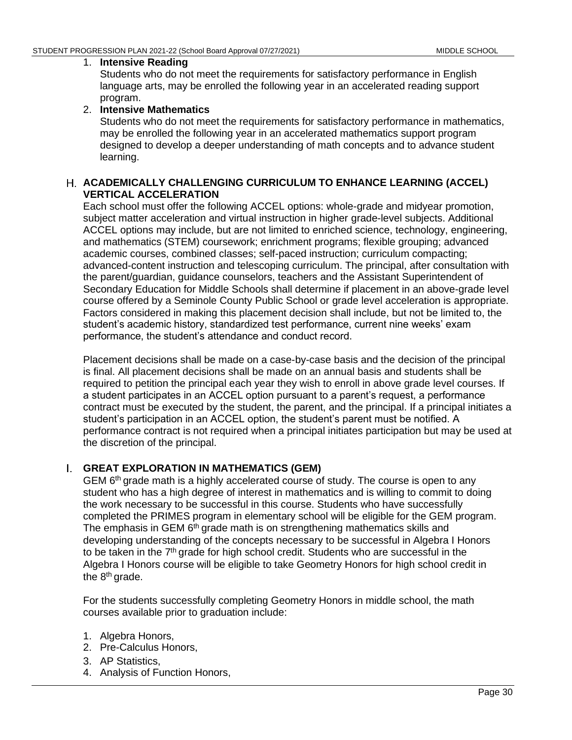1. **Intensive Reading**
   Students who do not meet the requirements for satisfactory performance in English language arts, may be enrolled the following year in an accelerated reading support program.
2. **Intensive Mathematics**
   Students who do not meet the requirements for satisfactory performance in mathematics, may be enrolled the following year in an accelerated mathematics support program designed to develop a deeper understanding of math concepts and to advance student learning.

## H. ACADEMICALLY CHALLENGING CURRICULUM TO ENHANCE LEARNING (ACCEL) VERTICAL ACCELERATION

Each school must offer the following ACCEL options: whole-grade and midyear promotion, subject matter acceleration and virtual instruction in higher grade-level subjects. Additional ACCEL options may include, but are not limited to enriched science, technology, engineering, and mathematics (STEM) coursework; enrichment programs; flexible grouping; advanced academic courses, combined classes; self-paced instruction; curriculum compacting; advanced-content instruction and telescoping curriculum. The principal, after consultation with the parent/guardian, guidance counselors, teachers and the Assistant Superintendent of Secondary Education for Middle Schools shall determine if placement in an above-grade level course offered by a Seminole County Public School or grade level acceleration is appropriate. Factors considered in making this placement decision shall include, but not be limited to, the student's academic history, standardized test performance, current nine weeks' exam performance, the student's attendance and conduct record.

Placement decisions shall be made on a case-by-case basis and the decision of the principal is final. All placement decisions shall be made on an annual basis and students shall be required to petition the principal each year they wish to enroll in above grade level courses. If a student participates in an ACCEL option pursuant to a parent's request, a performance contract must be executed by the student, the parent, and the principal. If a principal initiates a student's participation in an ACCEL option, the student's parent must be notified. A performance contract is not required when a principal initiates participation but may be used at the discretion of the principal.

## I. GREAT EXPLORATION IN MATHEMATICS (GEM)

GEM 6th grade math is a highly accelerated course of study. The course is open to any student who has a high degree of interest in mathematics and is willing to commit to doing the work necessary to be successful in this course. Students who have successfully completed the PRIMES program in elementary school will be eligible for the GEM program. The emphasis in GEM 6th grade math is on strengthening mathematics skills and developing understanding of the concepts necessary to be successful in Algebra I Honors to be taken in the 7th grade for high school credit. Students who are successful in the Algebra I Honors course will be eligible to take Geometry Honors for high school credit in the 8th grade.

For the students successfully completing Geometry Honors in middle school, the math courses available prior to graduation include:

1. Algebra Honors,
2. Pre-Calculus Honors,
3. AP Statistics,
4. Analysis of Function Honors,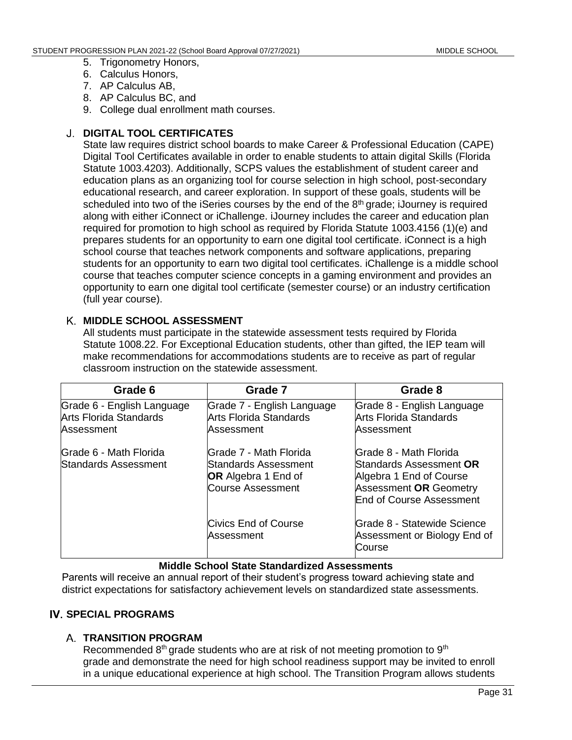5. Trigonometry Honors,
6. Calculus Honors,
7. AP Calculus AB,
8. AP Calculus BC, and
9. College dual enrollment math courses.

### J. DIGITAL TOOL CERTIFICATES

State law requires district school boards to make Career & Professional Education (CAPE) Digital Tool Certificates available in order to enable students to attain digital Skills (Florida Statute 1003.4203). Additionally, SCPS values the establishment of student career and education plans as an organizing tool for course selection in high school, post-secondary educational research, and career exploration. In support of these goals, students will be scheduled into two of the iSeries courses by the end of the 8th grade; iJourney is required along with either iConnect or iChallenge. iJourney includes the career and education plan required for promotion to high school as required by Florida Statute 1003.4156 (1)(e) and prepares students for an opportunity to earn one digital tool certificate. iConnect is a high school course that teaches network components and software applications, preparing students for an opportunity to earn two digital tool certificates. iChallenge is a middle school course that teaches computer science concepts in a gaming environment and provides an opportunity to earn one digital tool certificate (semester course) or an industry certification (full year course).

### K. MIDDLE SCHOOL ASSESSMENT

All students must participate in the statewide assessment tests required by Florida Statute 1008.22. For Exceptional Education students, other than gifted, the IEP team will make recommendations for accommodations students are to receive as part of regular classroom instruction on the statewide assessment.

| Grade 6 | Grade 7 | Grade 8 |
|---|---|---|
| Grade 6 - English Language Arts Florida Standards Assessment | Grade 7 - English Language Arts Florida Standards Assessment | Grade 8 - English Language Arts Florida Standards Assessment |
| Grade 6 - Math Florida Standards Assessment | Grade 7 - Math Florida Standards Assessment **OR** Algebra 1 End of Course Assessment | Grade 8 - Math Florida Standards Assessment **OR** Algebra 1 End of Course Assessment **OR** Geometry End of Course Assessment |
| | Civics End of Course Assessment | Grade 8 - Statewide Science Assessment or Biology End of Course |

**Middle School State Standardized Assessments**

Parents will receive an annual report of their student's progress toward achieving state and district expectations for satisfactory achievement levels on standardized state assessments.

## IV. SPECIAL PROGRAMS

### A. TRANSITION PROGRAM

Recommended 8th grade students who are at risk of not meeting promotion to 9th grade and demonstrate the need for high school readiness support may be invited to enroll in a unique educational experience at high school. The Transition Program allows students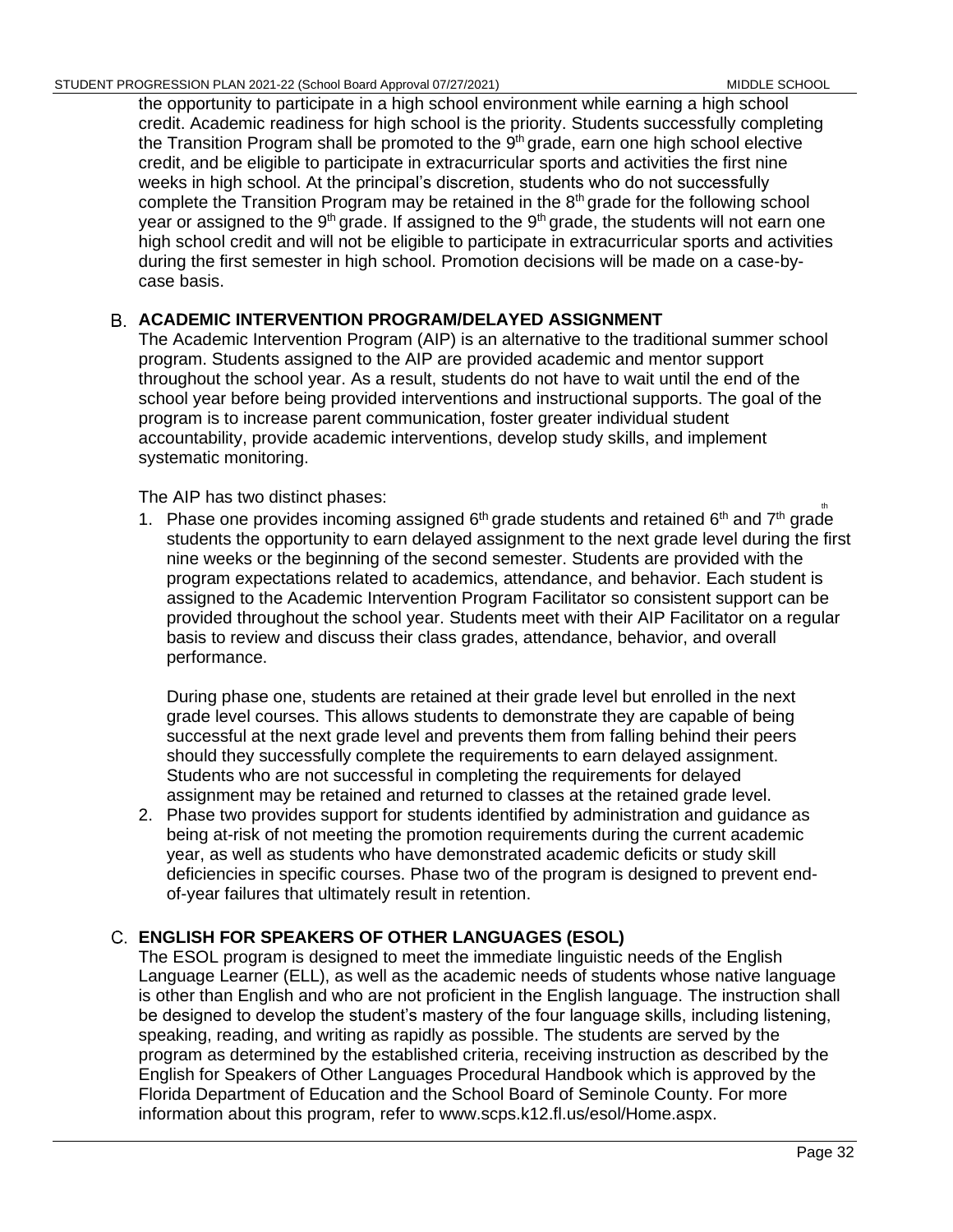the opportunity to participate in a high school environment while earning a high school credit. Academic readiness for high school is the priority. Students successfully completing the Transition Program shall be promoted to the 9th grade, earn one high school elective credit, and be eligible to participate in extracurricular sports and activities the first nine weeks in high school. At the principal's discretion, students who do not successfully complete the Transition Program may be retained in the 8th grade for the following school year or assigned to the 9th grade. If assigned to the 9th grade, the students will not earn one high school credit and will not be eligible to participate in extracurricular sports and activities during the first semester in high school. Promotion decisions will be made on a case-by-case basis.

## B. ACADEMIC INTERVENTION PROGRAM/DELAYED ASSIGNMENT

The Academic Intervention Program (AIP) is an alternative to the traditional summer school program. Students assigned to the AIP are provided academic and mentor support throughout the school year. As a result, students do not have to wait until the end of the school year before being provided interventions and instructional supports. The goal of the program is to increase parent communication, foster greater individual student accountability, provide academic interventions, develop study skills, and implement systematic monitoring.

The AIP has two distinct phases:

1. Phase one provides incoming assigned 6th grade students and retained 6th and 7th grade students the opportunity to earn delayed assignment to the next grade level during the first nine weeks or the beginning of the second semester. Students are provided with the program expectations related to academics, attendance, and behavior. Each student is assigned to the Academic Intervention Program Facilitator so consistent support can be provided throughout the school year. Students meet with their AIP Facilitator on a regular basis to review and discuss their class grades, attendance, behavior, and overall performance.

   During phase one, students are retained at their grade level but enrolled in the next grade level courses. This allows students to demonstrate they are capable of being successful at the next grade level and prevents them from falling behind their peers should they successfully complete the requirements to earn delayed assignment. Students who are not successful in completing the requirements for delayed assignment may be retained and returned to classes at the retained grade level.
2. Phase two provides support for students identified by administration and guidance as being at-risk of not meeting the promotion requirements during the current academic year, as well as students who have demonstrated academic deficits or study skill deficiencies in specific courses. Phase two of the program is designed to prevent end-of-year failures that ultimately result in retention.

## C. ENGLISH FOR SPEAKERS OF OTHER LANGUAGES (ESOL)

The ESOL program is designed to meet the immediate linguistic needs of the English Language Learner (ELL), as well as the academic needs of students whose native language is other than English and who are not proficient in the English language. The instruction shall be designed to develop the student's mastery of the four language skills, including listening, speaking, reading, and writing as rapidly as possible. The students are served by the program as determined by the established criteria, receiving instruction as described by the English for Speakers of Other Languages Procedural Handbook which is approved by the Florida Department of Education and the School Board of Seminole County. For more information about this program, refer to www.scps.k12.fl.us/esol/Home.aspx.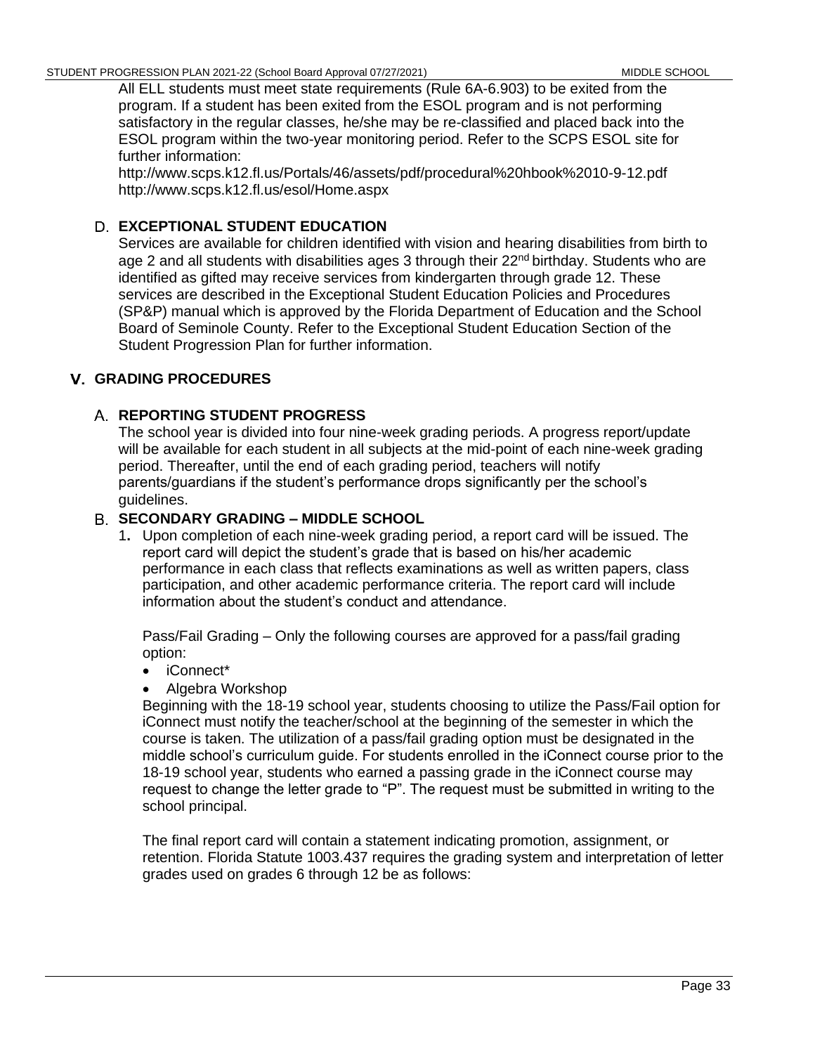All ELL students must meet state requirements (Rule 6A-6.903) to be exited from the program. If a student has been exited from the ESOL program and is not performing satisfactory in the regular classes, he/she may be re-classified and placed back into the ESOL program within the two-year monitoring period. Refer to the SCPS ESOL site for further information:
http://www.scps.k12.fl.us/Portals/46/assets/pdf/procedural%20hbook%2010-9-12.pdf
http://www.scps.k12.fl.us/esol/Home.aspx

### D. EXCEPTIONAL STUDENT EDUCATION

Services are available for children identified with vision and hearing disabilities from birth to age 2 and all students with disabilities ages 3 through their 22nd birthday. Students who are identified as gifted may receive services from kindergarten through grade 12. These services are described in the Exceptional Student Education Policies and Procedures (SP&P) manual which is approved by the Florida Department of Education and the School Board of Seminole County. Refer to the Exceptional Student Education Section of the Student Progression Plan for further information.

## V. GRADING PROCEDURES

### A. REPORTING STUDENT PROGRESS

The school year is divided into four nine-week grading periods. A progress report/update will be available for each student in all subjects at the mid-point of each nine-week grading period. Thereafter, until the end of each grading period, teachers will notify parents/guardians if the student's performance drops significantly per the school's guidelines.

### B. SECONDARY GRADING – MIDDLE SCHOOL

1. Upon completion of each nine-week grading period, a report card will be issued. The report card will depict the student's grade that is based on his/her academic performance in each class that reflects examinations as well as written papers, class participation, and other academic performance criteria. The report card will include information about the student's conduct and attendance.

   Pass/Fail Grading – Only the following courses are approved for a pass/fail grading option:

   - iConnect*
   - Algebra Workshop

   Beginning with the 18-19 school year, students choosing to utilize the Pass/Fail option for iConnect must notify the teacher/school at the beginning of the semester in which the course is taken. The utilization of a pass/fail grading option must be designated in the middle school's curriculum guide. For students enrolled in the iConnect course prior to the 18-19 school year, students who earned a passing grade in the iConnect course may request to change the letter grade to "P". The request must be submitted in writing to the school principal.

   The final report card will contain a statement indicating promotion, assignment, or retention. Florida Statute 1003.437 requires the grading system and interpretation of letter grades used on grades 6 through 12 be as follows: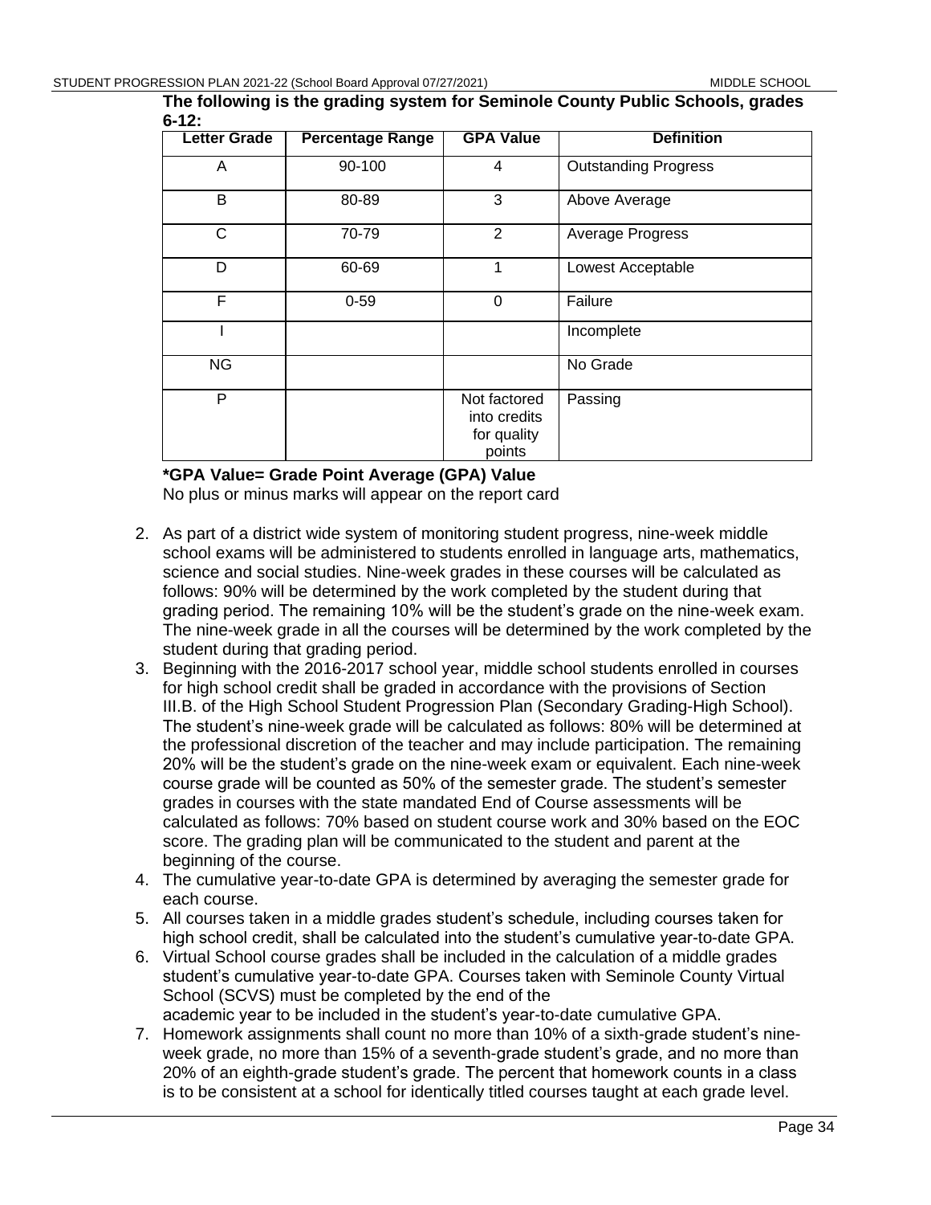**The following is the grading system for Seminole County Public Schools, grades 6-12:**

| Letter Grade | Percentage Range | GPA Value | Definition |
|---|---|---|---|
| A | 90-100 | 4 | Outstanding Progress |
| B | 80-89 | 3 | Above Average |
| C | 70-79 | 2 | Average Progress |
| D | 60-69 | 1 | Lowest Acceptable |
| F | 0-59 | 0 | Failure |
| I | | | Incomplete |
| NG | | | No Grade |
| P | | Not factored into credits for quality points | Passing |

**\*GPA Value= Grade Point Average (GPA) Value**
No plus or minus marks will appear on the report card

2. As part of a district wide system of monitoring student progress, nine-week middle school exams will be administered to students enrolled in language arts, mathematics, science and social studies. Nine-week grades in these courses will be calculated as follows: 90% will be determined by the work completed by the student during that grading period. The remaining 10% will be the student's grade on the nine-week exam. The nine-week grade in all the courses will be determined by the work completed by the student during that grading period.
3. Beginning with the 2016-2017 school year, middle school students enrolled in courses for high school credit shall be graded in accordance with the provisions of Section III.B. of the High School Student Progression Plan (Secondary Grading-High School). The student's nine-week grade will be calculated as follows: 80% will be determined at the professional discretion of the teacher and may include participation. The remaining 20% will be the student's grade on the nine-week exam or equivalent. Each nine-week course grade will be counted as 50% of the semester grade. The student's semester grades in courses with the state mandated End of Course assessments will be calculated as follows: 70% based on student course work and 30% based on the EOC score. The grading plan will be communicated to the student and parent at the beginning of the course.
4. The cumulative year-to-date GPA is determined by averaging the semester grade for each course.
5. All courses taken in a middle grades student's schedule, including courses taken for high school credit, shall be calculated into the student's cumulative year-to-date GPA.
6. Virtual School course grades shall be included in the calculation of a middle grades student's cumulative year-to-date GPA. Courses taken with Seminole County Virtual School (SCVS) must be completed by the end of the academic year to be included in the student's year-to-date cumulative GPA.
7. Homework assignments shall count no more than 10% of a sixth-grade student's nine-week grade, no more than 15% of a seventh-grade student's grade, and no more than 20% of an eighth-grade student's grade. The percent that homework counts in a class is to be consistent at a school for identically titled courses taught at each grade level.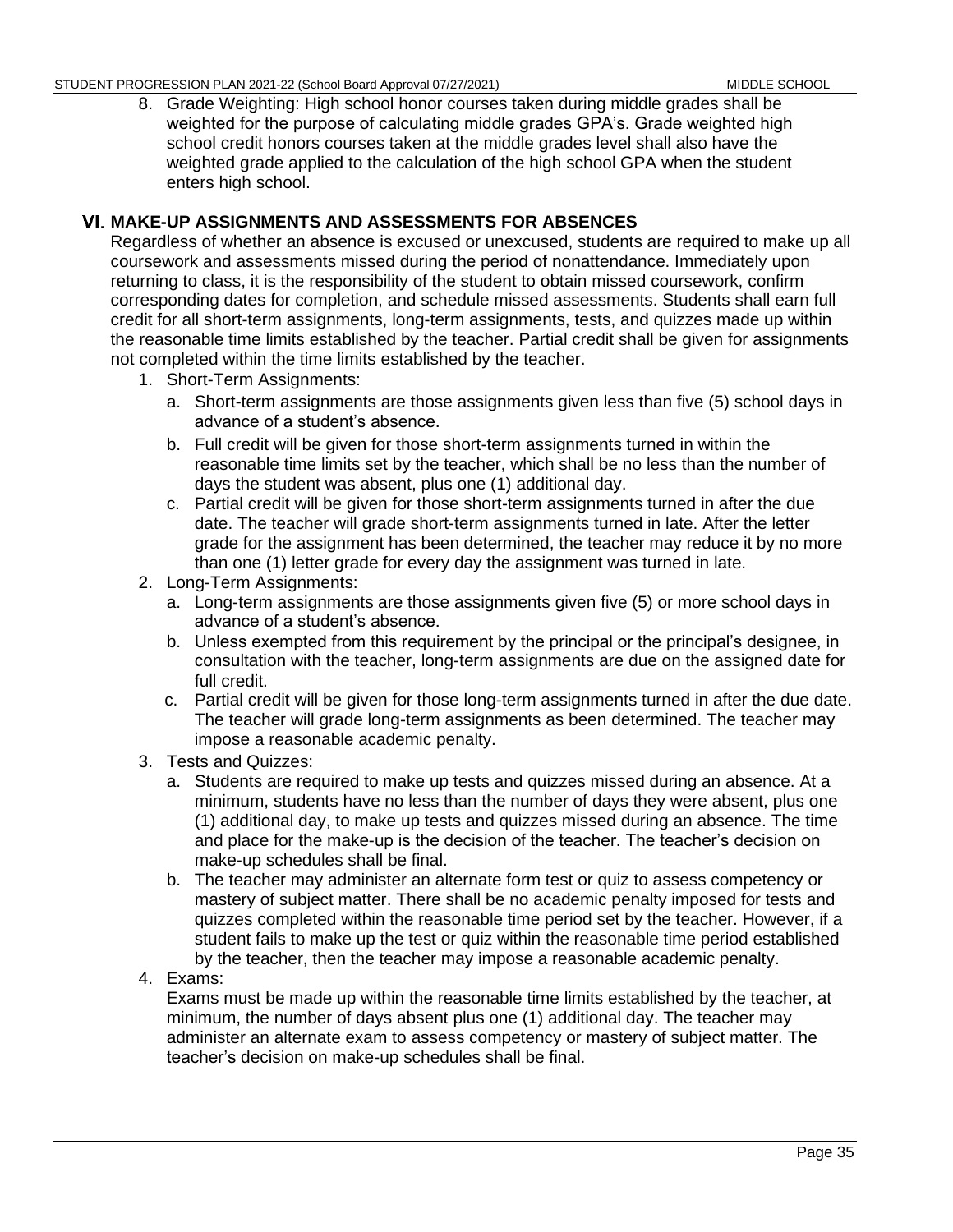8. Grade Weighting: High school honor courses taken during middle grades shall be weighted for the purpose of calculating middle grades GPA's. Grade weighted high school credit honors courses taken at the middle grades level shall also have the weighted grade applied to the calculation of the high school GPA when the student enters high school.

## VI. MAKE-UP ASSIGNMENTS AND ASSESSMENTS FOR ABSENCES

Regardless of whether an absence is excused or unexcused, students are required to make up all coursework and assessments missed during the period of nonattendance. Immediately upon returning to class, it is the responsibility of the student to obtain missed coursework, confirm corresponding dates for completion, and schedule missed assessments. Students shall earn full credit for all short-term assignments, long-term assignments, tests, and quizzes made up within the reasonable time limits established by the teacher. Partial credit shall be given for assignments not completed within the time limits established by the teacher.

1. Short-Term Assignments:
   a. Short-term assignments are those assignments given less than five (5) school days in advance of a student's absence.
   b. Full credit will be given for those short-term assignments turned in within the reasonable time limits set by the teacher, which shall be no less than the number of days the student was absent, plus one (1) additional day.
   c. Partial credit will be given for those short-term assignments turned in after the due date. The teacher will grade short-term assignments turned in late. After the letter grade for the assignment has been determined, the teacher may reduce it by no more than one (1) letter grade for every day the assignment was turned in late.
2. Long-Term Assignments:
   a. Long-term assignments are those assignments given five (5) or more school days in advance of a student's absence.
   b. Unless exempted from this requirement by the principal or the principal's designee, in consultation with the teacher, long-term assignments are due on the assigned date for full credit.
   c. Partial credit will be given for those long-term assignments turned in after the due date. The teacher will grade long-term assignments as been determined. The teacher may impose a reasonable academic penalty.
3. Tests and Quizzes:
   a. Students are required to make up tests and quizzes missed during an absence. At a minimum, students have no less than the number of days they were absent, plus one (1) additional day, to make up tests and quizzes missed during an absence. The time and place for the make-up is the decision of the teacher. The teacher's decision on make-up schedules shall be final.
   b. The teacher may administer an alternate form test or quiz to assess competency or mastery of subject matter. There shall be no academic penalty imposed for tests and quizzes completed within the reasonable time period set by the teacher. However, if a student fails to make up the test or quiz within the reasonable time period established by the teacher, then the teacher may impose a reasonable academic penalty.
4. Exams:
   Exams must be made up within the reasonable time limits established by the teacher, at minimum, the number of days absent plus one (1) additional day. The teacher may administer an alternate exam to assess competency or mastery of subject matter. The teacher's decision on make-up schedules shall be final.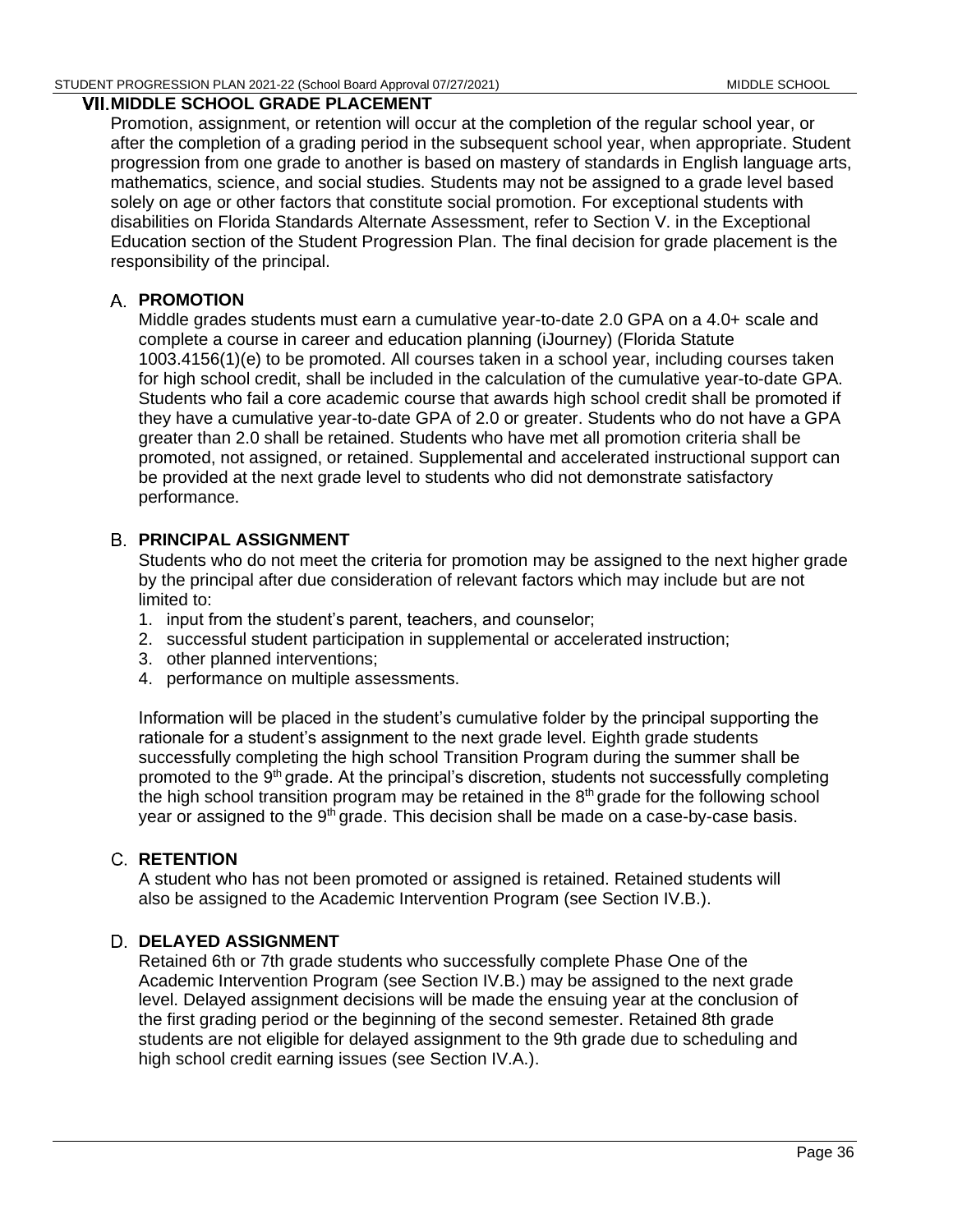## VII. MIDDLE SCHOOL GRADE PLACEMENT

Promotion, assignment, or retention will occur at the completion of the regular school year, or after the completion of a grading period in the subsequent school year, when appropriate. Student progression from one grade to another is based on mastery of standards in English language arts, mathematics, science, and social studies. Students may not be assigned to a grade level based solely on age or other factors that constitute social promotion. For exceptional students with disabilities on Florida Standards Alternate Assessment, refer to Section V. in the Exceptional Education section of the Student Progression Plan. The final decision for grade placement is the responsibility of the principal.

### A. PROMOTION

Middle grades students must earn a cumulative year-to-date 2.0 GPA on a 4.0+ scale and complete a course in career and education planning (iJourney) (Florida Statute 1003.4156(1)(e) to be promoted. All courses taken in a school year, including courses taken for high school credit, shall be included in the calculation of the cumulative year-to-date GPA. Students who fail a core academic course that awards high school credit shall be promoted if they have a cumulative year-to-date GPA of 2.0 or greater. Students who do not have a GPA greater than 2.0 shall be retained. Students who have met all promotion criteria shall be promoted, not assigned, or retained. Supplemental and accelerated instructional support can be provided at the next grade level to students who did not demonstrate satisfactory performance.

### B. PRINCIPAL ASSIGNMENT

Students who do not meet the criteria for promotion may be assigned to the next higher grade by the principal after due consideration of relevant factors which may include but are not limited to:

1. input from the student's parent, teachers, and counselor;
2. successful student participation in supplemental or accelerated instruction;
3. other planned interventions;
4. performance on multiple assessments.

Information will be placed in the student's cumulative folder by the principal supporting the rationale for a student's assignment to the next grade level. Eighth grade students successfully completing the high school Transition Program during the summer shall be promoted to the 9th grade. At the principal's discretion, students not successfully completing the high school transition program may be retained in the 8th grade for the following school year or assigned to the 9th grade. This decision shall be made on a case-by-case basis.

### C. RETENTION

A student who has not been promoted or assigned is retained. Retained students will also be assigned to the Academic Intervention Program (see Section IV.B.).

### D. DELAYED ASSIGNMENT

Retained 6th or 7th grade students who successfully complete Phase One of the Academic Intervention Program (see Section IV.B.) may be assigned to the next grade level. Delayed assignment decisions will be made the ensuing year at the conclusion of the first grading period or the beginning of the second semester. Retained 8th grade students are not eligible for delayed assignment to the 9th grade due to scheduling and high school credit earning issues (see Section IV.A.).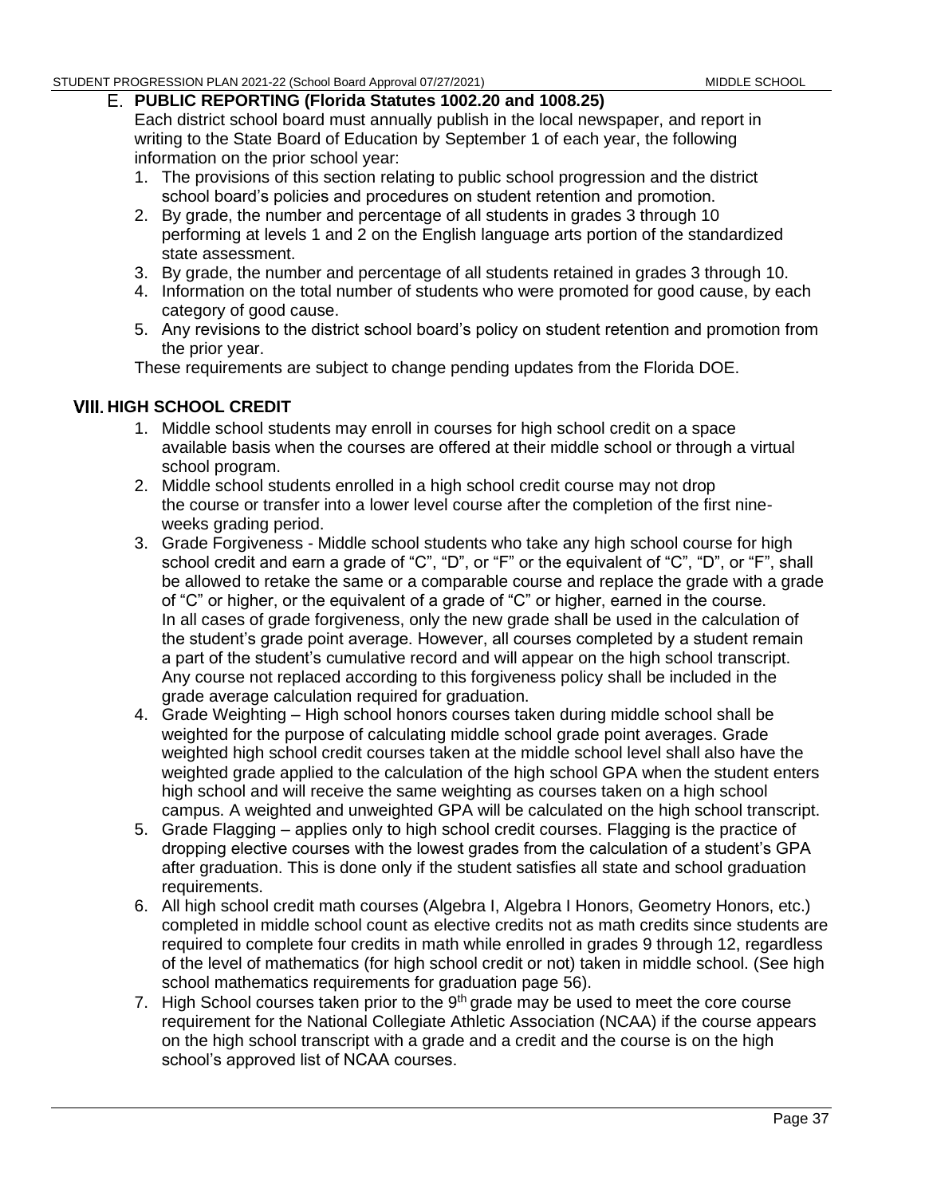### E. PUBLIC REPORTING (Florida Statutes 1002.20 and 1008.25)

Each district school board must annually publish in the local newspaper, and report in writing to the State Board of Education by September 1 of each year, the following information on the prior school year:

1. The provisions of this section relating to public school progression and the district school board's policies and procedures on student retention and promotion.
2. By grade, the number and percentage of all students in grades 3 through 10 performing at levels 1 and 2 on the English language arts portion of the standardized state assessment.
3. By grade, the number and percentage of all students retained in grades 3 through 10.
4. Information on the total number of students who were promoted for good cause, by each category of good cause.
5. Any revisions to the district school board's policy on student retention and promotion from the prior year.

These requirements are subject to change pending updates from the Florida DOE.

## VIII. HIGH SCHOOL CREDIT

1. Middle school students may enroll in courses for high school credit on a space available basis when the courses are offered at their middle school or through a virtual school program.
2. Middle school students enrolled in a high school credit course may not drop the course or transfer into a lower level course after the completion of the first nine-weeks grading period.
3. Grade Forgiveness - Middle school students who take any high school course for high school credit and earn a grade of "C", "D", or "F" or the equivalent of "C", "D", or "F", shall be allowed to retake the same or a comparable course and replace the grade with a grade of "C" or higher, or the equivalent of a grade of "C" or higher, earned in the course. In all cases of grade forgiveness, only the new grade shall be used in the calculation of the student's grade point average. However, all courses completed by a student remain a part of the student's cumulative record and will appear on the high school transcript. Any course not replaced according to this forgiveness policy shall be included in the grade average calculation required for graduation.
4. Grade Weighting – High school honors courses taken during middle school shall be weighted for the purpose of calculating middle school grade point averages. Grade weighted high school credit courses taken at the middle school level shall also have the weighted grade applied to the calculation of the high school GPA when the student enters high school and will receive the same weighting as courses taken on a high school campus. A weighted and unweighted GPA will be calculated on the high school transcript.
5. Grade Flagging – applies only to high school credit courses. Flagging is the practice of dropping elective courses with the lowest grades from the calculation of a student's GPA after graduation. This is done only if the student satisfies all state and school graduation requirements.
6. All high school credit math courses (Algebra I, Algebra I Honors, Geometry Honors, etc.) completed in middle school count as elective credits not as math credits since students are required to complete four credits in math while enrolled in grades 9 through 12, regardless of the level of mathematics (for high school credit or not) taken in middle school. (See high school mathematics requirements for graduation page 56).
7. High School courses taken prior to the 9th grade may be used to meet the core course requirement for the National Collegiate Athletic Association (NCAA) if the course appears on the high school transcript with a grade and a credit and the course is on the high school's approved list of NCAA courses.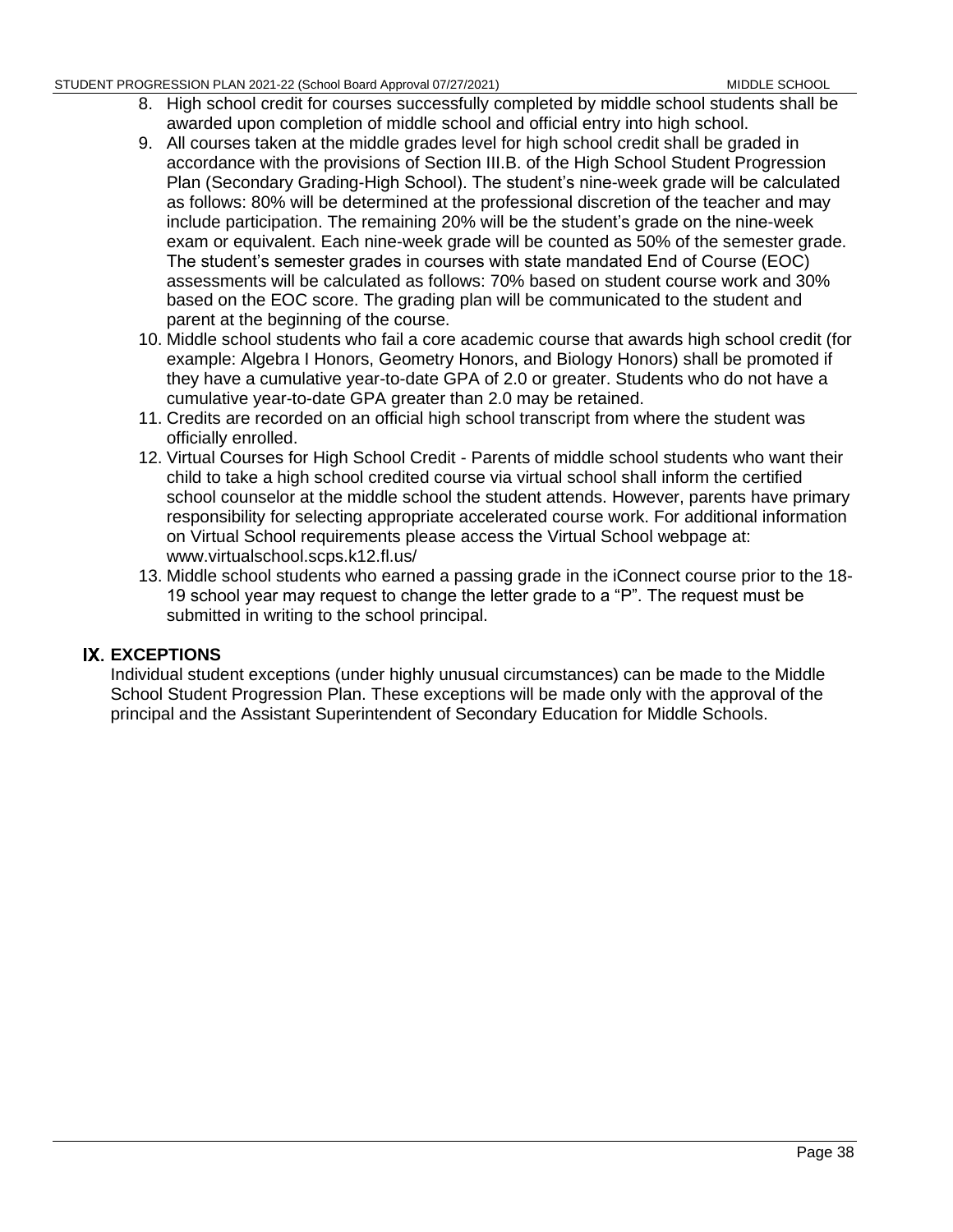8. High school credit for courses successfully completed by middle school students shall be awarded upon completion of middle school and official entry into high school.
9. All courses taken at the middle grades level for high school credit shall be graded in accordance with the provisions of Section III.B. of the High School Student Progression Plan (Secondary Grading-High School). The student's nine-week grade will be calculated as follows: 80% will be determined at the professional discretion of the teacher and may include participation. The remaining 20% will be the student's grade on the nine-week exam or equivalent. Each nine-week grade will be counted as 50% of the semester grade. The student's semester grades in courses with state mandated End of Course (EOC) assessments will be calculated as follows: 70% based on student course work and 30% based on the EOC score. The grading plan will be communicated to the student and parent at the beginning of the course.
10. Middle school students who fail a core academic course that awards high school credit (for example: Algebra I Honors, Geometry Honors, and Biology Honors) shall be promoted if they have a cumulative year-to-date GPA of 2.0 or greater. Students who do not have a cumulative year-to-date GPA greater than 2.0 may be retained.
11. Credits are recorded on an official high school transcript from where the student was officially enrolled.
12. Virtual Courses for High School Credit - Parents of middle school students who want their child to take a high school credited course via virtual school shall inform the certified school counselor at the middle school the student attends. However, parents have primary responsibility for selecting appropriate accelerated course work. For additional information on Virtual School requirements please access the Virtual School webpage at: www.virtualschool.scps.k12.fl.us/
13. Middle school students who earned a passing grade in the iConnect course prior to the 18-19 school year may request to change the letter grade to a "P". The request must be submitted in writing to the school principal.

## IX. EXCEPTIONS

Individual student exceptions (under highly unusual circumstances) can be made to the Middle School Student Progression Plan. These exceptions will be made only with the approval of the principal and the Assistant Superintendent of Secondary Education for Middle Schools.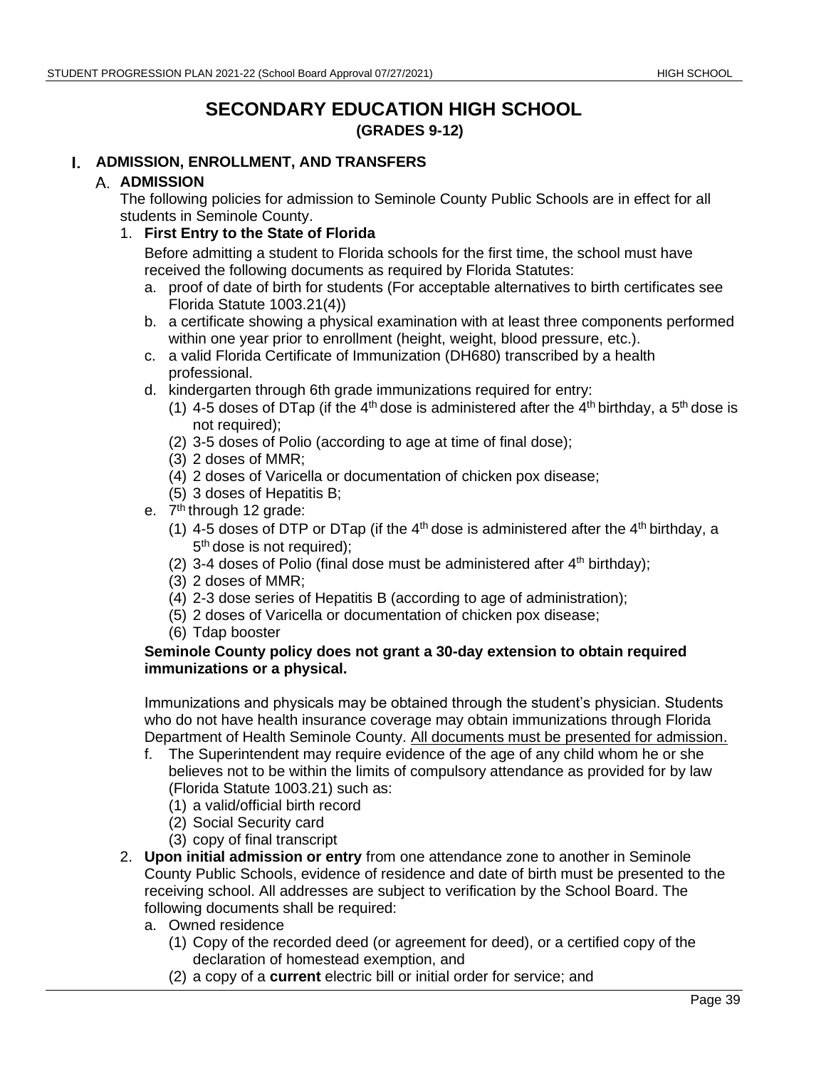# SECONDARY EDUCATION HIGH SCHOOL

**(GRADES 9-12)**

## I. ADMISSION, ENROLLMENT, AND TRANSFERS

### A. ADMISSION

The following policies for admission to Seminole County Public Schools are in effect for all students in Seminole County.

1. **First Entry to the State of Florida**

   Before admitting a student to Florida schools for the first time, the school must have received the following documents as required by Florida Statutes:

   a. proof of date of birth for students (For acceptable alternatives to birth certificates see Florida Statute 1003.21(4))
   
   b. a certificate showing a physical examination with at least three components performed within one year prior to enrollment (height, weight, blood pressure, etc.).
   
   c. a valid Florida Certificate of Immunization (DH680) transcribed by a health professional.
   
   d. kindergarten through 6th grade immunizations required for entry:
      - (1) 4-5 doses of DTap (if the 4th dose is administered after the 4th birthday, a 5th dose is not required);
      - (2) 3-5 doses of Polio (according to age at time of final dose);
      - (3) 2 doses of MMR;
      - (4) 2 doses of Varicella or documentation of chicken pox disease;
      - (5) 3 doses of Hepatitis B;
   
   e. 7th through 12 grade:
      - (1) 4-5 doses of DTP or DTap (if the 4th dose is administered after the 4th birthday, a 5th dose is not required);
      - (2) 3-4 doses of Polio (final dose must be administered after 4th birthday);
      - (3) 2 doses of MMR;
      - (4) 2-3 dose series of Hepatitis B (according to age of administration);
      - (5) 2 doses of Varicella or documentation of chicken pox disease;
      - (6) Tdap booster

   **Seminole County policy does not grant a 30-day extension to obtain required immunizations or a physical.**

   Immunizations and physicals may be obtained through the student's physician. Students who do not have health insurance coverage may obtain immunizations through Florida Department of Health Seminole County. All documents must be presented for admission.

   f. The Superintendent may require evidence of the age of any child whom he or she believes not to be within the limits of compulsory attendance as provided for by law (Florida Statute 1003.21) such as:
      - (1) a valid/official birth record
      - (2) Social Security card
      - (3) copy of final transcript

2. **Upon initial admission or entry** from one attendance zone to another in Seminole County Public Schools, evidence of residence and date of birth must be presented to the receiving school. All addresses are subject to verification by the School Board. The following documents shall be required:

   a. Owned residence
      - (1) Copy of the recorded deed (or agreement for deed), or a certified copy of the declaration of homestead exemption, and
      - (2) a copy of a **current** electric bill or initial order for service; and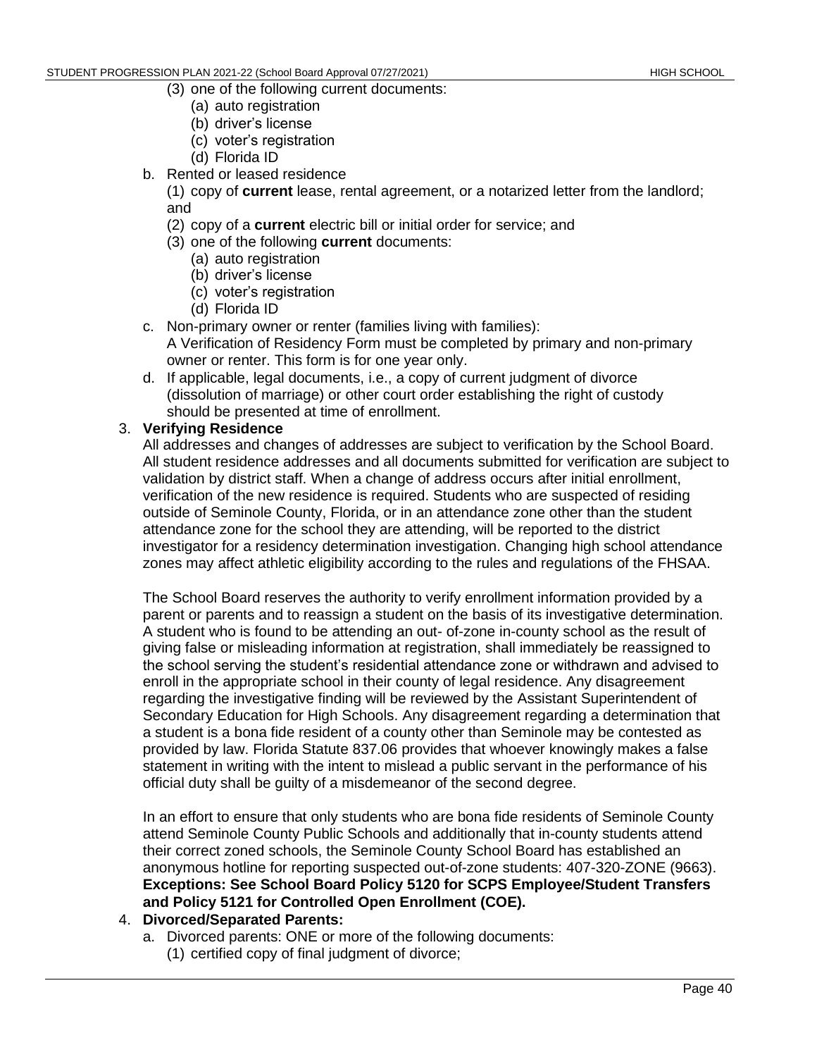(3) one of the following current documents:
   - (a) auto registration
   - (b) driver's license
   - (c) voter's registration
   - (d) Florida ID

b. Rented or leased residence

   (1) copy of **current** lease, rental agreement, or a notarized letter from the landlord; and

   (2) copy of a **current** electric bill or initial order for service; and

   (3) one of the following **current** documents:
   - (a) auto registration
   - (b) driver's license
   - (c) voter's registration
   - (d) Florida ID

c. Non-primary owner or renter (families living with families):
   A Verification of Residency Form must be completed by primary and non-primary owner or renter. This form is for one year only.

d. If applicable, legal documents, i.e., a copy of current judgment of divorce (dissolution of marriage) or other court order establishing the right of custody should be presented at time of enrollment.

3. **Verifying Residence**

All addresses and changes of addresses are subject to verification by the School Board. All student residence addresses and all documents submitted for verification are subject to validation by district staff. When a change of address occurs after initial enrollment, verification of the new residence is required. Students who are suspected of residing outside of Seminole County, Florida, or in an attendance zone other than the student attendance zone for the school they are attending, will be reported to the district investigator for a residency determination investigation. Changing high school attendance zones may affect athletic eligibility according to the rules and regulations of the FHSAA.

The School Board reserves the authority to verify enrollment information provided by a parent or parents and to reassign a student on the basis of its investigative determination. A student who is found to be attending an out- of-zone in-county school as the result of giving false or misleading information at registration, shall immediately be reassigned to the school serving the student's residential attendance zone or withdrawn and advised to enroll in the appropriate school in their county of legal residence. Any disagreement regarding the investigative finding will be reviewed by the Assistant Superintendent of Secondary Education for High Schools. Any disagreement regarding a determination that a student is a bona fide resident of a county other than Seminole may be contested as provided by law. Florida Statute 837.06 provides that whoever knowingly makes a false statement in writing with the intent to mislead a public servant in the performance of his official duty shall be guilty of a misdemeanor of the second degree.

In an effort to ensure that only students who are bona fide residents of Seminole County attend Seminole County Public Schools and additionally that in-county students attend their correct zoned schools, the Seminole County School Board has established an anonymous hotline for reporting suspected out-of-zone students: 407-320-ZONE (9663).
**Exceptions: See School Board Policy 5120 for SCPS Employee/Student Transfers and Policy 5121 for Controlled Open Enrollment (COE).**

4. **Divorced/Separated Parents:**

a. Divorced parents: ONE or more of the following documents:

   (1) certified copy of final judgment of divorce;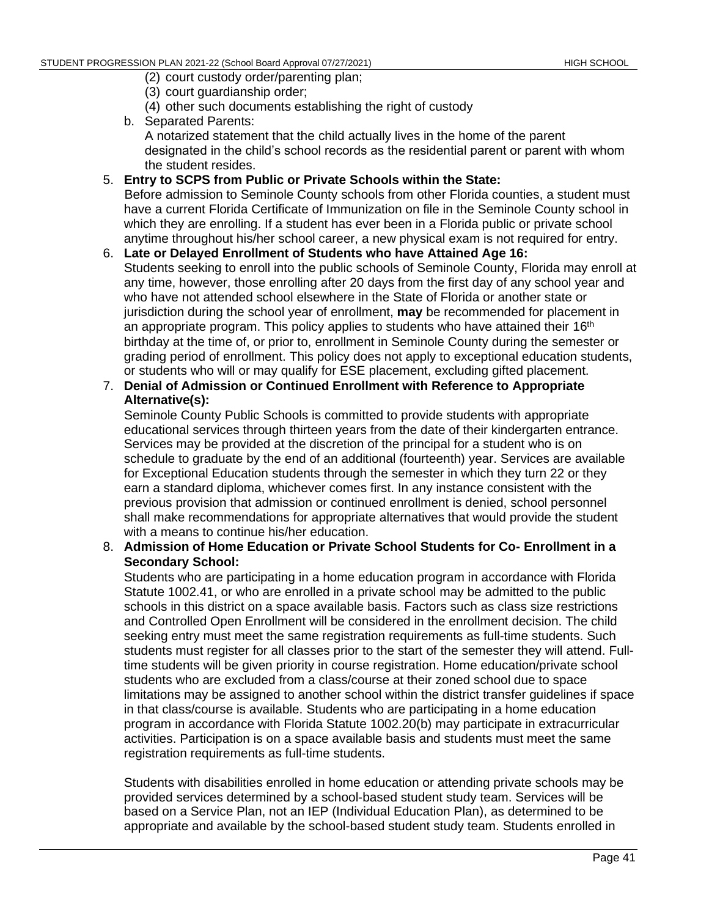(2) court custody order/parenting plan;
    (3) court guardianship order;
    (4) other such documents establishing the right of custody

b. Separated Parents:
   A notarized statement that the child actually lives in the home of the parent designated in the child's school records as the residential parent or parent with whom the student resides.

5. **Entry to SCPS from Public or Private Schools within the State:**
   Before admission to Seminole County schools from other Florida counties, a student must have a current Florida Certificate of Immunization on file in the Seminole County school in which they are enrolling. If a student has ever been in a Florida public or private school anytime throughout his/her school career, a new physical exam is not required for entry.

6. **Late or Delayed Enrollment of Students who have Attained Age 16:**
   Students seeking to enroll into the public schools of Seminole County, Florida may enroll at any time, however, those enrolling after 20 days from the first day of any school year and who have not attended school elsewhere in the State of Florida or another state or jurisdiction during the school year of enrollment, **may** be recommended for placement in an appropriate program. This policy applies to students who have attained their 16th birthday at the time of, or prior to, enrollment in Seminole County during the semester or grading period of enrollment. This policy does not apply to exceptional education students, or students who will or may qualify for ESE placement, excluding gifted placement.

7. **Denial of Admission or Continued Enrollment with Reference to Appropriate Alternative(s):**
   Seminole County Public Schools is committed to provide students with appropriate educational services through thirteen years from the date of their kindergarten entrance. Services may be provided at the discretion of the principal for a student who is on schedule to graduate by the end of an additional (fourteenth) year. Services are available for Exceptional Education students through the semester in which they turn 22 or they earn a standard diploma, whichever comes first. In any instance consistent with the previous provision that admission or continued enrollment is denied, school personnel shall make recommendations for appropriate alternatives that would provide the student with a means to continue his/her education.

8. **Admission of Home Education or Private School Students for Co- Enrollment in a Secondary School:**
   Students who are participating in a home education program in accordance with Florida Statute 1002.41, or who are enrolled in a private school may be admitted to the public schools in this district on a space available basis. Factors such as class size restrictions and Controlled Open Enrollment will be considered in the enrollment decision. The child seeking entry must meet the same registration requirements as full-time students. Such students must register for all classes prior to the start of the semester they will attend. Full-time students will be given priority in course registration. Home education/private school students who are excluded from a class/course at their zoned school due to space limitations may be assigned to another school within the district transfer guidelines if space in that class/course is available. Students who are participating in a home education program in accordance with Florida Statute 1002.20(b) may participate in extracurricular activities. Participation is on a space available basis and students must meet the same registration requirements as full-time students.

   Students with disabilities enrolled in home education or attending private schools may be provided services determined by a school-based student study team. Services will be based on a Service Plan, not an IEP (Individual Education Plan), as determined to be appropriate and available by the school-based student study team. Students enrolled in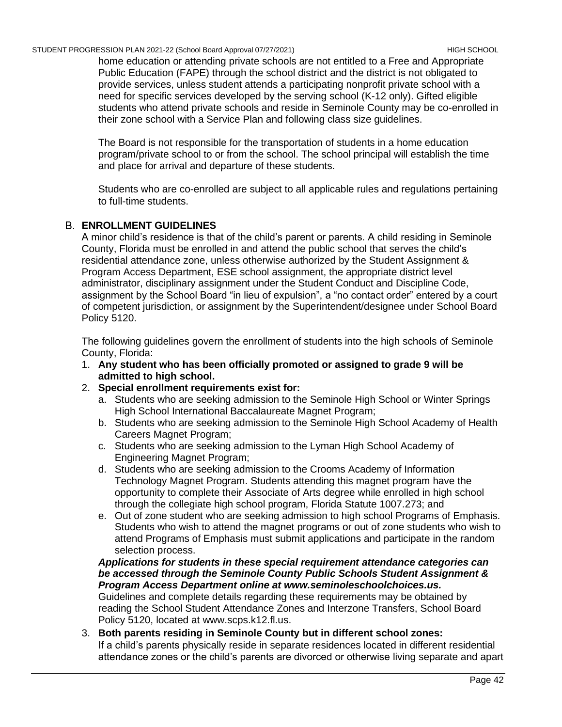home education or attending private schools are not entitled to a Free and Appropriate Public Education (FAPE) through the school district and the district is not obligated to provide services, unless student attends a participating nonprofit private school with a need for specific services developed by the serving school (K-12 only). Gifted eligible students who attend private schools and reside in Seminole County may be co-enrolled in their zone school with a Service Plan and following class size guidelines.

The Board is not responsible for the transportation of students in a home education program/private school to or from the school. The school principal will establish the time and place for arrival and departure of these students.

Students who are co-enrolled are subject to all applicable rules and regulations pertaining to full-time students.

## B. ENROLLMENT GUIDELINES

A minor child's residence is that of the child's parent or parents. A child residing in Seminole County, Florida must be enrolled in and attend the public school that serves the child's residential attendance zone, unless otherwise authorized by the Student Assignment & Program Access Department, ESE school assignment, the appropriate district level administrator, disciplinary assignment under the Student Conduct and Discipline Code, assignment by the School Board "in lieu of expulsion", a "no contact order" entered by a court of competent jurisdiction, or assignment by the Superintendent/designee under School Board Policy 5120.

The following guidelines govern the enrollment of students into the high schools of Seminole County, Florida:

1. **Any student who has been officially promoted or assigned to grade 9 will be admitted to high school.**
2. **Special enrollment requirements exist for:**
   a. Students who are seeking admission to the Seminole High School or Winter Springs High School International Baccalaureate Magnet Program;
   b. Students who are seeking admission to the Seminole High School Academy of Health Careers Magnet Program;
   c. Students who are seeking admission to the Lyman High School Academy of Engineering Magnet Program;
   d. Students who are seeking admission to the Crooms Academy of Information Technology Magnet Program. Students attending this magnet program have the opportunity to complete their Associate of Arts degree while enrolled in high school through the collegiate high school program, Florida Statute 1007.273; and
   e. Out of zone student who are seeking admission to high school Programs of Emphasis. Students who wish to attend the magnet programs or out of zone students who wish to attend Programs of Emphasis must submit applications and participate in the random selection process.

   ***Applications for students in these special requirement attendance categories can be accessed through the Seminole County Public Schools Student Assignment & Program Access Department online at www.seminoleschoolchoices.us.***
   Guidelines and complete details regarding these requirements may be obtained by reading the School Student Attendance Zones and Interzone Transfers, School Board Policy 5120, located at www.scps.k12.fl.us.
3. **Both parents residing in Seminole County but in different school zones:**
   If a child's parents physically reside in separate residences located in different residential attendance zones or the child's parents are divorced or otherwise living separate and apart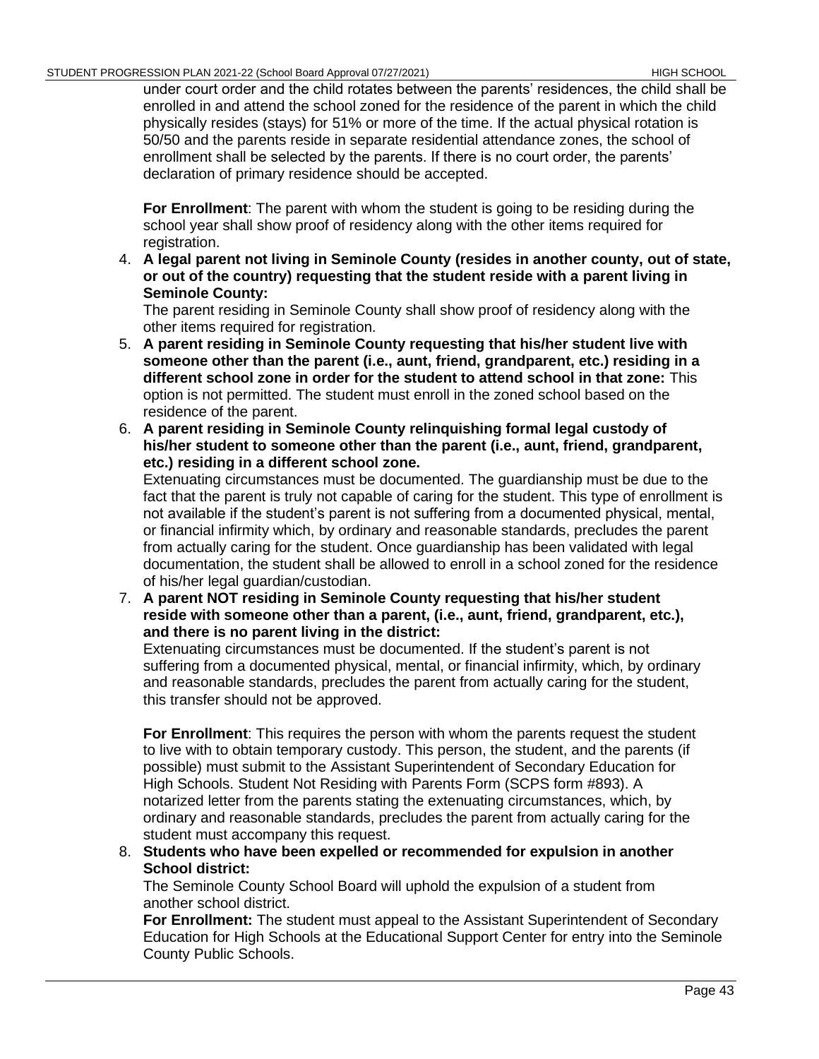under court order and the child rotates between the parents' residences, the child shall be enrolled in and attend the school zoned for the residence of the parent in which the child physically resides (stays) for 51% or more of the time. If the actual physical rotation is 50/50 and the parents reside in separate residential attendance zones, the school of enrollment shall be selected by the parents. If there is no court order, the parents' declaration of primary residence should be accepted.

**For Enrollment**: The parent with whom the student is going to be residing during the school year shall show proof of residency along with the other items required for registration.

4. **A legal parent not living in Seminole County (resides in another county, out of state, or out of the country) requesting that the student reside with a parent living in Seminole County:**
   The parent residing in Seminole County shall show proof of residency along with the other items required for registration.
5. **A parent residing in Seminole County requesting that his/her student live with someone other than the parent (i.e., aunt, friend, grandparent, etc.) residing in a different school zone in order for the student to attend school in that zone:** This option is not permitted. The student must enroll in the zoned school based on the residence of the parent.
6. **A parent residing in Seminole County relinquishing formal legal custody of his/her student to someone other than the parent (i.e., aunt, friend, grandparent, etc.) residing in a different school zone.**
   Extenuating circumstances must be documented. The guardianship must be due to the fact that the parent is truly not capable of caring for the student. This type of enrollment is not available if the student's parent is not suffering from a documented physical, mental, or financial infirmity which, by ordinary and reasonable standards, precludes the parent from actually caring for the student. Once guardianship has been validated with legal documentation, the student shall be allowed to enroll in a school zoned for the residence of his/her legal guardian/custodian.
7. **A parent NOT residing in Seminole County requesting that his/her student reside with someone other than a parent, (i.e., aunt, friend, grandparent, etc.), and there is no parent living in the district:**
   Extenuating circumstances must be documented. If the student's parent is not suffering from a documented physical, mental, or financial infirmity, which, by ordinary and reasonable standards, precludes the parent from actually caring for the student, this transfer should not be approved.

   **For Enrollment**: This requires the person with whom the parents request the student to live with to obtain temporary custody. This person, the student, and the parents (if possible) must submit to the Assistant Superintendent of Secondary Education for High Schools. Student Not Residing with Parents Form (SCPS form #893). A notarized letter from the parents stating the extenuating circumstances, which, by ordinary and reasonable standards, precludes the parent from actually caring for the student must accompany this request.
8. **Students who have been expelled or recommended for expulsion in another School district:**
   The Seminole County School Board will uphold the expulsion of a student from another school district.
   **For Enrollment:** The student must appeal to the Assistant Superintendent of Secondary Education for High Schools at the Educational Support Center for entry into the Seminole County Public Schools.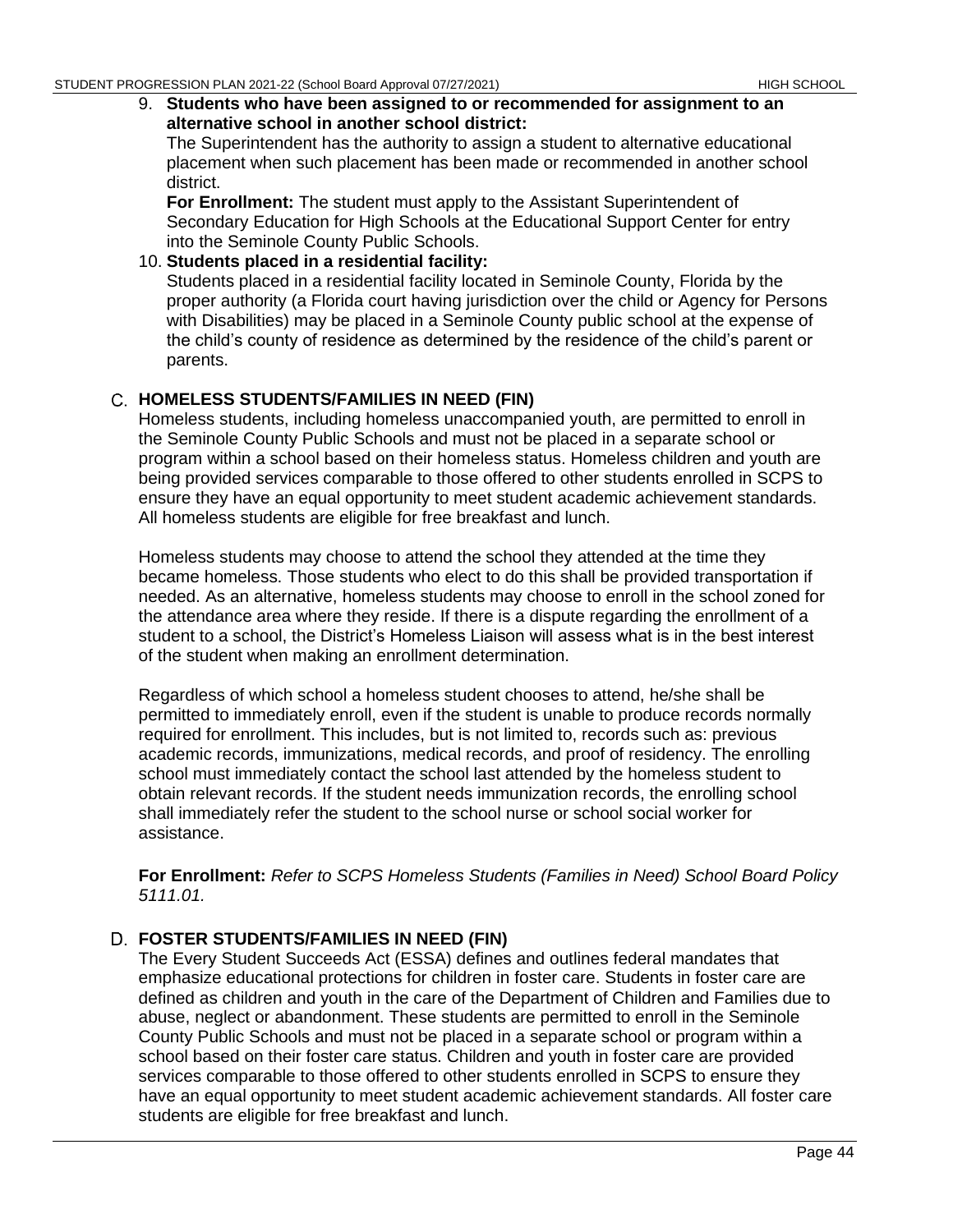9. **Students who have been assigned to or recommended for assignment to an alternative school in another school district:**
   The Superintendent has the authority to assign a student to alternative educational placement when such placement has been made or recommended in another school district.
   **For Enrollment:** The student must apply to the Assistant Superintendent of Secondary Education for High Schools at the Educational Support Center for entry into the Seminole County Public Schools.
10. **Students placed in a residential facility:**
    Students placed in a residential facility located in Seminole County, Florida by the proper authority (a Florida court having jurisdiction over the child or Agency for Persons with Disabilities) may be placed in a Seminole County public school at the expense of the child's county of residence as determined by the residence of the child's parent or parents.

### C. HOMELESS STUDENTS/FAMILIES IN NEED (FIN)

Homeless students, including homeless unaccompanied youth, are permitted to enroll in the Seminole County Public Schools and must not be placed in a separate school or program within a school based on their homeless status. Homeless children and youth are being provided services comparable to those offered to other students enrolled in SCPS to ensure they have an equal opportunity to meet student academic achievement standards. All homeless students are eligible for free breakfast and lunch.

Homeless students may choose to attend the school they attended at the time they became homeless. Those students who elect to do this shall be provided transportation if needed. As an alternative, homeless students may choose to enroll in the school zoned for the attendance area where they reside. If there is a dispute regarding the enrollment of a student to a school, the District's Homeless Liaison will assess what is in the best interest of the student when making an enrollment determination.

Regardless of which school a homeless student chooses to attend, he/she shall be permitted to immediately enroll, even if the student is unable to produce records normally required for enrollment. This includes, but is not limited to, records such as: previous academic records, immunizations, medical records, and proof of residency. The enrolling school must immediately contact the school last attended by the homeless student to obtain relevant records. If the student needs immunization records, the enrolling school shall immediately refer the student to the school nurse or school social worker for assistance.

**For Enrollment:** *Refer to SCPS Homeless Students (Families in Need) School Board Policy 5111.01.*

### D. FOSTER STUDENTS/FAMILIES IN NEED (FIN)

The Every Student Succeeds Act (ESSA) defines and outlines federal mandates that emphasize educational protections for children in foster care. Students in foster care are defined as children and youth in the care of the Department of Children and Families due to abuse, neglect or abandonment. These students are permitted to enroll in the Seminole County Public Schools and must not be placed in a separate school or program within a school based on their foster care status. Children and youth in foster care are provided services comparable to those offered to other students enrolled in SCPS to ensure they have an equal opportunity to meet student academic achievement standards. All foster care students are eligible for free breakfast and lunch.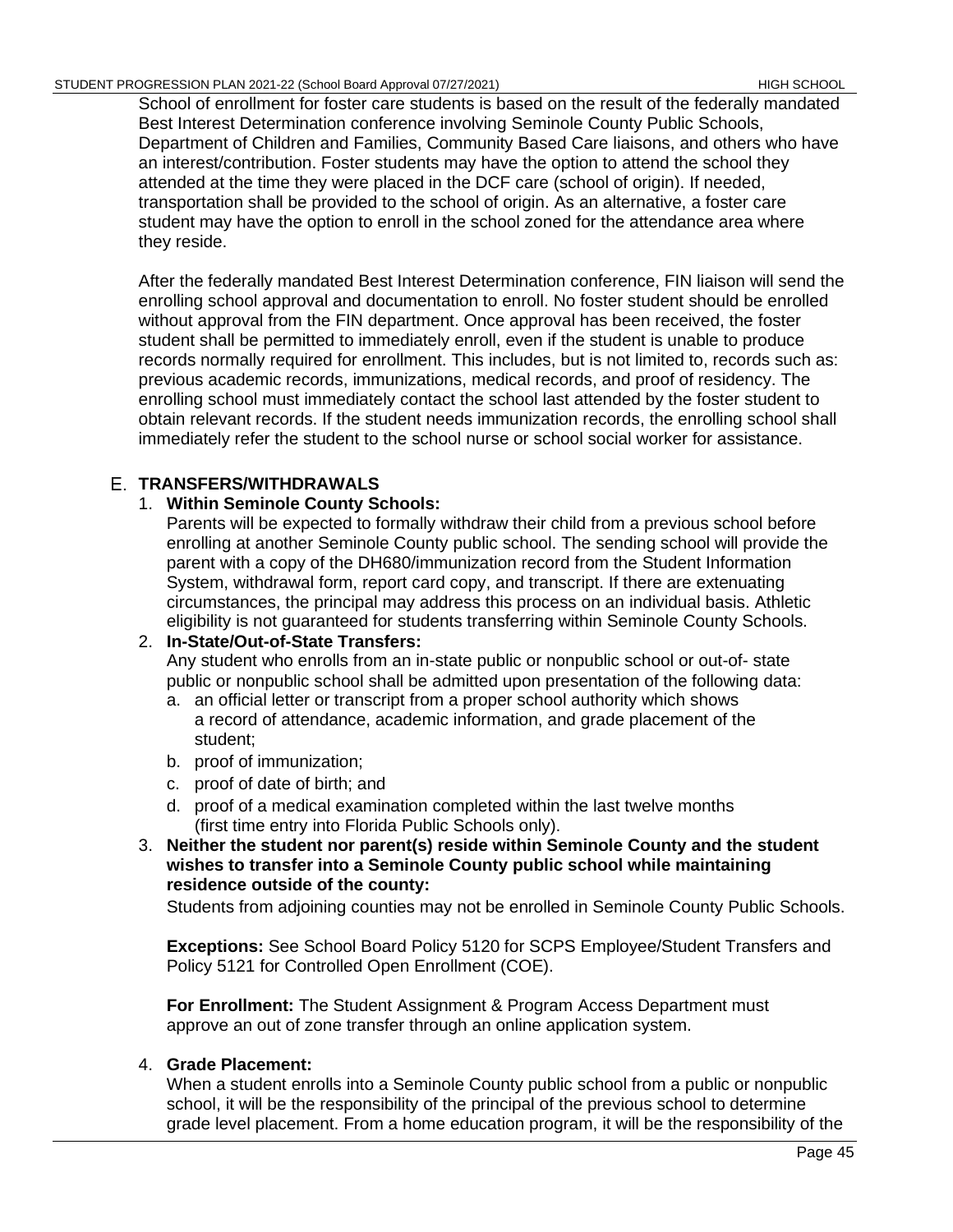School of enrollment for foster care students is based on the result of the federally mandated Best Interest Determination conference involving Seminole County Public Schools, Department of Children and Families, Community Based Care liaisons, and others who have an interest/contribution. Foster students may have the option to attend the school they attended at the time they were placed in the DCF care (school of origin). If needed, transportation shall be provided to the school of origin. As an alternative, a foster care student may have the option to enroll in the school zoned for the attendance area where they reside.

After the federally mandated Best Interest Determination conference, FIN liaison will send the enrolling school approval and documentation to enroll. No foster student should be enrolled without approval from the FIN department. Once approval has been received, the foster student shall be permitted to immediately enroll, even if the student is unable to produce records normally required for enrollment. This includes, but is not limited to, records such as: previous academic records, immunizations, medical records, and proof of residency. The enrolling school must immediately contact the school last attended by the foster student to obtain relevant records. If the student needs immunization records, the enrolling school shall immediately refer the student to the school nurse or school social worker for assistance.

## E. TRANSFERS/WITHDRAWALS

1. **Within Seminole County Schools:**
   Parents will be expected to formally withdraw their child from a previous school before enrolling at another Seminole County public school. The sending school will provide the parent with a copy of the DH680/immunization record from the Student Information System, withdrawal form, report card copy, and transcript. If there are extenuating circumstances, the principal may address this process on an individual basis. Athletic eligibility is not guaranteed for students transferring within Seminole County Schools.

2. **In-State/Out-of-State Transfers:**
   Any student who enrolls from an in-state public or nonpublic school or out-of- state public or nonpublic school shall be admitted upon presentation of the following data:
   a. an official letter or transcript from a proper school authority which shows a record of attendance, academic information, and grade placement of the student;
   b. proof of immunization;
   c. proof of date of birth; and
   d. proof of a medical examination completed within the last twelve months (first time entry into Florida Public Schools only).

3. **Neither the student nor parent(s) reside within Seminole County and the student wishes to transfer into a Seminole County public school while maintaining residence outside of the county:**
   Students from adjoining counties may not be enrolled in Seminole County Public Schools.

   **Exceptions:** See School Board Policy 5120 for SCPS Employee/Student Transfers and Policy 5121 for Controlled Open Enrollment (COE).

   **For Enrollment:** The Student Assignment & Program Access Department must approve an out of zone transfer through an online application system.

4. **Grade Placement:**
   When a student enrolls into a Seminole County public school from a public or nonpublic school, it will be the responsibility of the principal of the previous school to determine grade level placement. From a home education program, it will be the responsibility of the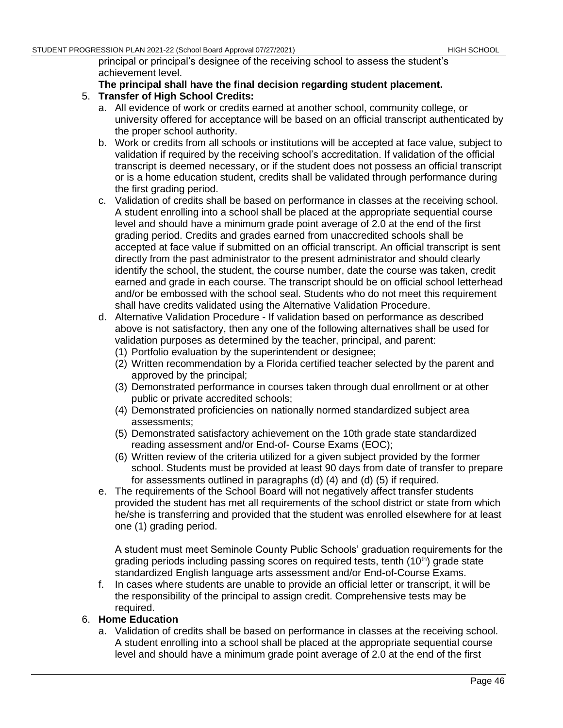principal or principal's designee of the receiving school to assess the student's achievement level.

**The principal shall have the final decision regarding student placement.**

5. **Transfer of High School Credits:**
   a. All evidence of work or credits earned at another school, community college, or university offered for acceptance will be based on an official transcript authenticated by the proper school authority.
   b. Work or credits from all schools or institutions will be accepted at face value, subject to validation if required by the receiving school's accreditation. If validation of the official transcript is deemed necessary, or if the student does not possess an official transcript or is a home education student, credits shall be validated through performance during the first grading period.
   c. Validation of credits shall be based on performance in classes at the receiving school. A student enrolling into a school shall be placed at the appropriate sequential course level and should have a minimum grade point average of 2.0 at the end of the first grading period. Credits and grades earned from unaccredited schools shall be accepted at face value if submitted on an official transcript. An official transcript is sent directly from the past administrator to the present administrator and should clearly identify the school, the student, the course number, date the course was taken, credit earned and grade in each course. The transcript should be on official school letterhead and/or be embossed with the school seal. Students who do not meet this requirement shall have credits validated using the Alternative Validation Procedure.
   d. Alternative Validation Procedure - If validation based on performance as described above is not satisfactory, then any one of the following alternatives shall be used for validation purposes as determined by the teacher, principal, and parent:
      (1) Portfolio evaluation by the superintendent or designee;
      (2) Written recommendation by a Florida certified teacher selected by the parent and approved by the principal;
      (3) Demonstrated performance in courses taken through dual enrollment or at other public or private accredited schools;
      (4) Demonstrated proficiencies on nationally normed standardized subject area assessments;
      (5) Demonstrated satisfactory achievement on the 10th grade state standardized reading assessment and/or End-of- Course Exams (EOC);
      (6) Written review of the criteria utilized for a given subject provided by the former school. Students must be provided at least 90 days from date of transfer to prepare for assessments outlined in paragraphs (d) (4) and (d) (5) if required.
   e. The requirements of the School Board will not negatively affect transfer students provided the student has met all requirements of the school district or state from which he/she is transferring and provided that the student was enrolled elsewhere for at least one (1) grading period.

      A student must meet Seminole County Public Schools' graduation requirements for the grading periods including passing scores on required tests, tenth ($10^{th}$) grade state standardized English language arts assessment and/or End-of-Course Exams.
   f. In cases where students are unable to provide an official letter or transcript, it will be the responsibility of the principal to assign credit. Comprehensive tests may be required.

6. **Home Education**
   a. Validation of credits shall be based on performance in classes at the receiving school. A student enrolling into a school shall be placed at the appropriate sequential course level and should have a minimum grade point average of 2.0 at the end of the first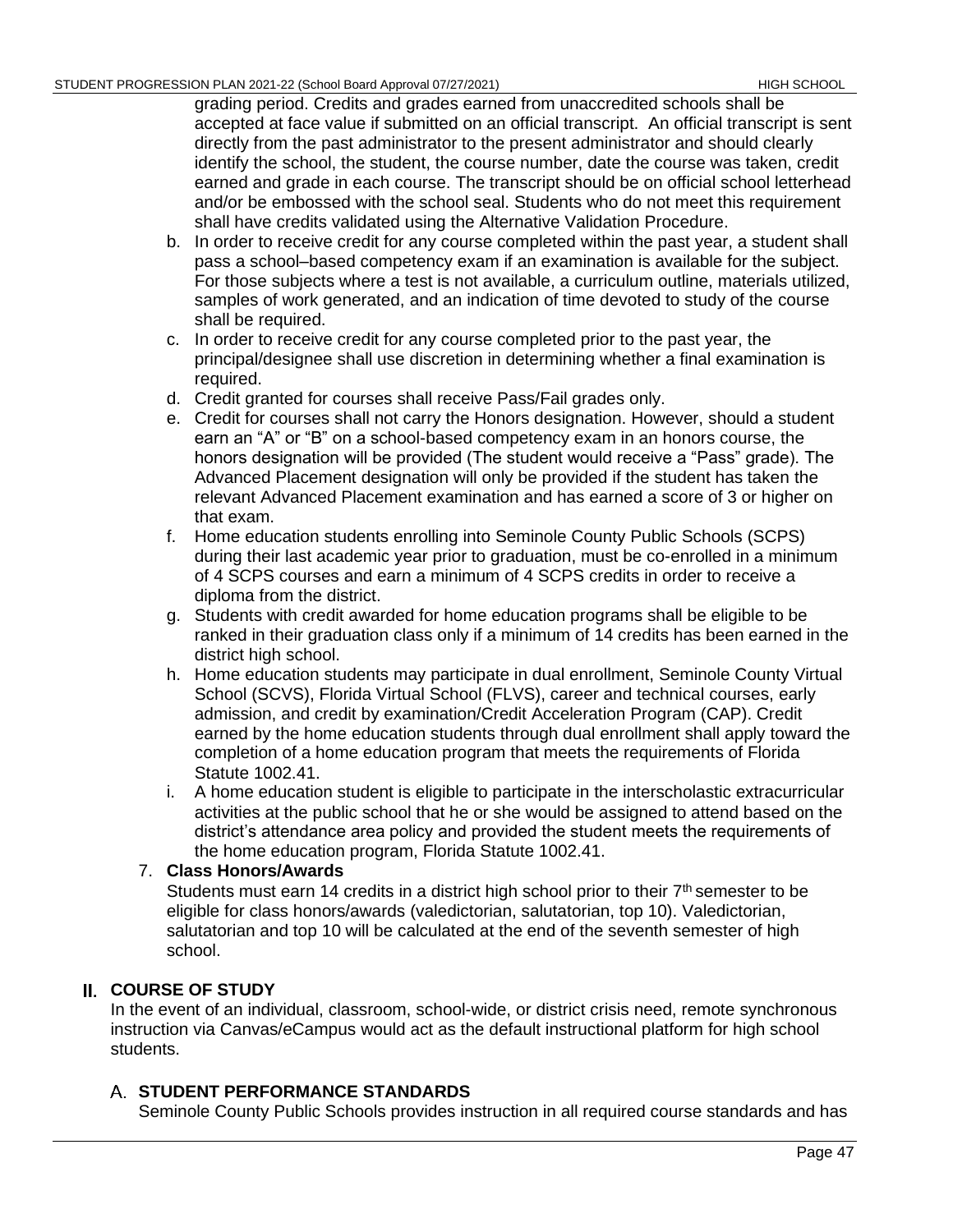grading period. Credits and grades earned from unaccredited schools shall be accepted at face value if submitted on an official transcript. An official transcript is sent directly from the past administrator to the present administrator and should clearly identify the school, the student, the course number, date the course was taken, credit earned and grade in each course. The transcript should be on official school letterhead and/or be embossed with the school seal. Students who do not meet this requirement shall have credits validated using the Alternative Validation Procedure.

b. In order to receive credit for any course completed within the past year, a student shall pass a school–based competency exam if an examination is available for the subject. For those subjects where a test is not available, a curriculum outline, materials utilized, samples of work generated, and an indication of time devoted to study of the course shall be required.
c. In order to receive credit for any course completed prior to the past year, the principal/designee shall use discretion in determining whether a final examination is required.
d. Credit granted for courses shall receive Pass/Fail grades only.
e. Credit for courses shall not carry the Honors designation. However, should a student earn an "A" or "B" on a school-based competency exam in an honors course, the honors designation will be provided (The student would receive a "Pass" grade). The Advanced Placement designation will only be provided if the student has taken the relevant Advanced Placement examination and has earned a score of 3 or higher on that exam.
f. Home education students enrolling into Seminole County Public Schools (SCPS) during their last academic year prior to graduation, must be co-enrolled in a minimum of 4 SCPS courses and earn a minimum of 4 SCPS credits in order to receive a diploma from the district.
g. Students with credit awarded for home education programs shall be eligible to be ranked in their graduation class only if a minimum of 14 credits has been earned in the district high school.
h. Home education students may participate in dual enrollment, Seminole County Virtual School (SCVS), Florida Virtual School (FLVS), career and technical courses, early admission, and credit by examination/Credit Acceleration Program (CAP). Credit earned by the home education students through dual enrollment shall apply toward the completion of a home education program that meets the requirements of Florida Statute 1002.41.
i. A home education student is eligible to participate in the interscholastic extracurricular activities at the public school that he or she would be assigned to attend based on the district's attendance area policy and provided the student meets the requirements of the home education program, Florida Statute 1002.41.

7. **Class Honors/Awards**

Students must earn 14 credits in a district high school prior to their 7th semester to be eligible for class honors/awards (valedictorian, salutatorian, top 10). Valedictorian, salutatorian and top 10 will be calculated at the end of the seventh semester of high school.

## II. COURSE OF STUDY

In the event of an individual, classroom, school-wide, or district crisis need, remote synchronous instruction via Canvas/eCampus would act as the default instructional platform for high school students.

### A. STUDENT PERFORMANCE STANDARDS

Seminole County Public Schools provides instruction in all required course standards and has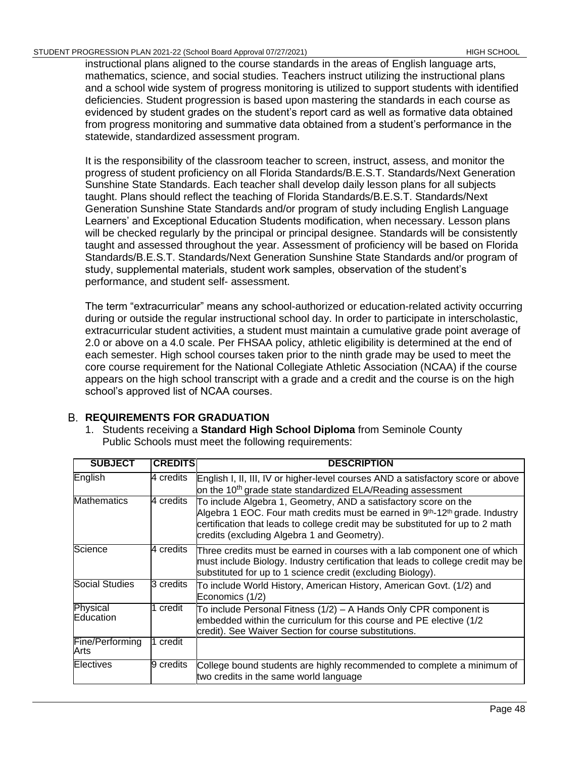instructional plans aligned to the course standards in the areas of English language arts, mathematics, science, and social studies. Teachers instruct utilizing the instructional plans and a school wide system of progress monitoring is utilized to support students with identified deficiencies. Student progression is based upon mastering the standards in each course as evidenced by student grades on the student's report card as well as formative data obtained from progress monitoring and summative data obtained from a student's performance in the statewide, standardized assessment program.

It is the responsibility of the classroom teacher to screen, instruct, assess, and monitor the progress of student proficiency on all Florida Standards/B.E.S.T. Standards/Next Generation Sunshine State Standards. Each teacher shall develop daily lesson plans for all subjects taught. Plans should reflect the teaching of Florida Standards/B.E.S.T. Standards/Next Generation Sunshine State Standards and/or program of study including English Language Learners' and Exceptional Education Students modification, when necessary. Lesson plans will be checked regularly by the principal or principal designee. Standards will be consistently taught and assessed throughout the year. Assessment of proficiency will be based on Florida Standards/B.E.S.T. Standards/Next Generation Sunshine State Standards and/or program of study, supplemental materials, student work samples, observation of the student's performance, and student self- assessment.

The term "extracurricular" means any school-authorized or education-related activity occurring during or outside the regular instructional school day. In order to participate in interscholastic, extracurricular student activities, a student must maintain a cumulative grade point average of 2.0 or above on a 4.0 scale. Per FHSAA policy, athletic eligibility is determined at the end of each semester. High school courses taken prior to the ninth grade may be used to meet the core course requirement for the National Collegiate Athletic Association (NCAA) if the course appears on the high school transcript with a grade and a credit and the course is on the high school's approved list of NCAA courses.

## B. REQUIREMENTS FOR GRADUATION

1. Students receiving a **Standard High School Diploma** from Seminole County Public Schools must meet the following requirements:

| SUBJECT | CREDITS | DESCRIPTION |
|---|---|---|
| English | 4 credits | English I, II, III, IV or higher-level courses AND a satisfactory score or above on the 10th grade state standardized ELA/Reading assessment |
| Mathematics | 4 credits | To include Algebra 1, Geometry, AND a satisfactory score on the Algebra 1 EOC. Four math credits must be earned in 9th-12th grade. Industry certification that leads to college credit may be substituted for up to 2 math credits (excluding Algebra 1 and Geometry). |
| Science | 4 credits | Three credits must be earned in courses with a lab component one of which must include Biology. Industry certification that leads to college credit may be substituted for up to 1 science credit (excluding Biology). |
| Social Studies | 3 credits | To include World History, American History, American Govt. (1/2) and Economics (1/2) |
| Physical Education | 1 credit | To include Personal Fitness (1/2) – A Hands Only CPR component is embedded within the curriculum for this course and PE elective (1/2 credit). See Waiver Section for course substitutions. |
| Fine/Performing Arts | 1 credit | |
| Electives | 9 credits | College bound students are highly recommended to complete a minimum of two credits in the same world language |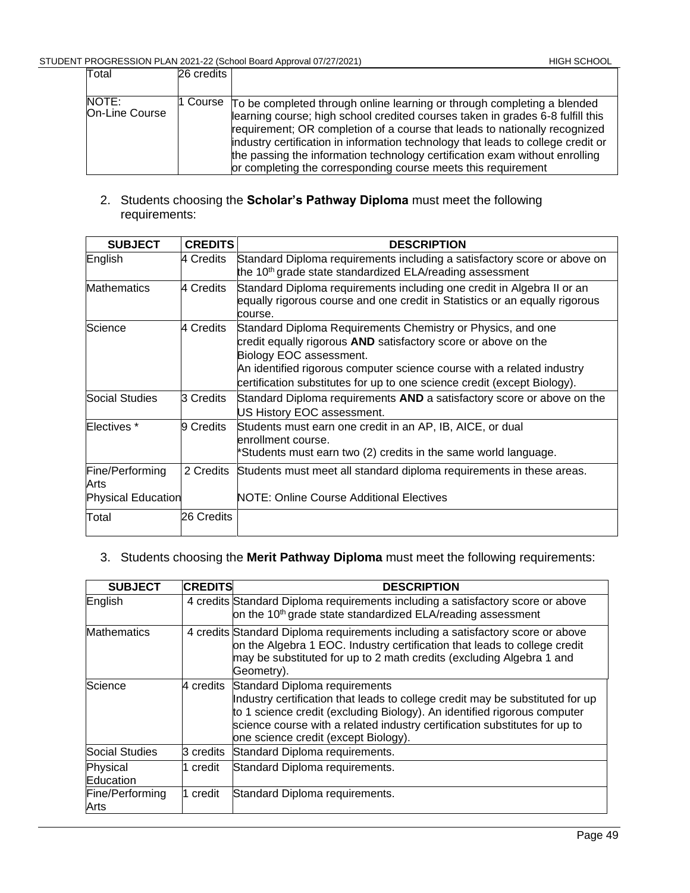| | | |
|---|---|---|
| Total | 26 credits | |
| NOTE: On-Line Course | 1 Course | To be completed through online learning or through completing a blended learning course; high school credited courses taken in grades 6-8 fulfill this requirement; OR completion of a course that leads to nationally recognized industry certification in information technology that leads to college credit or the passing the information technology certification exam without enrolling or completing the corresponding course meets this requirement |

2. Students choosing the **Scholar's Pathway Diploma** must meet the following requirements:

| SUBJECT | CREDITS | DESCRIPTION |
|---|---|---|
| English | 4 Credits | Standard Diploma requirements including a satisfactory score or above on the 10th grade state standardized ELA/reading assessment |
| Mathematics | 4 Credits | Standard Diploma requirements including one credit in Algebra II or an equally rigorous course and one credit in Statistics or an equally rigorous course. |
| Science | 4 Credits | Standard Diploma Requirements Chemistry or Physics, and one credit equally rigorous **AND** satisfactory score or above on the Biology EOC assessment. An identified rigorous computer science course with a related industry certification substitutes for up to one science credit (except Biology). |
| Social Studies | 3 Credits | Standard Diploma requirements **AND** a satisfactory score or above on the US History EOC assessment. |
| Electives * | 9 Credits | Students must earn one credit in an AP, IB, AICE, or dual enrollment course. *Students must earn two (2) credits in the same world language. |
| Fine/Performing Arts Physical Education | 2 Credits | Students must meet all standard diploma requirements in these areas. NOTE: Online Course Additional Electives |
| Total | 26 Credits | |

3. Students choosing the **Merit Pathway Diploma** must meet the following requirements:

| SUBJECT | CREDITS | DESCRIPTION |
|---|---|---|
| English | 4 credits | Standard Diploma requirements including a satisfactory score or above on the 10th grade state standardized ELA/reading assessment |
| Mathematics | 4 credits | Standard Diploma requirements including a satisfactory score or above on the Algebra 1 EOC. Industry certification that leads to college credit may be substituted for up to 2 math credits (excluding Algebra 1 and Geometry). |
| Science | 4 credits | Standard Diploma requirements Industry certification that leads to college credit may be substituted for up to 1 science credit (excluding Biology). An identified rigorous computer science course with a related industry certification substitutes for up to one science credit (except Biology). |
| Social Studies | 3 credits | Standard Diploma requirements. |
| Physical Education | 1 credit | Standard Diploma requirements. |
| Fine/Performing Arts | 1 credit | Standard Diploma requirements. |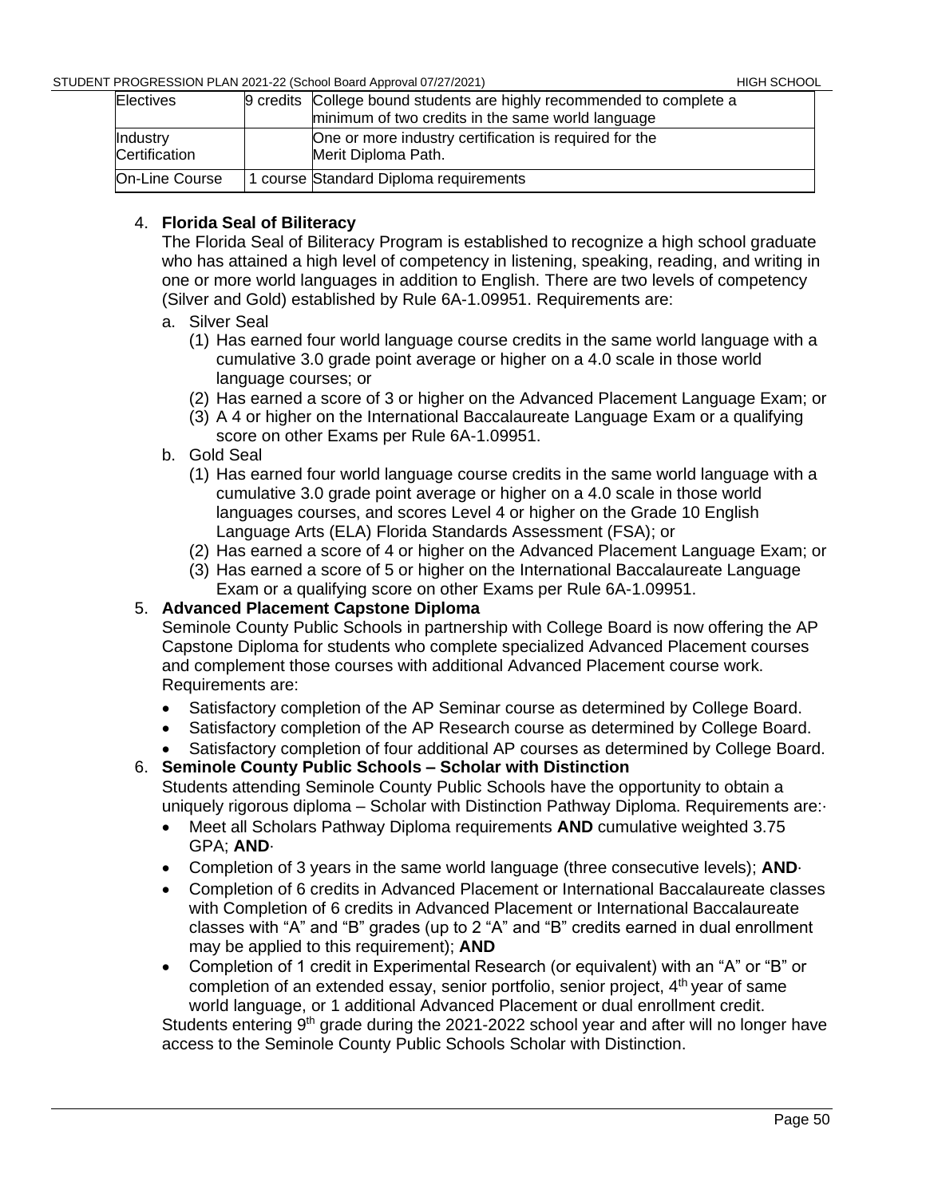| Electives | 9 credits | College bound students are highly recommended to complete a minimum of two credits in the same world language |
|---|---|---|
| Industry Certification | | One or more industry certification is required for the Merit Diploma Path. |
| On-Line Course | 1 course | Standard Diploma requirements |

4. **Florida Seal of Biliteracy**
   The Florida Seal of Biliteracy Program is established to recognize a high school graduate who has attained a high level of competency in listening, speaking, reading, and writing in one or more world languages in addition to English. There are two levels of competency (Silver and Gold) established by Rule 6A-1.09951. Requirements are:
   a. Silver Seal
      (1) Has earned four world language course credits in the same world language with a cumulative 3.0 grade point average or higher on a 4.0 scale in those world language courses; or
      (2) Has earned a score of 3 or higher on the Advanced Placement Language Exam; or
      (3) A 4 or higher on the International Baccalaureate Language Exam or a qualifying score on other Exams per Rule 6A-1.09951.
   b. Gold Seal
      (1) Has earned four world language course credits in the same world language with a cumulative 3.0 grade point average or higher on a 4.0 scale in those world languages courses, and scores Level 4 or higher on the Grade 10 English Language Arts (ELA) Florida Standards Assessment (FSA); or
      (2) Has earned a score of 4 or higher on the Advanced Placement Language Exam; or
      (3) Has earned a score of 5 or higher on the International Baccalaureate Language Exam or a qualifying score on other Exams per Rule 6A-1.09951.
5. **Advanced Placement Capstone Diploma**
   Seminole County Public Schools in partnership with College Board is now offering the AP Capstone Diploma for students who complete specialized Advanced Placement courses and complement those courses with additional Advanced Placement course work. Requirements are:
   - Satisfactory completion of the AP Seminar course as determined by College Board.
   - Satisfactory completion of the AP Research course as determined by College Board.
   - Satisfactory completion of four additional AP courses as determined by College Board.
6. **Seminole County Public Schools – Scholar with Distinction**
   Students attending Seminole County Public Schools have the opportunity to obtain a uniquely rigorous diploma – Scholar with Distinction Pathway Diploma. Requirements are:·
   - Meet all Scholars Pathway Diploma requirements **AND** cumulative weighted 3.75 GPA; **AND**·
   - Completion of 3 years in the same world language (three consecutive levels); **AND**·
   - Completion of 6 credits in Advanced Placement or International Baccalaureate classes with Completion of 6 credits in Advanced Placement or International Baccalaureate classes with "A" and "B" grades (up to 2 "A" and "B" credits earned in dual enrollment may be applied to this requirement); **AND**
   - Completion of 1 credit in Experimental Research (or equivalent) with an "A" or "B" or completion of an extended essay, senior portfolio, senior project, 4th year of same world language, or 1 additional Advanced Placement or dual enrollment credit.

   Students entering 9th grade during the 2021-2022 school year and after will no longer have access to the Seminole County Public Schools Scholar with Distinction.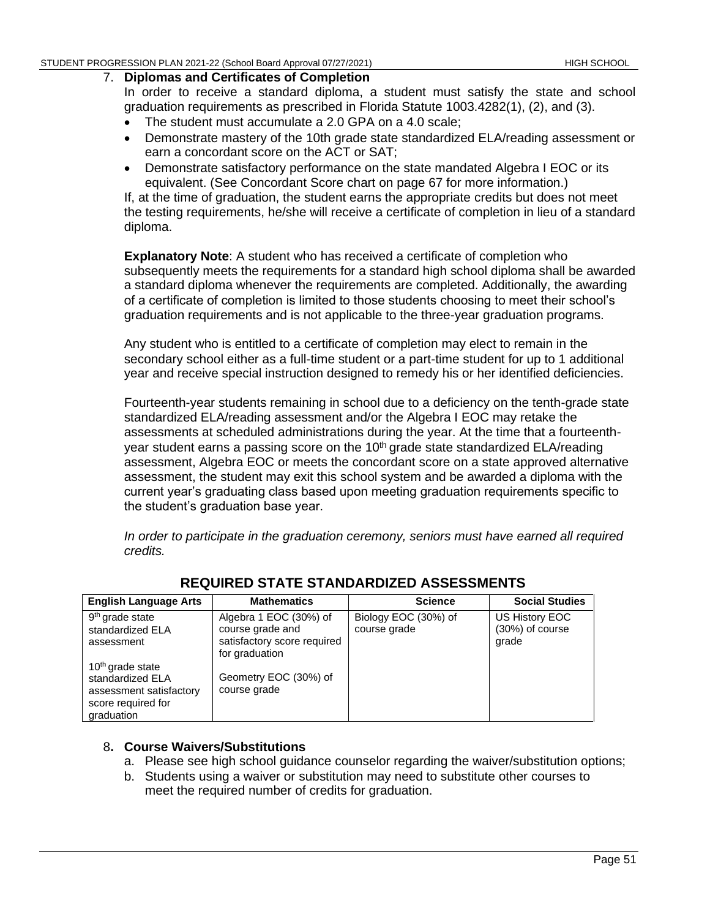### 7. Diplomas and Certificates of Completion

In order to receive a standard diploma, a student must satisfy the state and school graduation requirements as prescribed in Florida Statute 1003.4282(1), (2), and (3).

- The student must accumulate a 2.0 GPA on a 4.0 scale;
- Demonstrate mastery of the 10th grade state standardized ELA/reading assessment or earn a concordant score on the ACT or SAT;
- Demonstrate satisfactory performance on the state mandated Algebra I EOC or its equivalent. (See Concordant Score chart on page 67 for more information.)

If, at the time of graduation, the student earns the appropriate credits but does not meet the testing requirements, he/she will receive a certificate of completion in lieu of a standard diploma.

**Explanatory Note**: A student who has received a certificate of completion who subsequently meets the requirements for a standard high school diploma shall be awarded a standard diploma whenever the requirements are completed. Additionally, the awarding of a certificate of completion is limited to those students choosing to meet their school's graduation requirements and is not applicable to the three-year graduation programs.

Any student who is entitled to a certificate of completion may elect to remain in the secondary school either as a full-time student or a part-time student for up to 1 additional year and receive special instruction designed to remedy his or her identified deficiencies.

Fourteenth-year students remaining in school due to a deficiency on the tenth-grade state standardized ELA/reading assessment and/or the Algebra I EOC may retake the assessments at scheduled administrations during the year. At the time that a fourteenth-year student earns a passing score on the 10th grade state standardized ELA/reading assessment, Algebra EOC or meets the concordant score on a state approved alternative assessment, the student may exit this school system and be awarded a diploma with the current year's graduating class based upon meeting graduation requirements specific to the student's graduation base year.

*In order to participate in the graduation ceremony, seniors must have earned all required credits.*

## REQUIRED STATE STANDARDIZED ASSESSMENTS

| English Language Arts | Mathematics | Science | Social Studies |
|---|---|---|---|
| 9th grade state standardized ELA assessment<br><br>10th grade state standardized ELA assessment satisfactory score required for graduation | Algebra 1 EOC (30%) of course grade and satisfactory score required for graduation<br><br>Geometry EOC (30%) of course grade | Biology EOC (30%) of course grade | US History EOC (30%) of course grade |

### 8. Course Waivers/Substitutions

a. Please see high school guidance counselor regarding the waiver/substitution options;

b. Students using a waiver or substitution may need to substitute other courses to meet the required number of credits for graduation.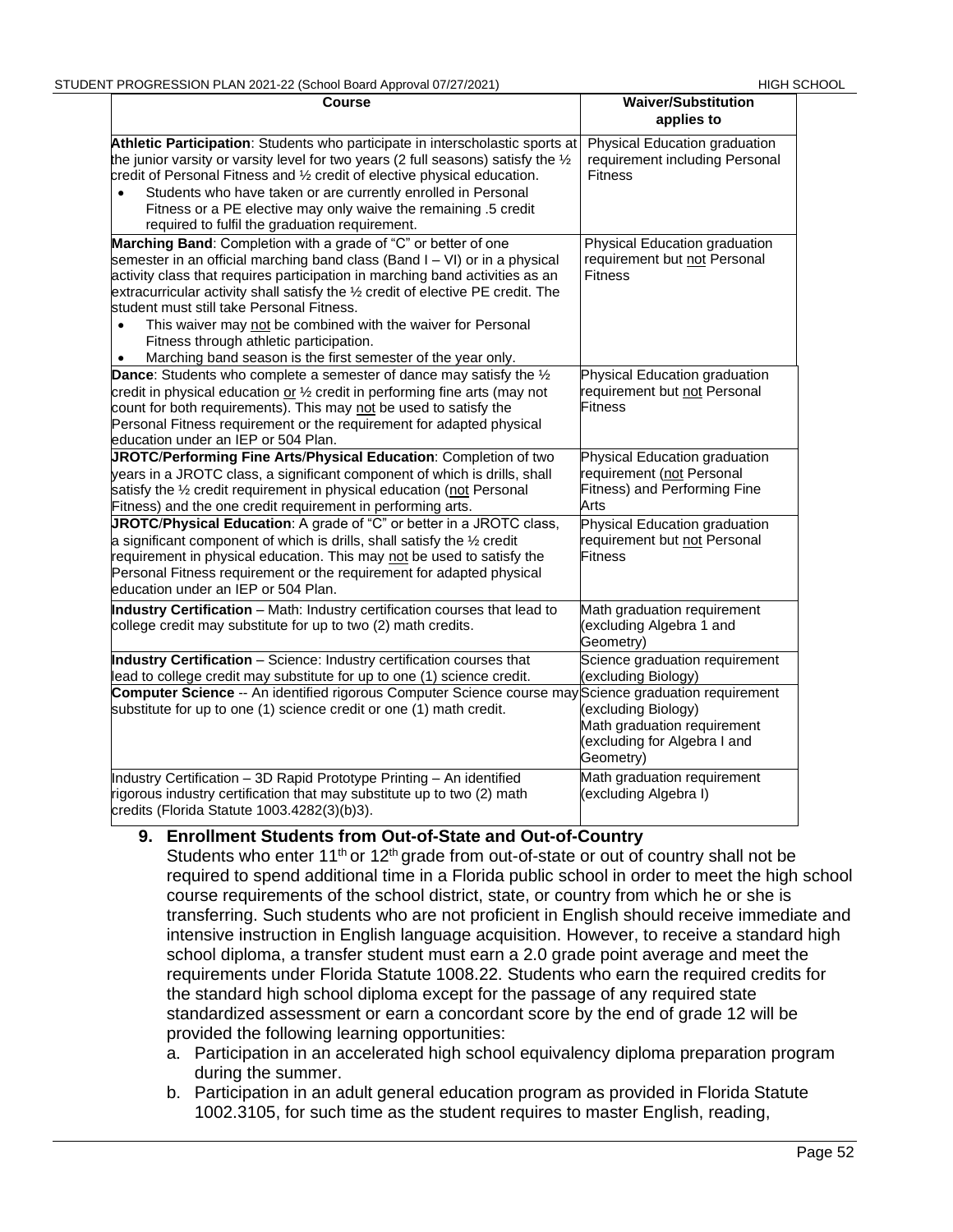| Course | Waiver/Substitution applies to |
|---|---|
| **Athletic Participation**: Students who participate in interscholastic sports at the junior varsity or varsity level for two years (2 full seasons) satisfy the ½ credit of Personal Fitness and ½ credit of elective physical education.<br>• Students who have taken or are currently enrolled in Personal Fitness or a PE elective may only waive the remaining .5 credit required to fulfil the graduation requirement. | Physical Education graduation requirement including Personal Fitness |
| **Marching Band**: Completion with a grade of "C" or better of one semester in an official marching band class (Band I – VI) or in a physical activity class that requires participation in marching band activities as an extracurricular activity shall satisfy the ½ credit of elective PE credit. The student must still take Personal Fitness.<br>• This waiver may not be combined with the waiver for Personal Fitness through athletic participation.<br>• Marching band season is the first semester of the year only. | Physical Education graduation requirement but not Personal Fitness |
| **Dance**: Students who complete a semester of dance may satisfy the ½ credit in physical education or ½ credit in performing fine arts (may not count for both requirements). This may not be used to satisfy the Personal Fitness requirement or the requirement for adapted physical education under an IEP or 504 Plan. | Physical Education graduation requirement but not Personal Fitness |
| **JROTC/Performing Fine Arts/Physical Education**: Completion of two years in a JROTC class, a significant component of which is drills, shall satisfy the ½ credit requirement in physical education (not Personal Fitness) and the one credit requirement in performing arts. | Physical Education graduation requirement (not Personal Fitness) and Performing Fine Arts |
| **JROTC/Physical Education**: A grade of "C" or better in a JROTC class, a significant component of which is drills, shall satisfy the ½ credit requirement in physical education. This may not be used to satisfy the Personal Fitness requirement or the requirement for adapted physical education under an IEP or 504 Plan. | Physical Education graduation requirement but not Personal Fitness |
| **Industry Certification** – Math: Industry certification courses that lead to college credit may substitute for up to two (2) math credits. | Math graduation requirement (excluding Algebra 1 and Geometry) |
| **Industry Certification** – Science: Industry certification courses that lead to college credit may substitute for up to one (1) science credit. | Science graduation requirement (excluding Biology) |
| **Computer Science** -- An identified rigorous Computer Science course may substitute for up to one (1) science credit or one (1) math credit. | Science graduation requirement (excluding Biology)<br>Math graduation requirement (excluding for Algebra I and Geometry) |
| Industry Certification – 3D Rapid Prototype Printing – An identified rigorous industry certification that may substitute up to two (2) math credits (Florida Statute 1003.4282(3)(b)3). | Math graduation requirement (excluding Algebra I) |

**9. Enrollment Students from Out-of-State and Out-of-Country**

Students who enter 11th or 12th grade from out-of-state or out of country shall not be required to spend additional time in a Florida public school in order to meet the high school course requirements of the school district, state, or country from which he or she is transferring. Such students who are not proficient in English should receive immediate and intensive instruction in English language acquisition. However, to receive a standard high school diploma, a transfer student must earn a 2.0 grade point average and meet the requirements under Florida Statute 1008.22. Students who earn the required credits for the standard high school diploma except for the passage of any required state standardized assessment or earn a concordant score by the end of grade 12 will be provided the following learning opportunities:

a. Participation in an accelerated high school equivalency diploma preparation program during the summer.
b. Participation in an adult general education program as provided in Florida Statute 1002.3105, for such time as the student requires to master English, reading,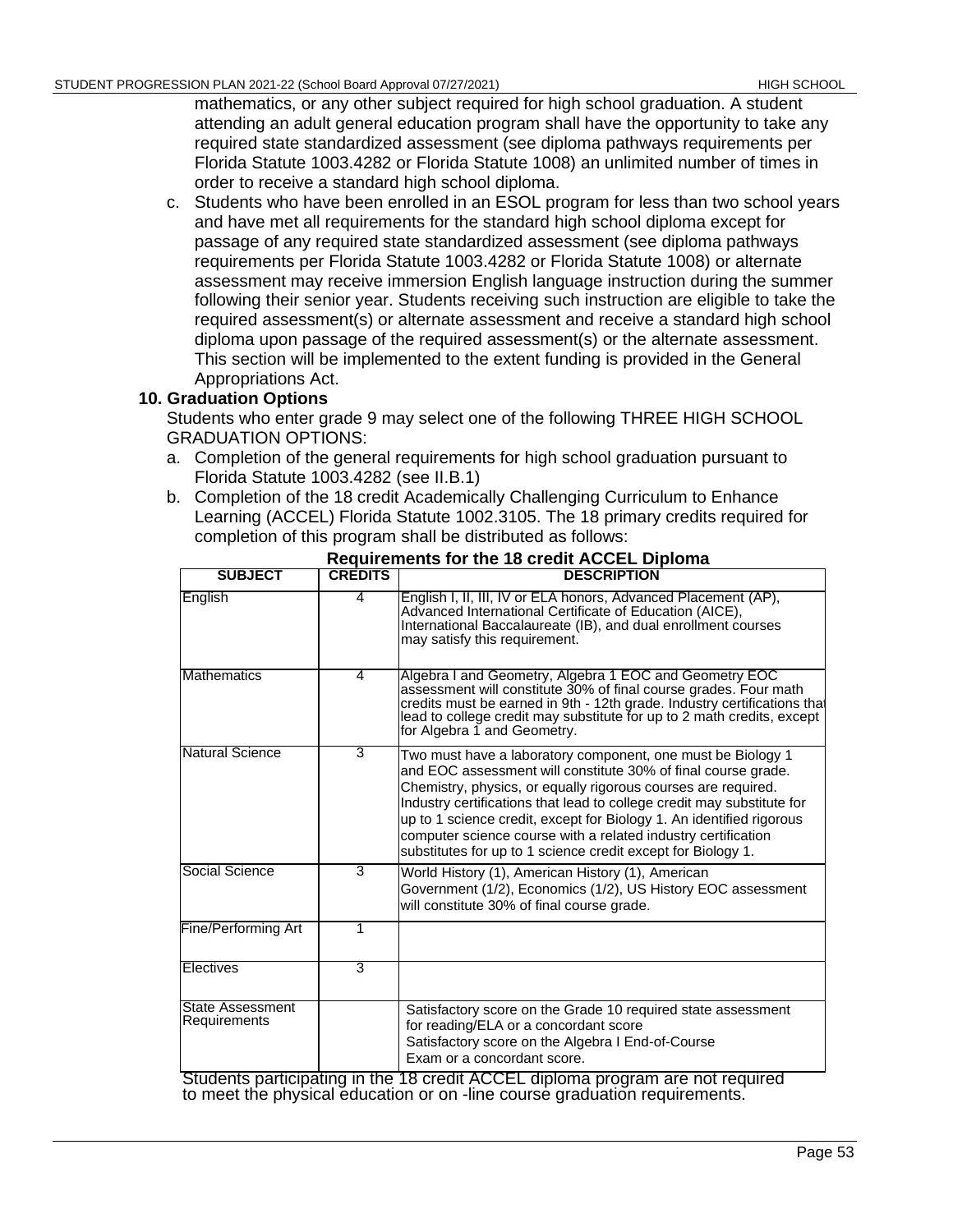mathematics, or any other subject required for high school graduation. A student attending an adult general education program shall have the opportunity to take any required state standardized assessment (see diploma pathways requirements per Florida Statute 1003.4282 or Florida Statute 1008) an unlimited number of times in order to receive a standard high school diploma.

c. Students who have been enrolled in an ESOL program for less than two school years and have met all requirements for the standard high school diploma except for passage of any required state standardized assessment (see diploma pathways requirements per Florida Statute 1003.4282 or Florida Statute 1008) or alternate assessment may receive immersion English language instruction during the summer following their senior year. Students receiving such instruction are eligible to take the required assessment(s) or alternate assessment and receive a standard high school diploma upon passage of the required assessment(s) or the alternate assessment. This section will be implemented to the extent funding is provided in the General Appropriations Act.

**10. Graduation Options**

Students who enter grade 9 may select one of the following THREE HIGH SCHOOL GRADUATION OPTIONS:

a. Completion of the general requirements for high school graduation pursuant to Florida Statute 1003.4282 (see II.B.1)

b. Completion of the 18 credit Academically Challenging Curriculum to Enhance Learning (ACCEL) Florida Statute 1002.3105. The 18 primary credits required for completion of this program shall be distributed as follows:

**Requirements for the 18 credit ACCEL Diploma**

| SUBJECT | CREDITS | DESCRIPTION |
|---|---|---|
| English | 4 | English I, II, III, IV or ELA honors, Advanced Placement (AP), Advanced International Certificate of Education (AICE), International Baccalaureate (IB), and dual enrollment courses may satisfy this requirement. |
| Mathematics | 4 | Algebra I and Geometry, Algebra 1 EOC and Geometry EOC assessment will constitute 30% of final course grades. Four math credits must be earned in 9th - 12th grade. Industry certifications that lead to college credit may substitute for up to 2 math credits, except for Algebra 1 and Geometry. |
| Natural Science | 3 | Two must have a laboratory component, one must be Biology 1 and EOC assessment will constitute 30% of final course grade. Chemistry, physics, or equally rigorous courses are required. Industry certifications that lead to college credit may substitute for up to 1 science credit, except for Biology 1. An identified rigorous computer science course with a related industry certification substitutes for up to 1 science credit except for Biology 1. |
| Social Science | 3 | World History (1), American History (1), American Government (1/2), Economics (1/2), US History EOC assessment will constitute 30% of final course grade. |
| Fine/Performing Art | 1 | |
| Electives | 3 | |
| State Assessment Requirements | | Satisfactory score on the Grade 10 required state assessment for reading/ELA or a concordant score<br>Satisfactory score on the Algebra I End-of-Course Exam or a concordant score. |

Students participating in the 18 credit ACCEL diploma program are not required to meet the physical education or on -line course graduation requirements.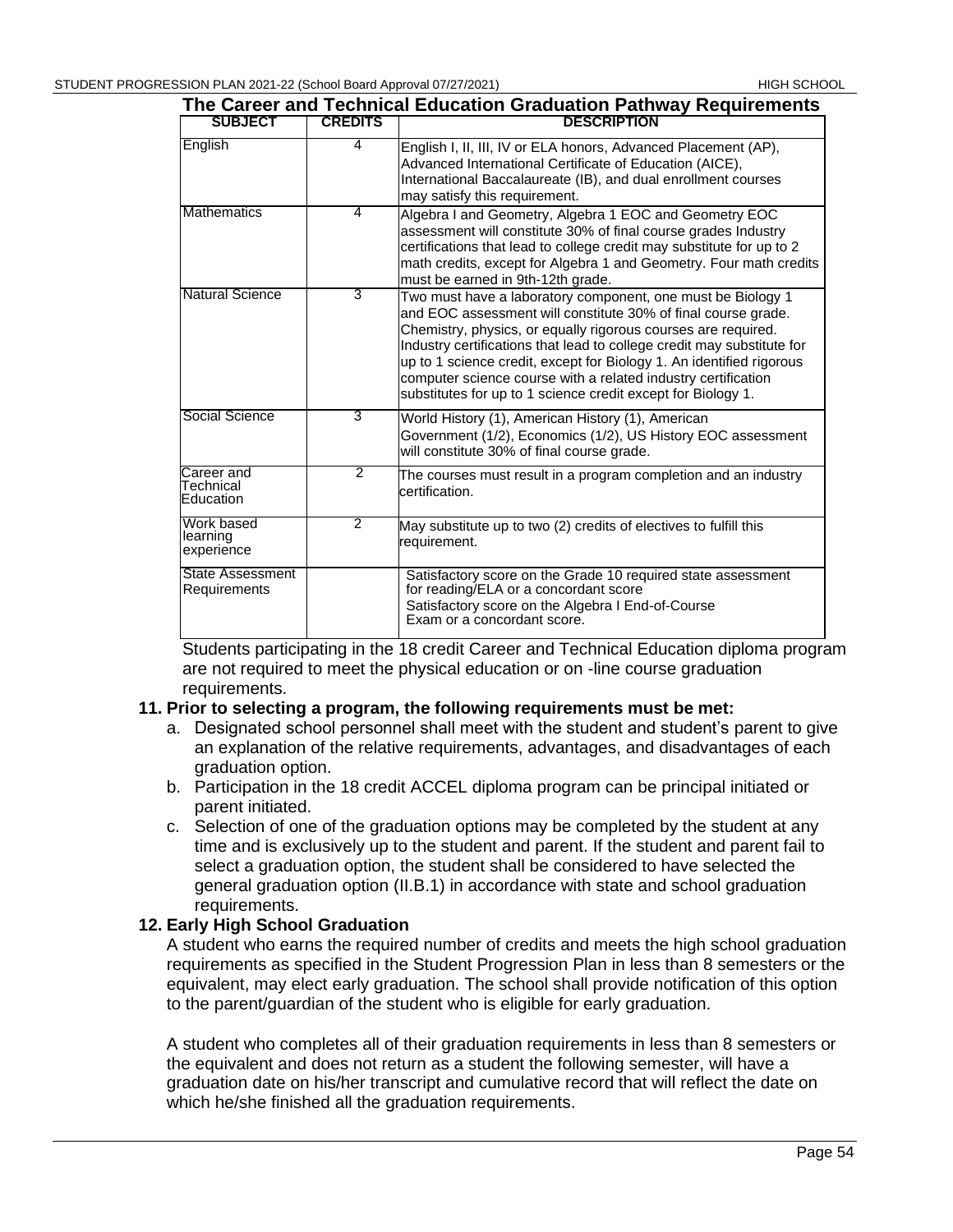## The Career and Technical Education Graduation Pathway Requirements

| SUBJECT | CREDITS | DESCRIPTION |
|---|---|---|
| English | 4 | English I, II, III, IV or ELA honors, Advanced Placement (AP), Advanced International Certificate of Education (AICE), International Baccalaureate (IB), and dual enrollment courses may satisfy this requirement. |
| Mathematics | 4 | Algebra I and Geometry, Algebra 1 EOC and Geometry EOC assessment will constitute 30% of final course grades Industry certifications that lead to college credit may substitute for up to 2 math credits, except for Algebra 1 and Geometry. Four math credits must be earned in 9th-12th grade. |
| Natural Science | 3 | Two must have a laboratory component, one must be Biology 1 and EOC assessment will constitute 30% of final course grade. Chemistry, physics, or equally rigorous courses are required. Industry certifications that lead to college credit may substitute for up to 1 science credit, except for Biology 1. An identified rigorous computer science course with a related industry certification substitutes for up to 1 science credit except for Biology 1. |
| Social Science | 3 | World History (1), American History (1), American Government (1/2), Economics (1/2), US History EOC assessment will constitute 30% of final course grade. |
| Career and Technical Education | 2 | The courses must result in a program completion and an industry certification. |
| Work based learning experience | 2 | May substitute up to two (2) credits of electives to fulfill this requirement. |
| State Assessment Requirements | | Satisfactory score on the Grade 10 required state assessment for reading/ELA or a concordant score<br>Satisfactory score on the Algebra I End-of-Course Exam or a concordant score. |

Students participating in the 18 credit Career and Technical Education diploma program are not required to meet the physical education or on -line course graduation requirements.

**11. Prior to selecting a program, the following requirements must be met:**

a. Designated school personnel shall meet with the student and student's parent to give an explanation of the relative requirements, advantages, and disadvantages of each graduation option.

b. Participation in the 18 credit ACCEL diploma program can be principal initiated or parent initiated.

c. Selection of one of the graduation options may be completed by the student at any time and is exclusively up to the student and parent. If the student and parent fail to select a graduation option, the student shall be considered to have selected the general graduation option (II.B.1) in accordance with state and school graduation requirements.

**12. Early High School Graduation**

A student who earns the required number of credits and meets the high school graduation requirements as specified in the Student Progression Plan in less than 8 semesters or the equivalent, may elect early graduation. The school shall provide notification of this option to the parent/guardian of the student who is eligible for early graduation.

A student who completes all of their graduation requirements in less than 8 semesters or the equivalent and does not return as a student the following semester, will have a graduation date on his/her transcript and cumulative record that will reflect the date on which he/she finished all the graduation requirements.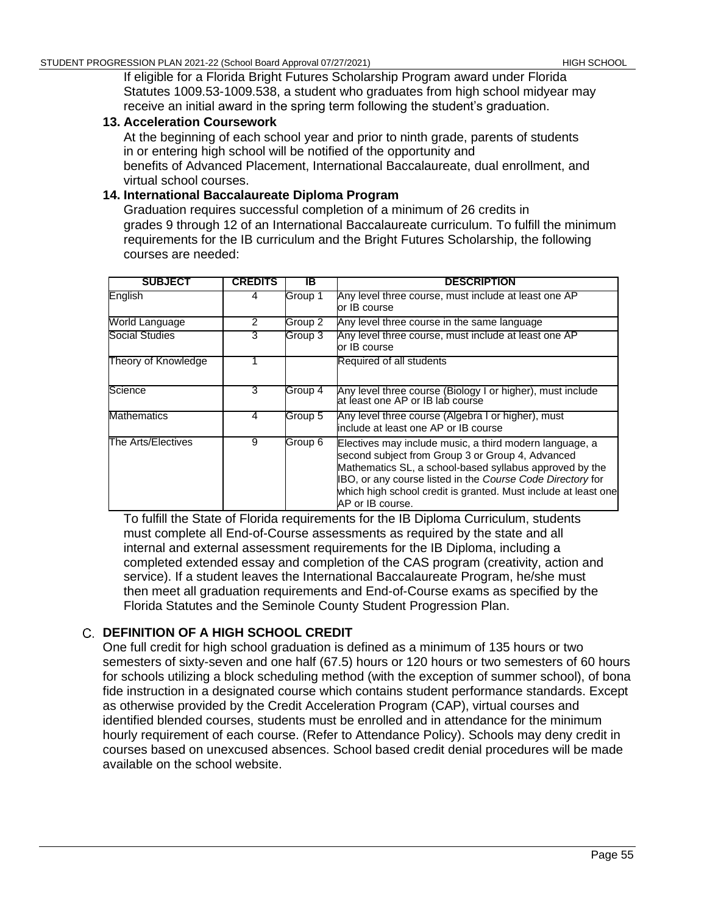If eligible for a Florida Bright Futures Scholarship Program award under Florida Statutes 1009.53-1009.538, a student who graduates from high school midyear may receive an initial award in the spring term following the student's graduation.

### 13. Acceleration Coursework

At the beginning of each school year and prior to ninth grade, parents of students in or entering high school will be notified of the opportunity and benefits of Advanced Placement, International Baccalaureate, dual enrollment, and virtual school courses.

### 14. International Baccalaureate Diploma Program

Graduation requires successful completion of a minimum of 26 credits in grades 9 through 12 of an International Baccalaureate curriculum. To fulfill the minimum requirements for the IB curriculum and the Bright Futures Scholarship, the following courses are needed:

| SUBJECT | CREDITS | IB | DESCRIPTION |
|---|---|---|---|
| English | 4 | Group 1 | Any level three course, must include at least one AP or IB course |
| World Language | 2 | Group 2 | Any level three course in the same language |
| Social Studies | 3 | Group 3 | Any level three course, must include at least one AP or IB course |
| Theory of Knowledge | 1 | | Required of all students |
| Science | 3 | Group 4 | Any level three course (Biology I or higher), must include at least one AP or IB lab course |
| Mathematics | 4 | Group 5 | Any level three course (Algebra I or higher), must include at least one AP or IB course |
| The Arts/Electives | 9 | Group 6 | Electives may include music, a third modern language, a second subject from Group 3 or Group 4, Advanced Mathematics SL, a school-based syllabus approved by the IBO, or any course listed in the *Course Code Directory* for which high school credit is granted. Must include at least one AP or IB course. |

To fulfill the State of Florida requirements for the IB Diploma Curriculum, students must complete all End-of-Course assessments as required by the state and all internal and external assessment requirements for the IB Diploma, including a completed extended essay and completion of the CAS program (creativity, action and service). If a student leaves the International Baccalaureate Program, he/she must then meet all graduation requirements and End-of-Course exams as specified by the Florida Statutes and the Seminole County Student Progression Plan.

## C. DEFINITION OF A HIGH SCHOOL CREDIT

One full credit for high school graduation is defined as a minimum of 135 hours or two semesters of sixty-seven and one half (67.5) hours or 120 hours or two semesters of 60 hours for schools utilizing a block scheduling method (with the exception of summer school), of bona fide instruction in a designated course which contains student performance standards. Except as otherwise provided by the Credit Acceleration Program (CAP), virtual courses and identified blended courses, students must be enrolled and in attendance for the minimum hourly requirement of each course. (Refer to Attendance Policy). Schools may deny credit in courses based on unexcused absences. School based credit denial procedures will be made available on the school website.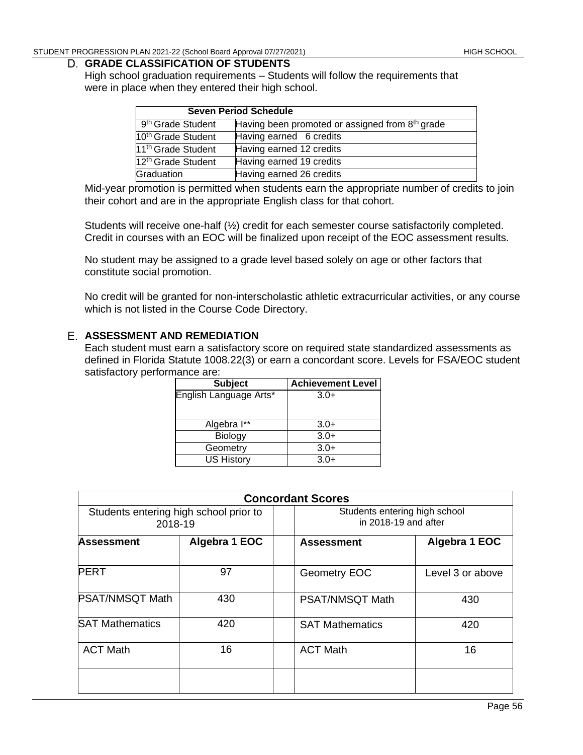## D. GRADE CLASSIFICATION OF STUDENTS

High school graduation requirements – Students will follow the requirements that were in place when they entered their high school.

| Seven Period Schedule | |
|---|---|
| 9th Grade Student | Having been promoted or assigned from 8th grade |
| 10th Grade Student | Having earned 6 credits |
| 11th Grade Student | Having earned 12 credits |
| 12th Grade Student | Having earned 19 credits |
| Graduation | Having earned 26 credits |

Mid-year promotion is permitted when students earn the appropriate number of credits to join their cohort and are in the appropriate English class for that cohort.

Students will receive one-half (½) credit for each semester course satisfactorily completed. Credit in courses with an EOC will be finalized upon receipt of the EOC assessment results.

No student may be assigned to a grade level based solely on age or other factors that constitute social promotion.

No credit will be granted for non-interscholastic athletic extracurricular activities, or any course which is not listed in the Course Code Directory.

## E. ASSESSMENT AND REMEDIATION

Each student must earn a satisfactory score on required state standardized assessments as defined in Florida Statute 1008.22(3) or earn a concordant score. Levels for FSA/EOC student satisfactory performance are:

| Subject | Achievement Level |
|---|---|
| English Language Arts* | 3.0+ |
| Algebra I** | 3.0+ |
| Biology | 3.0+ |
| Geometry | 3.0+ |
| US History | 3.0+ |

| Concordant Scores | | | | |
|---|---|---|---|---|
| Students entering high school prior to 2018-19 | | | Students entering high school in 2018-19 and after | |
| **Assessment** | **Algebra 1 EOC** | | **Assessment** | **Algebra 1 EOC** |
| PERT | 97 | | Geometry EOC | Level 3 or above |
| PSAT/NMSQT Math | 430 | | PSAT/NMSQT Math | 430 |
| SAT Mathematics | 420 | | SAT Mathematics | 420 |
| ACT Math | 16 | | ACT Math | 16 |
| | | | | |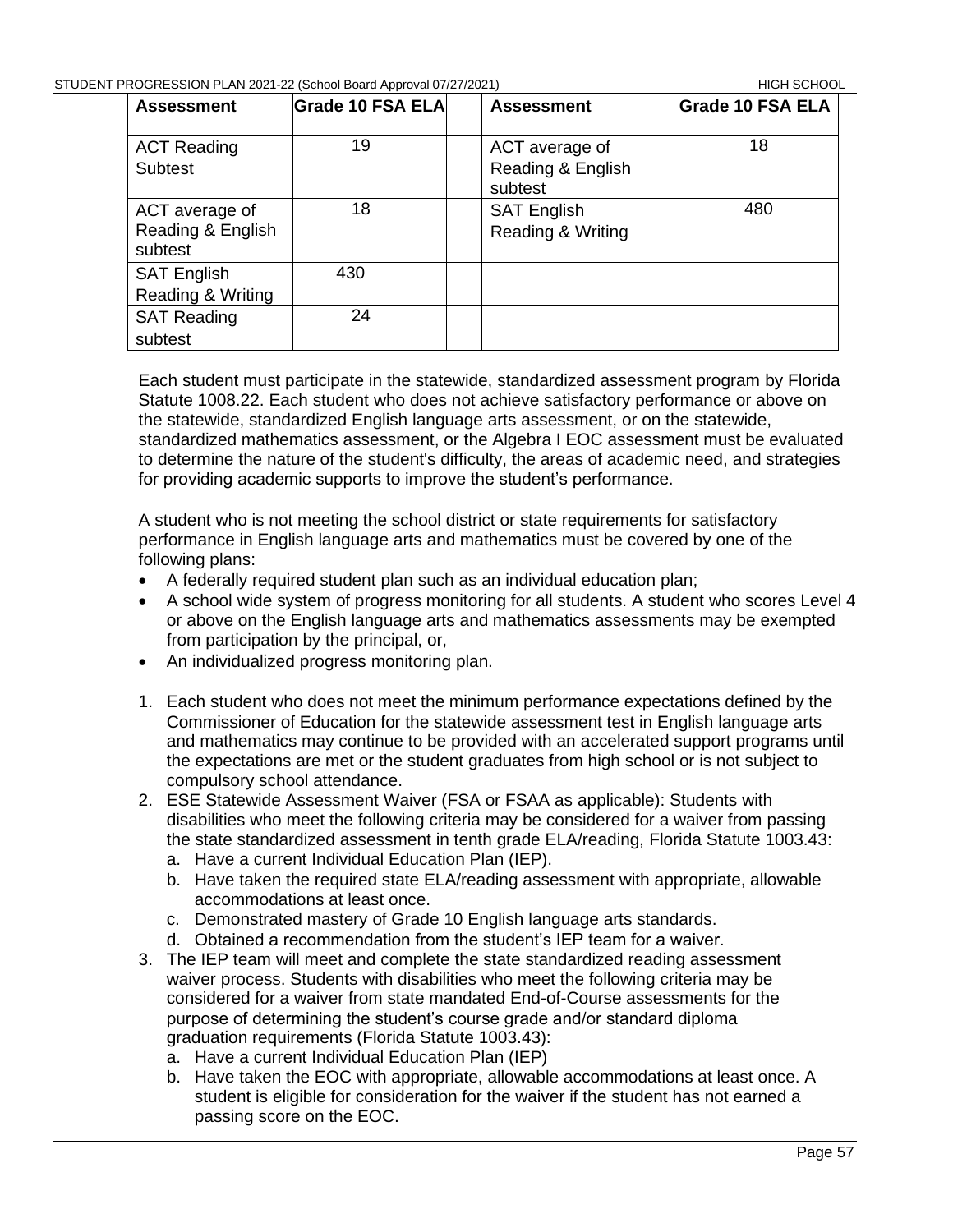| Assessment | Grade 10 FSA ELA | | Assessment | Grade 10 FSA ELA |
|---|---|---|---|---|
| ACT Reading Subtest | 19 | | ACT average of Reading & English subtest | 18 |
| ACT average of Reading & English subtest | 18 | | SAT English Reading & Writing | 480 |
| SAT English Reading & Writing | 430 | | | |
| SAT Reading subtest | 24 | | | |

Each student must participate in the statewide, standardized assessment program by Florida Statute 1008.22. Each student who does not achieve satisfactory performance or above on the statewide, standardized English language arts assessment, or on the statewide, standardized mathematics assessment, or the Algebra I EOC assessment must be evaluated to determine the nature of the student's difficulty, the areas of academic need, and strategies for providing academic supports to improve the student's performance.

A student who is not meeting the school district or state requirements for satisfactory performance in English language arts and mathematics must be covered by one of the following plans:

- A federally required student plan such as an individual education plan;
- A school wide system of progress monitoring for all students. A student who scores Level 4 or above on the English language arts and mathematics assessments may be exempted from participation by the principal, or,
- An individualized progress monitoring plan.

1. Each student who does not meet the minimum performance expectations defined by the Commissioner of Education for the statewide assessment test in English language arts and mathematics may continue to be provided with an accelerated support programs until the expectations are met or the student graduates from high school or is not subject to compulsory school attendance.
2. ESE Statewide Assessment Waiver (FSA or FSAA as applicable): Students with disabilities who meet the following criteria may be considered for a waiver from passing the state standardized assessment in tenth grade ELA/reading, Florida Statute 1003.43:
   a. Have a current Individual Education Plan (IEP).
   b. Have taken the required state ELA/reading assessment with appropriate, allowable accommodations at least once.
   c. Demonstrated mastery of Grade 10 English language arts standards.
   d. Obtained a recommendation from the student's IEP team for a waiver.
3. The IEP team will meet and complete the state standardized reading assessment waiver process. Students with disabilities who meet the following criteria may be considered for a waiver from state mandated End-of-Course assessments for the purpose of determining the student's course grade and/or standard diploma graduation requirements (Florida Statute 1003.43):
   a. Have a current Individual Education Plan (IEP)
   b. Have taken the EOC with appropriate, allowable accommodations at least once. A student is eligible for consideration for the waiver if the student has not earned a passing score on the EOC.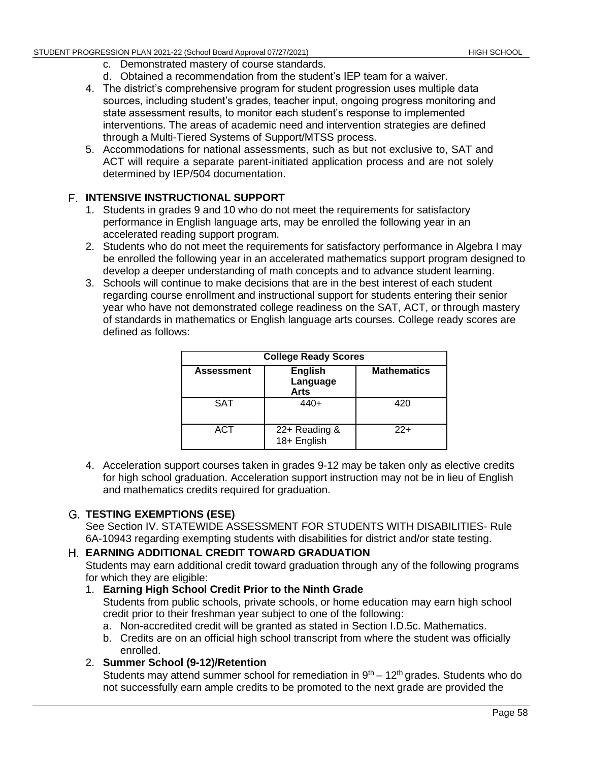c. Demonstrated mastery of course standards.
d. Obtained a recommendation from the student's IEP team for a waiver.

4. The district's comprehensive program for student progression uses multiple data sources, including student's grades, teacher input, ongoing progress monitoring and state assessment results, to monitor each student's response to implemented interventions. The areas of academic need and intervention strategies are defined through a Multi-Tiered Systems of Support/MTSS process.
5. Accommodations for national assessments, such as but not exclusive to, SAT and ACT will require a separate parent-initiated application process and are not solely determined by IEP/504 documentation.

## F. INTENSIVE INSTRUCTIONAL SUPPORT

1. Students in grades 9 and 10 who do not meet the requirements for satisfactory performance in English language arts, may be enrolled the following year in an accelerated reading support program.
2. Students who do not meet the requirements for satisfactory performance in Algebra I may be enrolled the following year in an accelerated mathematics support program designed to develop a deeper understanding of math concepts and to advance student learning.
3. Schools will continue to make decisions that are in the best interest of each student regarding course enrollment and instructional support for students entering their senior year who have not demonstrated college readiness on the SAT, ACT, or through mastery of standards in mathematics or English language arts courses. College ready scores are defined as follows:

| College Ready Scores | | |
|---|---|---|
| **Assessment** | **English Language Arts** | **Mathematics** |
| SAT | 440+ | 420 |
| ACT | 22+ Reading & 18+ English | 22+ |

4. Acceleration support courses taken in grades 9-12 may be taken only as elective credits for high school graduation. Acceleration support instruction may not be in lieu of English and mathematics credits required for graduation.

## G. TESTING EXEMPTIONS (ESE)

See Section IV. STATEWIDE ASSESSMENT FOR STUDENTS WITH DISABILITIES- Rule 6A-10943 regarding exempting students with disabilities for district and/or state testing.

## H. EARNING ADDITIONAL CREDIT TOWARD GRADUATION

Students may earn additional credit toward graduation through any of the following programs for which they are eligible:

1. **Earning High School Credit Prior to the Ninth Grade**
   Students from public schools, private schools, or home education may earn high school credit prior to their freshman year subject to one of the following:
   a. Non-accredited credit will be granted as stated in Section I.D.5c. Mathematics.
   b. Credits are on an official high school transcript from where the student was officially enrolled.
2. **Summer School (9-12)/Retention**
   Students may attend summer school for remediation in 9th – 12th grades. Students who do not successfully earn ample credits to be promoted to the next grade are provided the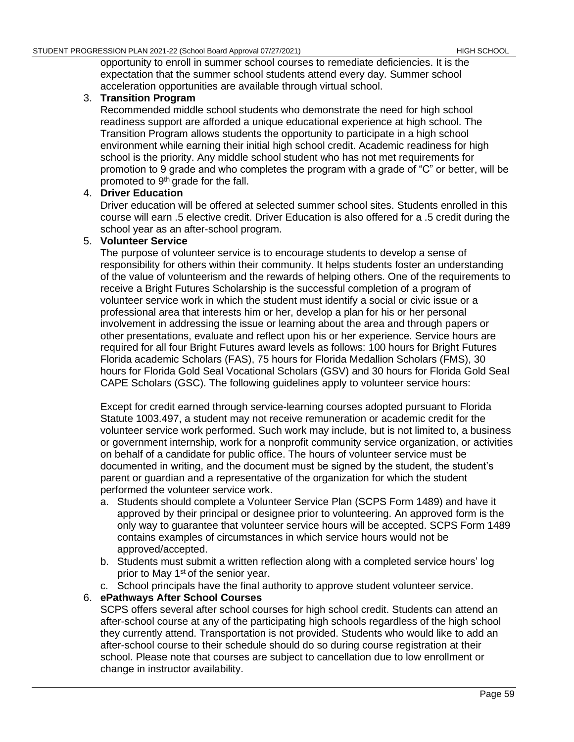opportunity to enroll in summer school courses to remediate deficiencies. It is the expectation that the summer school students attend every day. Summer school acceleration opportunities are available through virtual school.

3. **Transition Program**

   Recommended middle school students who demonstrate the need for high school readiness support are afforded a unique educational experience at high school. The Transition Program allows students the opportunity to participate in a high school environment while earning their initial high school credit. Academic readiness for high school is the priority. Any middle school student who has not met requirements for promotion to 9 grade and who completes the program with a grade of "C" or better, will be promoted to 9th grade for the fall.

4. **Driver Education**

   Driver education will be offered at selected summer school sites. Students enrolled in this course will earn .5 elective credit. Driver Education is also offered for a .5 credit during the school year as an after-school program.

5. **Volunteer Service**

   The purpose of volunteer service is to encourage students to develop a sense of responsibility for others within their community. It helps students foster an understanding of the value of volunteerism and the rewards of helping others. One of the requirements to receive a Bright Futures Scholarship is the successful completion of a program of volunteer service work in which the student must identify a social or civic issue or a professional area that interests him or her, develop a plan for his or her personal involvement in addressing the issue or learning about the area and through papers or other presentations, evaluate and reflect upon his or her experience. Service hours are required for all four Bright Futures award levels as follows: 100 hours for Bright Futures Florida academic Scholars (FAS), 75 hours for Florida Medallion Scholars (FMS), 30 hours for Florida Gold Seal Vocational Scholars (GSV) and 30 hours for Florida Gold Seal CAPE Scholars (GSC). The following guidelines apply to volunteer service hours:

   Except for credit earned through service-learning courses adopted pursuant to Florida Statute 1003.497, a student may not receive remuneration or academic credit for the volunteer service work performed. Such work may include, but is not limited to, a business or government internship, work for a nonprofit community service organization, or activities on behalf of a candidate for public office. The hours of volunteer service must be documented in writing, and the document must be signed by the student, the student's parent or guardian and a representative of the organization for which the student performed the volunteer service work.

   a. Students should complete a Volunteer Service Plan (SCPS Form 1489) and have it approved by their principal or designee prior to volunteering. An approved form is the only way to guarantee that volunteer service hours will be accepted. SCPS Form 1489 contains examples of circumstances in which service hours would not be approved/accepted.
   b. Students must submit a written reflection along with a completed service hours' log prior to May 1st of the senior year.
   c. School principals have the final authority to approve student volunteer service.

6. **ePathways After School Courses**

   SCPS offers several after school courses for high school credit. Students can attend an after-school course at any of the participating high schools regardless of the high school they currently attend. Transportation is not provided. Students who would like to add an after-school course to their schedule should do so during course registration at their school. Please note that courses are subject to cancellation due to low enrollment or change in instructor availability.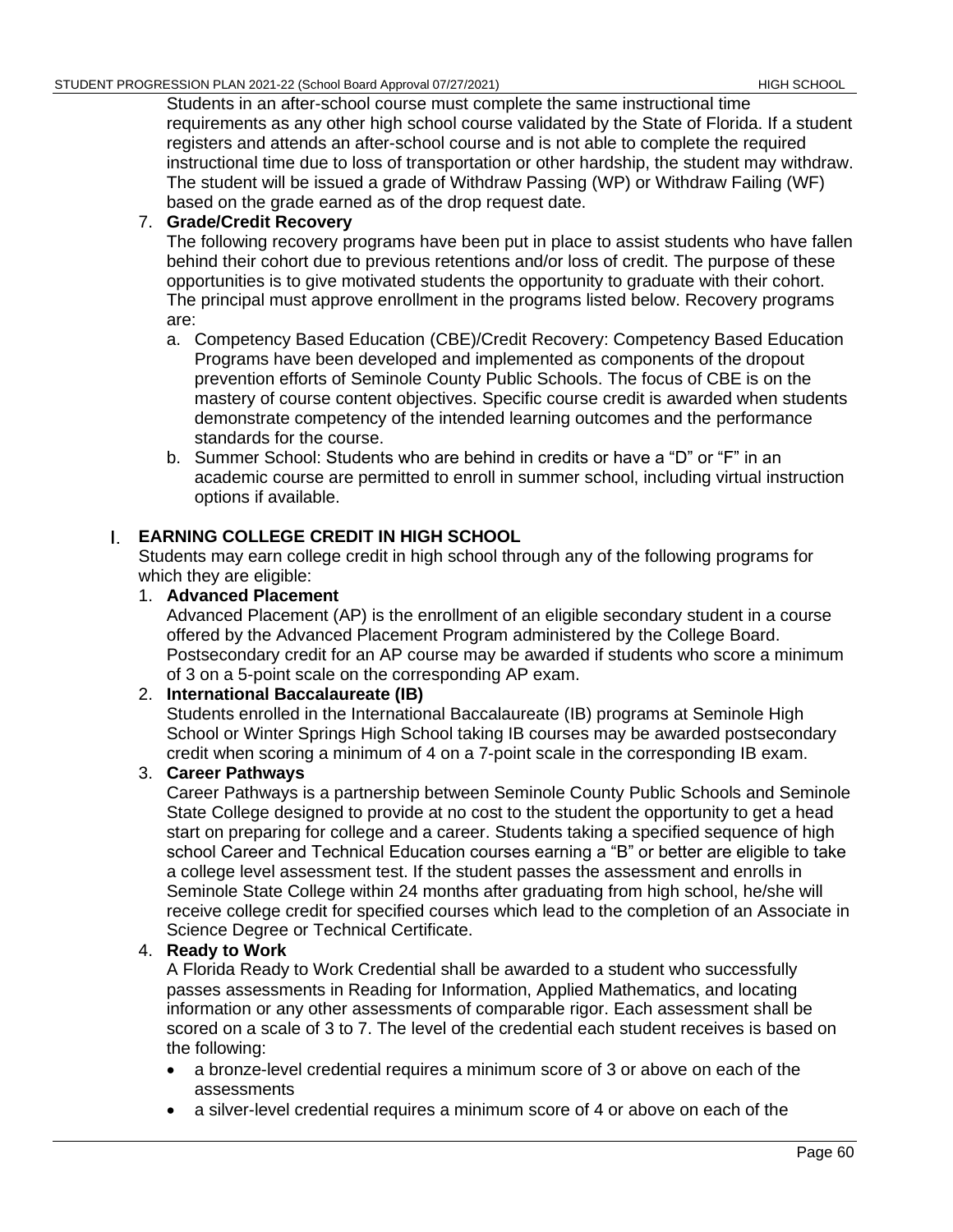Students in an after-school course must complete the same instructional time requirements as any other high school course validated by the State of Florida. If a student registers and attends an after-school course and is not able to complete the required instructional time due to loss of transportation or other hardship, the student may withdraw. The student will be issued a grade of Withdraw Passing (WP) or Withdraw Failing (WF) based on the grade earned as of the drop request date.

7. **Grade/Credit Recovery**

   The following recovery programs have been put in place to assist students who have fallen behind their cohort due to previous retentions and/or loss of credit. The purpose of these opportunities is to give motivated students the opportunity to graduate with their cohort. The principal must approve enrollment in the programs listed below. Recovery programs are:

   a. Competency Based Education (CBE)/Credit Recovery: Competency Based Education Programs have been developed and implemented as components of the dropout prevention efforts of Seminole County Public Schools. The focus of CBE is on the mastery of course content objectives. Specific course credit is awarded when students demonstrate competency of the intended learning outcomes and the performance standards for the course.

   b. Summer School: Students who are behind in credits or have a "D" or "F" in an academic course are permitted to enroll in summer school, including virtual instruction options if available.

## I. EARNING COLLEGE CREDIT IN HIGH SCHOOL

Students may earn college credit in high school through any of the following programs for which they are eligible:

1. **Advanced Placement**

   Advanced Placement (AP) is the enrollment of an eligible secondary student in a course offered by the Advanced Placement Program administered by the College Board. Postsecondary credit for an AP course may be awarded if students who score a minimum of 3 on a 5-point scale on the corresponding AP exam.

2. **International Baccalaureate (IB)**

   Students enrolled in the International Baccalaureate (IB) programs at Seminole High School or Winter Springs High School taking IB courses may be awarded postsecondary credit when scoring a minimum of 4 on a 7-point scale in the corresponding IB exam.

3. **Career Pathways**

   Career Pathways is a partnership between Seminole County Public Schools and Seminole State College designed to provide at no cost to the student the opportunity to get a head start on preparing for college and a career. Students taking a specified sequence of high school Career and Technical Education courses earning a "B" or better are eligible to take a college level assessment test. If the student passes the assessment and enrolls in Seminole State College within 24 months after graduating from high school, he/she will receive college credit for specified courses which lead to the completion of an Associate in Science Degree or Technical Certificate.

4. **Ready to Work**

   A Florida Ready to Work Credential shall be awarded to a student who successfully passes assessments in Reading for Information, Applied Mathematics, and locating information or any other assessments of comparable rigor. Each assessment shall be scored on a scale of 3 to 7. The level of the credential each student receives is based on the following:

   - a bronze-level credential requires a minimum score of 3 or above on each of the assessments
   - a silver-level credential requires a minimum score of 4 or above on each of the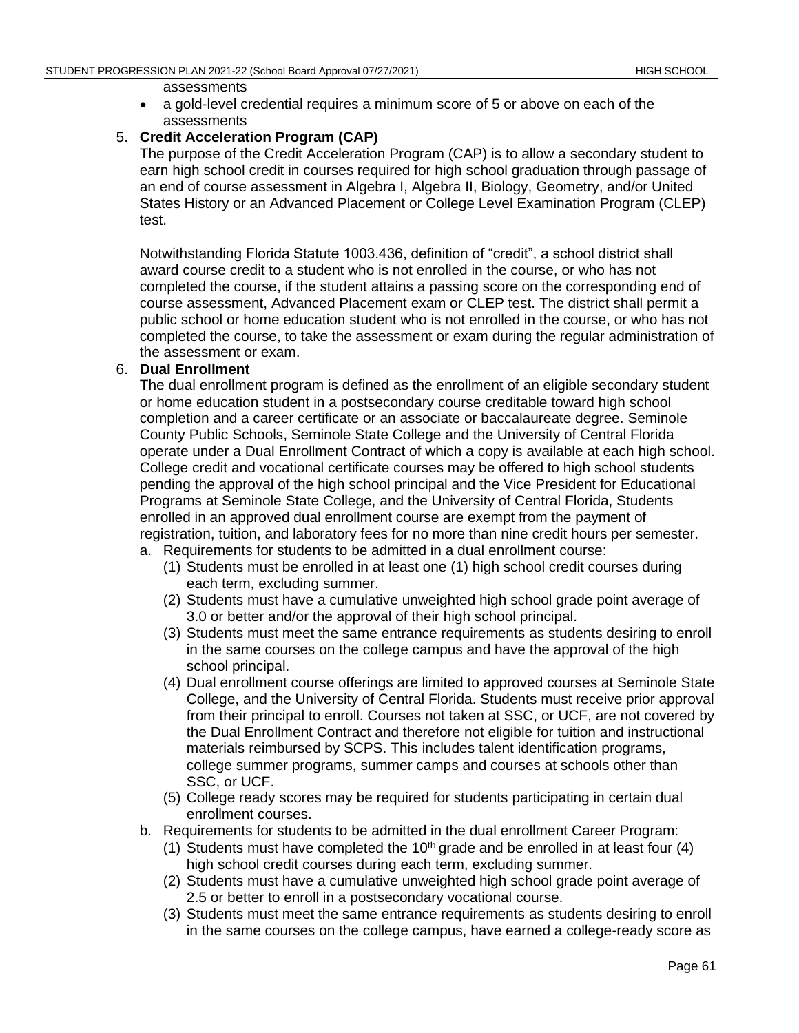assessments

- a gold-level credential requires a minimum score of 5 or above on each of the assessments

5. **Credit Acceleration Program (CAP)**

   The purpose of the Credit Acceleration Program (CAP) is to allow a secondary student to earn high school credit in courses required for high school graduation through passage of an end of course assessment in Algebra I, Algebra II, Biology, Geometry, and/or United States History or an Advanced Placement or College Level Examination Program (CLEP) test.

   Notwithstanding Florida Statute 1003.436, definition of "credit", a school district shall award course credit to a student who is not enrolled in the course, or who has not completed the course, if the student attains a passing score on the corresponding end of course assessment, Advanced Placement exam or CLEP test. The district shall permit a public school or home education student who is not enrolled in the course, or who has not completed the course, to take the assessment or exam during the regular administration of the assessment or exam.

6. **Dual Enrollment**

   The dual enrollment program is defined as the enrollment of an eligible secondary student or home education student in a postsecondary course creditable toward high school completion and a career certificate or an associate or baccalaureate degree. Seminole County Public Schools, Seminole State College and the University of Central Florida operate under a Dual Enrollment Contract of which a copy is available at each high school. College credit and vocational certificate courses may be offered to high school students pending the approval of the high school principal and the Vice President for Educational Programs at Seminole State College, and the University of Central Florida, Students enrolled in an approved dual enrollment course are exempt from the payment of registration, tuition, and laboratory fees for no more than nine credit hours per semester.

   a. Requirements for students to be admitted in a dual enrollment course:
      (1) Students must be enrolled in at least one (1) high school credit courses during each term, excluding summer.
      (2) Students must have a cumulative unweighted high school grade point average of 3.0 or better and/or the approval of their high school principal.
      (3) Students must meet the same entrance requirements as students desiring to enroll in the same courses on the college campus and have the approval of the high school principal.
      (4) Dual enrollment course offerings are limited to approved courses at Seminole State College, and the University of Central Florida. Students must receive prior approval from their principal to enroll. Courses not taken at SSC, or UCF, are not covered by the Dual Enrollment Contract and therefore not eligible for tuition and instructional materials reimbursed by SCPS. This includes talent identification programs, college summer programs, summer camps and courses at schools other than SSC, or UCF.
      (5) College ready scores may be required for students participating in certain dual enrollment courses.

   b. Requirements for students to be admitted in the dual enrollment Career Program:
      (1) Students must have completed the 10th grade and be enrolled in at least four (4) high school credit courses during each term, excluding summer.
      (2) Students must have a cumulative unweighted high school grade point average of 2.5 or better to enroll in a postsecondary vocational course.
      (3) Students must meet the same entrance requirements as students desiring to enroll in the same courses on the college campus, have earned a college-ready score as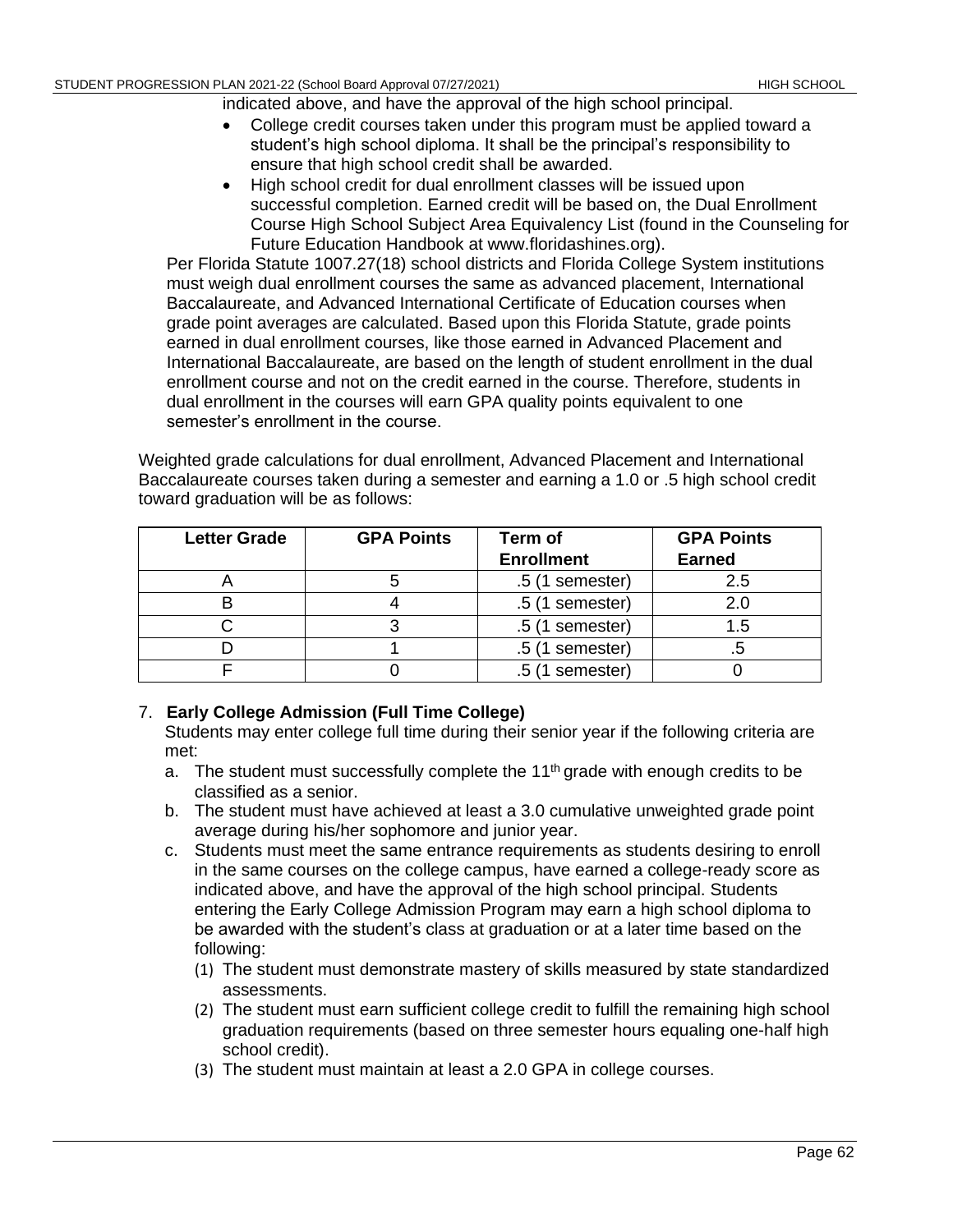indicated above, and have the approval of the high school principal.

- College credit courses taken under this program must be applied toward a student's high school diploma. It shall be the principal's responsibility to ensure that high school credit shall be awarded.
- High school credit for dual enrollment classes will be issued upon successful completion. Earned credit will be based on, the Dual Enrollment Course High School Subject Area Equivalency List (found in the Counseling for Future Education Handbook at www.floridashines.org).

Per Florida Statute 1007.27(18) school districts and Florida College System institutions must weigh dual enrollment courses the same as advanced placement, International Baccalaureate, and Advanced International Certificate of Education courses when grade point averages are calculated. Based upon this Florida Statute, grade points earned in dual enrollment courses, like those earned in Advanced Placement and International Baccalaureate, are based on the length of student enrollment in the dual enrollment course and not on the credit earned in the course. Therefore, students in dual enrollment in the courses will earn GPA quality points equivalent to one semester's enrollment in the course.

Weighted grade calculations for dual enrollment, Advanced Placement and International Baccalaureate courses taken during a semester and earning a 1.0 or .5 high school credit toward graduation will be as follows:

| Letter Grade | GPA Points | Term of Enrollment | GPA Points Earned |
|---|---|---|---|
| A | 5 | .5 (1 semester) | 2.5 |
| B | 4 | .5 (1 semester) | 2.0 |
| C | 3 | .5 (1 semester) | 1.5 |
| D | 1 | .5 (1 semester) | .5 |
| F | 0 | .5 (1 semester) | 0 |

7. **Early College Admission (Full Time College)**

   Students may enter college full time during their senior year if the following criteria are met:

   a. The student must successfully complete the 11th grade with enough credits to be classified as a senior.
   b. The student must have achieved at least a 3.0 cumulative unweighted grade point average during his/her sophomore and junior year.
   c. Students must meet the same entrance requirements as students desiring to enroll in the same courses on the college campus, have earned a college-ready score as indicated above, and have the approval of the high school principal. Students entering the Early College Admission Program may earn a high school diploma to be awarded with the student's class at graduation or at a later time based on the following:
      (1) The student must demonstrate mastery of skills measured by state standardized assessments.
      (2) The student must earn sufficient college credit to fulfill the remaining high school graduation requirements (based on three semester hours equaling one-half high school credit).
      (3) The student must maintain at least a 2.0 GPA in college courses.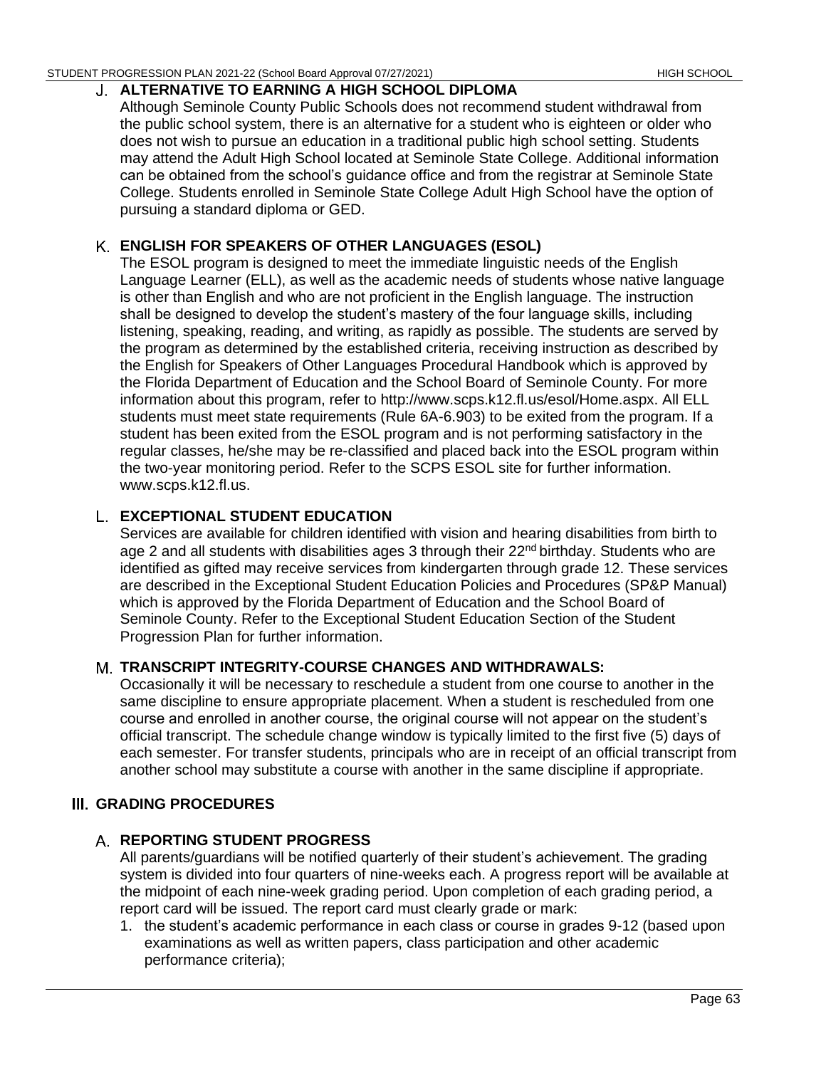### J. ALTERNATIVE TO EARNING A HIGH SCHOOL DIPLOMA

Although Seminole County Public Schools does not recommend student withdrawal from the public school system, there is an alternative for a student who is eighteen or older who does not wish to pursue an education in a traditional public high school setting. Students may attend the Adult High School located at Seminole State College. Additional information can be obtained from the school's guidance office and from the registrar at Seminole State College. Students enrolled in Seminole State College Adult High School have the option of pursuing a standard diploma or GED.

### K. ENGLISH FOR SPEAKERS OF OTHER LANGUAGES (ESOL)

The ESOL program is designed to meet the immediate linguistic needs of the English Language Learner (ELL), as well as the academic needs of students whose native language is other than English and who are not proficient in the English language. The instruction shall be designed to develop the student's mastery of the four language skills, including listening, speaking, reading, and writing, as rapidly as possible. The students are served by the program as determined by the established criteria, receiving instruction as described by the English for Speakers of Other Languages Procedural Handbook which is approved by the Florida Department of Education and the School Board of Seminole County. For more information about this program, refer to http://www.scps.k12.fl.us/esol/Home.aspx. All ELL students must meet state requirements (Rule 6A-6.903) to be exited from the program. If a student has been exited from the ESOL program and is not performing satisfactory in the regular classes, he/she may be re-classified and placed back into the ESOL program within the two-year monitoring period. Refer to the SCPS ESOL site for further information. www.scps.k12.fl.us.

### L. EXCEPTIONAL STUDENT EDUCATION

Services are available for children identified with vision and hearing disabilities from birth to age 2 and all students with disabilities ages 3 through their 22nd birthday. Students who are identified as gifted may receive services from kindergarten through grade 12. These services are described in the Exceptional Student Education Policies and Procedures (SP&P Manual) which is approved by the Florida Department of Education and the School Board of Seminole County. Refer to the Exceptional Student Education Section of the Student Progression Plan for further information.

### M. TRANSCRIPT INTEGRITY-COURSE CHANGES AND WITHDRAWALS:

Occasionally it will be necessary to reschedule a student from one course to another in the same discipline to ensure appropriate placement. When a student is rescheduled from one course and enrolled in another course, the original course will not appear on the student's official transcript. The schedule change window is typically limited to the first five (5) days of each semester. For transfer students, principals who are in receipt of an official transcript from another school may substitute a course with another in the same discipline if appropriate.

## III. GRADING PROCEDURES

### A. REPORTING STUDENT PROGRESS

All parents/guardians will be notified quarterly of their student's achievement. The grading system is divided into four quarters of nine-weeks each. A progress report will be available at the midpoint of each nine-week grading period. Upon completion of each grading period, a report card will be issued. The report card must clearly grade or mark:

1. the student's academic performance in each class or course in grades 9-12 (based upon examinations as well as written papers, class participation and other academic performance criteria);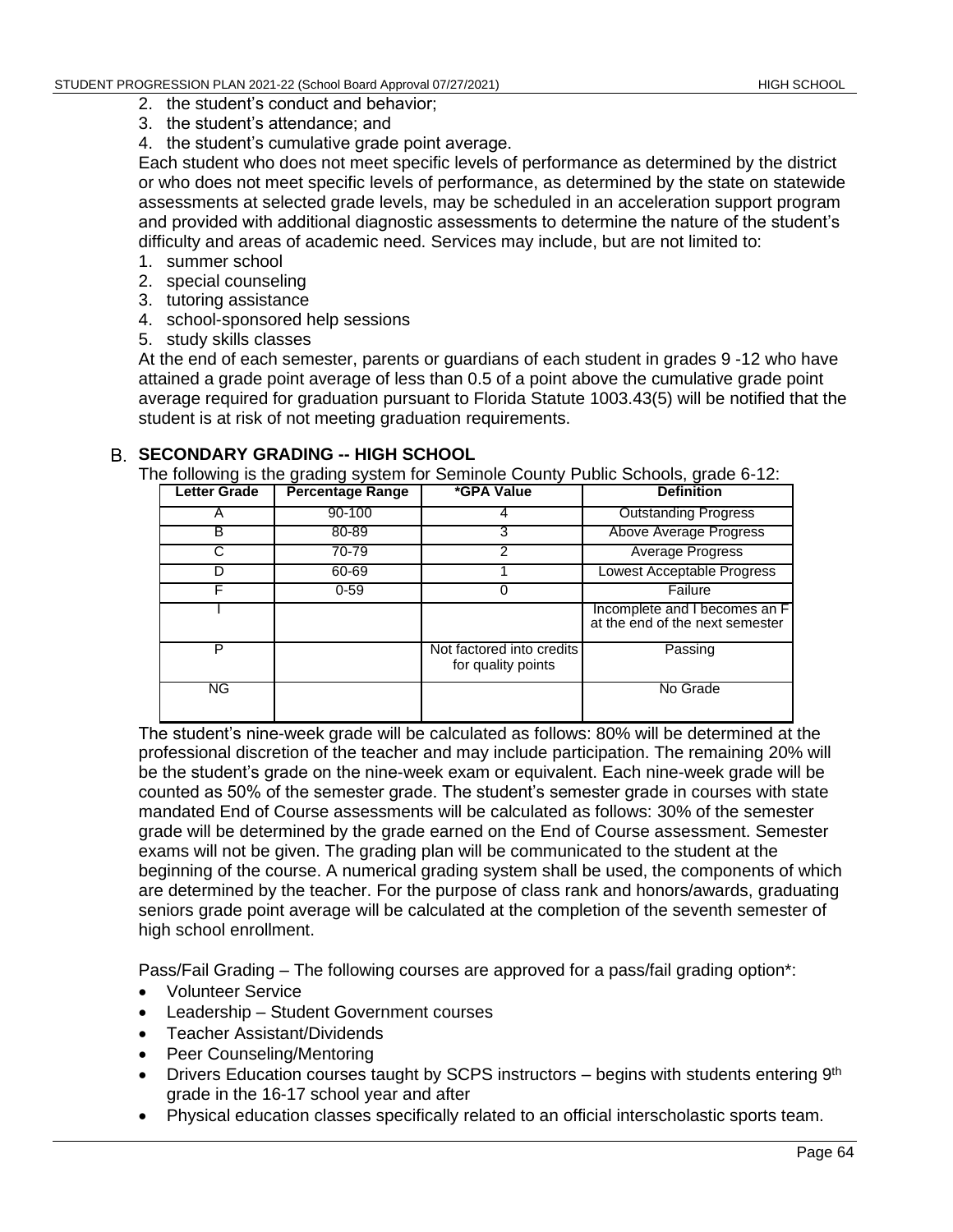2. the student's conduct and behavior;
3. the student's attendance; and
4. the student's cumulative grade point average.

Each student who does not meet specific levels of performance as determined by the district or who does not meet specific levels of performance, as determined by the state on statewide assessments at selected grade levels, may be scheduled in an acceleration support program and provided with additional diagnostic assessments to determine the nature of the student's difficulty and areas of academic need. Services may include, but are not limited to:

1. summer school
2. special counseling
3. tutoring assistance
4. school-sponsored help sessions
5. study skills classes

At the end of each semester, parents or guardians of each student in grades 9 -12 who have attained a grade point average of less than 0.5 of a point above the cumulative grade point average required for graduation pursuant to Florida Statute 1003.43(5) will be notified that the student is at risk of not meeting graduation requirements.

## B. SECONDARY GRADING -- HIGH SCHOOL

The following is the grading system for Seminole County Public Schools, grade 6-12:

| Letter Grade | Percentage Range | *GPA Value | Definition |
|---|---|---|---|
| A | 90-100 | 4 | Outstanding Progress |
| B | 80-89 | 3 | Above Average Progress |
| C | 70-79 | 2 | Average Progress |
| D | 60-69 | 1 | Lowest Acceptable Progress |
| F | 0-59 | 0 | Failure |
| I | | | Incomplete and I becomes an F at the end of the next semester |
| P | | Not factored into credits for quality points | Passing |
| NG | | | No Grade |

The student's nine-week grade will be calculated as follows: 80% will be determined at the professional discretion of the teacher and may include participation. The remaining 20% will be the student's grade on the nine-week exam or equivalent. Each nine-week grade will be counted as 50% of the semester grade. The student's semester grade in courses with state mandated End of Course assessments will be calculated as follows: 30% of the semester grade will be determined by the grade earned on the End of Course assessment. Semester exams will not be given. The grading plan will be communicated to the student at the beginning of the course. A numerical grading system shall be used, the components of which are determined by the teacher. For the purpose of class rank and honors/awards, graduating seniors grade point average will be calculated at the completion of the seventh semester of high school enrollment.

Pass/Fail Grading – The following courses are approved for a pass/fail grading option*:

- Volunteer Service
- Leadership – Student Government courses
- Teacher Assistant/Dividends
- Peer Counseling/Mentoring
- Drivers Education courses taught by SCPS instructors – begins with students entering 9th grade in the 16-17 school year and after
- Physical education classes specifically related to an official interscholastic sports team.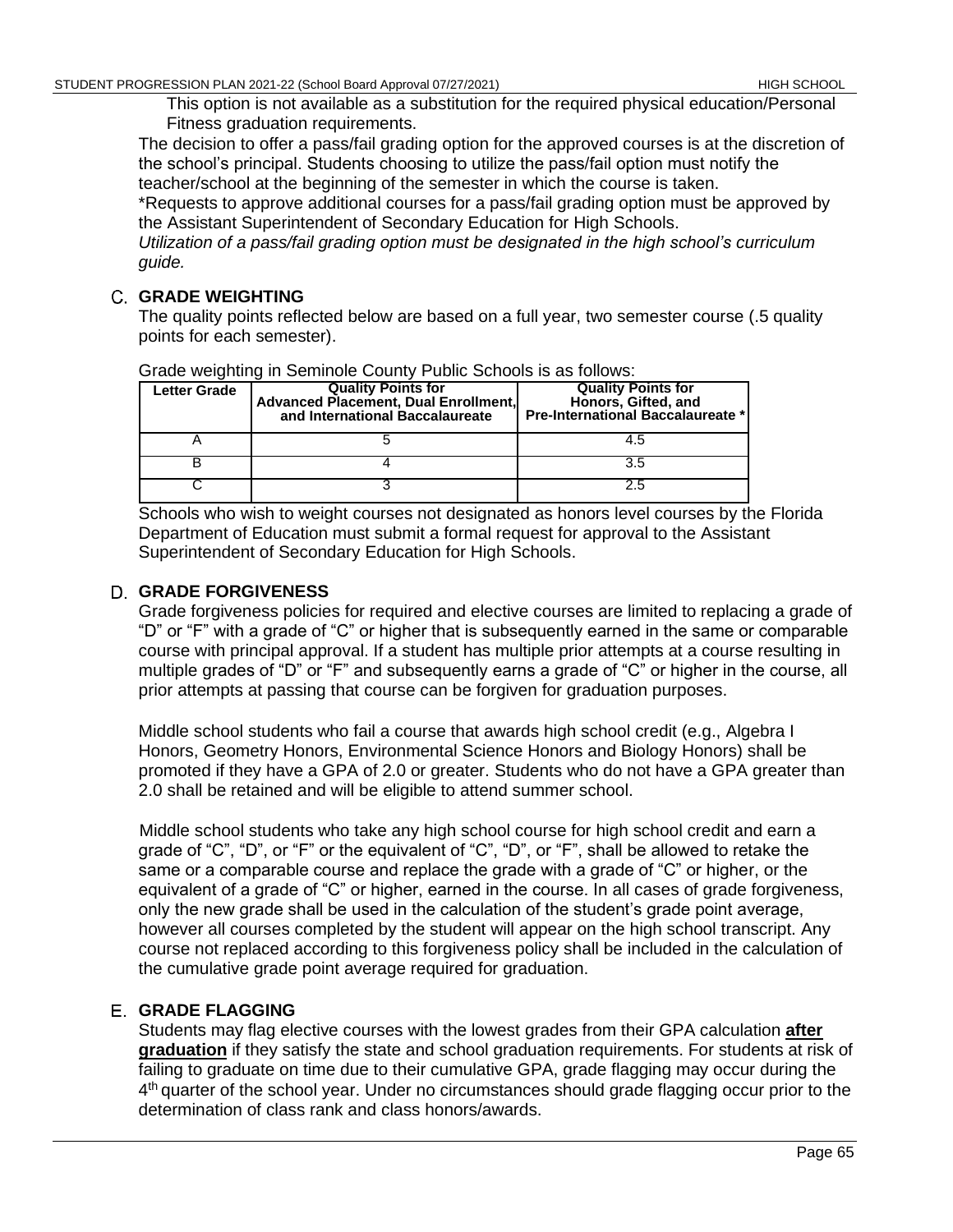This option is not available as a substitution for the required physical education/Personal Fitness graduation requirements.

The decision to offer a pass/fail grading option for the approved courses is at the discretion of the school's principal. Students choosing to utilize the pass/fail option must notify the teacher/school at the beginning of the semester in which the course is taken.

*Requests to approve additional courses for a pass/fail grading option must be approved by the Assistant Superintendent of Secondary Education for High Schools.

*Utilization of a pass/fail grading option must be designated in the high school's curriculum guide.*

## C. GRADE WEIGHTING

The quality points reflected below are based on a full year, two semester course (.5 quality points for each semester).

Grade weighting in Seminole County Public Schools is as follows:

| Letter Grade | Quality Points for Advanced Placement, Dual Enrollment, and International Baccalaureate | Quality Points for Honors, Gifted, and Pre-International Baccalaureate * |
|---|---|---|
| A | 5 | 4.5 |
| B | 4 | 3.5 |
| C | 3 | 2.5 |

Schools who wish to weight courses not designated as honors level courses by the Florida Department of Education must submit a formal request for approval to the Assistant Superintendent of Secondary Education for High Schools.

## D. GRADE FORGIVENESS

Grade forgiveness policies for required and elective courses are limited to replacing a grade of "D" or "F" with a grade of "C" or higher that is subsequently earned in the same or comparable course with principal approval. If a student has multiple prior attempts at a course resulting in multiple grades of "D" or "F" and subsequently earns a grade of "C" or higher in the course, all prior attempts at passing that course can be forgiven for graduation purposes.

Middle school students who fail a course that awards high school credit (e.g., Algebra I Honors, Geometry Honors, Environmental Science Honors and Biology Honors) shall be promoted if they have a GPA of 2.0 or greater. Students who do not have a GPA greater than 2.0 shall be retained and will be eligible to attend summer school.

Middle school students who take any high school course for high school credit and earn a grade of "C", "D", or "F" or the equivalent of "C", "D", or "F", shall be allowed to retake the same or a comparable course and replace the grade with a grade of "C" or higher, or the equivalent of a grade of "C" or higher, earned in the course. In all cases of grade forgiveness, only the new grade shall be used in the calculation of the student's grade point average, however all courses completed by the student will appear on the high school transcript. Any course not replaced according to this forgiveness policy shall be included in the calculation of the cumulative grade point average required for graduation.

## E. GRADE FLAGGING

Students may flag elective courses with the lowest grades from their GPA calculation **after graduation** if they satisfy the state and school graduation requirements. For students at risk of failing to graduate on time due to their cumulative GPA, grade flagging may occur during the 4th quarter of the school year. Under no circumstances should grade flagging occur prior to the determination of class rank and class honors/awards.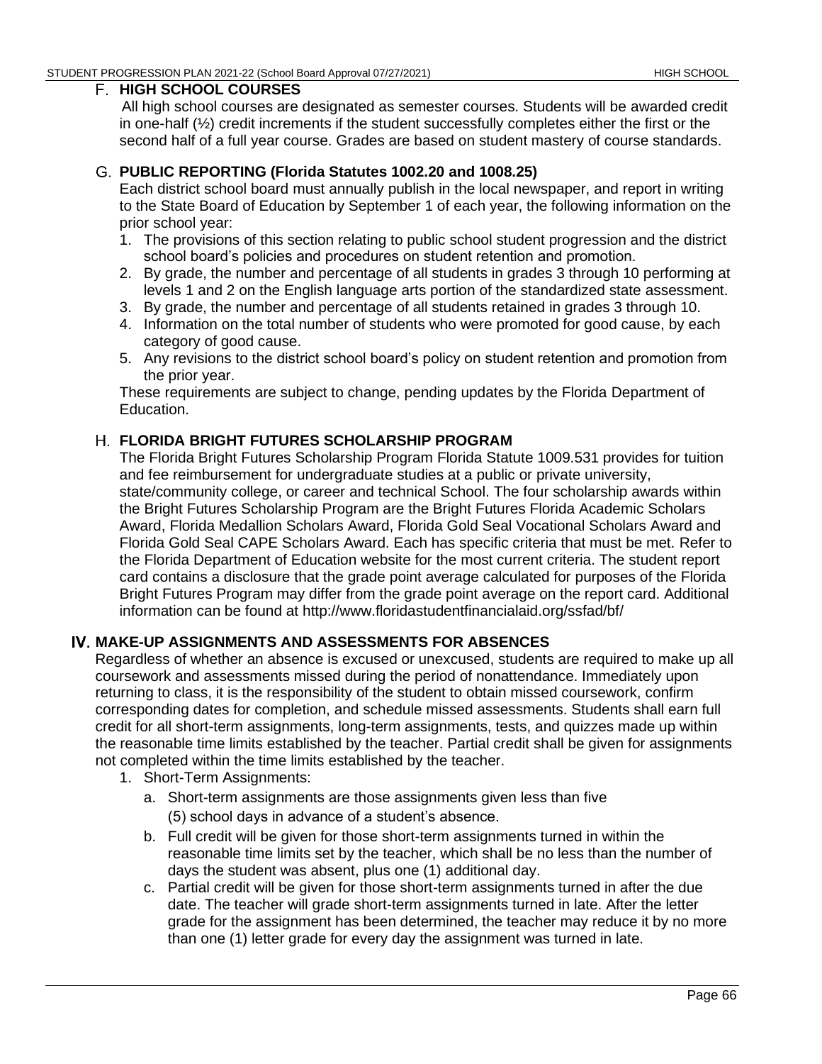### F. HIGH SCHOOL COURSES

All high school courses are designated as semester courses. Students will be awarded credit in one-half (½) credit increments if the student successfully completes either the first or the second half of a full year course. Grades are based on student mastery of course standards.

### G. PUBLIC REPORTING (Florida Statutes 1002.20 and 1008.25)

Each district school board must annually publish in the local newspaper, and report in writing to the State Board of Education by September 1 of each year, the following information on the prior school year:

1. The provisions of this section relating to public school student progression and the district school board's policies and procedures on student retention and promotion.
2. By grade, the number and percentage of all students in grades 3 through 10 performing at levels 1 and 2 on the English language arts portion of the standardized state assessment.
3. By grade, the number and percentage of all students retained in grades 3 through 10.
4. Information on the total number of students who were promoted for good cause, by each category of good cause.
5. Any revisions to the district school board's policy on student retention and promotion from the prior year.

These requirements are subject to change, pending updates by the Florida Department of Education.

### H. FLORIDA BRIGHT FUTURES SCHOLARSHIP PROGRAM

The Florida Bright Futures Scholarship Program Florida Statute 1009.531 provides for tuition and fee reimbursement for undergraduate studies at a public or private university, state/community college, or career and technical School. The four scholarship awards within the Bright Futures Scholarship Program are the Bright Futures Florida Academic Scholars Award, Florida Medallion Scholars Award, Florida Gold Seal Vocational Scholars Award and Florida Gold Seal CAPE Scholars Award. Each has specific criteria that must be met. Refer to the Florida Department of Education website for the most current criteria. The student report card contains a disclosure that the grade point average calculated for purposes of the Florida Bright Futures Program may differ from the grade point average on the report card. Additional information can be found at http://www.floridastudentfinancialaid.org/ssfad/bf/

## IV. MAKE-UP ASSIGNMENTS AND ASSESSMENTS FOR ABSENCES

Regardless of whether an absence is excused or unexcused, students are required to make up all coursework and assessments missed during the period of nonattendance. Immediately upon returning to class, it is the responsibility of the student to obtain missed coursework, confirm corresponding dates for completion, and schedule missed assessments. Students shall earn full credit for all short-term assignments, long-term assignments, tests, and quizzes made up within the reasonable time limits established by the teacher. Partial credit shall be given for assignments not completed within the time limits established by the teacher.

1. Short-Term Assignments:
   a. Short-term assignments are those assignments given less than five (5) school days in advance of a student's absence.
   b. Full credit will be given for those short-term assignments turned in within the reasonable time limits set by the teacher, which shall be no less than the number of days the student was absent, plus one (1) additional day.
   c. Partial credit will be given for those short-term assignments turned in after the due date. The teacher will grade short-term assignments turned in late. After the letter grade for the assignment has been determined, the teacher may reduce it by no more than one (1) letter grade for every day the assignment was turned in late.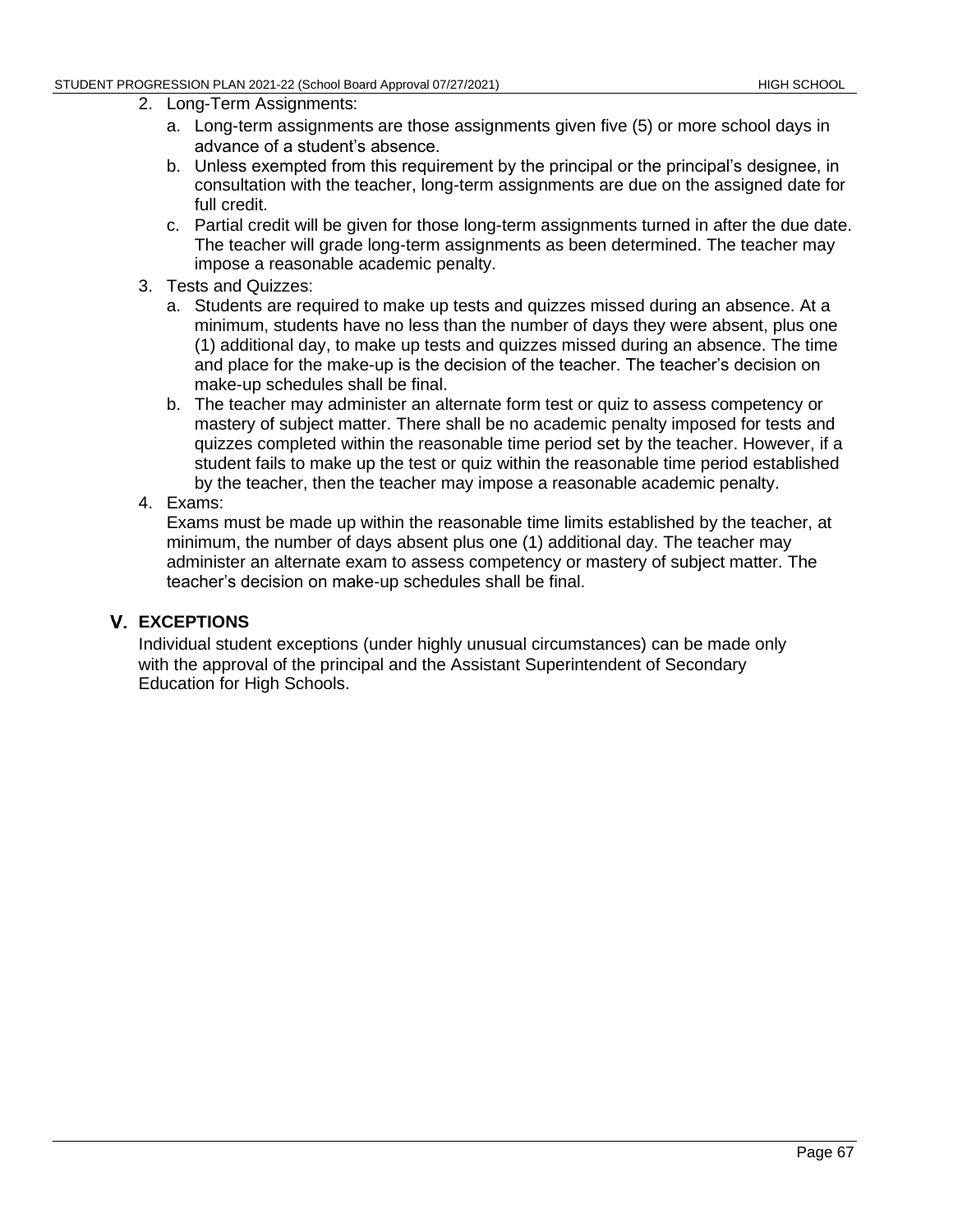2. Long-Term Assignments:
   a. Long-term assignments are those assignments given five (5) or more school days in advance of a student's absence.
   b. Unless exempted from this requirement by the principal or the principal's designee, in consultation with the teacher, long-term assignments are due on the assigned date for full credit.
   c. Partial credit will be given for those long-term assignments turned in after the due date. The teacher will grade long-term assignments as been determined. The teacher may impose a reasonable academic penalty.
3. Tests and Quizzes:
   a. Students are required to make up tests and quizzes missed during an absence. At a minimum, students have no less than the number of days they were absent, plus one (1) additional day, to make up tests and quizzes missed during an absence. The time and place for the make-up is the decision of the teacher. The teacher's decision on make-up schedules shall be final.
   b. The teacher may administer an alternate form test or quiz to assess competency or mastery of subject matter. There shall be no academic penalty imposed for tests and quizzes completed within the reasonable time period set by the teacher. However, if a student fails to make up the test or quiz within the reasonable time period established by the teacher, then the teacher may impose a reasonable academic penalty.
4. Exams:
   Exams must be made up within the reasonable time limits established by the teacher, at minimum, the number of days absent plus one (1) additional day. The teacher may administer an alternate exam to assess competency or mastery of subject matter. The teacher's decision on make-up schedules shall be final.

## V. EXCEPTIONS

Individual student exceptions (under highly unusual circumstances) can be made only with the approval of the principal and the Assistant Superintendent of Secondary Education for High Schools.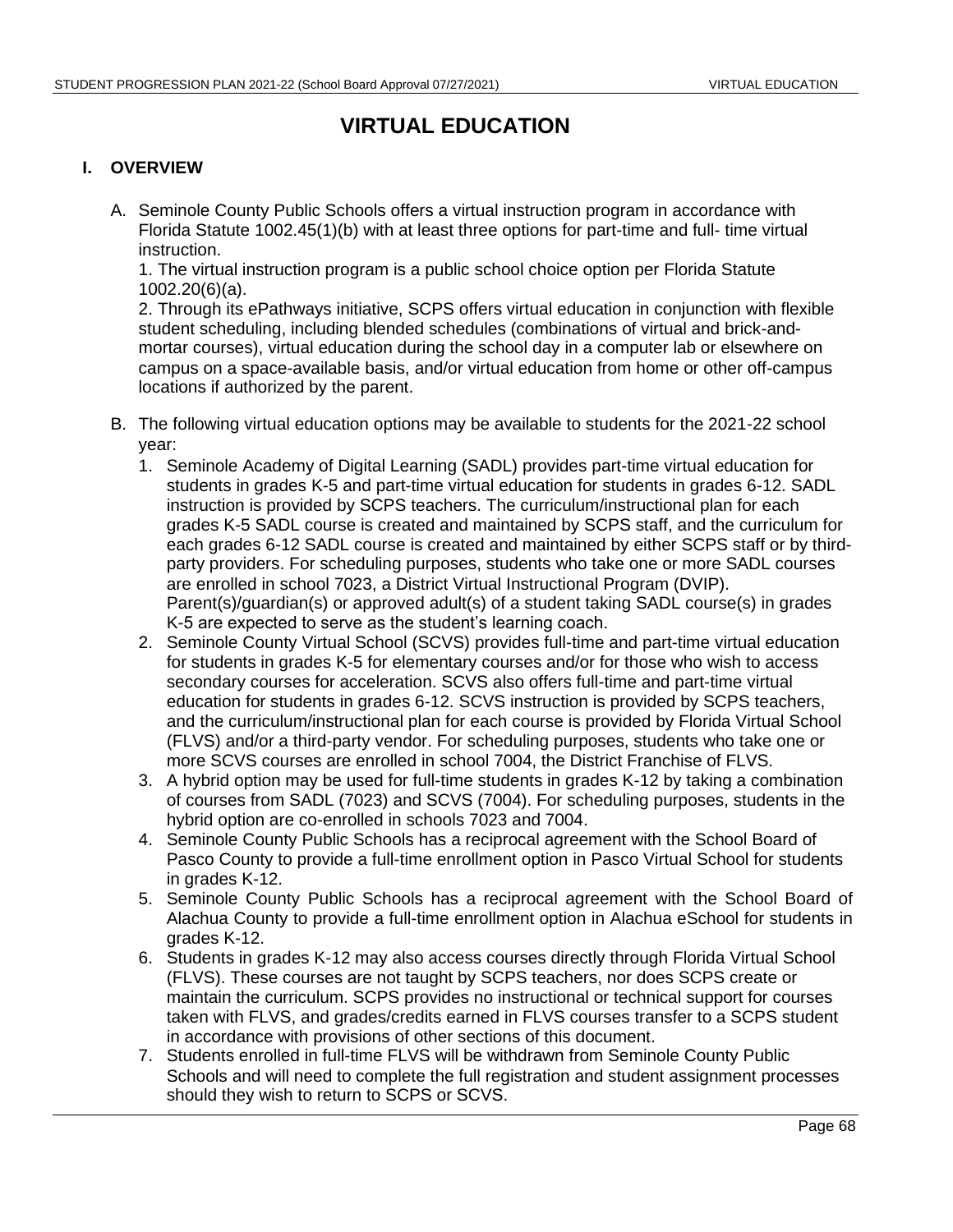# VIRTUAL EDUCATION

## I. OVERVIEW

A. Seminole County Public Schools offers a virtual instruction program in accordance with Florida Statute 1002.45(1)(b) with at least three options for part-time and full- time virtual instruction.
   1. The virtual instruction program is a public school choice option per Florida Statute 1002.20(6)(a).
   2. Through its ePathways initiative, SCPS offers virtual education in conjunction with flexible student scheduling, including blended schedules (combinations of virtual and brick-and-mortar courses), virtual education during the school day in a computer lab or elsewhere on campus on a space-available basis, and/or virtual education from home or other off-campus locations if authorized by the parent.

B. The following virtual education options may be available to students for the 2021-22 school year:
   1. Seminole Academy of Digital Learning (SADL) provides part-time virtual education for students in grades K-5 and part-time virtual education for students in grades 6-12. SADL instruction is provided by SCPS teachers. The curriculum/instructional plan for each grades K-5 SADL course is created and maintained by SCPS staff, and the curriculum for each grades 6-12 SADL course is created and maintained by either SCPS staff or by third-party providers. For scheduling purposes, students who take one or more SADL courses are enrolled in school 7023, a District Virtual Instructional Program (DVIP). Parent(s)/guardian(s) or approved adult(s) of a student taking SADL course(s) in grades K-5 are expected to serve as the student's learning coach.
   2. Seminole County Virtual School (SCVS) provides full-time and part-time virtual education for students in grades K-5 for elementary courses and/or for those who wish to access secondary courses for acceleration. SCVS also offers full-time and part-time virtual education for students in grades 6-12. SCVS instruction is provided by SCPS teachers, and the curriculum/instructional plan for each course is provided by Florida Virtual School (FLVS) and/or a third-party vendor. For scheduling purposes, students who take one or more SCVS courses are enrolled in school 7004, the District Franchise of FLVS.
   3. A hybrid option may be used for full-time students in grades K-12 by taking a combination of courses from SADL (7023) and SCVS (7004). For scheduling purposes, students in the hybrid option are co-enrolled in schools 7023 and 7004.
   4. Seminole County Public Schools has a reciprocal agreement with the School Board of Pasco County to provide a full-time enrollment option in Pasco Virtual School for students in grades K-12.
   5. Seminole County Public Schools has a reciprocal agreement with the School Board of Alachua County to provide a full-time enrollment option in Alachua eSchool for students in grades K-12.
   6. Students in grades K-12 may also access courses directly through Florida Virtual School (FLVS). These courses are not taught by SCPS teachers, nor does SCPS create or maintain the curriculum. SCPS provides no instructional or technical support for courses taken with FLVS, and grades/credits earned in FLVS courses transfer to a SCPS student in accordance with provisions of other sections of this document.
   7. Students enrolled in full-time FLVS will be withdrawn from Seminole County Public Schools and will need to complete the full registration and student assignment processes should they wish to return to SCPS or SCVS.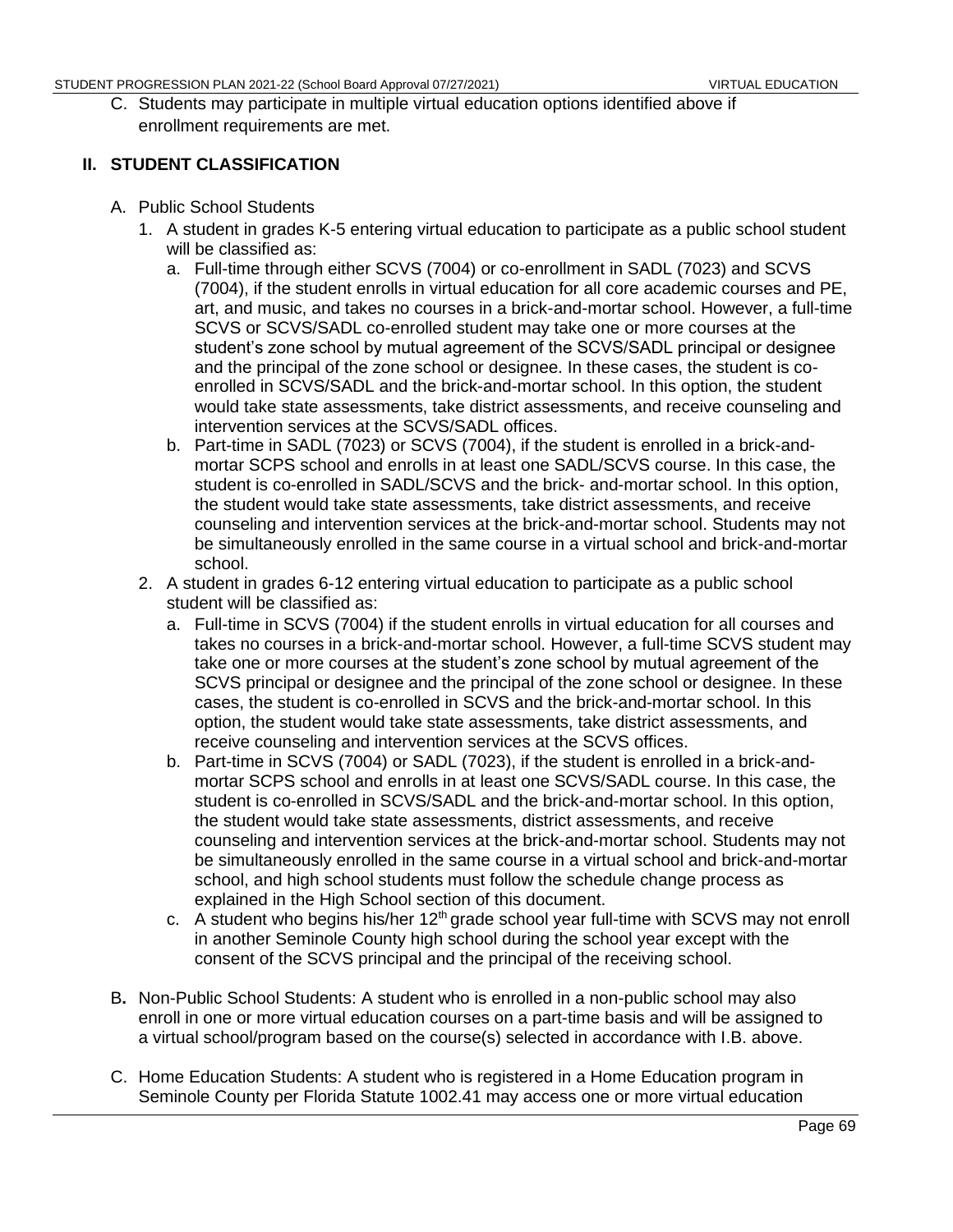C. Students may participate in multiple virtual education options identified above if enrollment requirements are met.

## II. STUDENT CLASSIFICATION

A. Public School Students

1. A student in grades K-5 entering virtual education to participate as a public school student will be classified as:
   a. Full-time through either SCVS (7004) or co-enrollment in SADL (7023) and SCVS (7004), if the student enrolls in virtual education for all core academic courses and PE, art, and music, and takes no courses in a brick-and-mortar school. However, a full-time SCVS or SCVS/SADL co-enrolled student may take one or more courses at the student's zone school by mutual agreement of the SCVS/SADL principal or designee and the principal of the zone school or designee. In these cases, the student is co-enrolled in SCVS/SADL and the brick-and-mortar school. In this option, the student would take state assessments, take district assessments, and receive counseling and intervention services at the SCVS/SADL offices.
   b. Part-time in SADL (7023) or SCVS (7004), if the student is enrolled in a brick-and-mortar SCPS school and enrolls in at least one SADL/SCVS course. In this case, the student is co-enrolled in SADL/SCVS and the brick- and-mortar school. In this option, the student would take state assessments, take district assessments, and receive counseling and intervention services at the brick-and-mortar school. Students may not be simultaneously enrolled in the same course in a virtual school and brick-and-mortar school.
2. A student in grades 6-12 entering virtual education to participate as a public school student will be classified as:
   a. Full-time in SCVS (7004) if the student enrolls in virtual education for all courses and takes no courses in a brick-and-mortar school. However, a full-time SCVS student may take one or more courses at the student's zone school by mutual agreement of the SCVS principal or designee and the principal of the zone school or designee. In these cases, the student is co-enrolled in SCVS and the brick-and-mortar school. In this option, the student would take state assessments, take district assessments, and receive counseling and intervention services at the SCVS offices.
   b. Part-time in SCVS (7004) or SADL (7023), if the student is enrolled in a brick-and-mortar SCPS school and enrolls in at least one SCVS/SADL course. In this case, the student is co-enrolled in SCVS/SADL and the brick-and-mortar school. In this option, the student would take state assessments, district assessments, and receive counseling and intervention services at the brick-and-mortar school. Students may not be simultaneously enrolled in the same course in a virtual school and brick-and-mortar school, and high school students must follow the schedule change process as explained in the High School section of this document.
   c. A student who begins his/her 12th grade school year full-time with SCVS may not enroll in another Seminole County high school during the school year except with the consent of the SCVS principal and the principal of the receiving school.

B. Non-Public School Students: A student who is enrolled in a non-public school may also enroll in one or more virtual education courses on a part-time basis and will be assigned to a virtual school/program based on the course(s) selected in accordance with I.B. above.

C. Home Education Students: A student who is registered in a Home Education program in Seminole County per Florida Statute 1002.41 may access one or more virtual education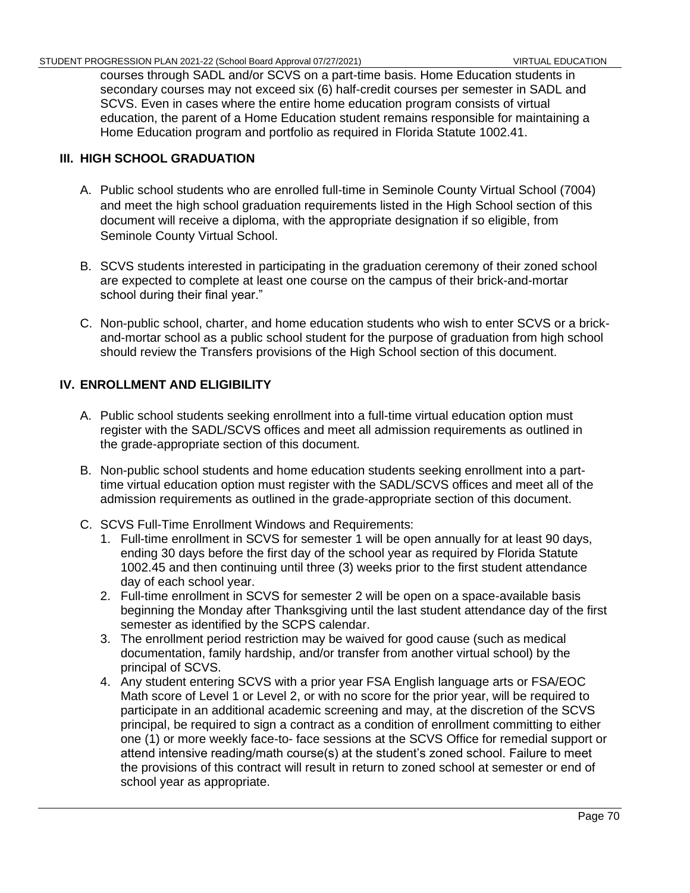courses through SADL and/or SCVS on a part-time basis. Home Education students in secondary courses may not exceed six (6) half-credit courses per semester in SADL and SCVS. Even in cases where the entire home education program consists of virtual education, the parent of a Home Education student remains responsible for maintaining a Home Education program and portfolio as required in Florida Statute 1002.41.

## III. HIGH SCHOOL GRADUATION

A. Public school students who are enrolled full-time in Seminole County Virtual School (7004) and meet the high school graduation requirements listed in the High School section of this document will receive a diploma, with the appropriate designation if so eligible, from Seminole County Virtual School.

B. SCVS students interested in participating in the graduation ceremony of their zoned school are expected to complete at least one course on the campus of their brick-and-mortar school during their final year."

C. Non-public school, charter, and home education students who wish to enter SCVS or a brick-and-mortar school as a public school student for the purpose of graduation from high school should review the Transfers provisions of the High School section of this document.

## IV. ENROLLMENT AND ELIGIBILITY

A. Public school students seeking enrollment into a full-time virtual education option must register with the SADL/SCVS offices and meet all admission requirements as outlined in the grade-appropriate section of this document.

B. Non-public school students and home education students seeking enrollment into a part-time virtual education option must register with the SADL/SCVS offices and meet all of the admission requirements as outlined in the grade-appropriate section of this document.

C. SCVS Full-Time Enrollment Windows and Requirements:
   1. Full-time enrollment in SCVS for semester 1 will be open annually for at least 90 days, ending 30 days before the first day of the school year as required by Florida Statute 1002.45 and then continuing until three (3) weeks prior to the first student attendance day of each school year.
   2. Full-time enrollment in SCVS for semester 2 will be open on a space-available basis beginning the Monday after Thanksgiving until the last student attendance day of the first semester as identified by the SCPS calendar.
   3. The enrollment period restriction may be waived for good cause (such as medical documentation, family hardship, and/or transfer from another virtual school) by the principal of SCVS.
   4. Any student entering SCVS with a prior year FSA English language arts or FSA/EOC Math score of Level 1 or Level 2, or with no score for the prior year, will be required to participate in an additional academic screening and may, at the discretion of the SCVS principal, be required to sign a contract as a condition of enrollment committing to either one (1) or more weekly face-to- face sessions at the SCVS Office for remedial support or attend intensive reading/math course(s) at the student's zoned school. Failure to meet the provisions of this contract will result in return to zoned school at semester or end of school year as appropriate.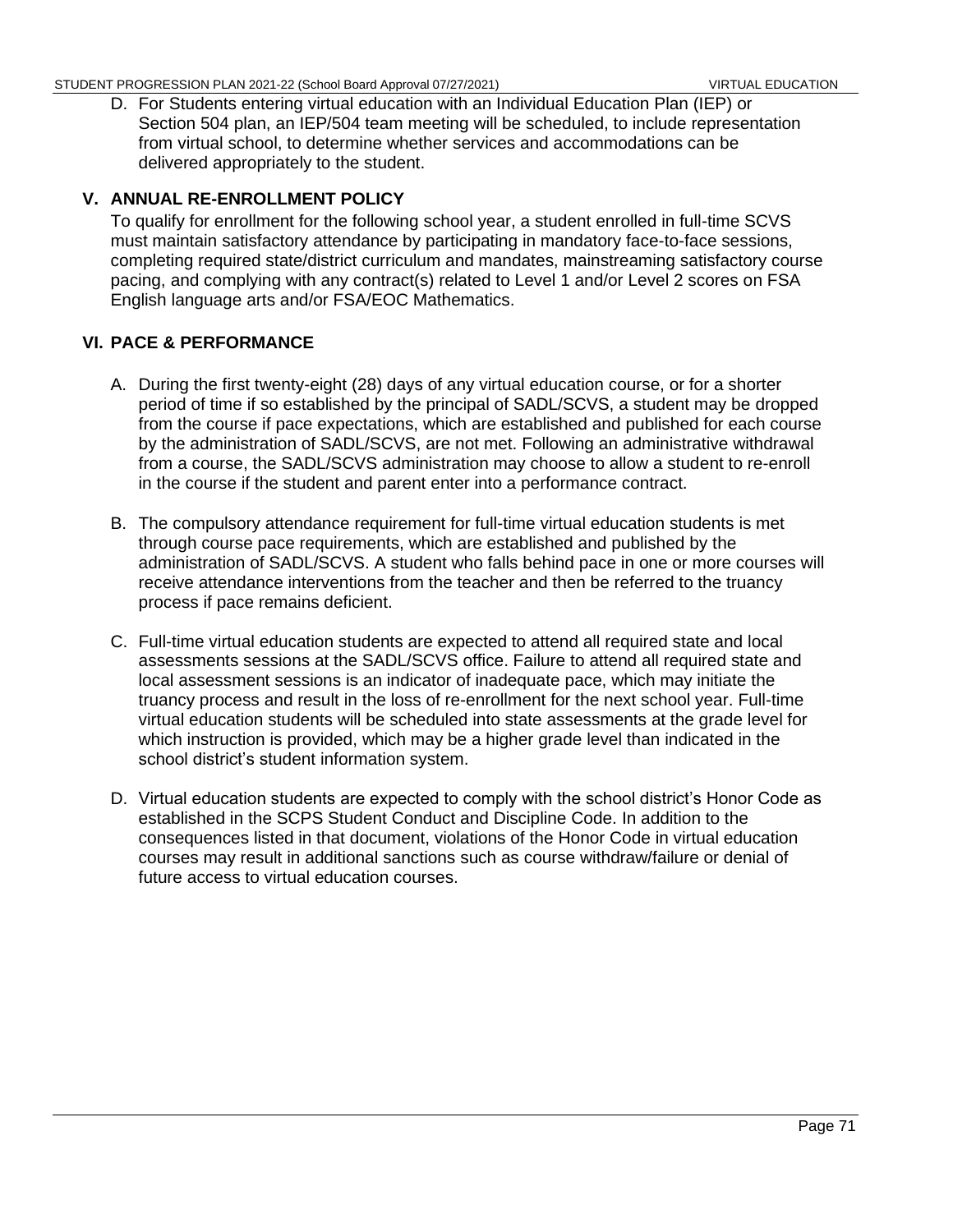D. For Students entering virtual education with an Individual Education Plan (IEP) or Section 504 plan, an IEP/504 team meeting will be scheduled, to include representation from virtual school, to determine whether services and accommodations can be delivered appropriately to the student.

## V. ANNUAL RE-ENROLLMENT POLICY

To qualify for enrollment for the following school year, a student enrolled in full-time SCVS must maintain satisfactory attendance by participating in mandatory face-to-face sessions, completing required state/district curriculum and mandates, mainstreaming satisfactory course pacing, and complying with any contract(s) related to Level 1 and/or Level 2 scores on FSA English language arts and/or FSA/EOC Mathematics.

## VI. PACE & PERFORMANCE

A. During the first twenty-eight (28) days of any virtual education course, or for a shorter period of time if so established by the principal of SADL/SCVS, a student may be dropped from the course if pace expectations, which are established and published for each course by the administration of SADL/SCVS, are not met. Following an administrative withdrawal from a course, the SADL/SCVS administration may choose to allow a student to re-enroll in the course if the student and parent enter into a performance contract.

B. The compulsory attendance requirement for full-time virtual education students is met through course pace requirements, which are established and published by the administration of SADL/SCVS. A student who falls behind pace in one or more courses will receive attendance interventions from the teacher and then be referred to the truancy process if pace remains deficient.

C. Full-time virtual education students are expected to attend all required state and local assessments sessions at the SADL/SCVS office. Failure to attend all required state and local assessment sessions is an indicator of inadequate pace, which may initiate the truancy process and result in the loss of re-enrollment for the next school year. Full-time virtual education students will be scheduled into state assessments at the grade level for which instruction is provided, which may be a higher grade level than indicated in the school district's student information system.

D. Virtual education students are expected to comply with the school district's Honor Code as established in the SCPS Student Conduct and Discipline Code. In addition to the consequences listed in that document, violations of the Honor Code in virtual education courses may result in additional sanctions such as course withdraw/failure or denial of future access to virtual education courses.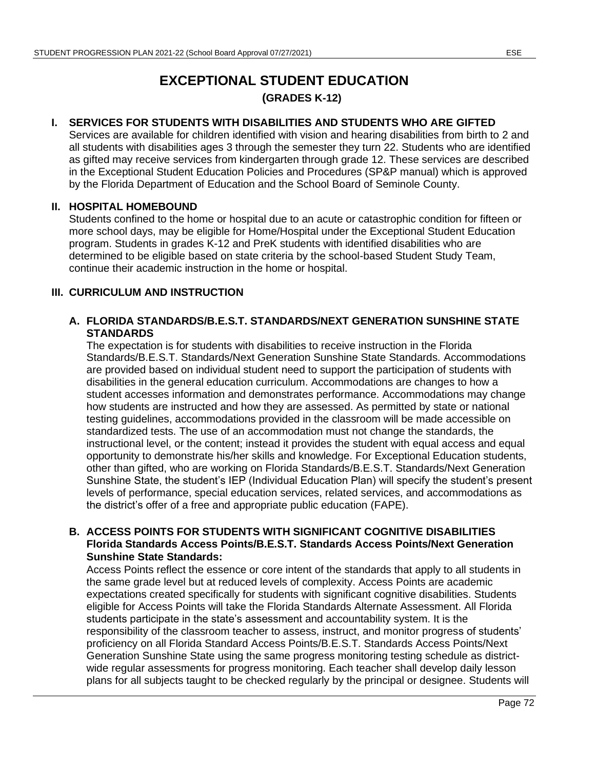# EXCEPTIONAL STUDENT EDUCATION

## (GRADES K-12)

### I. SERVICES FOR STUDENTS WITH DISABILITIES AND STUDENTS WHO ARE GIFTED

Services are available for children identified with vision and hearing disabilities from birth to 2 and all students with disabilities ages 3 through the semester they turn 22. Students who are identified as gifted may receive services from kindergarten through grade 12. These services are described in the Exceptional Student Education Policies and Procedures (SP&P manual) which is approved by the Florida Department of Education and the School Board of Seminole County.

### II. HOSPITAL HOMEBOUND

Students confined to the home or hospital due to an acute or catastrophic condition for fifteen or more school days, may be eligible for Home/Hospital under the Exceptional Student Education program. Students in grades K-12 and PreK students with identified disabilities who are determined to be eligible based on state criteria by the school-based Student Study Team, continue their academic instruction in the home or hospital.

### III. CURRICULUM AND INSTRUCTION

#### A. FLORIDA STANDARDS/B.E.S.T. STANDARDS/NEXT GENERATION SUNSHINE STATE STANDARDS

The expectation is for students with disabilities to receive instruction in the Florida Standards/B.E.S.T. Standards/Next Generation Sunshine State Standards. Accommodations are provided based on individual student need to support the participation of students with disabilities in the general education curriculum. Accommodations are changes to how a student accesses information and demonstrates performance. Accommodations may change how students are instructed and how they are assessed. As permitted by state or national testing guidelines, accommodations provided in the classroom will be made accessible on standardized tests. The use of an accommodation must not change the standards, the instructional level, or the content; instead it provides the student with equal access and equal opportunity to demonstrate his/her skills and knowledge. For Exceptional Education students, other than gifted, who are working on Florida Standards/B.E.S.T. Standards/Next Generation Sunshine State, the student's IEP (Individual Education Plan) will specify the student's present levels of performance, special education services, related services, and accommodations as the district's offer of a free and appropriate public education (FAPE).

#### B. ACCESS POINTS FOR STUDENTS WITH SIGNIFICANT COGNITIVE DISABILITIES Florida Standards Access Points/B.E.S.T. Standards Access Points/Next Generation Sunshine State Standards:

Access Points reflect the essence or core intent of the standards that apply to all students in the same grade level but at reduced levels of complexity. Access Points are academic expectations created specifically for students with significant cognitive disabilities. Students eligible for Access Points will take the Florida Standards Alternate Assessment. All Florida students participate in the state's assessment and accountability system. It is the responsibility of the classroom teacher to assess, instruct, and monitor progress of students' proficiency on all Florida Standard Access Points/B.E.S.T. Standards Access Points/Next Generation Sunshine State using the same progress monitoring testing schedule as district-wide regular assessments for progress monitoring. Each teacher shall develop daily lesson plans for all subjects taught to be checked regularly by the principal or designee. Students will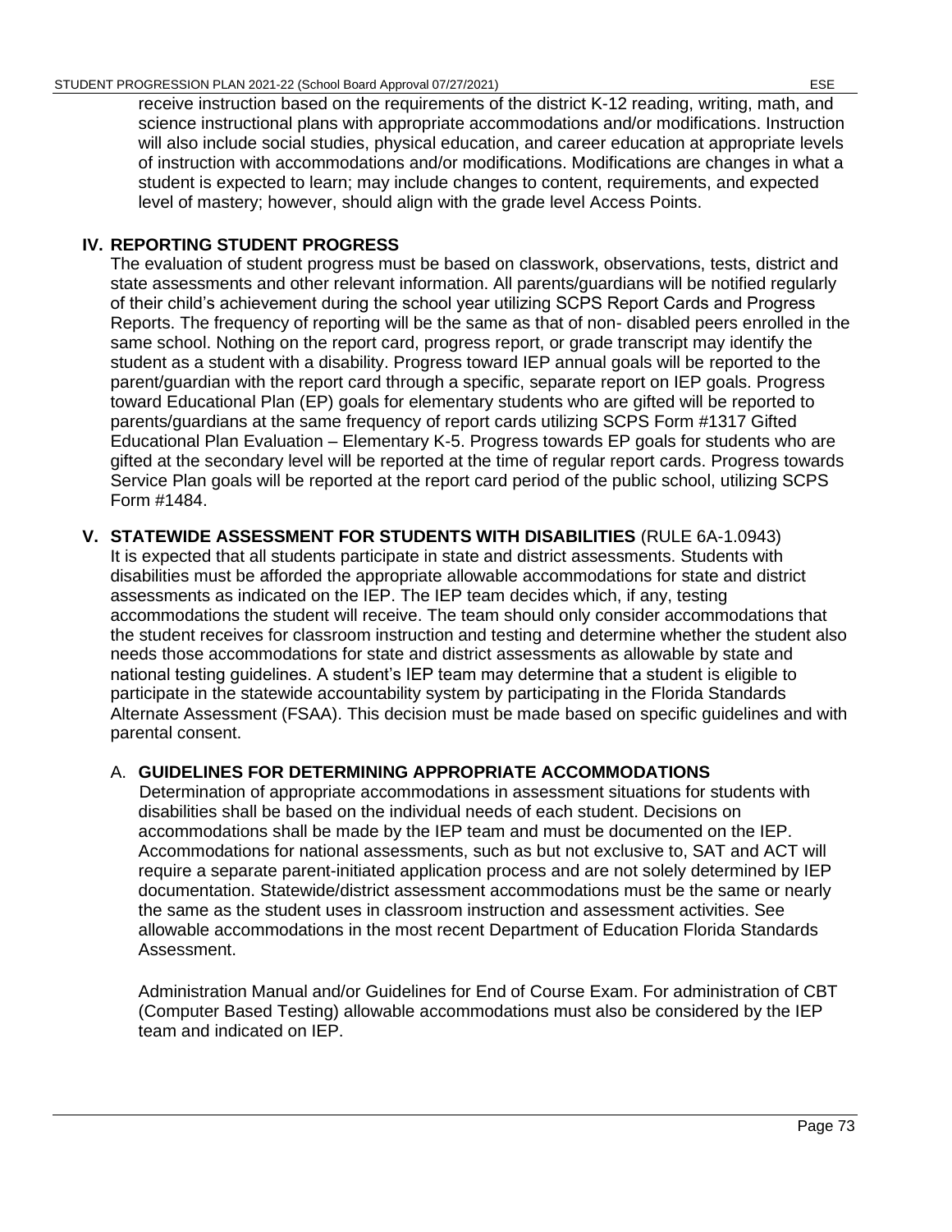receive instruction based on the requirements of the district K-12 reading, writing, math, and science instructional plans with appropriate accommodations and/or modifications. Instruction will also include social studies, physical education, and career education at appropriate levels of instruction with accommodations and/or modifications. Modifications are changes in what a student is expected to learn; may include changes to content, requirements, and expected level of mastery; however, should align with the grade level Access Points.

## IV. REPORTING STUDENT PROGRESS

The evaluation of student progress must be based on classwork, observations, tests, district and state assessments and other relevant information. All parents/guardians will be notified regularly of their child's achievement during the school year utilizing SCPS Report Cards and Progress Reports. The frequency of reporting will be the same as that of non- disabled peers enrolled in the same school. Nothing on the report card, progress report, or grade transcript may identify the student as a student with a disability. Progress toward IEP annual goals will be reported to the parent/guardian with the report card through a specific, separate report on IEP goals. Progress toward Educational Plan (EP) goals for elementary students who are gifted will be reported to parents/guardians at the same frequency of report cards utilizing SCPS Form #1317 Gifted Educational Plan Evaluation – Elementary K-5. Progress towards EP goals for students who are gifted at the secondary level will be reported at the time of regular report cards. Progress towards Service Plan goals will be reported at the report card period of the public school, utilizing SCPS Form #1484.

## V. STATEWIDE ASSESSMENT FOR STUDENTS WITH DISABILITIES (RULE 6A-1.0943)

It is expected that all students participate in state and district assessments. Students with disabilities must be afforded the appropriate allowable accommodations for state and district assessments as indicated on the IEP. The IEP team decides which, if any, testing accommodations the student will receive. The team should only consider accommodations that the student receives for classroom instruction and testing and determine whether the student also needs those accommodations for state and district assessments as allowable by state and national testing guidelines. A student's IEP team may determine that a student is eligible to participate in the statewide accountability system by participating in the Florida Standards Alternate Assessment (FSAA). This decision must be made based on specific guidelines and with parental consent.

### A. GUIDELINES FOR DETERMINING APPROPRIATE ACCOMMODATIONS

Determination of appropriate accommodations in assessment situations for students with disabilities shall be based on the individual needs of each student. Decisions on accommodations shall be made by the IEP team and must be documented on the IEP. Accommodations for national assessments, such as but not exclusive to, SAT and ACT will require a separate parent-initiated application process and are not solely determined by IEP documentation. Statewide/district assessment accommodations must be the same or nearly the same as the student uses in classroom instruction and assessment activities. See allowable accommodations in the most recent Department of Education Florida Standards Assessment.

Administration Manual and/or Guidelines for End of Course Exam. For administration of CBT (Computer Based Testing) allowable accommodations must also be considered by the IEP team and indicated on IEP.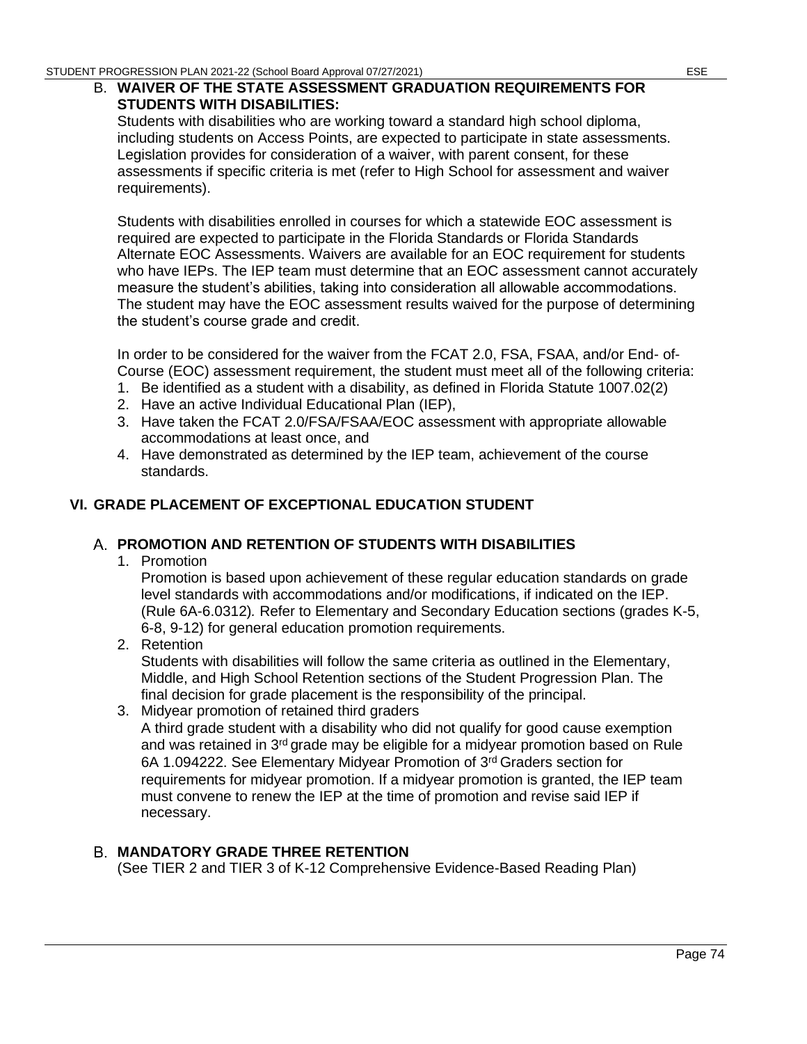### B. WAIVER OF THE STATE ASSESSMENT GRADUATION REQUIREMENTS FOR STUDENTS WITH DISABILITIES:

Students with disabilities who are working toward a standard high school diploma, including students on Access Points, are expected to participate in state assessments. Legislation provides for consideration of a waiver, with parent consent, for these assessments if specific criteria is met (refer to High School for assessment and waiver requirements).

Students with disabilities enrolled in courses for which a statewide EOC assessment is required are expected to participate in the Florida Standards or Florida Standards Alternate EOC Assessments. Waivers are available for an EOC requirement for students who have IEPs. The IEP team must determine that an EOC assessment cannot accurately measure the student's abilities, taking into consideration all allowable accommodations. The student may have the EOC assessment results waived for the purpose of determining the student's course grade and credit.

In order to be considered for the waiver from the FCAT 2.0, FSA, FSAA, and/or End- of-Course (EOC) assessment requirement, the student must meet all of the following criteria:

1. Be identified as a student with a disability, as defined in Florida Statute 1007.02(2)
2. Have an active Individual Educational Plan (IEP),
3. Have taken the FCAT 2.0/FSA/FSAA/EOC assessment with appropriate allowable accommodations at least once, and
4. Have demonstrated as determined by the IEP team, achievement of the course standards.

## VI. GRADE PLACEMENT OF EXCEPTIONAL EDUCATION STUDENT

### A. PROMOTION AND RETENTION OF STUDENTS WITH DISABILITIES

1. Promotion
   Promotion is based upon achievement of these regular education standards on grade level standards with accommodations and/or modifications, if indicated on the IEP. (Rule 6A-6.0312). Refer to Elementary and Secondary Education sections (grades K-5, 6-8, 9-12) for general education promotion requirements.
2. Retention
   Students with disabilities will follow the same criteria as outlined in the Elementary, Middle, and High School Retention sections of the Student Progression Plan. The final decision for grade placement is the responsibility of the principal.
3. Midyear promotion of retained third graders
   A third grade student with a disability who did not qualify for good cause exemption and was retained in 3rd grade may be eligible for a midyear promotion based on Rule 6A 1.094222. See Elementary Midyear Promotion of 3rd Graders section for requirements for midyear promotion. If a midyear promotion is granted, the IEP team must convene to renew the IEP at the time of promotion and revise said IEP if necessary.

### B. MANDATORY GRADE THREE RETENTION

(See TIER 2 and TIER 3 of K-12 Comprehensive Evidence-Based Reading Plan)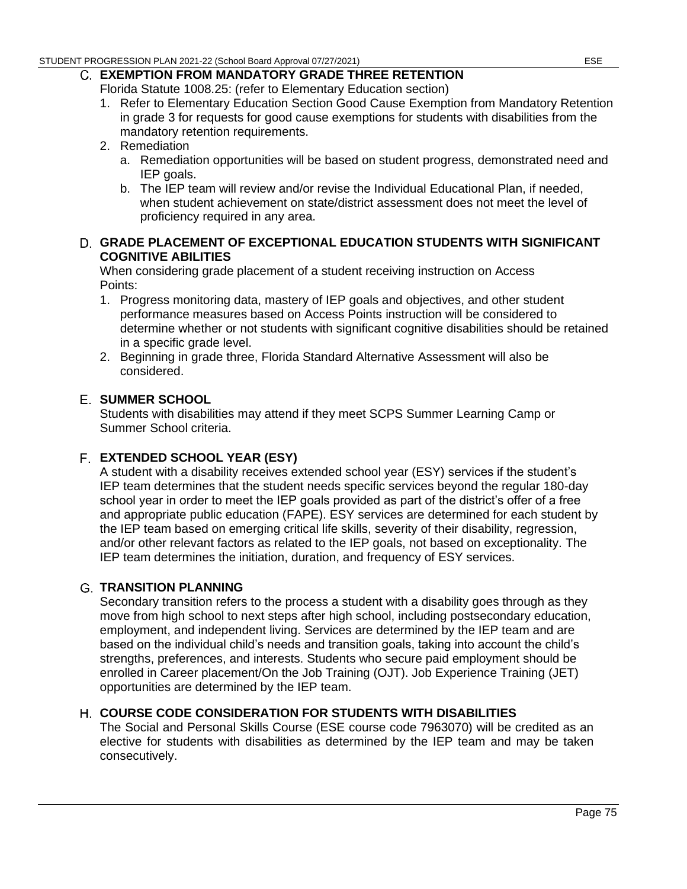## C. EXEMPTION FROM MANDATORY GRADE THREE RETENTION

Florida Statute 1008.25: (refer to Elementary Education section)

1. Refer to Elementary Education Section Good Cause Exemption from Mandatory Retention in grade 3 for requests for good cause exemptions for students with disabilities from the mandatory retention requirements.
2. Remediation
   a. Remediation opportunities will be based on student progress, demonstrated need and IEP goals.
   b. The IEP team will review and/or revise the Individual Educational Plan, if needed, when student achievement on state/district assessment does not meet the level of proficiency required in any area.

## D. GRADE PLACEMENT OF EXCEPTIONAL EDUCATION STUDENTS WITH SIGNIFICANT COGNITIVE ABILITIES

When considering grade placement of a student receiving instruction on Access Points:

1. Progress monitoring data, mastery of IEP goals and objectives, and other student performance measures based on Access Points instruction will be considered to determine whether or not students with significant cognitive disabilities should be retained in a specific grade level.
2. Beginning in grade three, Florida Standard Alternative Assessment will also be considered.

## E. SUMMER SCHOOL

Students with disabilities may attend if they meet SCPS Summer Learning Camp or Summer School criteria.

## F. EXTENDED SCHOOL YEAR (ESY)

A student with a disability receives extended school year (ESY) services if the student's IEP team determines that the student needs specific services beyond the regular 180-day school year in order to meet the IEP goals provided as part of the district's offer of a free and appropriate public education (FAPE). ESY services are determined for each student by the IEP team based on emerging critical life skills, severity of their disability, regression, and/or other relevant factors as related to the IEP goals, not based on exceptionality. The IEP team determines the initiation, duration, and frequency of ESY services.

## G. TRANSITION PLANNING

Secondary transition refers to the process a student with a disability goes through as they move from high school to next steps after high school, including postsecondary education, employment, and independent living. Services are determined by the IEP team and are based on the individual child's needs and transition goals, taking into account the child's strengths, preferences, and interests. Students who secure paid employment should be enrolled in Career placement/On the Job Training (OJT). Job Experience Training (JET) opportunities are determined by the IEP team.

## H. COURSE CODE CONSIDERATION FOR STUDENTS WITH DISABILITIES

The Social and Personal Skills Course (ESE course code 7963070) will be credited as an elective for students with disabilities as determined by the IEP team and may be taken consecutively.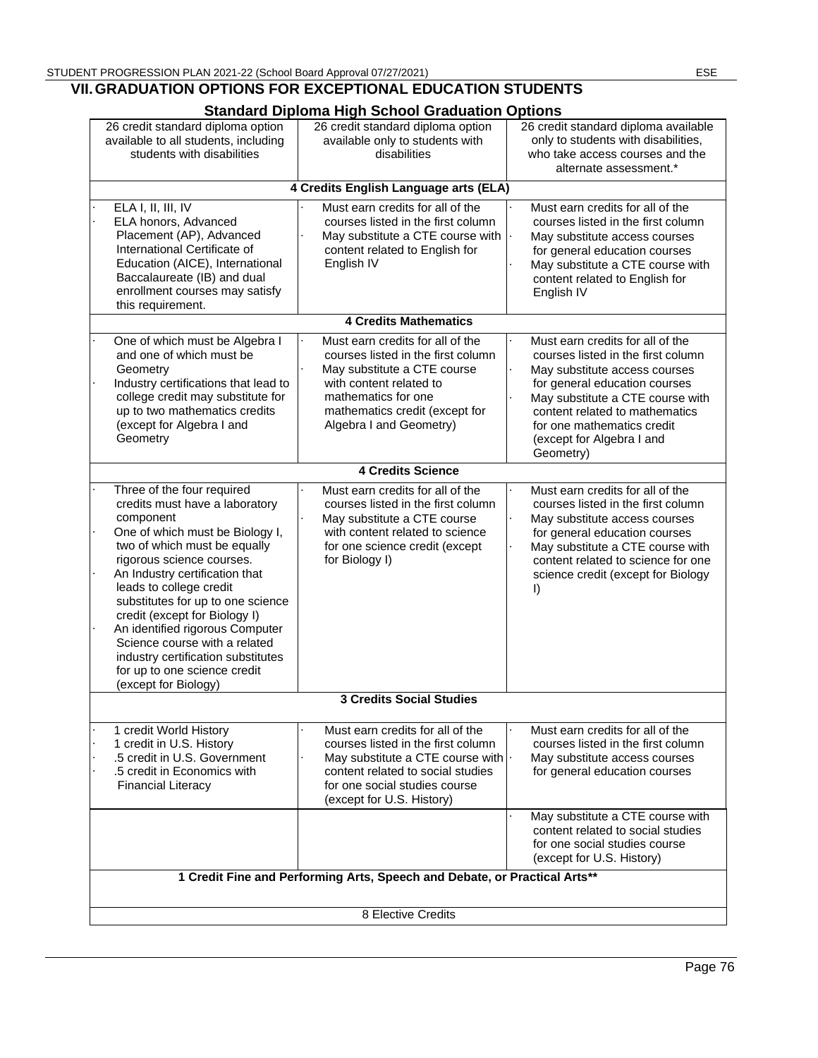## VII. GRADUATION OPTIONS FOR EXCEPTIONAL EDUCATION STUDENTS

### Standard Diploma High School Graduation Options

| 26 credit standard diploma option available to all students, including students with disabilities | 26 credit standard diploma option available only to students with disabilities | 26 credit standard diploma available only to students with disabilities, who take access courses and the alternate assessment.* |
|---|---|---|
| **4 Credits English Language arts (ELA)** | | |
| · ELA I, II, III, IV<br>· ELA honors, Advanced Placement (AP), Advanced International Certificate of Education (AICE), International Baccalaureate (IB) and dual enrollment courses may satisfy this requirement. | · Must earn credits for all of the courses listed in the first column<br>· May substitute a CTE course with content related to English for English IV | · Must earn credits for all of the courses listed in the first column<br>· May substitute access courses for general education courses<br>· May substitute a CTE course with content related to English for English IV |
| **4 Credits Mathematics** | | |
| · One of which must be Algebra I and one of which must be Geometry<br>· Industry certifications that lead to college credit may substitute for up to two mathematics credits (except for Algebra I and Geometry | · Must earn credits for all of the courses listed in the first column<br>· May substitute a CTE course with content related to mathematics for one mathematics credit (except for Algebra I and Geometry) | · Must earn credits for all of the courses listed in the first column<br>· May substitute access courses for general education courses<br>· May substitute a CTE course with content related to mathematics for one mathematics credit (except for Algebra I and Geometry) |
| **4 Credits Science** | | |
| · Three of the four required credits must have a laboratory component<br>· One of which must be Biology I, two of which must be equally rigorous science courses.<br>· An Industry certification that leads to college credit substitutes for up to one science credit (except for Biology I)<br>· An identified rigorous Computer Science course with a related industry certification substitutes for up to one science credit (except for Biology) | · Must earn credits for all of the courses listed in the first column<br>· May substitute a CTE course with content related to science for one science credit (except for Biology I) | · Must earn credits for all of the courses listed in the first column<br>· May substitute access courses for general education courses<br>· May substitute a CTE course with content related to science for one science credit (except for Biology I) |
| **3 Credits Social Studies** | | |
| · 1 credit World History<br>· 1 credit in U.S. History<br>· .5 credit in U.S. Government<br>· .5 credit in Economics with Financial Literacy | · Must earn credits for all of the courses listed in the first column<br>· May substitute a CTE course with content related to social studies for one social studies course (except for U.S. History) | · Must earn credits for all of the courses listed in the first column<br>· May substitute access courses for general education courses |
| | | · May substitute a CTE course with content related to social studies for one social studies course (except for U.S. History) |
| **1 Credit Fine and Performing Arts, Speech and Debate, or Practical Arts**** | | |
| 8 Elective Credits | | |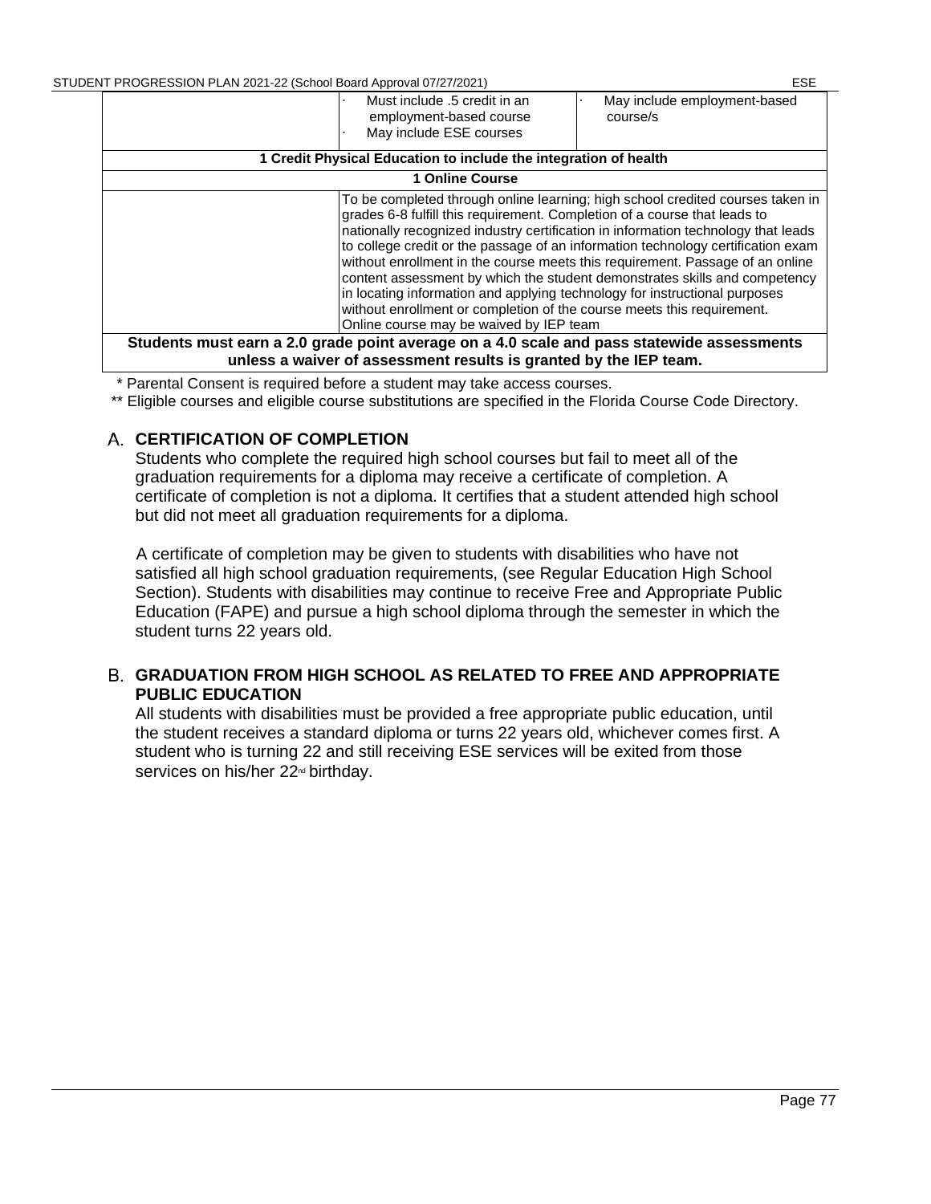| | · Must include .5 credit in an employment-based course<br>· May include ESE courses | · May include employment-based course/s |
|---|---|---|
| **1 Credit Physical Education to include the integration of health** | | |
| **1 Online Course** | | |
| | To be completed through online learning; high school credited courses taken in grades 6-8 fulfill this requirement. Completion of a course that leads to nationally recognized industry certification in information technology that leads to college credit or the passage of an information technology certification exam without enrollment in the course meets this requirement. Passage of an online content assessment by which the student demonstrates skills and competency in locating information and applying technology for instructional purposes without enrollment or completion of the course meets this requirement.<br>Online course may be waived by IEP team | |
| **Students must earn a 2.0 grade point average on a 4.0 scale and pass statewide assessments unless a waiver of assessment results is granted by the IEP team.** | | |

\* Parental Consent is required before a student may take access courses.

\*\* Eligible courses and eligible course substitutions are specified in the Florida Course Code Directory.

## A. CERTIFICATION OF COMPLETION

Students who complete the required high school courses but fail to meet all of the graduation requirements for a diploma may receive a certificate of completion. A certificate of completion is not a diploma. It certifies that a student attended high school but did not meet all graduation requirements for a diploma.

A certificate of completion may be given to students with disabilities who have not satisfied all high school graduation requirements, (see Regular Education High School Section). Students with disabilities may continue to receive Free and Appropriate Public Education (FAPE) and pursue a high school diploma through the semester in which the student turns 22 years old.

## B. GRADUATION FROM HIGH SCHOOL AS RELATED TO FREE AND APPROPRIATE PUBLIC EDUCATION

All students with disabilities must be provided a free appropriate public education, until the student receives a standard diploma or turns 22 years old, whichever comes first. A student who is turning 22 and still receiving ESE services will be exited from those services on his/her 22nd birthday.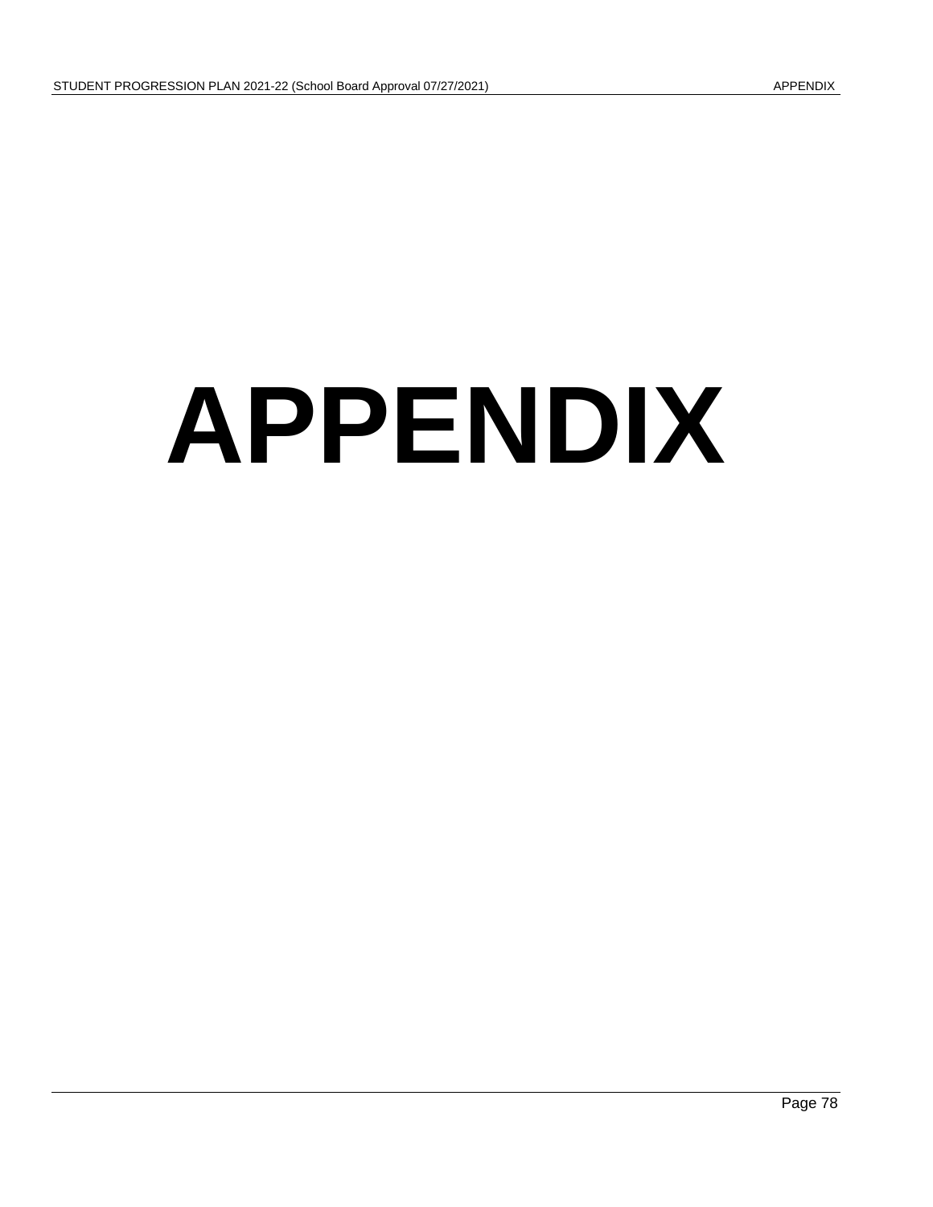# APPENDIX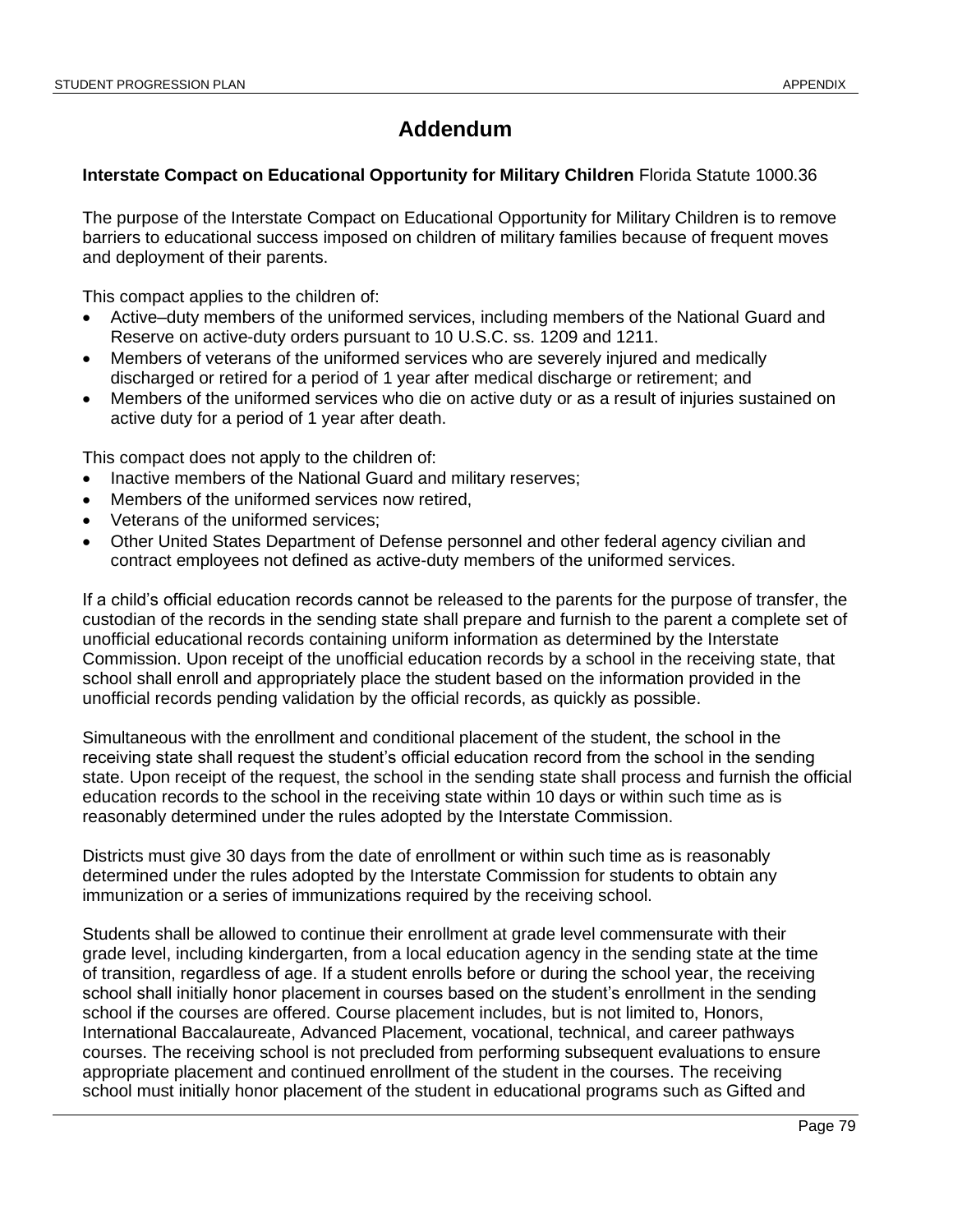# Addendum

**Interstate Compact on Educational Opportunity for Military Children** Florida Statute 1000.36

The purpose of the Interstate Compact on Educational Opportunity for Military Children is to remove barriers to educational success imposed on children of military families because of frequent moves and deployment of their parents.

This compact applies to the children of:

- Active–duty members of the uniformed services, including members of the National Guard and Reserve on active-duty orders pursuant to 10 U.S.C. ss. 1209 and 1211.
- Members of veterans of the uniformed services who are severely injured and medically discharged or retired for a period of 1 year after medical discharge or retirement; and
- Members of the uniformed services who die on active duty or as a result of injuries sustained on active duty for a period of 1 year after death.

This compact does not apply to the children of:

- Inactive members of the National Guard and military reserves;
- Members of the uniformed services now retired,
- Veterans of the uniformed services;
- Other United States Department of Defense personnel and other federal agency civilian and contract employees not defined as active-duty members of the uniformed services.

If a child's official education records cannot be released to the parents for the purpose of transfer, the custodian of the records in the sending state shall prepare and furnish to the parent a complete set of unofficial educational records containing uniform information as determined by the Interstate Commission. Upon receipt of the unofficial education records by a school in the receiving state, that school shall enroll and appropriately place the student based on the information provided in the unofficial records pending validation by the official records, as quickly as possible.

Simultaneous with the enrollment and conditional placement of the student, the school in the receiving state shall request the student's official education record from the school in the sending state. Upon receipt of the request, the school in the sending state shall process and furnish the official education records to the school in the receiving state within 10 days or within such time as is reasonably determined under the rules adopted by the Interstate Commission.

Districts must give 30 days from the date of enrollment or within such time as is reasonably determined under the rules adopted by the Interstate Commission for students to obtain any immunization or a series of immunizations required by the receiving school.

Students shall be allowed to continue their enrollment at grade level commensurate with their grade level, including kindergarten, from a local education agency in the sending state at the time of transition, regardless of age. If a student enrolls before or during the school year, the receiving school shall initially honor placement in courses based on the student's enrollment in the sending school if the courses are offered. Course placement includes, but is not limited to, Honors, International Baccalaureate, Advanced Placement, vocational, technical, and career pathways courses. The receiving school is not precluded from performing subsequent evaluations to ensure appropriate placement and continued enrollment of the student in the courses. The receiving school must initially honor placement of the student in educational programs such as Gifted and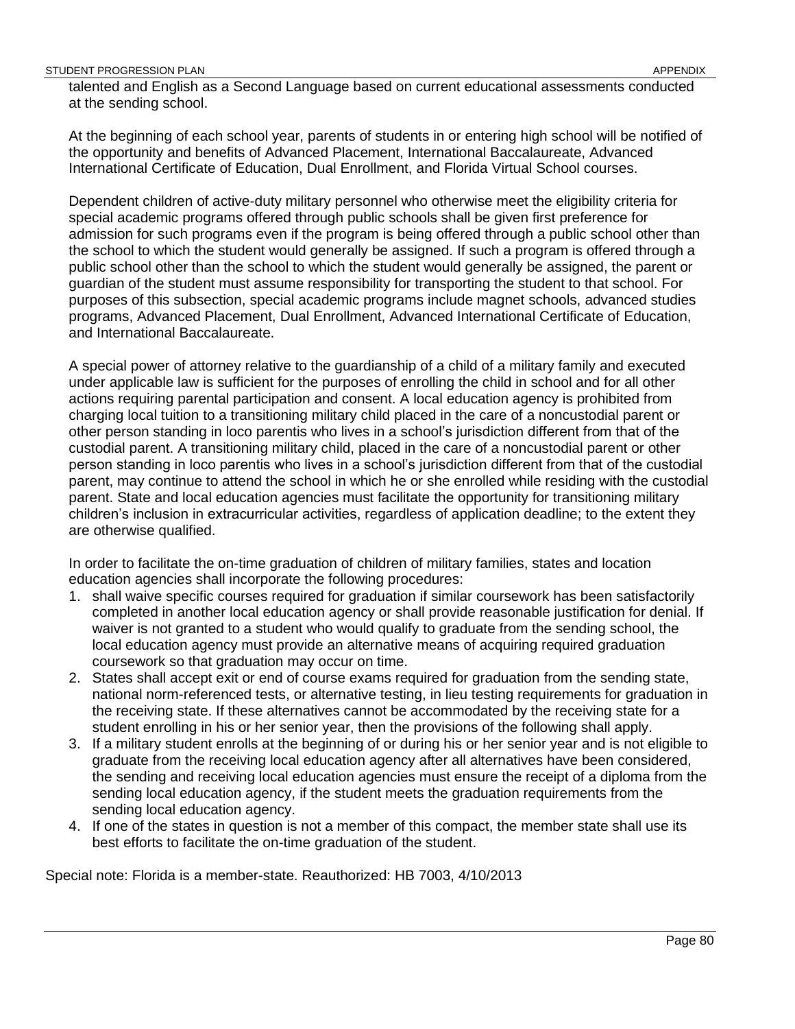talented and English as a Second Language based on current educational assessments conducted at the sending school.

At the beginning of each school year, parents of students in or entering high school will be notified of the opportunity and benefits of Advanced Placement, International Baccalaureate, Advanced International Certificate of Education, Dual Enrollment, and Florida Virtual School courses.

Dependent children of active-duty military personnel who otherwise meet the eligibility criteria for special academic programs offered through public schools shall be given first preference for admission for such programs even if the program is being offered through a public school other than the school to which the student would generally be assigned. If such a program is offered through a public school other than the school to which the student would generally be assigned, the parent or guardian of the student must assume responsibility for transporting the student to that school. For purposes of this subsection, special academic programs include magnet schools, advanced studies programs, Advanced Placement, Dual Enrollment, Advanced International Certificate of Education, and International Baccalaureate.

A special power of attorney relative to the guardianship of a child of a military family and executed under applicable law is sufficient for the purposes of enrolling the child in school and for all other actions requiring parental participation and consent. A local education agency is prohibited from charging local tuition to a transitioning military child placed in the care of a noncustodial parent or other person standing in loco parentis who lives in a school's jurisdiction different from that of the custodial parent. A transitioning military child, placed in the care of a noncustodial parent or other person standing in loco parentis who lives in a school's jurisdiction different from that of the custodial parent, may continue to attend the school in which he or she enrolled while residing with the custodial parent. State and local education agencies must facilitate the opportunity for transitioning military children's inclusion in extracurricular activities, regardless of application deadline; to the extent they are otherwise qualified.

In order to facilitate the on-time graduation of children of military families, states and location education agencies shall incorporate the following procedures:

1. shall waive specific courses required for graduation if similar coursework has been satisfactorily completed in another local education agency or shall provide reasonable justification for denial. If waiver is not granted to a student who would qualify to graduate from the sending school, the local education agency must provide an alternative means of acquiring required graduation coursework so that graduation may occur on time.
2. States shall accept exit or end of course exams required for graduation from the sending state, national norm-referenced tests, or alternative testing, in lieu testing requirements for graduation in the receiving state. If these alternatives cannot be accommodated by the receiving state for a student enrolling in his or her senior year, then the provisions of the following shall apply.
3. If a military student enrolls at the beginning of or during his or her senior year and is not eligible to graduate from the receiving local education agency after all alternatives have been considered, the sending and receiving local education agencies must ensure the receipt of a diploma from the sending local education agency, if the student meets the graduation requirements from the sending local education agency.
4. If one of the states in question is not a member of this compact, the member state shall use its best efforts to facilitate the on-time graduation of the student.

Special note: Florida is a member-state. Reauthorized: HB 7003, 4/10/2013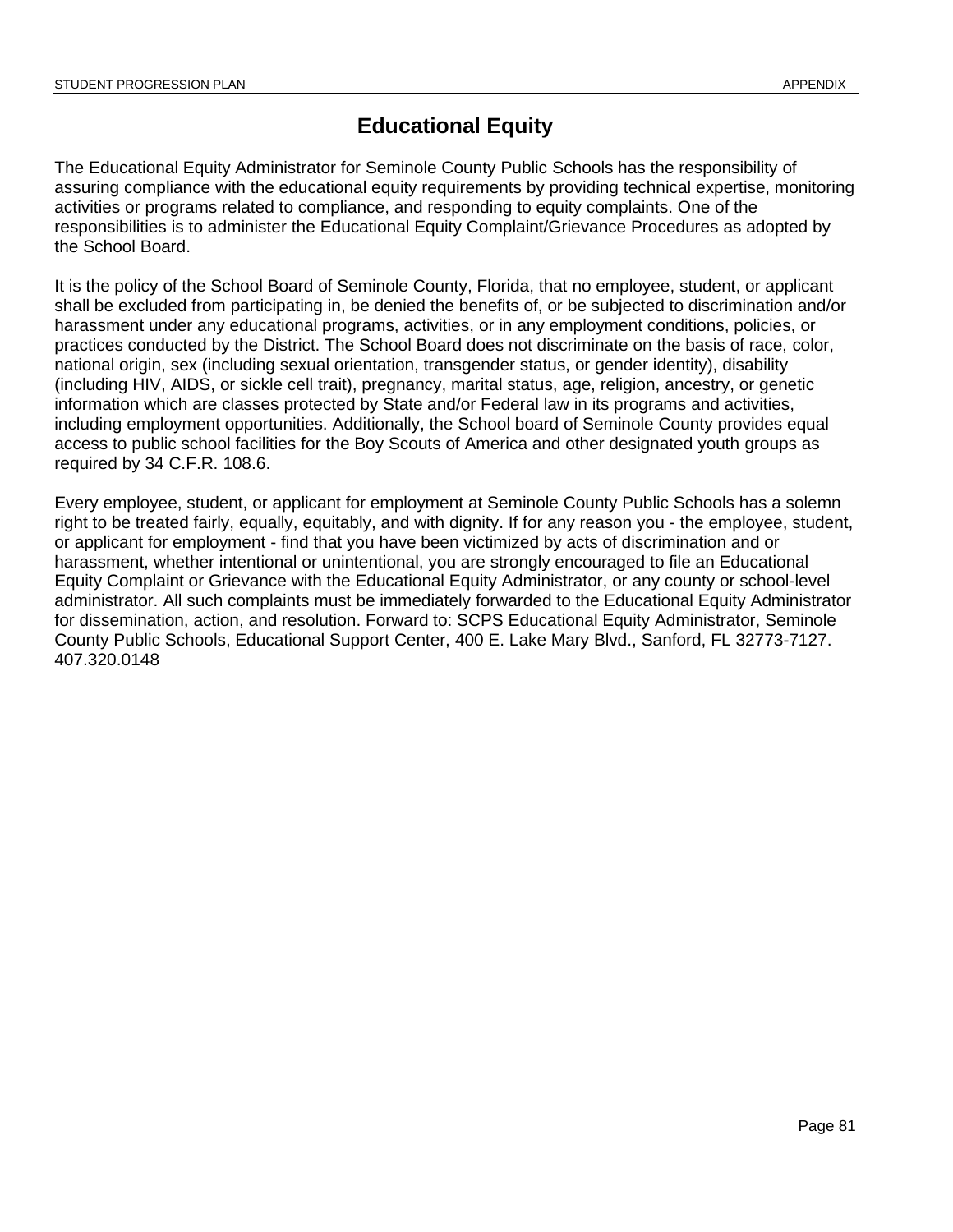# Educational Equity

The Educational Equity Administrator for Seminole County Public Schools has the responsibility of assuring compliance with the educational equity requirements by providing technical expertise, monitoring activities or programs related to compliance, and responding to equity complaints. One of the responsibilities is to administer the Educational Equity Complaint/Grievance Procedures as adopted by the School Board.

It is the policy of the School Board of Seminole County, Florida, that no employee, student, or applicant shall be excluded from participating in, be denied the benefits of, or be subjected to discrimination and/or harassment under any educational programs, activities, or in any employment conditions, policies, or practices conducted by the District. The School Board does not discriminate on the basis of race, color, national origin, sex (including sexual orientation, transgender status, or gender identity), disability (including HIV, AIDS, or sickle cell trait), pregnancy, marital status, age, religion, ancestry, or genetic information which are classes protected by State and/or Federal law in its programs and activities, including employment opportunities. Additionally, the School board of Seminole County provides equal access to public school facilities for the Boy Scouts of America and other designated youth groups as required by 34 C.F.R. 108.6.

Every employee, student, or applicant for employment at Seminole County Public Schools has a solemn right to be treated fairly, equally, equitably, and with dignity. If for any reason you - the employee, student, or applicant for employment - find that you have been victimized by acts of discrimination and or harassment, whether intentional or unintentional, you are strongly encouraged to file an Educational Equity Complaint or Grievance with the Educational Equity Administrator, or any county or school-level administrator. All such complaints must be immediately forwarded to the Educational Equity Administrator for dissemination, action, and resolution. Forward to: SCPS Educational Equity Administrator, Seminole County Public Schools, Educational Support Center, 400 E. Lake Mary Blvd., Sanford, FL 32773-7127. 407.320.0148